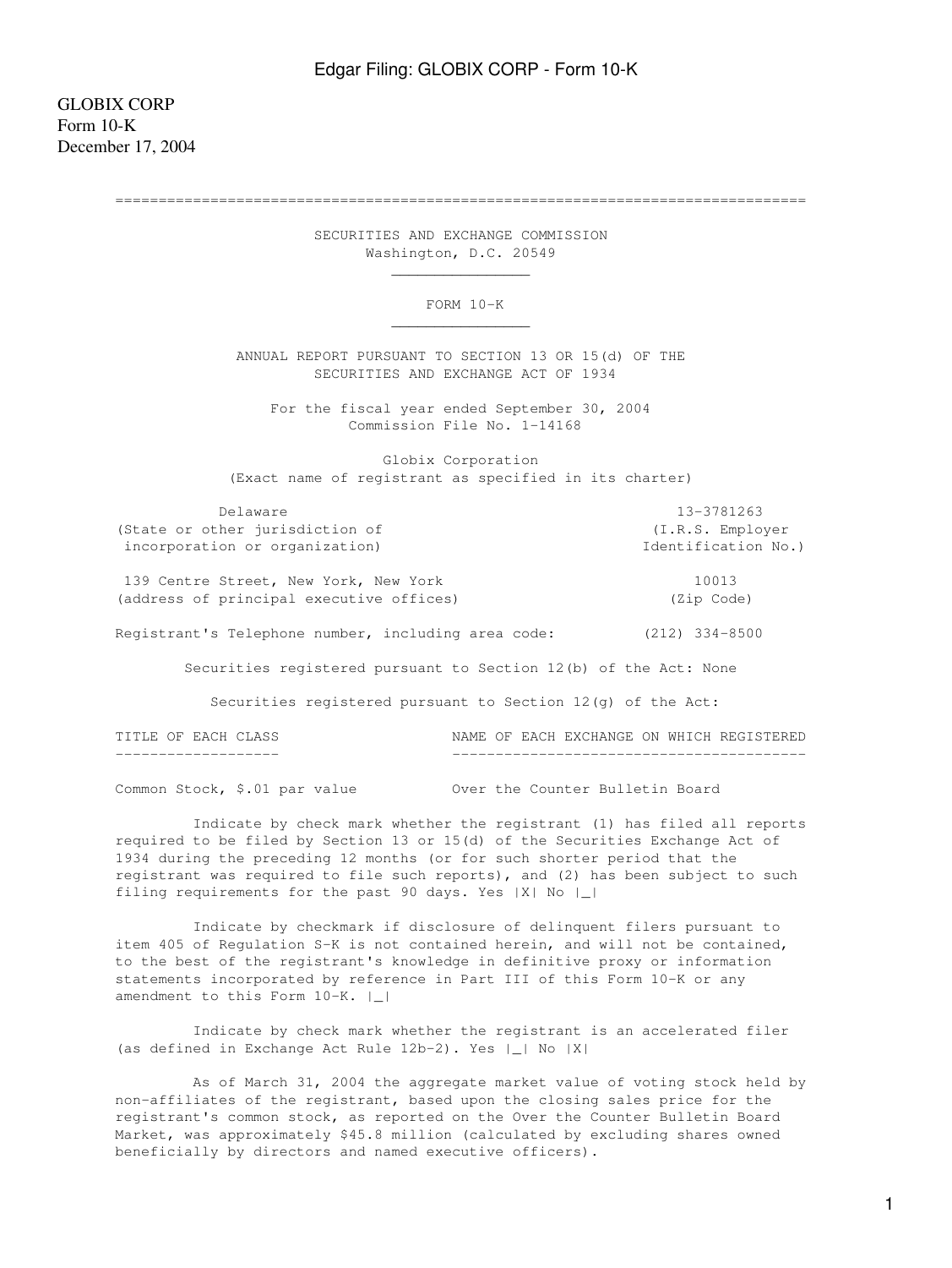GLOBIX CORP
Form 10-K
December 17, 2004

# SECURITIES AND EXCHANGE COMMISSION
Washington, D.C. 20549

## FORM 10-K

ANNUAL REPORT PURSUANT TO SECTION 13 OR 15(d) OF THE SECURITIES AND EXCHANGE ACT OF 1934

For the fiscal year ended September 30, 2004
Commission File No. 1-14168

Globix Corporation
(Exact name of registrant as specified in its charter)

| | |
|---|---|
| Delaware<br>(State or other jurisdiction of incorporation or organization) | 13-3781263<br>(I.R.S. Employer Identification No.) |
| 139 Centre Street, New York, New York<br>(address of principal executive offices) | 10013<br>(Zip Code) |

Registrant's Telephone number, including area code: (212) 334-8500

Securities registered pursuant to Section 12(b) of the Act: None

Securities registered pursuant to Section 12(g) of the Act:

| TITLE OF EACH CLASS | NAME OF EACH EXCHANGE ON WHICH REGISTERED |
|---|---|
| Common Stock, $.01 par value | Over the Counter Bulletin Board |

Indicate by check mark whether the registrant (1) has filed all reports required to be filed by Section 13 or 15(d) of the Securities Exchange Act of 1934 during the preceding 12 months (or for such shorter period that the registrant was required to file such reports), and (2) has been subject to such filing requirements for the past 90 days. Yes |X| No |_|

Indicate by checkmark if disclosure of delinquent filers pursuant to item 405 of Regulation S-K is not contained herein, and will not be contained, to the best of the registrant's knowledge in definitive proxy or information statements incorporated by reference in Part III of this Form 10-K or any amendment to this Form 10-K. |_|

Indicate by check mark whether the registrant is an accelerated filer (as defined in Exchange Act Rule 12b-2). Yes |_| No |X|

As of March 31, 2004 the aggregate market value of voting stock held by non-affiliates of the registrant, based upon the closing sales price for the registrant's common stock, as reported on the Over the Counter Bulletin Board Market, was approximately $45.8 million (calculated by excluding shares owned beneficially by directors and named executive officers).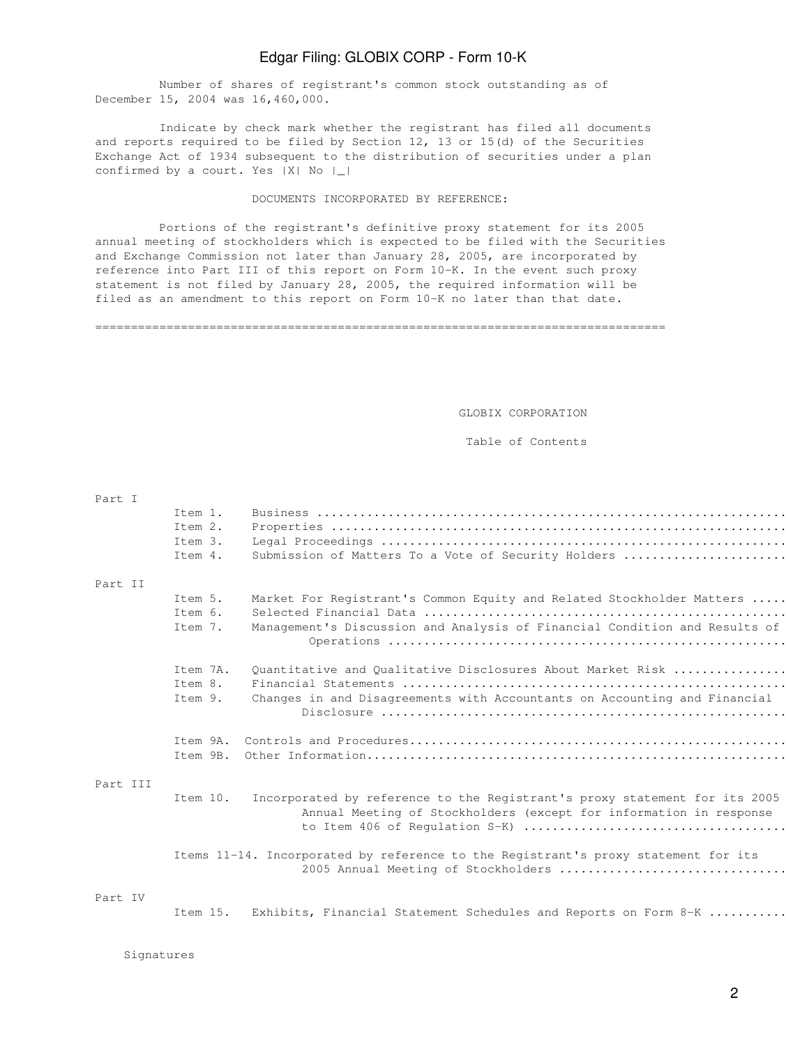Number of shares of registrant's common stock outstanding as of December 15, 2004 was 16,460,000.

Indicate by check mark whether the registrant has filed all documents and reports required to be filed by Section 12, 13 or 15(d) of the Securities Exchange Act of 1934 subsequent to the distribution of securities under a plan confirmed by a court. Yes |X| No |_|

DOCUMENTS INCORPORATED BY REFERENCE:

Portions of the registrant's definitive proxy statement for its 2005 annual meeting of stockholders which is expected to be filed with the Securities and Exchange Commission not later than January 28, 2005, are incorporated by reference into Part III of this report on Form 10-K. In the event such proxy statement is not filed by January 28, 2005, the required information will be filed as an amendment to this report on Form 10-K no later than that date.

---

GLOBIX CORPORATION

Table of Contents

Part I

- Item 1. Business
- Item 2. Properties
- Item 3. Legal Proceedings
- Item 4. Submission of Matters To a Vote of Security Holders

Part II

- Item 5. Market For Registrant's Common Equity and Related Stockholder Matters
- Item 6. Selected Financial Data
- Item 7. Management's Discussion and Analysis of Financial Condition and Results of Operations
- Item 7A. Quantitative and Qualitative Disclosures About Market Risk
- Item 8. Financial Statements
- Item 9. Changes in and Disagreements with Accountants on Accounting and Financial Disclosure
- Item 9A. Controls and Procedures
- Item 9B. Other Information

Part III

- Item 10. Incorporated by reference to the Registrant's proxy statement for its 2005 Annual Meeting of Stockholders (except for information in response to Item 406 of Regulation S-K)
- Items 11-14. Incorporated by reference to the Registrant's proxy statement for its 2005 Annual Meeting of Stockholders

Part IV

- Item 15. Exhibits, Financial Statement Schedules and Reports on Form 8-K

Signatures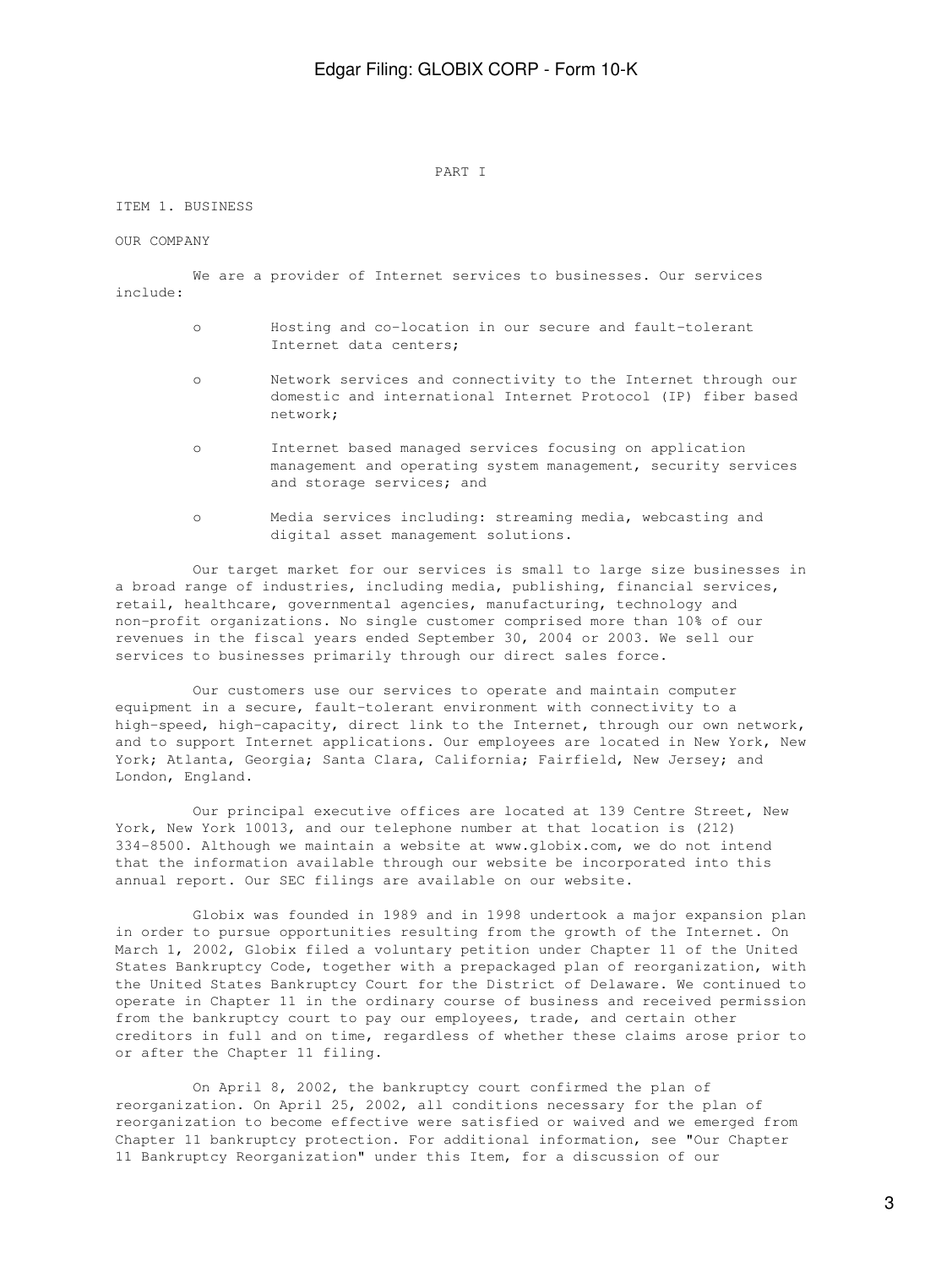# PART I

## ITEM 1. BUSINESS

### OUR COMPANY

We are a provider of Internet services to businesses. Our services include:

- Hosting and co-location in our secure and fault-tolerant Internet data centers;
- Network services and connectivity to the Internet through our domestic and international Internet Protocol (IP) fiber based network;
- Internet based managed services focusing on application management and operating system management, security services and storage services; and
- Media services including: streaming media, webcasting and digital asset management solutions.

Our target market for our services is small to large size businesses in a broad range of industries, including media, publishing, financial services, retail, healthcare, governmental agencies, manufacturing, technology and non-profit organizations. No single customer comprised more than 10% of our revenues in the fiscal years ended September 30, 2004 or 2003. We sell our services to businesses primarily through our direct sales force.

Our customers use our services to operate and maintain computer equipment in a secure, fault-tolerant environment with connectivity to a high-speed, high-capacity, direct link to the Internet, through our own network, and to support Internet applications. Our employees are located in New York, New York; Atlanta, Georgia; Santa Clara, California; Fairfield, New Jersey; and London, England.

Our principal executive offices are located at 139 Centre Street, New York, New York 10013, and our telephone number at that location is (212) 334-8500. Although we maintain a website at www.globix.com, we do not intend that the information available through our website be incorporated into this annual report. Our SEC filings are available on our website.

Globix was founded in 1989 and in 1998 undertook a major expansion plan in order to pursue opportunities resulting from the growth of the Internet. On March 1, 2002, Globix filed a voluntary petition under Chapter 11 of the United States Bankruptcy Code, together with a prepackaged plan of reorganization, with the United States Bankruptcy Court for the District of Delaware. We continued to operate in Chapter 11 in the ordinary course of business and received permission from the bankruptcy court to pay our employees, trade, and certain other creditors in full and on time, regardless of whether these claims arose prior to or after the Chapter 11 filing.

On April 8, 2002, the bankruptcy court confirmed the plan of reorganization. On April 25, 2002, all conditions necessary for the plan of reorganization to become effective were satisfied or waived and we emerged from Chapter 11 bankruptcy protection. For additional information, see "Our Chapter 11 Bankruptcy Reorganization" under this Item, for a discussion of our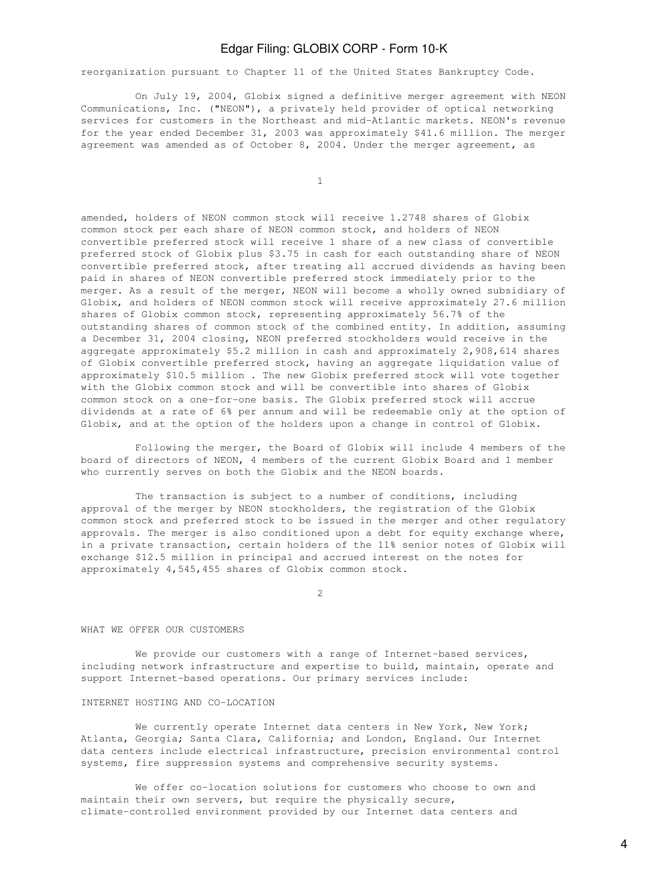reorganization pursuant to Chapter 11 of the United States Bankruptcy Code.

On July 19, 2004, Globix signed a definitive merger agreement with NEON Communications, Inc. ("NEON"), a privately held provider of optical networking services for customers in the Northeast and mid-Atlantic markets. NEON's revenue for the year ended December 31, 2003 was approximately $41.6 million. The merger agreement was amended as of October 8, 2004. Under the merger agreement, as amended, holders of NEON common stock will receive 1.2748 shares of Globix common stock per each share of NEON common stock, and holders of NEON convertible preferred stock will receive 1 share of a new class of convertible preferred stock of Globix plus $3.75 in cash for each outstanding share of NEON convertible preferred stock, after treating all accrued dividends as having been paid in shares of NEON convertible preferred stock immediately prior to the merger. As a result of the merger, NEON will become a wholly owned subsidiary of Globix, and holders of NEON common stock will receive approximately 27.6 million shares of Globix common stock, representing approximately 56.7% of the outstanding shares of common stock of the combined entity. In addition, assuming a December 31, 2004 closing, NEON preferred stockholders would receive in the aggregate approximately $5.2 million in cash and approximately 2,908,614 shares of Globix convertible preferred stock, having an aggregate liquidation value of approximately $10.5 million . The new Globix preferred stock will vote together with the Globix common stock and will be convertible into shares of Globix common stock on a one-for-one basis. The Globix preferred stock will accrue dividends at a rate of 6% per annum and will be redeemable only at the option of Globix, and at the option of the holders upon a change in control of Globix.

Following the merger, the Board of Globix will include 4 members of the board of directors of NEON, 4 members of the current Globix Board and 1 member who currently serves on both the Globix and the NEON boards.

The transaction is subject to a number of conditions, including approval of the merger by NEON stockholders, the registration of the Globix common stock and preferred stock to be issued in the merger and other regulatory approvals. The merger is also conditioned upon a debt for equity exchange where, in a private transaction, certain holders of the 11% senior notes of Globix will exchange $12.5 million in principal and accrued interest on the notes for approximately 4,545,455 shares of Globix common stock.

## WHAT WE OFFER OUR CUSTOMERS

We provide our customers with a range of Internet-based services, including network infrastructure and expertise to build, maintain, operate and support Internet-based operations. Our primary services include:

### INTERNET HOSTING AND CO-LOCATION

We currently operate Internet data centers in New York, New York; Atlanta, Georgia; Santa Clara, California; and London, England. Our Internet data centers include electrical infrastructure, precision environmental control systems, fire suppression systems and comprehensive security systems.

We offer co-location solutions for customers who choose to own and maintain their own servers, but require the physically secure, climate-controlled environment provided by our Internet data centers and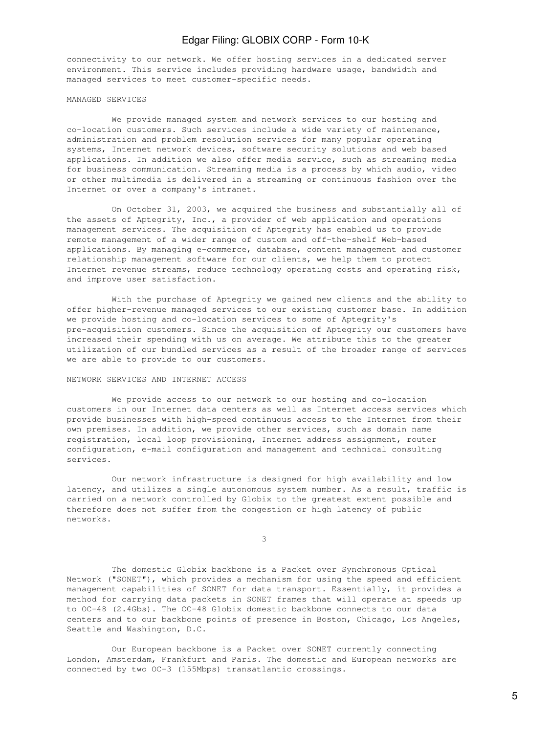connectivity to our network. We offer hosting services in a dedicated server environment. This service includes providing hardware usage, bandwidth and managed services to meet customer-specific needs.

## MANAGED SERVICES

We provide managed system and network services to our hosting and co-location customers. Such services include a wide variety of maintenance, administration and problem resolution services for many popular operating systems, Internet network devices, software security solutions and web based applications. In addition we also offer media service, such as streaming media for business communication. Streaming media is a process by which audio, video or other multimedia is delivered in a streaming or continuous fashion over the Internet or over a company's intranet.

On October 31, 2003, we acquired the business and substantially all of the assets of Aptegrity, Inc., a provider of web application and operations management services. The acquisition of Aptegrity has enabled us to provide remote management of a wider range of custom and off-the-shelf Web-based applications. By managing e-commerce, database, content management and customer relationship management software for our clients, we help them to protect Internet revenue streams, reduce technology operating costs and operating risk, and improve user satisfaction.

With the purchase of Aptegrity we gained new clients and the ability to offer higher-revenue managed services to our existing customer base. In addition we provide hosting and co-location services to some of Aptegrity's pre-acquisition customers. Since the acquisition of Aptegrity our customers have increased their spending with us on average. We attribute this to the greater utilization of our bundled services as a result of the broader range of services we are able to provide to our customers.

## NETWORK SERVICES AND INTERNET ACCESS

We provide access to our network to our hosting and co-location customers in our Internet data centers as well as Internet access services which provide businesses with high-speed continuous access to the Internet from their own premises. In addition, we provide other services, such as domain name registration, local loop provisioning, Internet address assignment, router configuration, e-mail configuration and management and technical consulting services.

Our network infrastructure is designed for high availability and low latency, and utilizes a single autonomous system number. As a result, traffic is carried on a network controlled by Globix to the greatest extent possible and therefore does not suffer from the congestion or high latency of public networks.

The domestic Globix backbone is a Packet over Synchronous Optical Network ("SONET"), which provides a mechanism for using the speed and efficient management capabilities of SONET for data transport. Essentially, it provides a method for carrying data packets in SONET frames that will operate at speeds up to OC-48 (2.4Gbs). The OC-48 Globix domestic backbone connects to our data centers and to our backbone points of presence in Boston, Chicago, Los Angeles, Seattle and Washington, D.C.

Our European backbone is a Packet over SONET currently connecting London, Amsterdam, Frankfurt and Paris. The domestic and European networks are connected by two OC-3 (155Mbps) transatlantic crossings.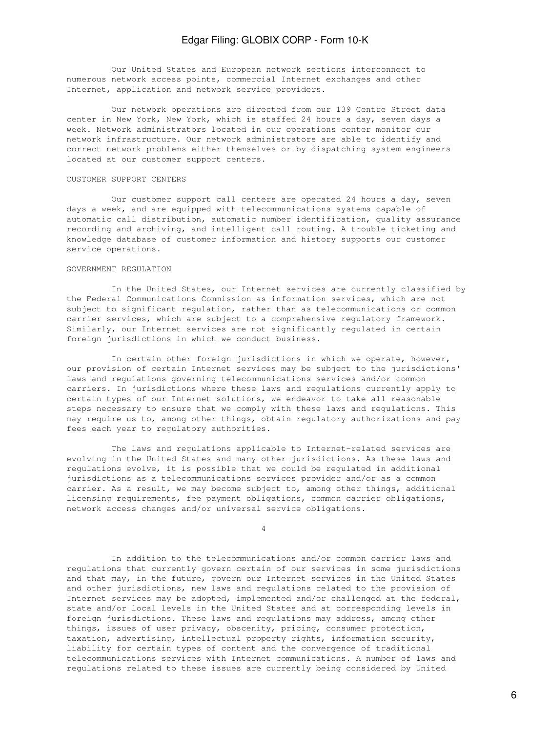Our United States and European network sections interconnect to numerous network access points, commercial Internet exchanges and other Internet, application and network service providers.

Our network operations are directed from our 139 Centre Street data center in New York, New York, which is staffed 24 hours a day, seven days a week. Network administrators located in our operations center monitor our network infrastructure. Our network administrators are able to identify and correct network problems either themselves or by dispatching system engineers located at our customer support centers.

CUSTOMER SUPPORT CENTERS

Our customer support call centers are operated 24 hours a day, seven days a week, and are equipped with telecommunications systems capable of automatic call distribution, automatic number identification, quality assurance recording and archiving, and intelligent call routing. A trouble ticketing and knowledge database of customer information and history supports our customer service operations.

GOVERNMENT REGULATION

In the United States, our Internet services are currently classified by the Federal Communications Commission as information services, which are not subject to significant regulation, rather than as telecommunications or common carrier services, which are subject to a comprehensive regulatory framework. Similarly, our Internet services are not significantly regulated in certain foreign jurisdictions in which we conduct business.

In certain other foreign jurisdictions in which we operate, however, our provision of certain Internet services may be subject to the jurisdictions' laws and regulations governing telecommunications services and/or common carriers. In jurisdictions where these laws and regulations currently apply to certain types of our Internet solutions, we endeavor to take all reasonable steps necessary to ensure that we comply with these laws and regulations. This may require us to, among other things, obtain regulatory authorizations and pay fees each year to regulatory authorities.

The laws and regulations applicable to Internet-related services are evolving in the United States and many other jurisdictions. As these laws and regulations evolve, it is possible that we could be regulated in additional jurisdictions as a telecommunications services provider and/or as a common carrier. As a result, we may become subject to, among other things, additional licensing requirements, fee payment obligations, common carrier obligations, network access changes and/or universal service obligations.

In addition to the telecommunications and/or common carrier laws and regulations that currently govern certain of our services in some jurisdictions and that may, in the future, govern our Internet services in the United States and other jurisdictions, new laws and regulations related to the provision of Internet services may be adopted, implemented and/or challenged at the federal, state and/or local levels in the United States and at corresponding levels in foreign jurisdictions. These laws and regulations may address, among other things, issues of user privacy, obscenity, pricing, consumer protection, taxation, advertising, intellectual property rights, information security, liability for certain types of content and the convergence of traditional telecommunications services with Internet communications. A number of laws and regulations related to these issues are currently being considered by United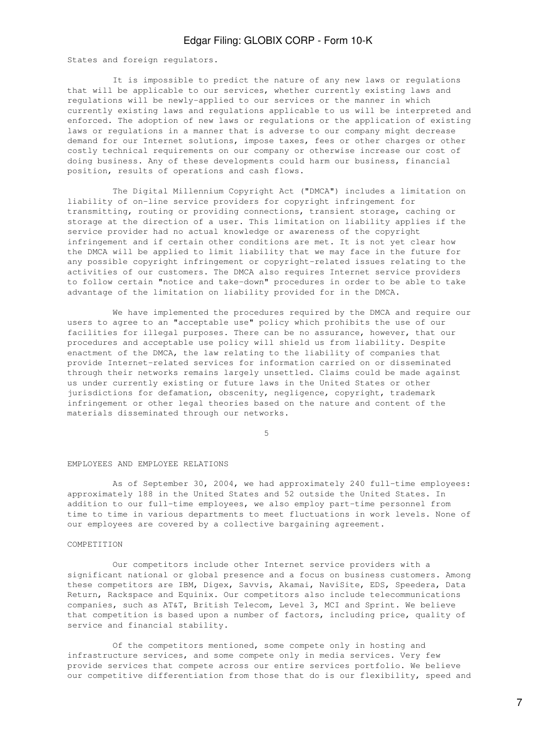States and foreign regulators.

It is impossible to predict the nature of any new laws or regulations that will be applicable to our services, whether currently existing laws and regulations will be newly-applied to our services or the manner in which currently existing laws and regulations applicable to us will be interpreted and enforced. The adoption of new laws or regulations or the application of existing laws or regulations in a manner that is adverse to our company might decrease demand for our Internet solutions, impose taxes, fees or other charges or other costly technical requirements on our company or otherwise increase our cost of doing business. Any of these developments could harm our business, financial position, results of operations and cash flows.

The Digital Millennium Copyright Act ("DMCA") includes a limitation on liability of on-line service providers for copyright infringement for transmitting, routing or providing connections, transient storage, caching or storage at the direction of a user. This limitation on liability applies if the service provider had no actual knowledge or awareness of the copyright infringement and if certain other conditions are met. It is not yet clear how the DMCA will be applied to limit liability that we may face in the future for any possible copyright infringement or copyright-related issues relating to the activities of our customers. The DMCA also requires Internet service providers to follow certain "notice and take-down" procedures in order to be able to take advantage of the limitation on liability provided for in the DMCA.

We have implemented the procedures required by the DMCA and require our users to agree to an "acceptable use" policy which prohibits the use of our facilities for illegal purposes. There can be no assurance, however, that our procedures and acceptable use policy will shield us from liability. Despite enactment of the DMCA, the law relating to the liability of companies that provide Internet-related services for information carried on or disseminated through their networks remains largely unsettled. Claims could be made against us under currently existing or future laws in the United States or other jurisdictions for defamation, obscenity, negligence, copyright, trademark infringement or other legal theories based on the nature and content of the materials disseminated through our networks.

## EMPLOYEES AND EMPLOYEE RELATIONS

As of September 30, 2004, we had approximately 240 full-time employees: approximately 188 in the United States and 52 outside the United States. In addition to our full-time employees, we also employ part-time personnel from time to time in various departments to meet fluctuations in work levels. None of our employees are covered by a collective bargaining agreement.

## COMPETITION

Our competitors include other Internet service providers with a significant national or global presence and a focus on business customers. Among these competitors are IBM, Digex, Savvis, Akamai, NaviSite, EDS, Speedera, Data Return, Rackspace and Equinix. Our competitors also include telecommunications companies, such as AT&T, British Telecom, Level 3, MCI and Sprint. We believe that competition is based upon a number of factors, including price, quality of service and financial stability.

Of the competitors mentioned, some compete only in hosting and infrastructure services, and some compete only in media services. Very few provide services that compete across our entire services portfolio. We believe our competitive differentiation from those that do is our flexibility, speed and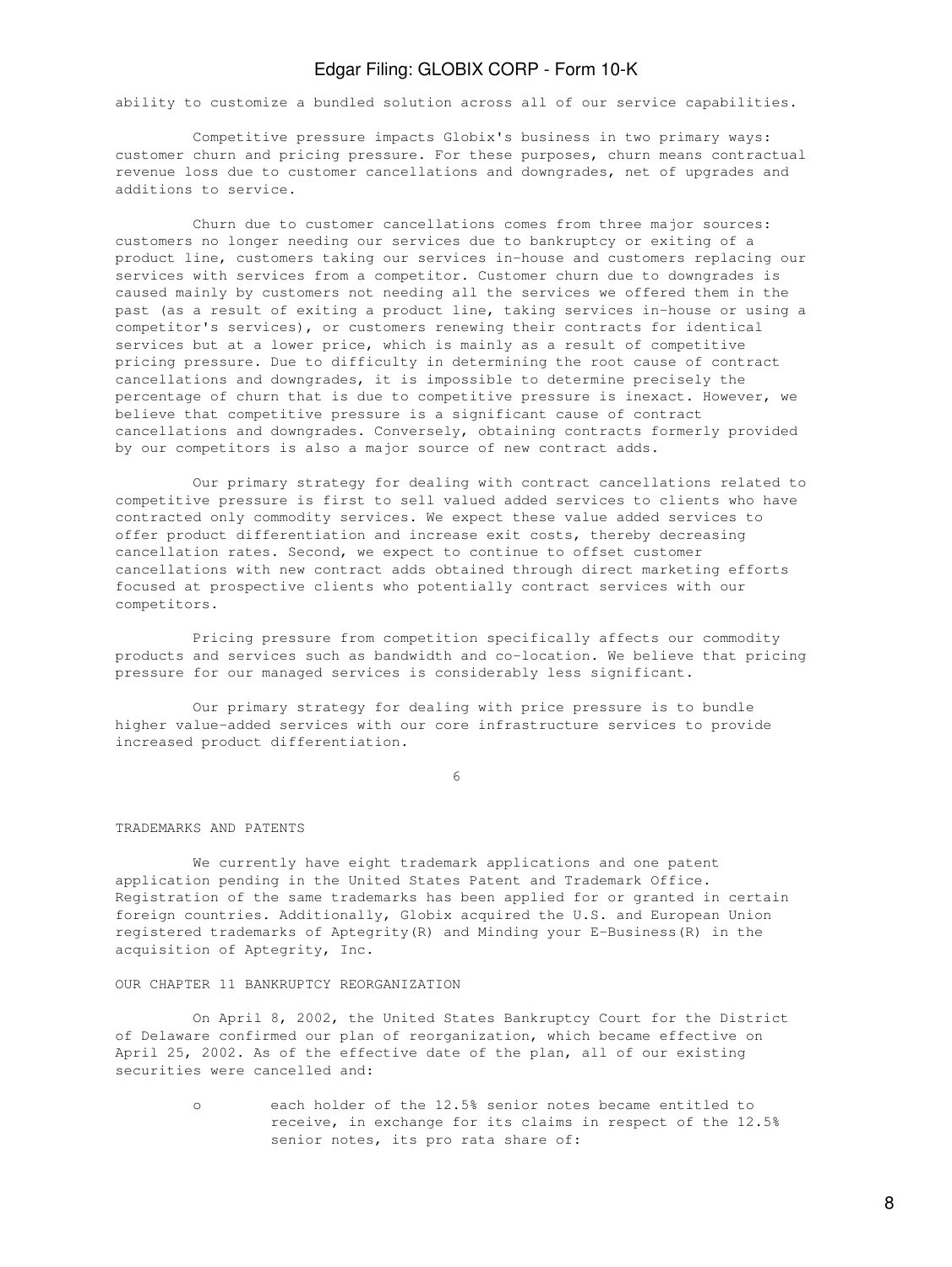ability to customize a bundled solution across all of our service capabilities.

Competitive pressure impacts Globix's business in two primary ways: customer churn and pricing pressure. For these purposes, churn means contractual revenue loss due to customer cancellations and downgrades, net of upgrades and additions to service.

Churn due to customer cancellations comes from three major sources: customers no longer needing our services due to bankruptcy or exiting of a product line, customers taking our services in-house and customers replacing our services with services from a competitor. Customer churn due to downgrades is caused mainly by customers not needing all the services we offered them in the past (as a result of exiting a product line, taking services in-house or using a competitor's services), or customers renewing their contracts for identical services but at a lower price, which is mainly as a result of competitive pricing pressure. Due to difficulty in determining the root cause of contract cancellations and downgrades, it is impossible to determine precisely the percentage of churn that is due to competitive pressure is inexact. However, we believe that competitive pressure is a significant cause of contract cancellations and downgrades. Conversely, obtaining contracts formerly provided by our competitors is also a major source of new contract adds.

Our primary strategy for dealing with contract cancellations related to competitive pressure is first to sell valued added services to clients who have contracted only commodity services. We expect these value added services to offer product differentiation and increase exit costs, thereby decreasing cancellation rates. Second, we expect to continue to offset customer cancellations with new contract adds obtained through direct marketing efforts focused at prospective clients who potentially contract services with our competitors.

Pricing pressure from competition specifically affects our commodity products and services such as bandwidth and co-location. We believe that pricing pressure for our managed services is considerably less significant.

Our primary strategy for dealing with price pressure is to bundle higher value-added services with our core infrastructure services to provide increased product differentiation.

## TRADEMARKS AND PATENTS

We currently have eight trademark applications and one patent application pending in the United States Patent and Trademark Office. Registration of the same trademarks has been applied for or granted in certain foreign countries. Additionally, Globix acquired the U.S. and European Union registered trademarks of Aptegrity(R) and Minding your E-Business(R) in the acquisition of Aptegrity, Inc.

## OUR CHAPTER 11 BANKRUPTCY REORGANIZATION

On April 8, 2002, the United States Bankruptcy Court for the District of Delaware confirmed our plan of reorganization, which became effective on April 25, 2002. As of the effective date of the plan, all of our existing securities were cancelled and:

- each holder of the 12.5% senior notes became entitled to receive, in exchange for its claims in respect of the 12.5% senior notes, its pro rata share of: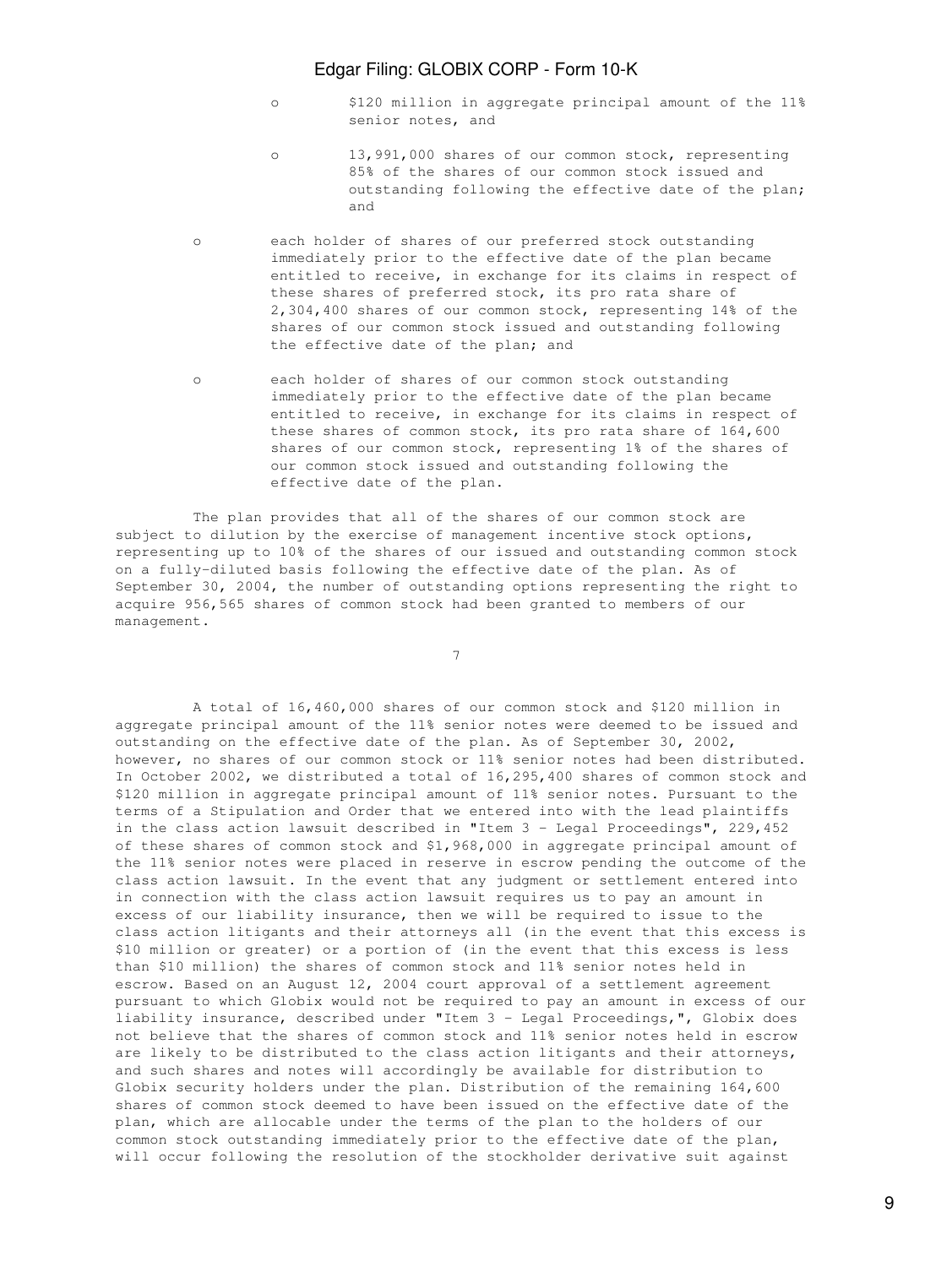- $120 million in aggregate principal amount of the 11% senior notes, and
  - 13,991,000 shares of our common stock, representing 85% of the shares of our common stock issued and outstanding following the effective date of the plan; and

- each holder of shares of our preferred stock outstanding immediately prior to the effective date of the plan became entitled to receive, in exchange for its claims in respect of these shares of preferred stock, its pro rata share of 2,304,400 shares of our common stock, representing 14% of the shares of our common stock issued and outstanding following the effective date of the plan; and

- each holder of shares of our common stock outstanding immediately prior to the effective date of the plan became entitled to receive, in exchange for its claims in respect of these shares of common stock, its pro rata share of 164,600 shares of our common stock, representing 1% of the shares of our common stock issued and outstanding following the effective date of the plan.

The plan provides that all of the shares of our common stock are subject to dilution by the exercise of management incentive stock options, representing up to 10% of the shares of our issued and outstanding common stock on a fully-diluted basis following the effective date of the plan. As of September 30, 2004, the number of outstanding options representing the right to acquire 956,565 shares of common stock had been granted to members of our management.

A total of 16,460,000 shares of our common stock and $120 million in aggregate principal amount of the 11% senior notes were deemed to be issued and outstanding on the effective date of the plan. As of September 30, 2002, however, no shares of our common stock or 11% senior notes had been distributed. In October 2002, we distributed a total of 16,295,400 shares of common stock and $120 million in aggregate principal amount of 11% senior notes. Pursuant to the terms of a Stipulation and Order that we entered into with the lead plaintiffs in the class action lawsuit described in "Item 3 - Legal Proceedings", 229,452 of these shares of common stock and $1,968,000 in aggregate principal amount of the 11% senior notes were placed in reserve in escrow pending the outcome of the class action lawsuit. In the event that any judgment or settlement entered into in connection with the class action lawsuit requires us to pay an amount in excess of our liability insurance, then we will be required to issue to the class action litigants and their attorneys all (in the event that this excess is $10 million or greater) or a portion of (in the event that this excess is less than $10 million) the shares of common stock and 11% senior notes held in escrow. Based on an August 12, 2004 court approval of a settlement agreement pursuant to which Globix would not be required to pay an amount in excess of our liability insurance, described under "Item 3 - Legal Proceedings,", Globix does not believe that the shares of common stock and 11% senior notes held in escrow are likely to be distributed to the class action litigants and their attorneys, and such shares and notes will accordingly be available for distribution to Globix security holders under the plan. Distribution of the remaining 164,600 shares of common stock deemed to have been issued on the effective date of the plan, which are allocable under the terms of the plan to the holders of our common stock outstanding immediately prior to the effective date of the plan, will occur following the resolution of the stockholder derivative suit against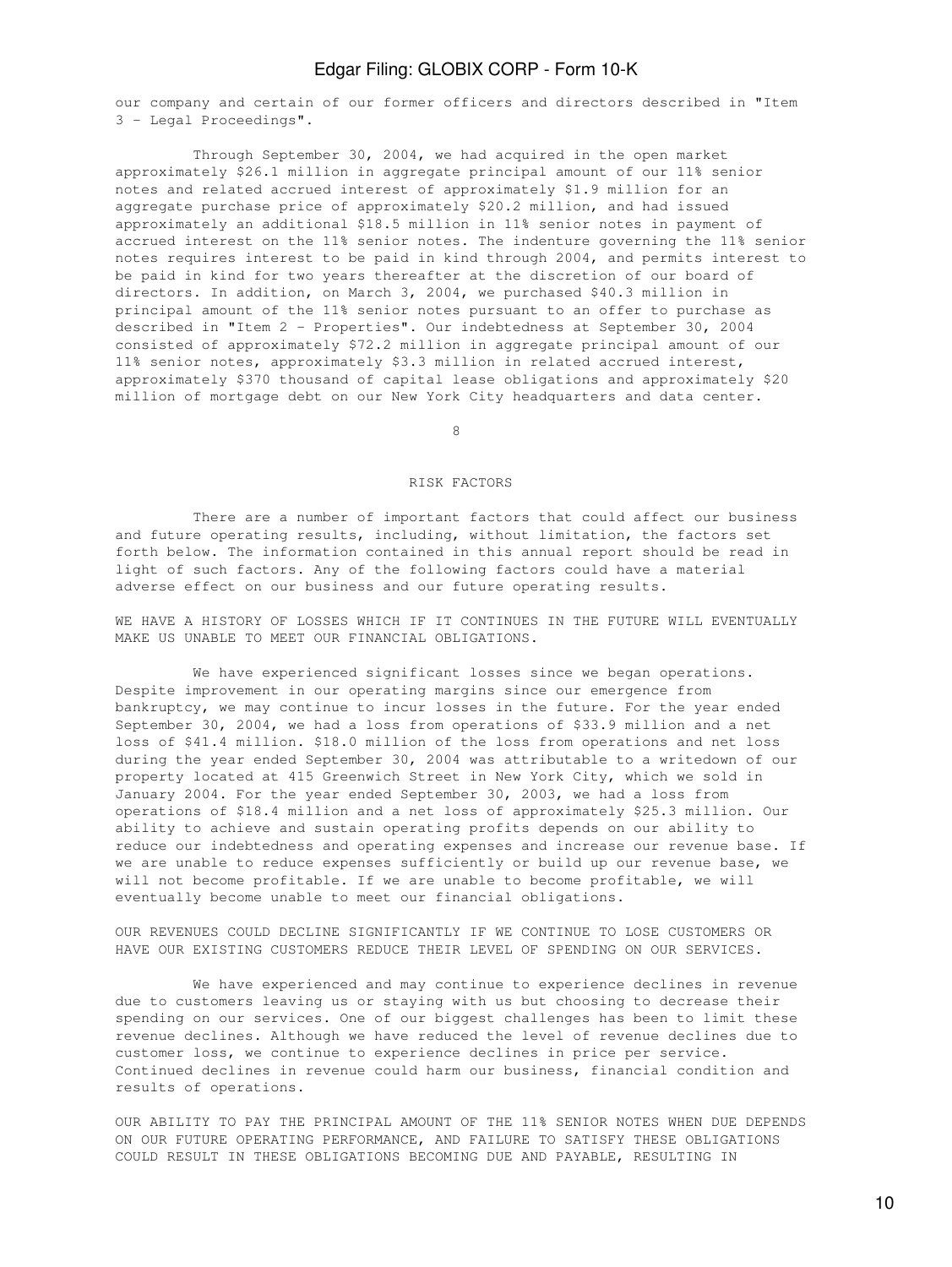our company and certain of our former officers and directors described in "Item 3 - Legal Proceedings".

Through September 30, 2004, we had acquired in the open market approximately $26.1 million in aggregate principal amount of our 11% senior notes and related accrued interest of approximately $1.9 million for an aggregate purchase price of approximately $20.2 million, and had issued approximately an additional $18.5 million in 11% senior notes in payment of accrued interest on the 11% senior notes. The indenture governing the 11% senior notes requires interest to be paid in kind through 2004, and permits interest to be paid in kind for two years thereafter at the discretion of our board of directors. In addition, on March 3, 2004, we purchased $40.3 million in principal amount of the 11% senior notes pursuant to an offer to purchase as described in "Item 2 - Properties". Our indebtedness at September 30, 2004 consisted of approximately $72.2 million in aggregate principal amount of our 11% senior notes, approximately $3.3 million in related accrued interest, approximately $370 thousand of capital lease obligations and approximately $20 million of mortgage debt on our New York City headquarters and data center.

## RISK FACTORS

There are a number of important factors that could affect our business and future operating results, including, without limitation, the factors set forth below. The information contained in this annual report should be read in light of such factors. Any of the following factors could have a material adverse effect on our business and our future operating results.

### WE HAVE A HISTORY OF LOSSES WHICH IF IT CONTINUES IN THE FUTURE WILL EVENTUALLY MAKE US UNABLE TO MEET OUR FINANCIAL OBLIGATIONS.

We have experienced significant losses since we began operations. Despite improvement in our operating margins since our emergence from bankruptcy, we may continue to incur losses in the future. For the year ended September 30, 2004, we had a loss from operations of $33.9 million and a net loss of $41.4 million. $18.0 million of the loss from operations and net loss during the year ended September 30, 2004 was attributable to a writedown of our property located at 415 Greenwich Street in New York City, which we sold in January 2004. For the year ended September 30, 2003, we had a loss from operations of $18.4 million and a net loss of approximately $25.3 million. Our ability to achieve and sustain operating profits depends on our ability to reduce our indebtedness and operating expenses and increase our revenue base. If we are unable to reduce expenses sufficiently or build up our revenue base, we will not become profitable. If we are unable to become profitable, we will eventually become unable to meet our financial obligations.

### OUR REVENUES COULD DECLINE SIGNIFICANTLY IF WE CONTINUE TO LOSE CUSTOMERS OR HAVE OUR EXISTING CUSTOMERS REDUCE THEIR LEVEL OF SPENDING ON OUR SERVICES.

We have experienced and may continue to experience declines in revenue due to customers leaving us or staying with us but choosing to decrease their spending on our services. One of our biggest challenges has been to limit these revenue declines. Although we have reduced the level of revenue declines due to customer loss, we continue to experience declines in price per service. Continued declines in revenue could harm our business, financial condition and results of operations.

### OUR ABILITY TO PAY THE PRINCIPAL AMOUNT OF THE 11% SENIOR NOTES WHEN DUE DEPENDS ON OUR FUTURE OPERATING PERFORMANCE, AND FAILURE TO SATISFY THESE OBLIGATIONS COULD RESULT IN THESE OBLIGATIONS BECOMING DUE AND PAYABLE, RESULTING IN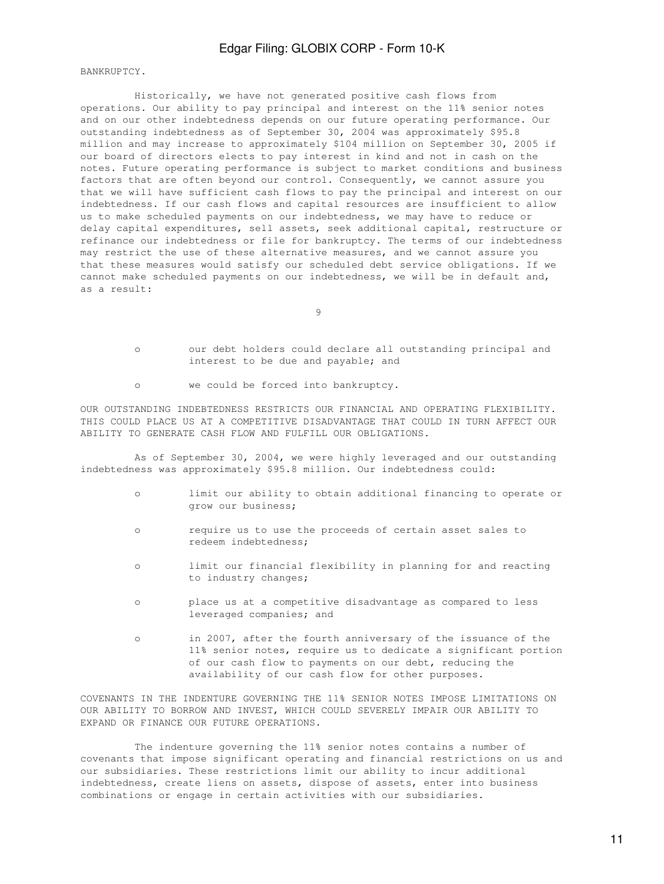BANKRUPTCY.

Historically, we have not generated positive cash flows from operations. Our ability to pay principal and interest on the 11% senior notes and on our other indebtedness depends on our future operating performance. Our outstanding indebtedness as of September 30, 2004 was approximately $95.8 million and may increase to approximately $104 million on September 30, 2005 if our board of directors elects to pay interest in kind and not in cash on the notes. Future operating performance is subject to market conditions and business factors that are often beyond our control. Consequently, we cannot assure you that we will have sufficient cash flows to pay the principal and interest on our indebtedness. If our cash flows and capital resources are insufficient to allow us to make scheduled payments on our indebtedness, we may have to reduce or delay capital expenditures, sell assets, seek additional capital, restructure or refinance our indebtedness or file for bankruptcy. The terms of our indebtedness may restrict the use of these alternative measures, and we cannot assure you that these measures would satisfy our scheduled debt service obligations. If we cannot make scheduled payments on our indebtedness, we will be in default and, as a result:

- our debt holders could declare all outstanding principal and interest to be due and payable; and
- we could be forced into bankruptcy.

OUR OUTSTANDING INDEBTEDNESS RESTRICTS OUR FINANCIAL AND OPERATING FLEXIBILITY. THIS COULD PLACE US AT A COMPETITIVE DISADVANTAGE THAT COULD IN TURN AFFECT OUR ABILITY TO GENERATE CASH FLOW AND FULFILL OUR OBLIGATIONS.

As of September 30, 2004, we were highly leveraged and our outstanding indebtedness was approximately $95.8 million. Our indebtedness could:

- limit our ability to obtain additional financing to operate or grow our business;
- require us to use the proceeds of certain asset sales to redeem indebtedness;
- limit our financial flexibility in planning for and reacting to industry changes;
- place us at a competitive disadvantage as compared to less leveraged companies; and
- in 2007, after the fourth anniversary of the issuance of the 11% senior notes, require us to dedicate a significant portion of our cash flow to payments on our debt, reducing the availability of our cash flow for other purposes.

COVENANTS IN THE INDENTURE GOVERNING THE 11% SENIOR NOTES IMPOSE LIMITATIONS ON OUR ABILITY TO BORROW AND INVEST, WHICH COULD SEVERELY IMPAIR OUR ABILITY TO EXPAND OR FINANCE OUR FUTURE OPERATIONS.

The indenture governing the 11% senior notes contains a number of covenants that impose significant operating and financial restrictions on us and our subsidiaries. These restrictions limit our ability to incur additional indebtedness, create liens on assets, dispose of assets, enter into business combinations or engage in certain activities with our subsidiaries.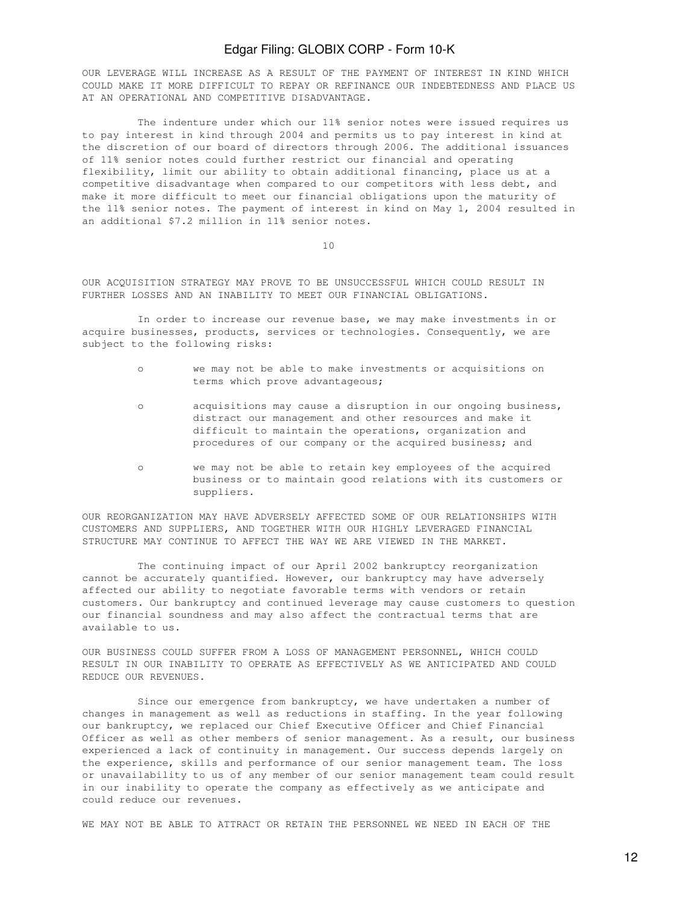OUR LEVERAGE WILL INCREASE AS A RESULT OF THE PAYMENT OF INTEREST IN KIND WHICH COULD MAKE IT MORE DIFFICULT TO REPAY OR REFINANCE OUR INDEBTEDNESS AND PLACE US AT AN OPERATIONAL AND COMPETITIVE DISADVANTAGE.

The indenture under which our 11% senior notes were issued requires us to pay interest in kind through 2004 and permits us to pay interest in kind at the discretion of our board of directors through 2006. The additional issuances of 11% senior notes could further restrict our financial and operating flexibility, limit our ability to obtain additional financing, place us at a competitive disadvantage when compared to our competitors with less debt, and make it more difficult to meet our financial obligations upon the maturity of the 11% senior notes. The payment of interest in kind on May 1, 2004 resulted in an additional $7.2 million in 11% senior notes.

OUR ACQUISITION STRATEGY MAY PROVE TO BE UNSUCCESSFUL WHICH COULD RESULT IN FURTHER LOSSES AND AN INABILITY TO MEET OUR FINANCIAL OBLIGATIONS.

In order to increase our revenue base, we may make investments in or acquire businesses, products, services or technologies. Consequently, we are subject to the following risks:

- we may not be able to make investments or acquisitions on terms which prove advantageous;
- acquisitions may cause a disruption in our ongoing business, distract our management and other resources and make it difficult to maintain the operations, organization and procedures of our company or the acquired business; and
- we may not be able to retain key employees of the acquired business or to maintain good relations with its customers or suppliers.

OUR REORGANIZATION MAY HAVE ADVERSELY AFFECTED SOME OF OUR RELATIONSHIPS WITH CUSTOMERS AND SUPPLIERS, AND TOGETHER WITH OUR HIGHLY LEVERAGED FINANCIAL STRUCTURE MAY CONTINUE TO AFFECT THE WAY WE ARE VIEWED IN THE MARKET.

The continuing impact of our April 2002 bankruptcy reorganization cannot be accurately quantified. However, our bankruptcy may have adversely affected our ability to negotiate favorable terms with vendors or retain customers. Our bankruptcy and continued leverage may cause customers to question our financial soundness and may also affect the contractual terms that are available to us.

OUR BUSINESS COULD SUFFER FROM A LOSS OF MANAGEMENT PERSONNEL, WHICH COULD RESULT IN OUR INABILITY TO OPERATE AS EFFECTIVELY AS WE ANTICIPATED AND COULD REDUCE OUR REVENUES.

Since our emergence from bankruptcy, we have undertaken a number of changes in management as well as reductions in staffing. In the year following our bankruptcy, we replaced our Chief Executive Officer and Chief Financial Officer as well as other members of senior management. As a result, our business experienced a lack of continuity in management. Our success depends largely on the experience, skills and performance of our senior management team. The loss or unavailability to us of any member of our senior management team could result in our inability to operate the company as effectively as we anticipate and could reduce our revenues.

WE MAY NOT BE ABLE TO ATTRACT OR RETAIN THE PERSONNEL WE NEED IN EACH OF THE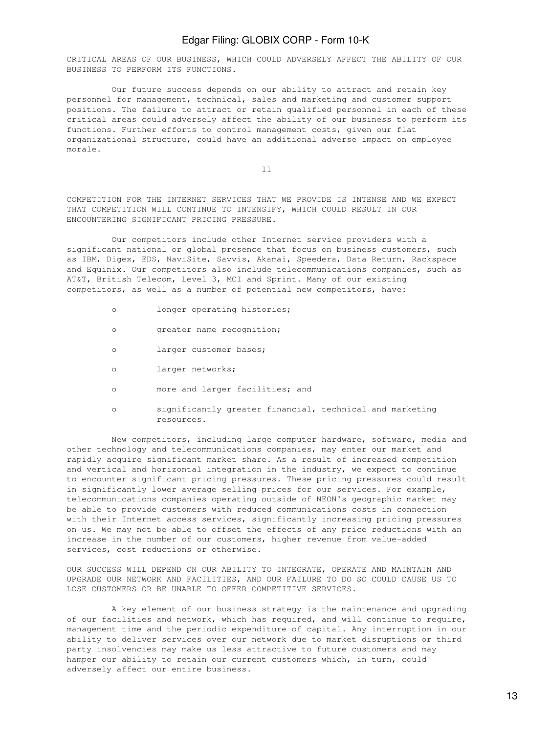CRITICAL AREAS OF OUR BUSINESS, WHICH COULD ADVERSELY AFFECT THE ABILITY OF OUR BUSINESS TO PERFORM ITS FUNCTIONS.

Our future success depends on our ability to attract and retain key personnel for management, technical, sales and marketing and customer support positions. The failure to attract or retain qualified personnel in each of these critical areas could adversely affect the ability of our business to perform its functions. Further efforts to control management costs, given our flat organizational structure, could have an additional adverse impact on employee morale.

COMPETITION FOR THE INTERNET SERVICES THAT WE PROVIDE IS INTENSE AND WE EXPECT THAT COMPETITION WILL CONTINUE TO INTENSIFY, WHICH COULD RESULT IN OUR ENCOUNTERING SIGNIFICANT PRICING PRESSURE.

Our competitors include other Internet service providers with a significant national or global presence that focus on business customers, such as IBM, Digex, EDS, NaviSite, Savvis, Akamai, Speedera, Data Return, Rackspace and Equinix. Our competitors also include telecommunications companies, such as AT&T, British Telecom, Level 3, MCI and Sprint. Many of our existing competitors, as well as a number of potential new competitors, have:

- longer operating histories;
- greater name recognition;
- larger customer bases;
- larger networks;
- more and larger facilities; and
- significantly greater financial, technical and marketing resources.

New competitors, including large computer hardware, software, media and other technology and telecommunications companies, may enter our market and rapidly acquire significant market share. As a result of increased competition and vertical and horizontal integration in the industry, we expect to continue to encounter significant pricing pressures. These pricing pressures could result in significantly lower average selling prices for our services. For example, telecommunications companies operating outside of NEON's geographic market may be able to provide customers with reduced communications costs in connection with their Internet access services, significantly increasing pricing pressures on us. We may not be able to offset the effects of any price reductions with an increase in the number of our customers, higher revenue from value-added services, cost reductions or otherwise.

OUR SUCCESS WILL DEPEND ON OUR ABILITY TO INTEGRATE, OPERATE AND MAINTAIN AND UPGRADE OUR NETWORK AND FACILITIES, AND OUR FAILURE TO DO SO COULD CAUSE US TO LOSE CUSTOMERS OR BE UNABLE TO OFFER COMPETITIVE SERVICES.

A key element of our business strategy is the maintenance and upgrading of our facilities and network, which has required, and will continue to require, management time and the periodic expenditure of capital. Any interruption in our ability to deliver services over our network due to market disruptions or third party insolvencies may make us less attractive to future customers and may hamper our ability to retain our current customers which, in turn, could adversely affect our entire business.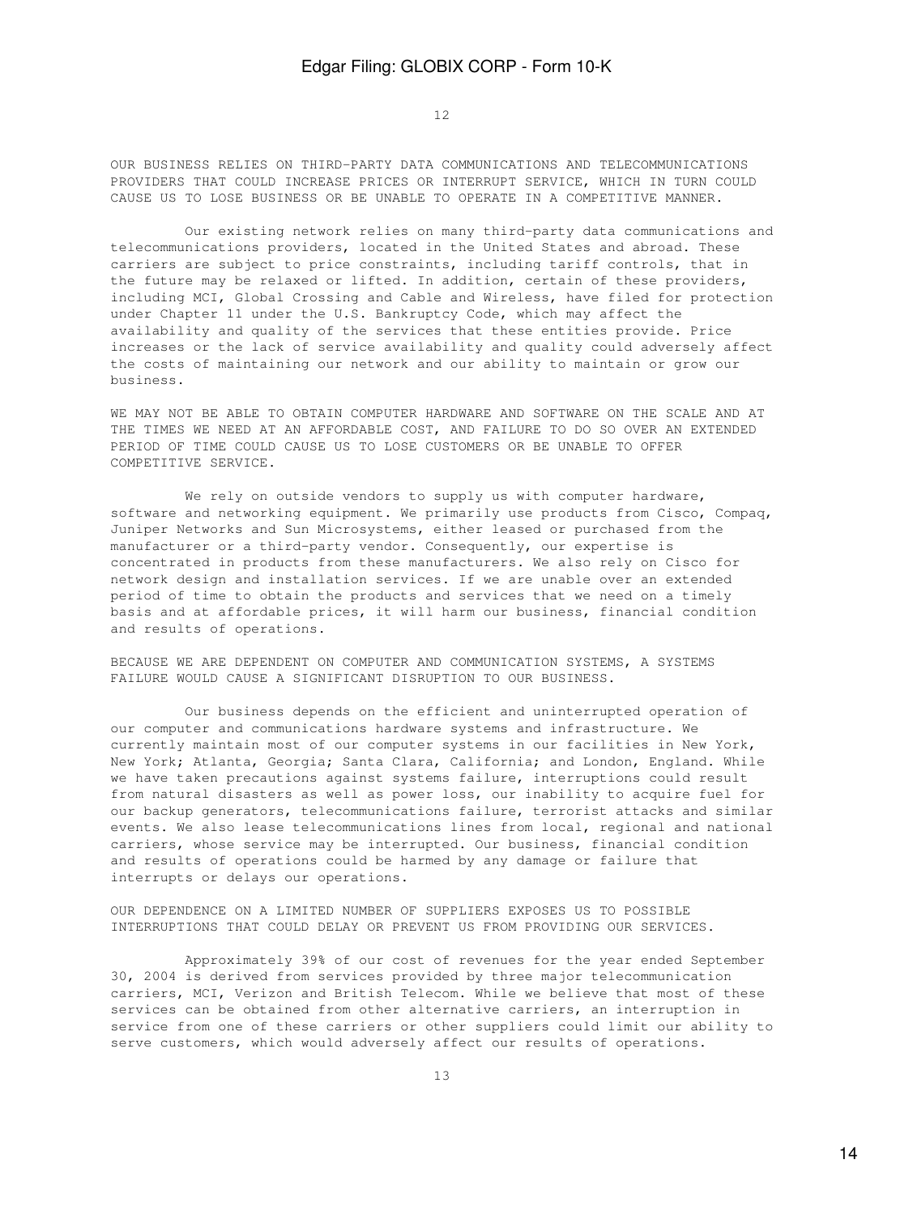OUR BUSINESS RELIES ON THIRD-PARTY DATA COMMUNICATIONS AND TELECOMMUNICATIONS PROVIDERS THAT COULD INCREASE PRICES OR INTERRUPT SERVICE, WHICH IN TURN COULD CAUSE US TO LOSE BUSINESS OR BE UNABLE TO OPERATE IN A COMPETITIVE MANNER.

Our existing network relies on many third-party data communications and telecommunications providers, located in the United States and abroad. These carriers are subject to price constraints, including tariff controls, that in the future may be relaxed or lifted. In addition, certain of these providers, including MCI, Global Crossing and Cable and Wireless, have filed for protection under Chapter 11 under the U.S. Bankruptcy Code, which may affect the availability and quality of the services that these entities provide. Price increases or the lack of service availability and quality could adversely affect the costs of maintaining our network and our ability to maintain or grow our business.

WE MAY NOT BE ABLE TO OBTAIN COMPUTER HARDWARE AND SOFTWARE ON THE SCALE AND AT THE TIMES WE NEED AT AN AFFORDABLE COST, AND FAILURE TO DO SO OVER AN EXTENDED PERIOD OF TIME COULD CAUSE US TO LOSE CUSTOMERS OR BE UNABLE TO OFFER COMPETITIVE SERVICE.

We rely on outside vendors to supply us with computer hardware, software and networking equipment. We primarily use products from Cisco, Compaq, Juniper Networks and Sun Microsystems, either leased or purchased from the manufacturer or a third-party vendor. Consequently, our expertise is concentrated in products from these manufacturers. We also rely on Cisco for network design and installation services. If we are unable over an extended period of time to obtain the products and services that we need on a timely basis and at affordable prices, it will harm our business, financial condition and results of operations.

BECAUSE WE ARE DEPENDENT ON COMPUTER AND COMMUNICATION SYSTEMS, A SYSTEMS FAILURE WOULD CAUSE A SIGNIFICANT DISRUPTION TO OUR BUSINESS.

Our business depends on the efficient and uninterrupted operation of our computer and communications hardware systems and infrastructure. We currently maintain most of our computer systems in our facilities in New York, New York; Atlanta, Georgia; Santa Clara, California; and London, England. While we have taken precautions against systems failure, interruptions could result from natural disasters as well as power loss, our inability to acquire fuel for our backup generators, telecommunications failure, terrorist attacks and similar events. We also lease telecommunications lines from local, regional and national carriers, whose service may be interrupted. Our business, financial condition and results of operations could be harmed by any damage or failure that interrupts or delays our operations.

OUR DEPENDENCE ON A LIMITED NUMBER OF SUPPLIERS EXPOSES US TO POSSIBLE INTERRUPTIONS THAT COULD DELAY OR PREVENT US FROM PROVIDING OUR SERVICES.

Approximately 39% of our cost of revenues for the year ended September 30, 2004 is derived from services provided by three major telecommunication carriers, MCI, Verizon and British Telecom. While we believe that most of these services can be obtained from other alternative carriers, an interruption in service from one of these carriers or other suppliers could limit our ability to serve customers, which would adversely affect our results of operations.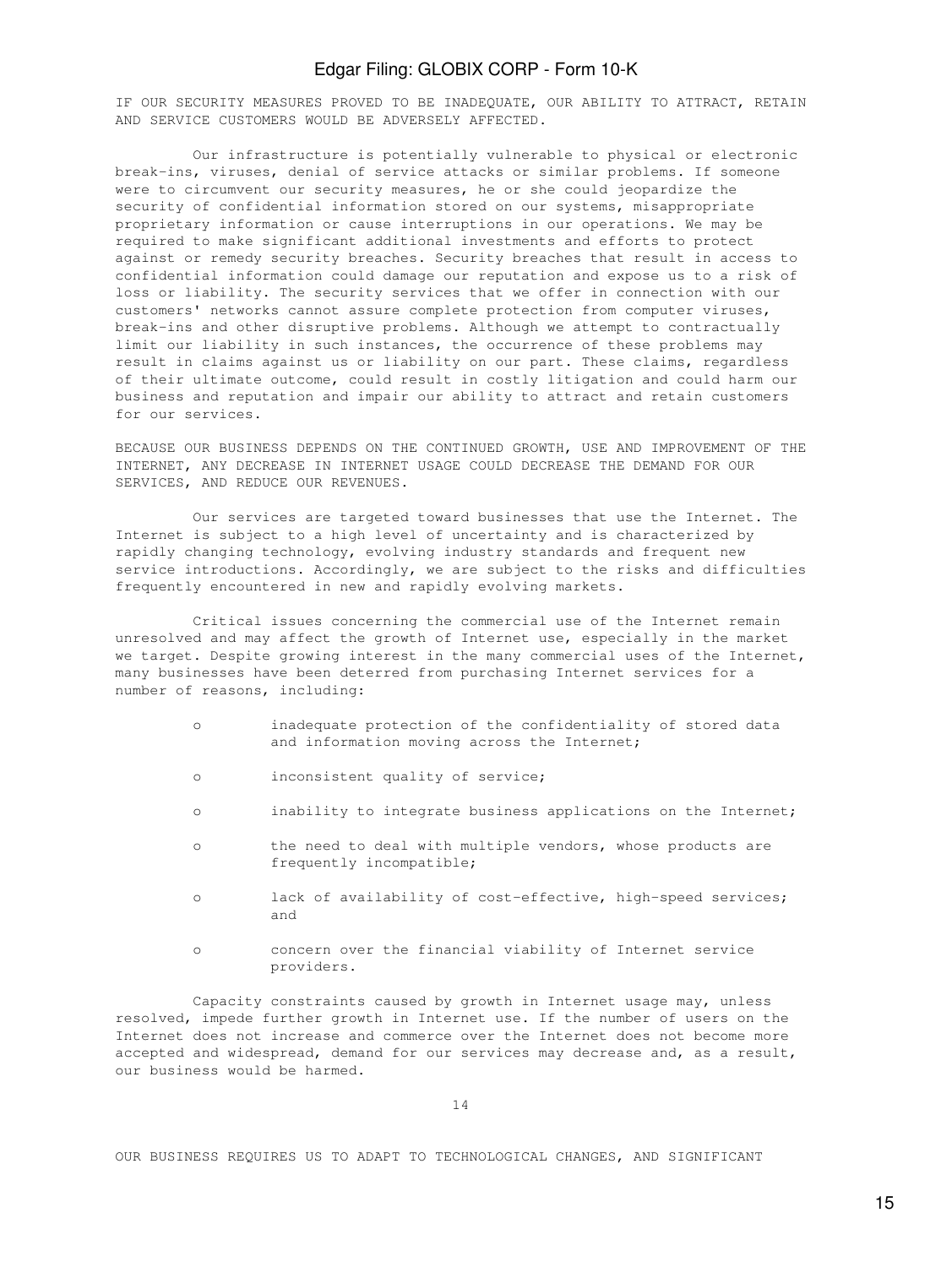IF OUR SECURITY MEASURES PROVED TO BE INADEQUATE, OUR ABILITY TO ATTRACT, RETAIN AND SERVICE CUSTOMERS WOULD BE ADVERSELY AFFECTED.

Our infrastructure is potentially vulnerable to physical or electronic break-ins, viruses, denial of service attacks or similar problems. If someone were to circumvent our security measures, he or she could jeopardize the security of confidential information stored on our systems, misappropriate proprietary information or cause interruptions in our operations. We may be required to make significant additional investments and efforts to protect against or remedy security breaches. Security breaches that result in access to confidential information could damage our reputation and expose us to a risk of loss or liability. The security services that we offer in connection with our customers' networks cannot assure complete protection from computer viruses, break-ins and other disruptive problems. Although we attempt to contractually limit our liability in such instances, the occurrence of these problems may result in claims against us or liability on our part. These claims, regardless of their ultimate outcome, could result in costly litigation and could harm our business and reputation and impair our ability to attract and retain customers for our services.

BECAUSE OUR BUSINESS DEPENDS ON THE CONTINUED GROWTH, USE AND IMPROVEMENT OF THE INTERNET, ANY DECREASE IN INTERNET USAGE COULD DECREASE THE DEMAND FOR OUR SERVICES, AND REDUCE OUR REVENUES.

Our services are targeted toward businesses that use the Internet. The Internet is subject to a high level of uncertainty and is characterized by rapidly changing technology, evolving industry standards and frequent new service introductions. Accordingly, we are subject to the risks and difficulties frequently encountered in new and rapidly evolving markets.

Critical issues concerning the commercial use of the Internet remain unresolved and may affect the growth of Internet use, especially in the market we target. Despite growing interest in the many commercial uses of the Internet, many businesses have been deterred from purchasing Internet services for a number of reasons, including:

- inadequate protection of the confidentiality of stored data and information moving across the Internet;
- inconsistent quality of service;
- inability to integrate business applications on the Internet;
- the need to deal with multiple vendors, whose products are frequently incompatible;
- lack of availability of cost-effective, high-speed services; and
- concern over the financial viability of Internet service providers.

Capacity constraints caused by growth in Internet usage may, unless resolved, impede further growth in Internet use. If the number of users on the Internet does not increase and commerce over the Internet does not become more accepted and widespread, demand for our services may decrease and, as a result, our business would be harmed.

OUR BUSINESS REQUIRES US TO ADAPT TO TECHNOLOGICAL CHANGES, AND SIGNIFICANT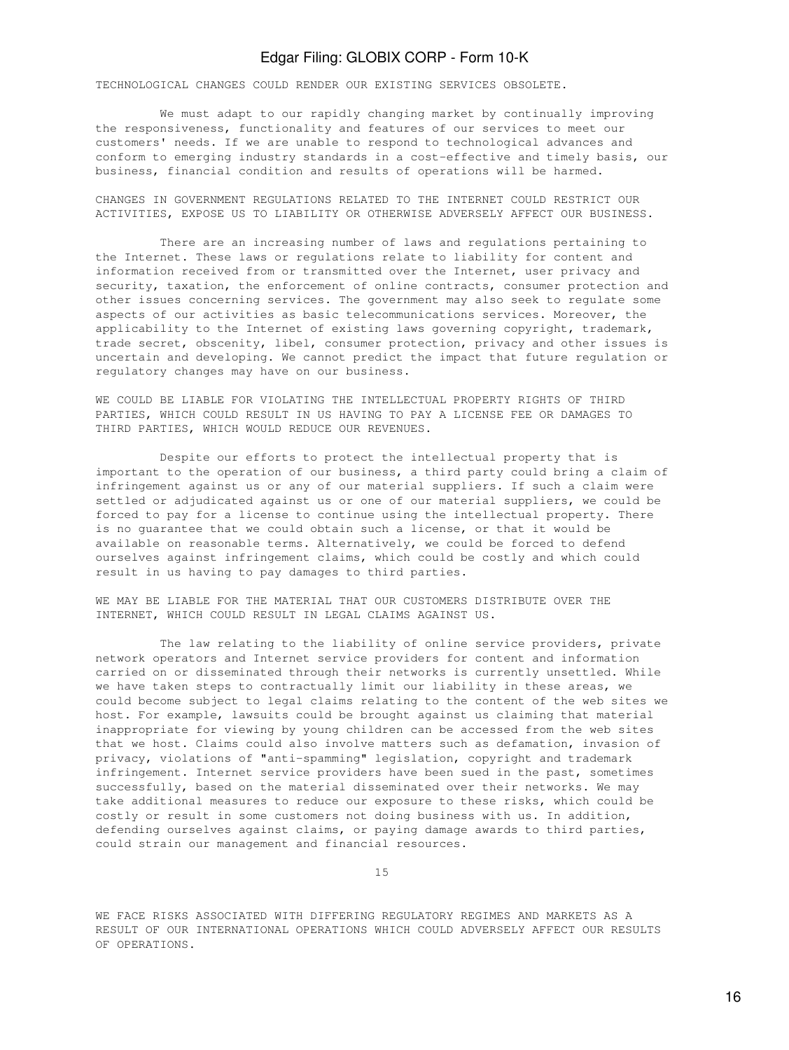TECHNOLOGICAL CHANGES COULD RENDER OUR EXISTING SERVICES OBSOLETE.

We must adapt to our rapidly changing market by continually improving the responsiveness, functionality and features of our services to meet our customers' needs. If we are unable to respond to technological advances and conform to emerging industry standards in a cost-effective and timely basis, our business, financial condition and results of operations will be harmed.

CHANGES IN GOVERNMENT REGULATIONS RELATED TO THE INTERNET COULD RESTRICT OUR ACTIVITIES, EXPOSE US TO LIABILITY OR OTHERWISE ADVERSELY AFFECT OUR BUSINESS.

There are an increasing number of laws and regulations pertaining to the Internet. These laws or regulations relate to liability for content and information received from or transmitted over the Internet, user privacy and security, taxation, the enforcement of online contracts, consumer protection and other issues concerning services. The government may also seek to regulate some aspects of our activities as basic telecommunications services. Moreover, the applicability to the Internet of existing laws governing copyright, trademark, trade secret, obscenity, libel, consumer protection, privacy and other issues is uncertain and developing. We cannot predict the impact that future regulation or regulatory changes may have on our business.

WE COULD BE LIABLE FOR VIOLATING THE INTELLECTUAL PROPERTY RIGHTS OF THIRD PARTIES, WHICH COULD RESULT IN US HAVING TO PAY A LICENSE FEE OR DAMAGES TO THIRD PARTIES, WHICH WOULD REDUCE OUR REVENUES.

Despite our efforts to protect the intellectual property that is important to the operation of our business, a third party could bring a claim of infringement against us or any of our material suppliers. If such a claim were settled or adjudicated against us or one of our material suppliers, we could be forced to pay for a license to continue using the intellectual property. There is no guarantee that we could obtain such a license, or that it would be available on reasonable terms. Alternatively, we could be forced to defend ourselves against infringement claims, which could be costly and which could result in us having to pay damages to third parties.

WE MAY BE LIABLE FOR THE MATERIAL THAT OUR CUSTOMERS DISTRIBUTE OVER THE INTERNET, WHICH COULD RESULT IN LEGAL CLAIMS AGAINST US.

The law relating to the liability of online service providers, private network operators and Internet service providers for content and information carried on or disseminated through their networks is currently unsettled. While we have taken steps to contractually limit our liability in these areas, we could become subject to legal claims relating to the content of the web sites we host. For example, lawsuits could be brought against us claiming that material inappropriate for viewing by young children can be accessed from the web sites that we host. Claims could also involve matters such as defamation, invasion of privacy, violations of "anti-spamming" legislation, copyright and trademark infringement. Internet service providers have been sued in the past, sometimes successfully, based on the material disseminated over their networks. We may take additional measures to reduce our exposure to these risks, which could be costly or result in some customers not doing business with us. In addition, defending ourselves against claims, or paying damage awards to third parties, could strain our management and financial resources.

WE FACE RISKS ASSOCIATED WITH DIFFERING REGULATORY REGIMES AND MARKETS AS A RESULT OF OUR INTERNATIONAL OPERATIONS WHICH COULD ADVERSELY AFFECT OUR RESULTS OF OPERATIONS.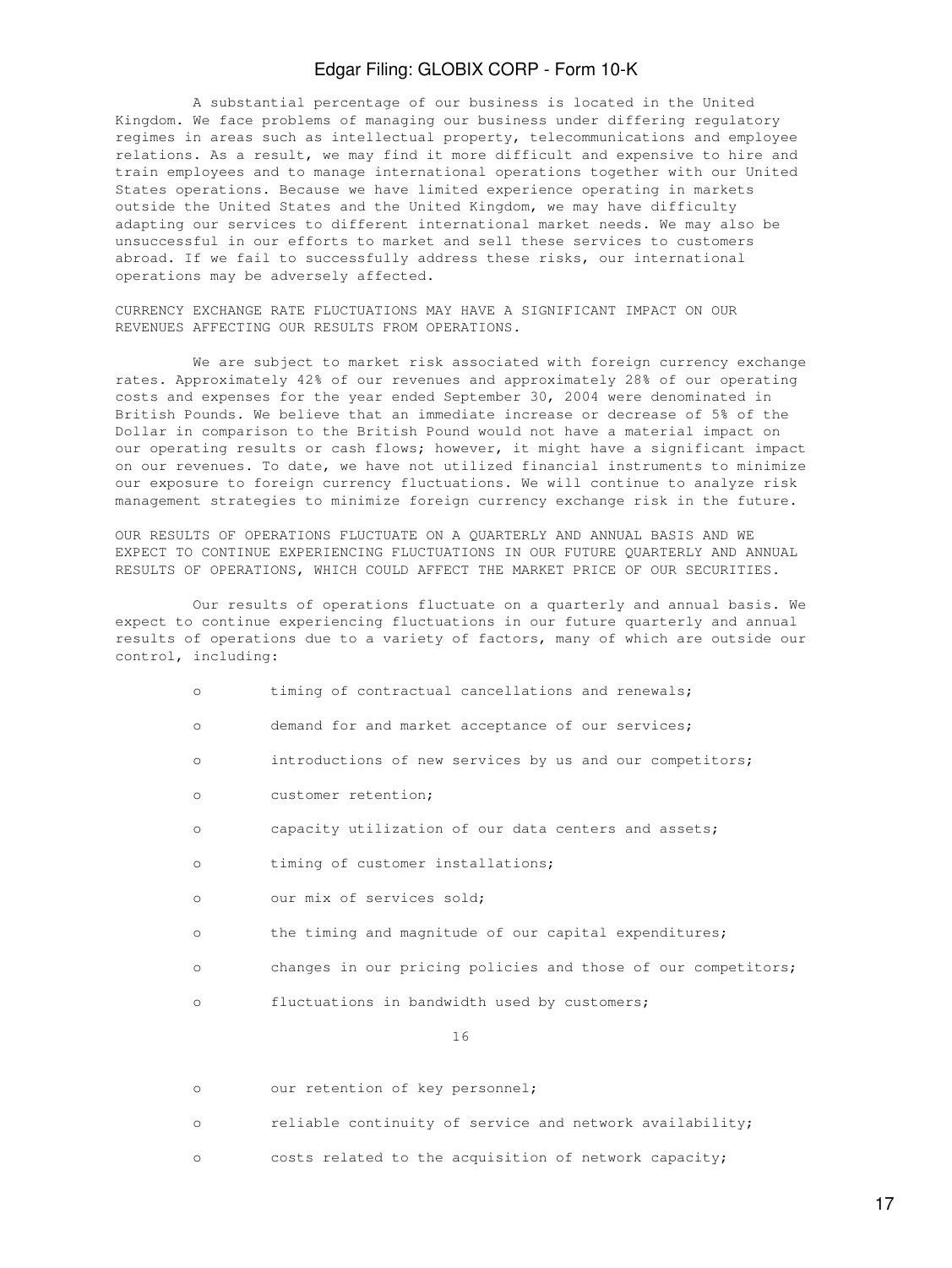A substantial percentage of our business is located in the United Kingdom. We face problems of managing our business under differing regulatory regimes in areas such as intellectual property, telecommunications and employee relations. As a result, we may find it more difficult and expensive to hire and train employees and to manage international operations together with our United States operations. Because we have limited experience operating in markets outside the United States and the United Kingdom, we may have difficulty adapting our services to different international market needs. We may also be unsuccessful in our efforts to market and sell these services to customers abroad. If we fail to successfully address these risks, our international operations may be adversely affected.

CURRENCY EXCHANGE RATE FLUCTUATIONS MAY HAVE A SIGNIFICANT IMPACT ON OUR REVENUES AFFECTING OUR RESULTS FROM OPERATIONS.

We are subject to market risk associated with foreign currency exchange rates. Approximately 42% of our revenues and approximately 28% of our operating costs and expenses for the year ended September 30, 2004 were denominated in British Pounds. We believe that an immediate increase or decrease of 5% of the Dollar in comparison to the British Pound would not have a material impact on our operating results or cash flows; however, it might have a significant impact on our revenues. To date, we have not utilized financial instruments to minimize our exposure to foreign currency fluctuations. We will continue to analyze risk management strategies to minimize foreign currency exchange risk in the future.

OUR RESULTS OF OPERATIONS FLUCTUATE ON A QUARTERLY AND ANNUAL BASIS AND WE EXPECT TO CONTINUE EXPERIENCING FLUCTUATIONS IN OUR FUTURE QUARTERLY AND ANNUAL RESULTS OF OPERATIONS, WHICH COULD AFFECT THE MARKET PRICE OF OUR SECURITIES.

Our results of operations fluctuate on a quarterly and annual basis. We expect to continue experiencing fluctuations in our future quarterly and annual results of operations due to a variety of factors, many of which are outside our control, including:

- timing of contractual cancellations and renewals;
- demand for and market acceptance of our services;
- introductions of new services by us and our competitors;
- customer retention;
- capacity utilization of our data centers and assets;
- timing of customer installations;
- our mix of services sold;
- the timing and magnitude of our capital expenditures;
- changes in our pricing policies and those of our competitors;
- fluctuations in bandwidth used by customers;
- our retention of key personnel;
- reliable continuity of service and network availability;
- costs related to the acquisition of network capacity;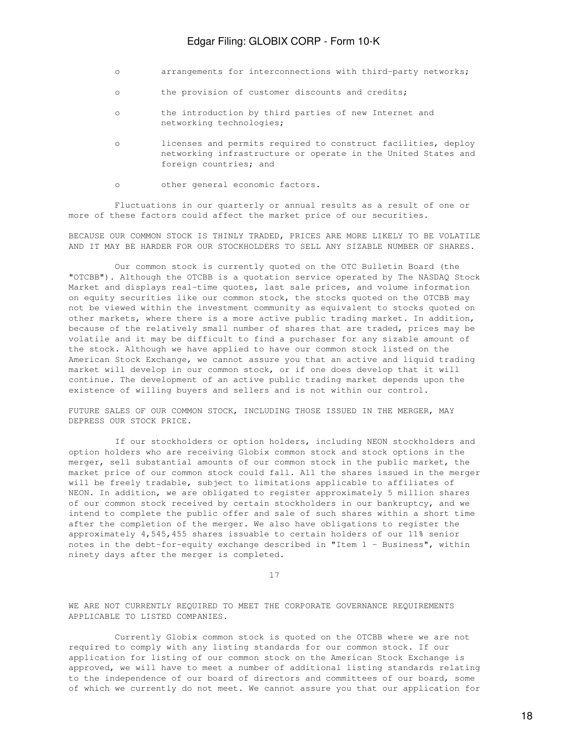- arrangements for interconnections with third-party networks;
- the provision of customer discounts and credits;
- the introduction by third parties of new Internet and networking technologies;
- licenses and permits required to construct facilities, deploy networking infrastructure or operate in the United States and foreign countries; and
- other general economic factors.

Fluctuations in our quarterly or annual results as a result of one or more of these factors could affect the market price of our securities.

BECAUSE OUR COMMON STOCK IS THINLY TRADED, PRICES ARE MORE LIKELY TO BE VOLATILE AND IT MAY BE HARDER FOR OUR STOCKHOLDERS TO SELL ANY SIZABLE NUMBER OF SHARES.

Our common stock is currently quoted on the OTC Bulletin Board (the "OTCBB"). Although the OTCBB is a quotation service operated by The NASDAQ Stock Market and displays real-time quotes, last sale prices, and volume information on equity securities like our common stock, the stocks quoted on the OTCBB may not be viewed within the investment community as equivalent to stocks quoted on other markets, where there is a more active public trading market. In addition, because of the relatively small number of shares that are traded, prices may be volatile and it may be difficult to find a purchaser for any sizable amount of the stock. Although we have applied to have our common stock listed on the American Stock Exchange, we cannot assure you that an active and liquid trading market will develop in our common stock, or if one does develop that it will continue. The development of an active public trading market depends upon the existence of willing buyers and sellers and is not within our control.

FUTURE SALES OF OUR COMMON STOCK, INCLUDING THOSE ISSUED IN THE MERGER, MAY DEPRESS OUR STOCK PRICE.

If our stockholders or option holders, including NEON stockholders and option holders who are receiving Globix common stock and stock options in the merger, sell substantial amounts of our common stock in the public market, the market price of our common stock could fall. All the shares issued in the merger will be freely tradable, subject to limitations applicable to affiliates of NEON. In addition, we are obligated to register approximately 5 million shares of our common stock received by certain stockholders in our bankruptcy, and we intend to complete the public offer and sale of such shares within a short time after the completion of the merger. We also have obligations to register the approximately 4,545,455 shares issuable to certain holders of our 11% senior notes in the debt-for-equity exchange described in "Item 1 - Business", within ninety days after the merger is completed.

WE ARE NOT CURRENTLY REQUIRED TO MEET THE CORPORATE GOVERNANCE REQUIREMENTS APPLICABLE TO LISTED COMPANIES.

Currently Globix common stock is quoted on the OTCBB where we are not required to comply with any listing standards for our common stock. If our application for listing of our common stock on the American Stock Exchange is approved, we will have to meet a number of additional listing standards relating to the independence of our board of directors and committees of our board, some of which we currently do not meet. We cannot assure you that our application for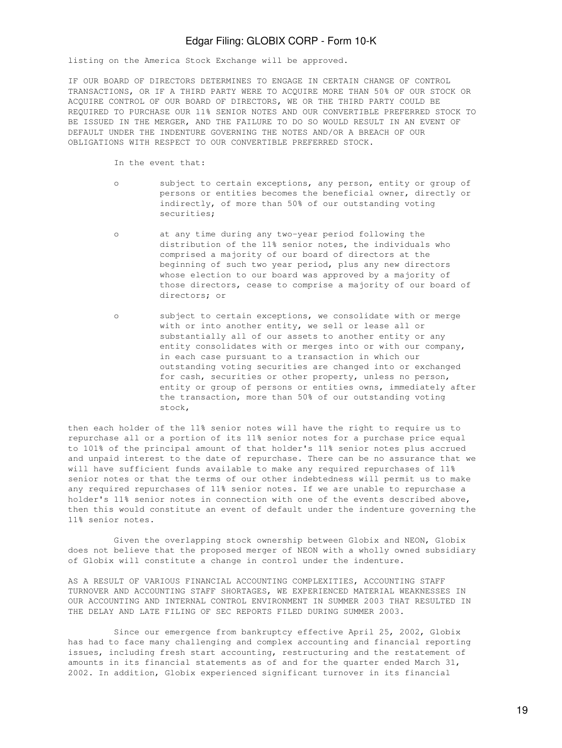listing on the America Stock Exchange will be approved.

**IF OUR BOARD OF DIRECTORS DETERMINES TO ENGAGE IN CERTAIN CHANGE OF CONTROL TRANSACTIONS, OR IF A THIRD PARTY WERE TO ACQUIRE MORE THAN 50% OF OUR STOCK OR ACQUIRE CONTROL OF OUR BOARD OF DIRECTORS, WE OR THE THIRD PARTY COULD BE REQUIRED TO PURCHASE OUR 11% SENIOR NOTES AND OUR CONVERTIBLE PREFERRED STOCK TO BE ISSUED IN THE MERGER, AND THE FAILURE TO DO SO WOULD RESULT IN AN EVENT OF DEFAULT UNDER THE INDENTURE GOVERNING THE NOTES AND/OR A BREACH OF OUR OBLIGATIONS WITH RESPECT TO OUR CONVERTIBLE PREFERRED STOCK.**

In the event that:

- subject to certain exceptions, any person, entity or group of persons or entities becomes the beneficial owner, directly or indirectly, of more than 50% of our outstanding voting securities;
- at any time during any two-year period following the distribution of the 11% senior notes, the individuals who comprised a majority of our board of directors at the beginning of such two year period, plus any new directors whose election to our board was approved by a majority of those directors, cease to comprise a majority of our board of directors; or
- subject to certain exceptions, we consolidate with or merge with or into another entity, we sell or lease all or substantially all of our assets to another entity or any entity consolidates with or merges into or with our company, in each case pursuant to a transaction in which our outstanding voting securities are changed into or exchanged for cash, securities or other property, unless no person, entity or group of persons or entities owns, immediately after the transaction, more than 50% of our outstanding voting stock,

then each holder of the 11% senior notes will have the right to require us to repurchase all or a portion of its 11% senior notes for a purchase price equal to 101% of the principal amount of that holder's 11% senior notes plus accrued and unpaid interest to the date of repurchase. There can be no assurance that we will have sufficient funds available to make any required repurchases of 11% senior notes or that the terms of our other indebtedness will permit us to make any required repurchases of 11% senior notes. If we are unable to repurchase a holder's 11% senior notes in connection with one of the events described above, then this would constitute an event of default under the indenture governing the 11% senior notes.

Given the overlapping stock ownership between Globix and NEON, Globix does not believe that the proposed merger of NEON with a wholly owned subsidiary of Globix will constitute a change in control under the indenture.

**AS A RESULT OF VARIOUS FINANCIAL ACCOUNTING COMPLEXITIES, ACCOUNTING STAFF TURNOVER AND ACCOUNTING STAFF SHORTAGES, WE EXPERIENCED MATERIAL WEAKNESSES IN OUR ACCOUNTING AND INTERNAL CONTROL ENVIRONMENT IN SUMMER 2003 THAT RESULTED IN THE DELAY AND LATE FILING OF SEC REPORTS FILED DURING SUMMER 2003.**

Since our emergence from bankruptcy effective April 25, 2002, Globix has had to face many challenging and complex accounting and financial reporting issues, including fresh start accounting, restructuring and the restatement of amounts in its financial statements as of and for the quarter ended March 31, 2002. In addition, Globix experienced significant turnover in its financial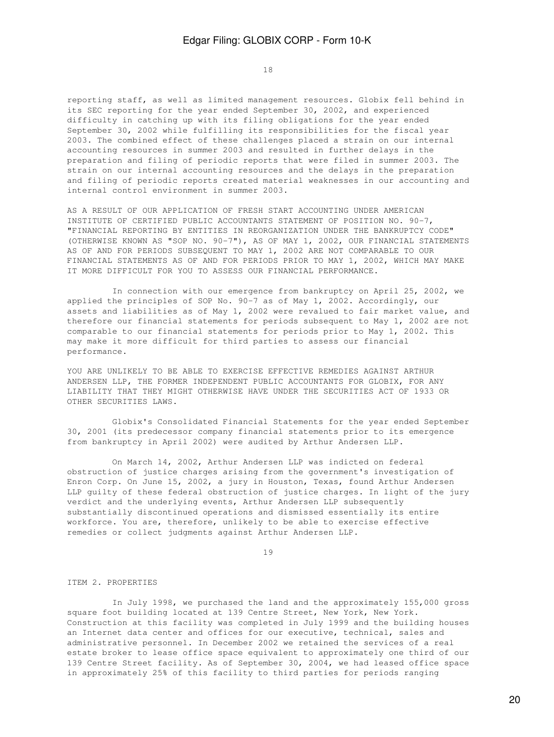reporting staff, as well as limited management resources. Globix fell behind in its SEC reporting for the year ended September 30, 2002, and experienced difficulty in catching up with its filing obligations for the year ended September 30, 2002 while fulfilling its responsibilities for the fiscal year 2003. The combined effect of these challenges placed a strain on our internal accounting resources in summer 2003 and resulted in further delays in the preparation and filing of periodic reports that were filed in summer 2003. The strain on our internal accounting resources and the delays in the preparation and filing of periodic reports created material weaknesses in our accounting and internal control environment in summer 2003.

AS A RESULT OF OUR APPLICATION OF FRESH START ACCOUNTING UNDER AMERICAN INSTITUTE OF CERTIFIED PUBLIC ACCOUNTANTS STATEMENT OF POSITION NO. 90-7, "FINANCIAL REPORTING BY ENTITIES IN REORGANIZATION UNDER THE BANKRUPTCY CODE" (OTHERWISE KNOWN AS "SOP NO. 90-7"), AS OF MAY 1, 2002, OUR FINANCIAL STATEMENTS AS OF AND FOR PERIODS SUBSEQUENT TO MAY 1, 2002 ARE NOT COMPARABLE TO OUR FINANCIAL STATEMENTS AS OF AND FOR PERIODS PRIOR TO MAY 1, 2002, WHICH MAY MAKE IT MORE DIFFICULT FOR YOU TO ASSESS OUR FINANCIAL PERFORMANCE.

In connection with our emergence from bankruptcy on April 25, 2002, we applied the principles of SOP No. 90-7 as of May 1, 2002. Accordingly, our assets and liabilities as of May 1, 2002 were revalued to fair market value, and therefore our financial statements for periods subsequent to May 1, 2002 are not comparable to our financial statements for periods prior to May 1, 2002. This may make it more difficult for third parties to assess our financial performance.

YOU ARE UNLIKELY TO BE ABLE TO EXERCISE EFFECTIVE REMEDIES AGAINST ARTHUR ANDERSEN LLP, THE FORMER INDEPENDENT PUBLIC ACCOUNTANTS FOR GLOBIX, FOR ANY LIABILITY THAT THEY MIGHT OTHERWISE HAVE UNDER THE SECURITIES ACT OF 1933 OR OTHER SECURITIES LAWS.

Globix's Consolidated Financial Statements for the year ended September 30, 2001 (its predecessor company financial statements prior to its emergence from bankruptcy in April 2002) were audited by Arthur Andersen LLP.

On March 14, 2002, Arthur Andersen LLP was indicted on federal obstruction of justice charges arising from the government's investigation of Enron Corp. On June 15, 2002, a jury in Houston, Texas, found Arthur Andersen LLP guilty of these federal obstruction of justice charges. In light of the jury verdict and the underlying events, Arthur Andersen LLP subsequently substantially discontinued operations and dismissed essentially its entire workforce. You are, therefore, unlikely to be able to exercise effective remedies or collect judgments against Arthur Andersen LLP.

## ITEM 2. PROPERTIES

In July 1998, we purchased the land and the approximately 155,000 gross square foot building located at 139 Centre Street, New York, New York. Construction at this facility was completed in July 1999 and the building houses an Internet data center and offices for our executive, technical, sales and administrative personnel. In December 2002 we retained the services of a real estate broker to lease office space equivalent to approximately one third of our 139 Centre Street facility. As of September 30, 2004, we had leased office space in approximately 25% of this facility to third parties for periods ranging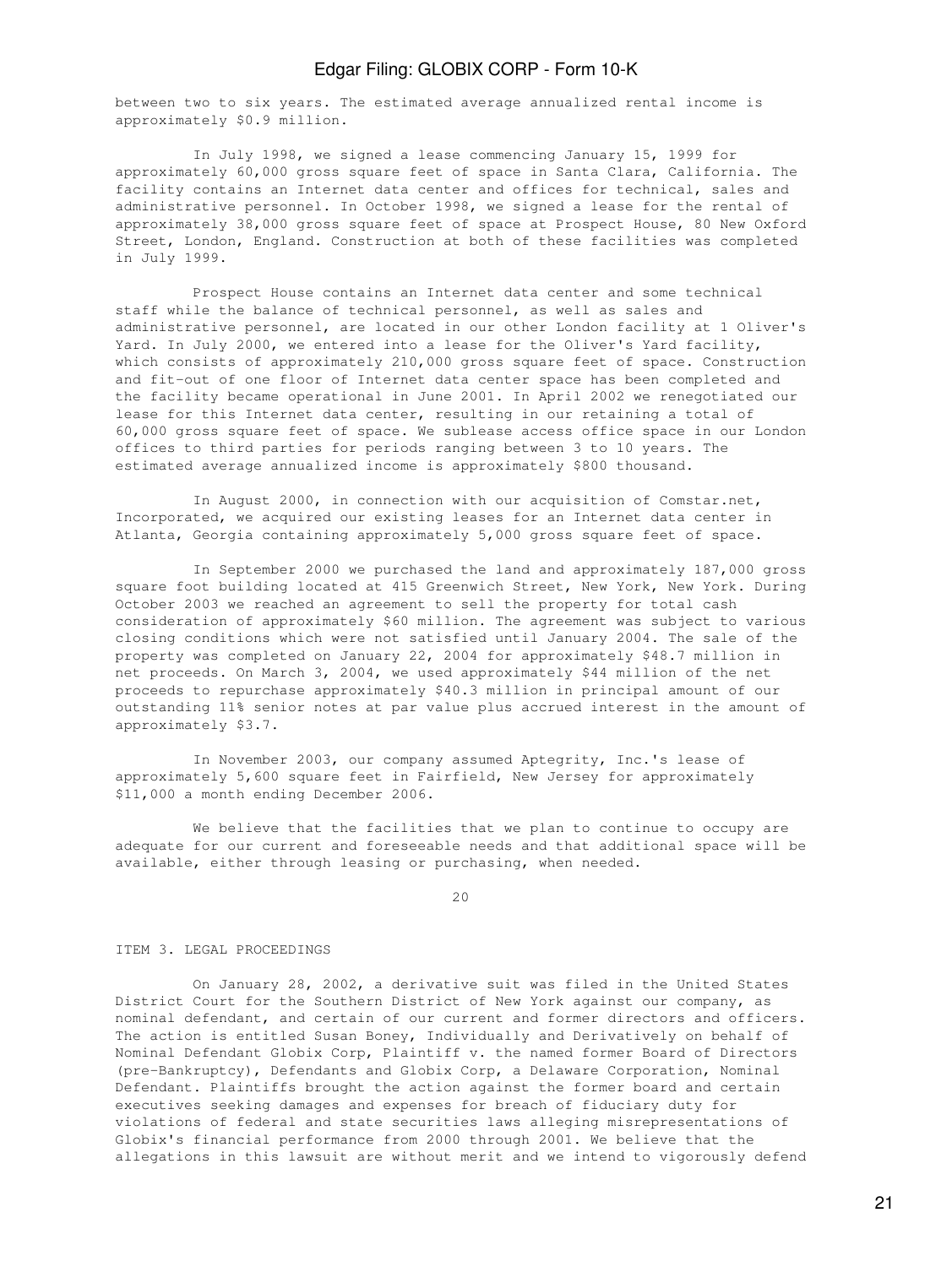between two to six years. The estimated average annualized rental income is approximately $0.9 million.

In July 1998, we signed a lease commencing January 15, 1999 for approximately 60,000 gross square feet of space in Santa Clara, California. The facility contains an Internet data center and offices for technical, sales and administrative personnel. In October 1998, we signed a lease for the rental of approximately 38,000 gross square feet of space at Prospect House, 80 New Oxford Street, London, England. Construction at both of these facilities was completed in July 1999.

Prospect House contains an Internet data center and some technical staff while the balance of technical personnel, as well as sales and administrative personnel, are located in our other London facility at 1 Oliver's Yard. In July 2000, we entered into a lease for the Oliver's Yard facility, which consists of approximately 210,000 gross square feet of space. Construction and fit-out of one floor of Internet data center space has been completed and the facility became operational in June 2001. In April 2002 we renegotiated our lease for this Internet data center, resulting in our retaining a total of 60,000 gross square feet of space. We sublease access office space in our London offices to third parties for periods ranging between 3 to 10 years. The estimated average annualized income is approximately $800 thousand.

In August 2000, in connection with our acquisition of Comstar.net, Incorporated, we acquired our existing leases for an Internet data center in Atlanta, Georgia containing approximately 5,000 gross square feet of space.

In September 2000 we purchased the land and approximately 187,000 gross square foot building located at 415 Greenwich Street, New York, New York. During October 2003 we reached an agreement to sell the property for total cash consideration of approximately $60 million. The agreement was subject to various closing conditions which were not satisfied until January 2004. The sale of the property was completed on January 22, 2004 for approximately $48.7 million in net proceeds. On March 3, 2004, we used approximately $44 million of the net proceeds to repurchase approximately $40.3 million in principal amount of our outstanding 11% senior notes at par value plus accrued interest in the amount of approximately $3.7.

In November 2003, our company assumed Aptegrity, Inc.'s lease of approximately 5,600 square feet in Fairfield, New Jersey for approximately $11,000 a month ending December 2006.

We believe that the facilities that we plan to continue to occupy are adequate for our current and foreseeable needs and that additional space will be available, either through leasing or purchasing, when needed.

## ITEM 3. LEGAL PROCEEDINGS

On January 28, 2002, a derivative suit was filed in the United States District Court for the Southern District of New York against our company, as nominal defendant, and certain of our current and former directors and officers. The action is entitled Susan Boney, Individually and Derivatively on behalf of Nominal Defendant Globix Corp, Plaintiff v. the named former Board of Directors (pre-Bankruptcy), Defendants and Globix Corp, a Delaware Corporation, Nominal Defendant. Plaintiffs brought the action against the former board and certain executives seeking damages and expenses for breach of fiduciary duty for violations of federal and state securities laws alleging misrepresentations of Globix's financial performance from 2000 through 2001. We believe that the allegations in this lawsuit are without merit and we intend to vigorously defend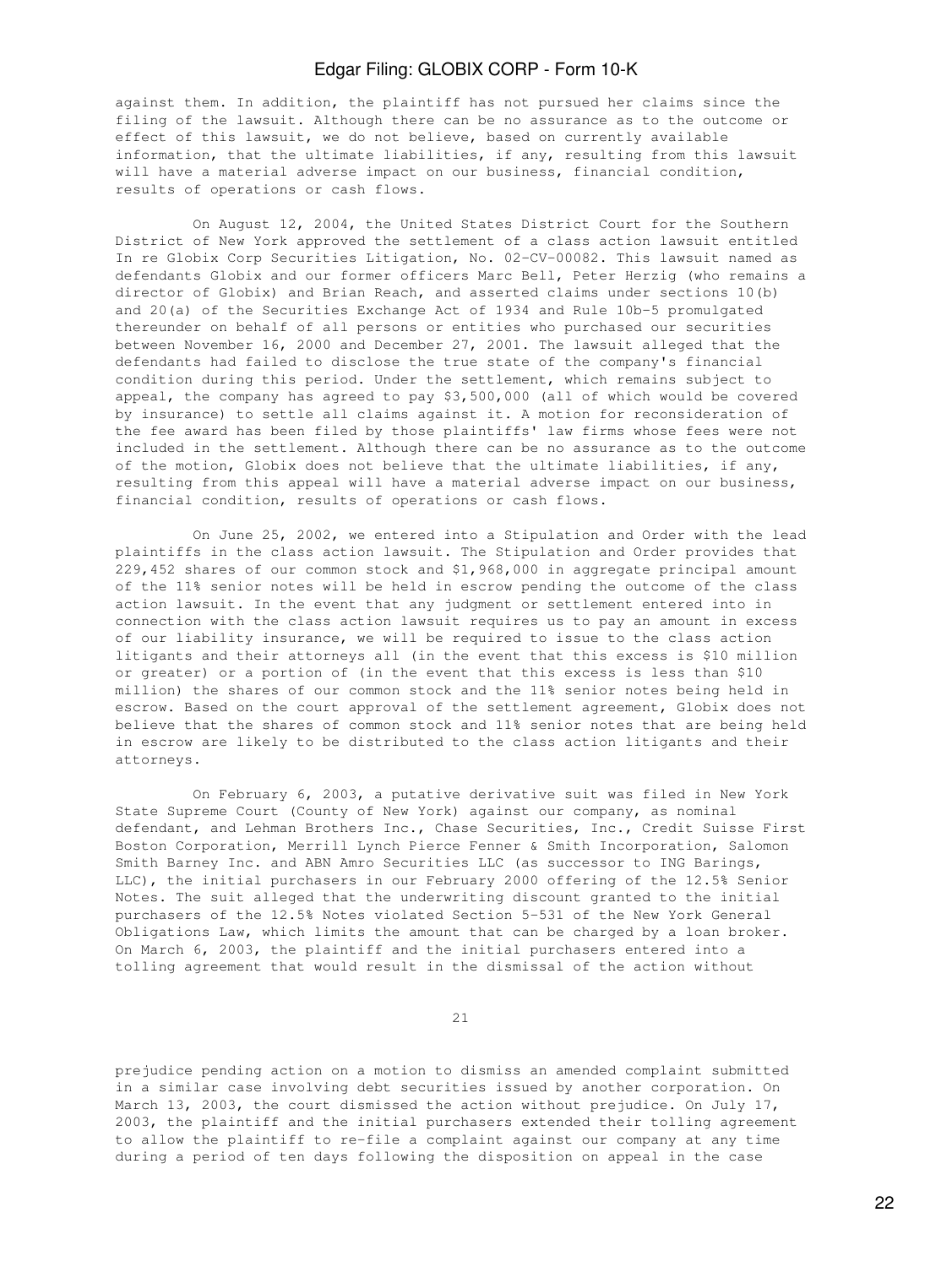against them. In addition, the plaintiff has not pursued her claims since the filing of the lawsuit. Although there can be no assurance as to the outcome or effect of this lawsuit, we do not believe, based on currently available information, that the ultimate liabilities, if any, resulting from this lawsuit will have a material adverse impact on our business, financial condition, results of operations or cash flows.

On August 12, 2004, the United States District Court for the Southern District of New York approved the settlement of a class action lawsuit entitled In re Globix Corp Securities Litigation, No. 02-CV-00082. This lawsuit named as defendants Globix and our former officers Marc Bell, Peter Herzig (who remains a director of Globix) and Brian Reach, and asserted claims under sections 10(b) and 20(a) of the Securities Exchange Act of 1934 and Rule 10b-5 promulgated thereunder on behalf of all persons or entities who purchased our securities between November 16, 2000 and December 27, 2001. The lawsuit alleged that the defendants had failed to disclose the true state of the company's financial condition during this period. Under the settlement, which remains subject to appeal, the company has agreed to pay $3,500,000 (all of which would be covered by insurance) to settle all claims against it. A motion for reconsideration of the fee award has been filed by those plaintiffs' law firms whose fees were not included in the settlement. Although there can be no assurance as to the outcome of the motion, Globix does not believe that the ultimate liabilities, if any, resulting from this appeal will have a material adverse impact on our business, financial condition, results of operations or cash flows.

On June 25, 2002, we entered into a Stipulation and Order with the lead plaintiffs in the class action lawsuit. The Stipulation and Order provides that 229,452 shares of our common stock and $1,968,000 in aggregate principal amount of the 11% senior notes will be held in escrow pending the outcome of the class action lawsuit. In the event that any judgment or settlement entered into in connection with the class action lawsuit requires us to pay an amount in excess of our liability insurance, we will be required to issue to the class action litigants and their attorneys all (in the event that this excess is $10 million or greater) or a portion of (in the event that this excess is less than $10 million) the shares of our common stock and the 11% senior notes being held in escrow. Based on the court approval of the settlement agreement, Globix does not believe that the shares of common stock and 11% senior notes that are being held in escrow are likely to be distributed to the class action litigants and their attorneys.

On February 6, 2003, a putative derivative suit was filed in New York State Supreme Court (County of New York) against our company, as nominal defendant, and Lehman Brothers Inc., Chase Securities, Inc., Credit Suisse First Boston Corporation, Merrill Lynch Pierce Fenner & Smith Incorporation, Salomon Smith Barney Inc. and ABN Amro Securities LLC (as successor to ING Barings, LLC), the initial purchasers in our February 2000 offering of the 12.5% Senior Notes. The suit alleged that the underwriting discount granted to the initial purchasers of the 12.5% Notes violated Section 5-531 of the New York General Obligations Law, which limits the amount that can be charged by a loan broker. On March 6, 2003, the plaintiff and the initial purchasers entered into a tolling agreement that would result in the dismissal of the action without prejudice pending action on a motion to dismiss an amended complaint submitted in a similar case involving debt securities issued by another corporation. On March 13, 2003, the court dismissed the action without prejudice. On July 17, 2003, the plaintiff and the initial purchasers extended their tolling agreement to allow the plaintiff to re-file a complaint against our company at any time during a period of ten days following the disposition on appeal in the case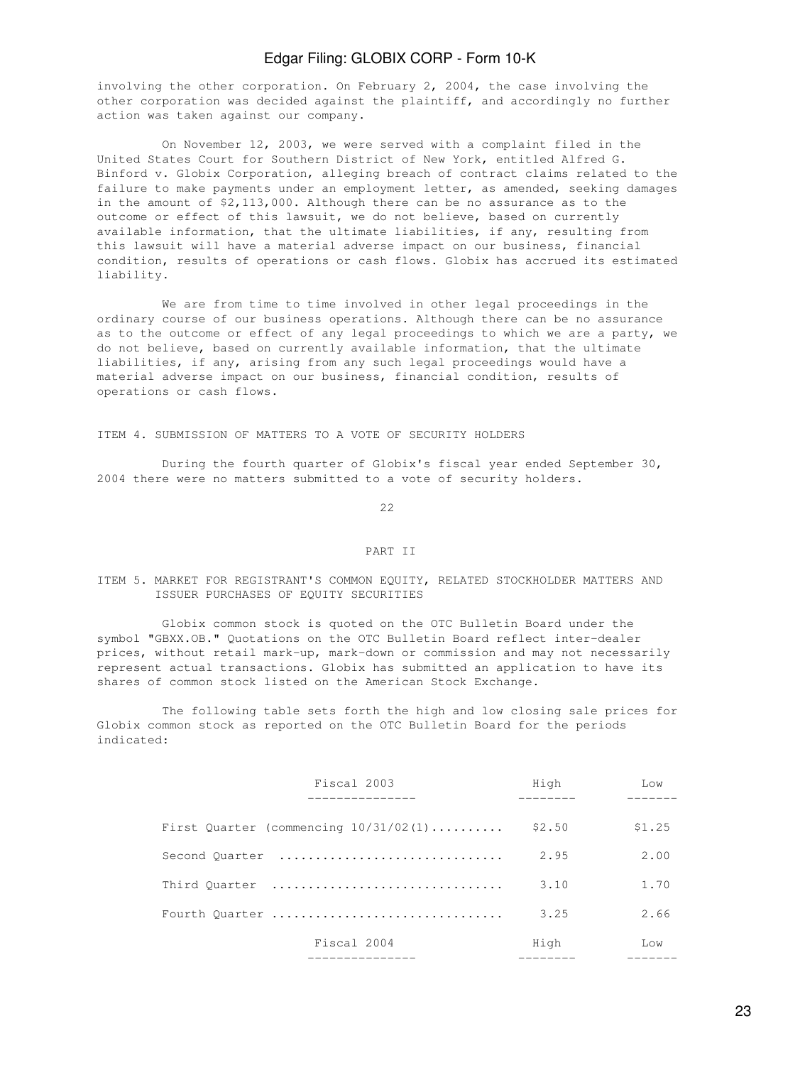involving the other corporation. On February 2, 2004, the case involving the other corporation was decided against the plaintiff, and accordingly no further action was taken against our company.

On November 12, 2003, we were served with a complaint filed in the United States Court for Southern District of New York, entitled Alfred G. Binford v. Globix Corporation, alleging breach of contract claims related to the failure to make payments under an employment letter, as amended, seeking damages in the amount of $2,113,000. Although there can be no assurance as to the outcome or effect of this lawsuit, we do not believe, based on currently available information, that the ultimate liabilities, if any, resulting from this lawsuit will have a material adverse impact on our business, financial condition, results of operations or cash flows. Globix has accrued its estimated liability.

We are from time to time involved in other legal proceedings in the ordinary course of our business operations. Although there can be no assurance as to the outcome or effect of any legal proceedings to which we are a party, we do not believe, based on currently available information, that the ultimate liabilities, if any, arising from any such legal proceedings would have a material adverse impact on our business, financial condition, results of operations or cash flows.

## ITEM 4. SUBMISSION OF MATTERS TO A VOTE OF SECURITY HOLDERS

During the fourth quarter of Globix's fiscal year ended September 30, 2004 there were no matters submitted to a vote of security holders.

# PART II

## ITEM 5. MARKET FOR REGISTRANT'S COMMON EQUITY, RELATED STOCKHOLDER MATTERS AND ISSUER PURCHASES OF EQUITY SECURITIES

Globix common stock is quoted on the OTC Bulletin Board under the symbol "GBXX.OB." Quotations on the OTC Bulletin Board reflect inter-dealer prices, without retail mark-up, mark-down or commission and may not necessarily represent actual transactions. Globix has submitted an application to have its shares of common stock listed on the American Stock Exchange.

The following table sets forth the high and low closing sale prices for Globix common stock as reported on the OTC Bulletin Board for the periods indicated:

| Fiscal 2003 | High | Low |
|---|---|---|
| First Quarter (commencing 10/31/02(1)) | $2.50 | $1.25 |
| Second Quarter | 2.95 | 2.00 |
| Third Quarter | 3.10 | 1.70 |
| Fourth Quarter | 3.25 | 2.66 |
| **Fiscal 2004** | **High** | **Low** |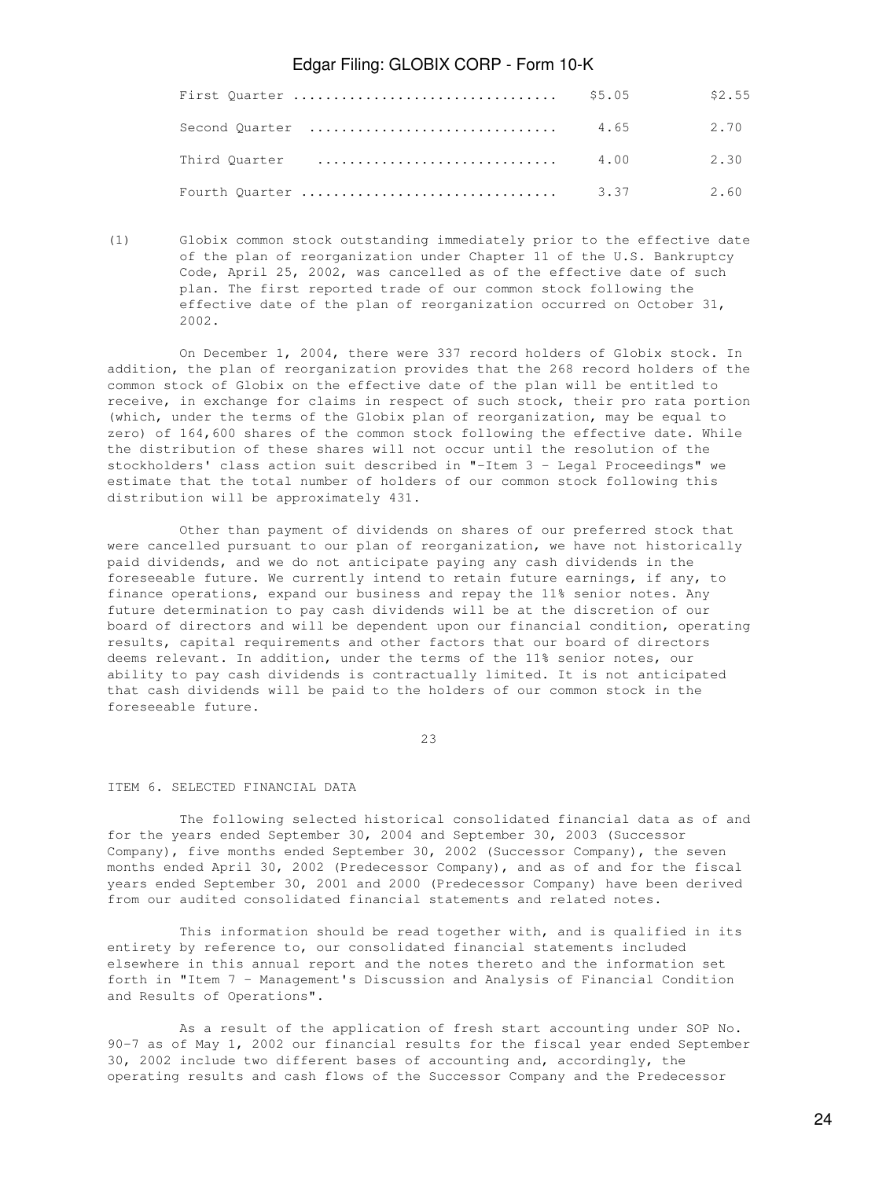| | | |
|---|---|---|
| First Quarter | $5.05 | $2.55 |
| Second Quarter | 4.65 | 2.70 |
| Third Quarter | 4.00 | 2.30 |
| Fourth Quarter | 3.37 | 2.60 |

(1) Globix common stock outstanding immediately prior to the effective date of the plan of reorganization under Chapter 11 of the U.S. Bankruptcy Code, April 25, 2002, was cancelled as of the effective date of such plan. The first reported trade of our common stock following the effective date of the plan of reorganization occurred on October 31, 2002.

On December 1, 2004, there were 337 record holders of Globix stock. In addition, the plan of reorganization provides that the 268 record holders of the common stock of Globix on the effective date of the plan will be entitled to receive, in exchange for claims in respect of such stock, their pro rata portion (which, under the terms of the Globix plan of reorganization, may be equal to zero) of 164,600 shares of the common stock following the effective date. While the distribution of these shares will not occur until the resolution of the stockholders' class action suit described in "-Item 3 - Legal Proceedings" we estimate that the total number of holders of our common stock following this distribution will be approximately 431.

Other than payment of dividends on shares of our preferred stock that were cancelled pursuant to our plan of reorganization, we have not historically paid dividends, and we do not anticipate paying any cash dividends in the foreseeable future. We currently intend to retain future earnings, if any, to finance operations, expand our business and repay the 11% senior notes. Any future determination to pay cash dividends will be at the discretion of our board of directors and will be dependent upon our financial condition, operating results, capital requirements and other factors that our board of directors deems relevant. In addition, under the terms of the 11% senior notes, our ability to pay cash dividends is contractually limited. It is not anticipated that cash dividends will be paid to the holders of our common stock in the foreseeable future.

## ITEM 6. SELECTED FINANCIAL DATA

The following selected historical consolidated financial data as of and for the years ended September 30, 2004 and September 30, 2003 (Successor Company), five months ended September 30, 2002 (Successor Company), the seven months ended April 30, 2002 (Predecessor Company), and as of and for the fiscal years ended September 30, 2001 and 2000 (Predecessor Company) have been derived from our audited consolidated financial statements and related notes.

This information should be read together with, and is qualified in its entirety by reference to, our consolidated financial statements included elsewhere in this annual report and the notes thereto and the information set forth in "Item 7 - Management's Discussion and Analysis of Financial Condition and Results of Operations".

As a result of the application of fresh start accounting under SOP No. 90-7 as of May 1, 2002 our financial results for the fiscal year ended September 30, 2002 include two different bases of accounting and, accordingly, the operating results and cash flows of the Successor Company and the Predecessor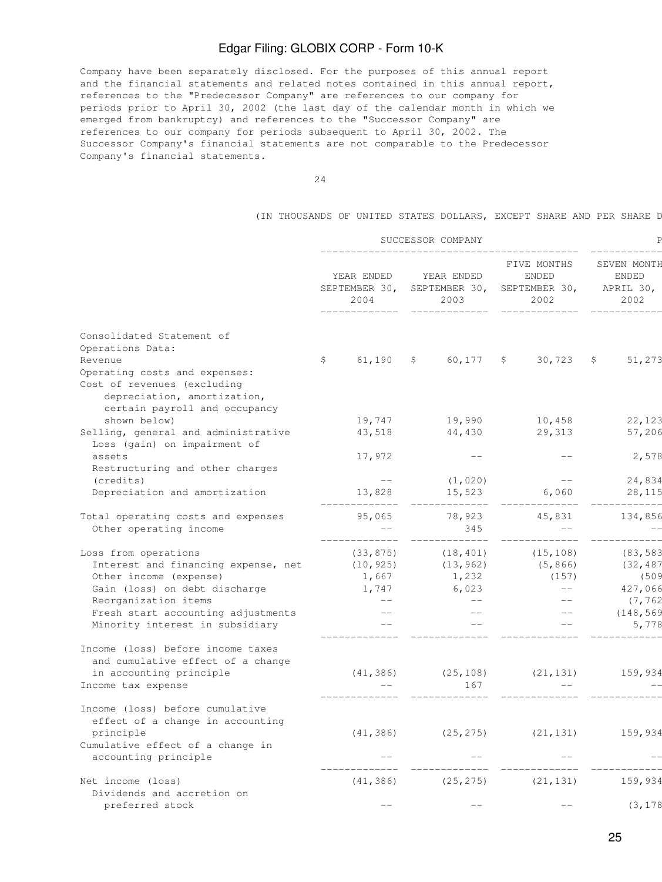Company have been separately disclosed. For the purposes of this annual report and the financial statements and related notes contained in this annual report, references to the "Predecessor Company" are references to our company for periods prior to April 30, 2002 (the last day of the calendar month in which we emerged from bankruptcy) and references to the "Successor Company" are references to our company for periods subsequent to April 30, 2002. The Successor Company's financial statements are not comparable to the Predecessor Company's financial statements.

(IN THOUSANDS OF UNITED STATES DOLLARS, EXCEPT SHARE AND PER SHARE D

| | SUCCESSOR COMPANY | | | P |
|---|---|---|---|---|
| | YEAR ENDED SEPTEMBER 30, 2004 | YEAR ENDED SEPTEMBER 30, 2003 | FIVE MONTHS ENDED SEPTEMBER 30, 2002 | SEVEN MONTH ENDED APRIL 30, 2002 |
| Consolidated Statement of Operations Data: | | | | |
| Revenue | $ 61,190 | $ 60,177 | $ 30,723 | $ 51,273 |
| Operating costs and expenses: | | | | |
| Cost of revenues (excluding depreciation, amortization, certain payroll and occupancy shown below) | 19,747 | 19,990 | 10,458 | 22,123 |
| Selling, general and administrative | 43,518 | 44,430 | 29,313 | 57,206 |
| Loss (gain) on impairment of assets | 17,972 | -- | -- | 2,578 |
| Restructuring and other charges (credits) | -- | (1,020) | -- | 24,834 |
| Depreciation and amortization | 13,828 | 15,523 | 6,060 | 28,115 |
| Total operating costs and expenses | 95,065 | 78,923 | 45,831 | 134,856 |
| Other operating income | -- | 345 | -- | -- |
| Loss from operations | (33,875) | (18,401) | (15,108) | (83,583 |
| Interest and financing expense, net | (10,925) | (13,962) | (5,866) | (32,487 |
| Other income (expense) | 1,667 | 1,232 | (157) | (509 |
| Gain (loss) on debt discharge | 1,747 | 6,023 | -- | 427,066 |
| Reorganization items | -- | -- | -- | (7,762 |
| Fresh start accounting adjustments | -- | -- | -- | (148,569 |
| Minority interest in subsidiary | -- | -- | -- | 5,778 |
| Income (loss) before income taxes and cumulative effect of a change in accounting principle | (41,386) | (25,108) | (21,131) | 159,934 |
| Income tax expense | -- | 167 | -- | -- |
| Income (loss) before cumulative effect of a change in accounting principle | (41,386) | (25,275) | (21,131) | 159,934 |
| Cumulative effect of a change in accounting principle | -- | -- | -- | -- |
| Net income (loss) | (41,386) | (25,275) | (21,131) | 159,934 |
| Dividends and accretion on preferred stock | -- | -- | -- | (3,178 |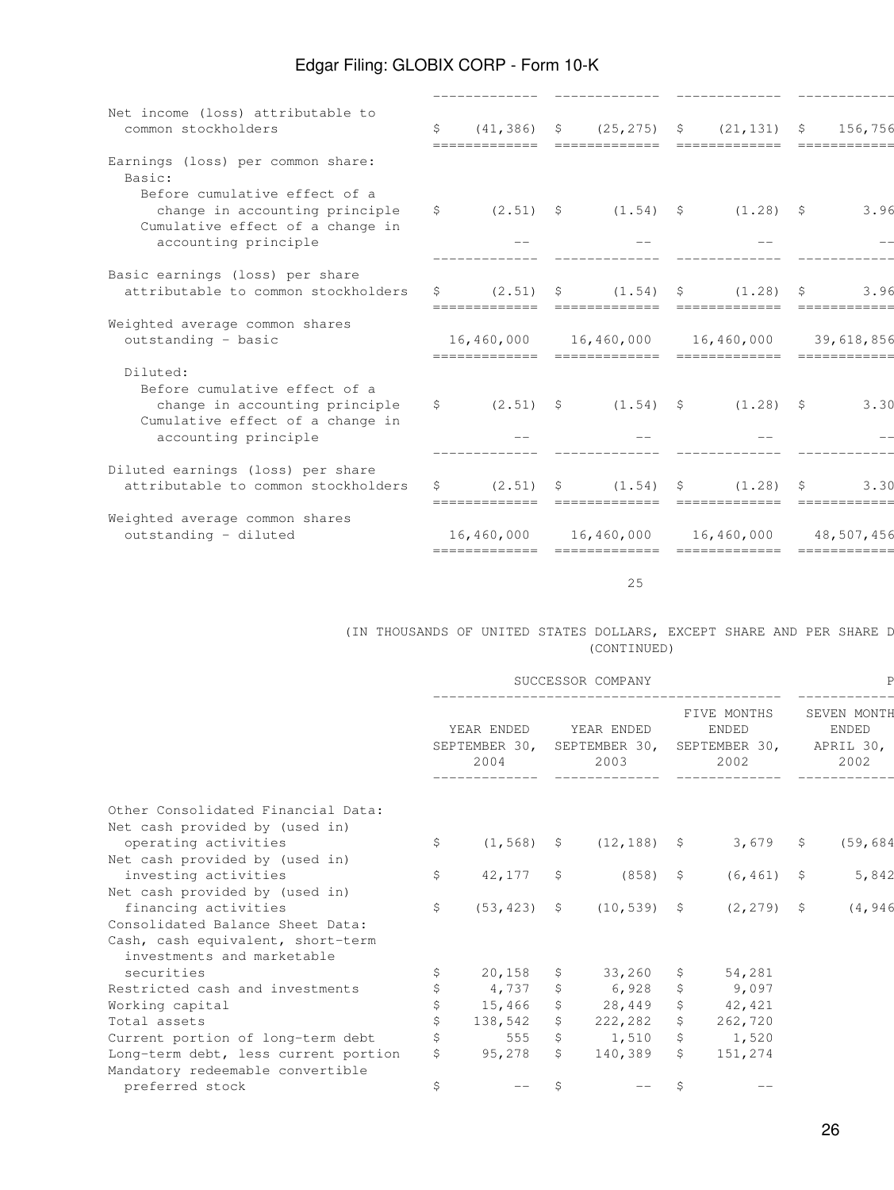| | | | | |
|---|---|---|---|---|
| Net income (loss) attributable to common stockholders | $ (41,386) | $ (25,275) | $ (21,131) | $ 156,756 |
| Earnings (loss) per common share: | | | | |
| Basic: | | | | |
| Before cumulative effect of a change in accounting principle | $ (2.51) | $ (1.54) | $ (1.28) | $ 3.96 |
| Cumulative effect of a change in accounting principle | -- | -- | -- | -- |
| Basic earnings (loss) per share attributable to common stockholders | $ (2.51) | $ (1.54) | $ (1.28) | $ 3.96 |
| Weighted average common shares outstanding - basic | 16,460,000 | 16,460,000 | 16,460,000 | 39,618,856 |
| Diluted: | | | | |
| Before cumulative effect of a change in accounting principle | $ (2.51) | $ (1.54) | $ (1.28) | $ 3.30 |
| Cumulative effect of a change in accounting principle | -- | -- | -- | -- |
| Diluted earnings (loss) per share attributable to common stockholders | $ (2.51) | $ (1.54) | $ (1.28) | $ 3.30 |
| Weighted average common shares outstanding - diluted | 16,460,000 | 16,460,000 | 16,460,000 | 48,507,456 |

(IN THOUSANDS OF UNITED STATES DOLLARS, EXCEPT SHARE AND PER SHARE D
(CONTINUED)

| | SUCCESSOR COMPANY | | | P |
|---|---|---|---|---|
| | YEAR ENDED SEPTEMBER 30, 2004 | YEAR ENDED SEPTEMBER 30, 2003 | FIVE MONTHS ENDED SEPTEMBER 30, 2002 | SEVEN MONTH ENDED APRIL 30, 2002 |
| Other Consolidated Financial Data: | | | | |
| Net cash provided by (used in) operating activities | $ (1,568) | $ (12,188) | $ 3,679 | $ (59,684 |
| Net cash provided by (used in) investing activities | $ 42,177 | $ (858) | $ (6,461) | $ 5,842 |
| Net cash provided by (used in) financing activities | $ (53,423) | $ (10,539) | $ (2,279) | $ (4,946 |
| Consolidated Balance Sheet Data: | | | | |
| Cash, cash equivalent, short-term investments and marketable securities | $ 20,158 | $ 33,260 | $ 54,281 | |
| Restricted cash and investments | $ 4,737 | $ 6,928 | $ 9,097 | |
| Working capital | $ 15,466 | $ 28,449 | $ 42,421 | |
| Total assets | $ 138,542 | $ 222,282 | $ 262,720 | |
| Current portion of long-term debt | $ 555 | $ 1,510 | $ 1,520 | |
| Long-term debt, less current portion | $ 95,278 | $ 140,389 | $ 151,274 | |
| Mandatory redeemable convertible preferred stock | $ -- | $ -- | $ -- | |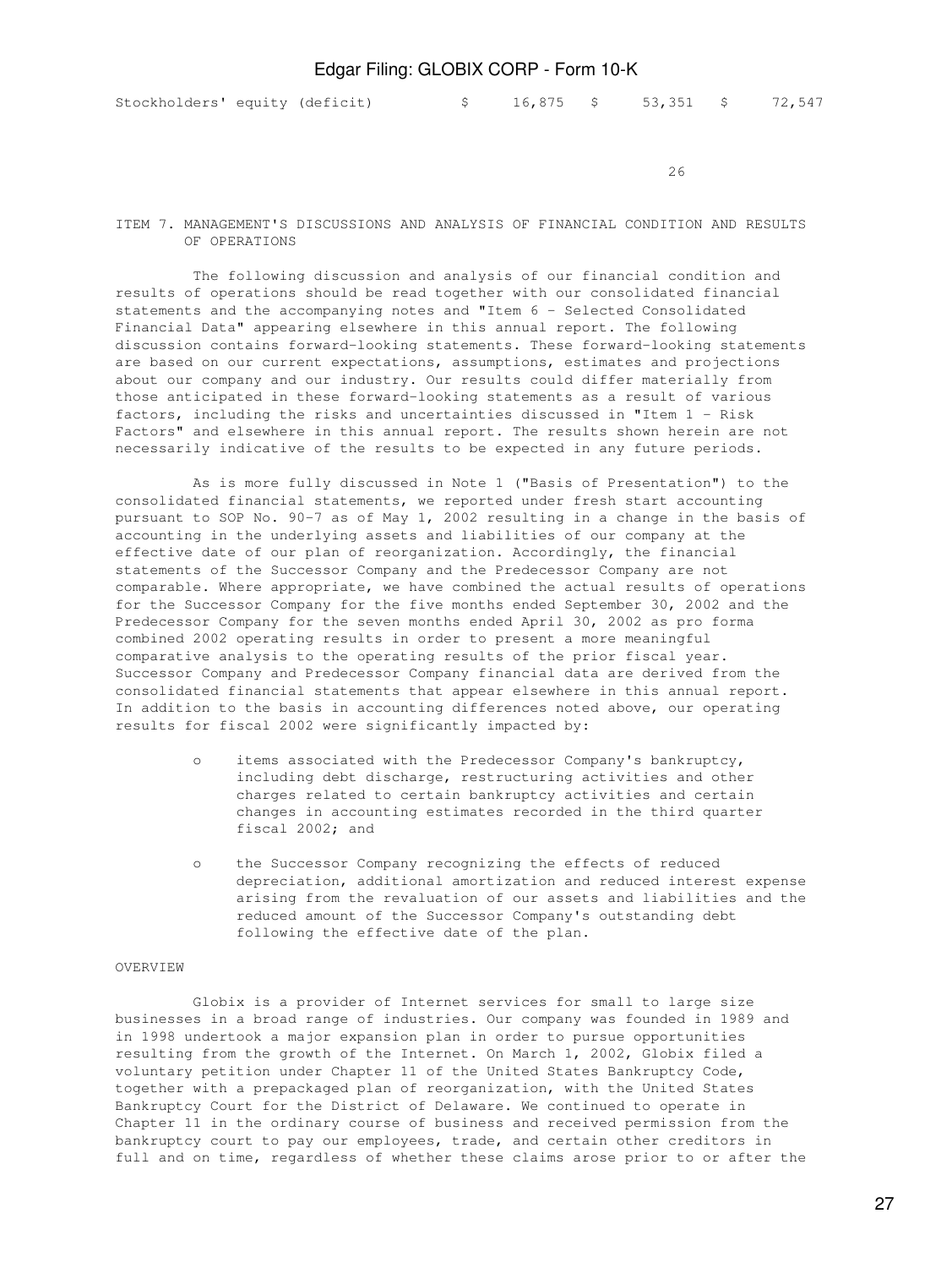| Stockholders' equity (deficit) | $ 16,875 | $ 53,351 | $ 72,547 |
|---|---|---|---|

## ITEM 7. MANAGEMENT'S DISCUSSIONS AND ANALYSIS OF FINANCIAL CONDITION AND RESULTS OF OPERATIONS

The following discussion and analysis of our financial condition and results of operations should be read together with our consolidated financial statements and the accompanying notes and "Item 6 - Selected Consolidated Financial Data" appearing elsewhere in this annual report. The following discussion contains forward-looking statements. These forward-looking statements are based on our current expectations, assumptions, estimates and projections about our company and our industry. Our results could differ materially from those anticipated in these forward-looking statements as a result of various factors, including the risks and uncertainties discussed in "Item 1 - Risk Factors" and elsewhere in this annual report. The results shown herein are not necessarily indicative of the results to be expected in any future periods.

As is more fully discussed in Note 1 ("Basis of Presentation") to the consolidated financial statements, we reported under fresh start accounting pursuant to SOP No. 90-7 as of May 1, 2002 resulting in a change in the basis of accounting in the underlying assets and liabilities of our company at the effective date of our plan of reorganization. Accordingly, the financial statements of the Successor Company and the Predecessor Company are not comparable. Where appropriate, we have combined the actual results of operations for the Successor Company for the five months ended September 30, 2002 and the Predecessor Company for the seven months ended April 30, 2002 as pro forma combined 2002 operating results in order to present a more meaningful comparative analysis to the operating results of the prior fiscal year. Successor Company and Predecessor Company financial data are derived from the consolidated financial statements that appear elsewhere in this annual report. In addition to the basis in accounting differences noted above, our operating results for fiscal 2002 were significantly impacted by:

- items associated with the Predecessor Company's bankruptcy, including debt discharge, restructuring activities and other charges related to certain bankruptcy activities and certain changes in accounting estimates recorded in the third quarter fiscal 2002; and
- the Successor Company recognizing the effects of reduced depreciation, additional amortization and reduced interest expense arising from the revaluation of our assets and liabilities and the reduced amount of the Successor Company's outstanding debt following the effective date of the plan.

### OVERVIEW

Globix is a provider of Internet services for small to large size businesses in a broad range of industries. Our company was founded in 1989 and in 1998 undertook a major expansion plan in order to pursue opportunities resulting from the growth of the Internet. On March 1, 2002, Globix filed a voluntary petition under Chapter 11 of the United States Bankruptcy Code, together with a prepackaged plan of reorganization, with the United States Bankruptcy Court for the District of Delaware. We continued to operate in Chapter 11 in the ordinary course of business and received permission from the bankruptcy court to pay our employees, trade, and certain other creditors in full and on time, regardless of whether these claims arose prior to or after the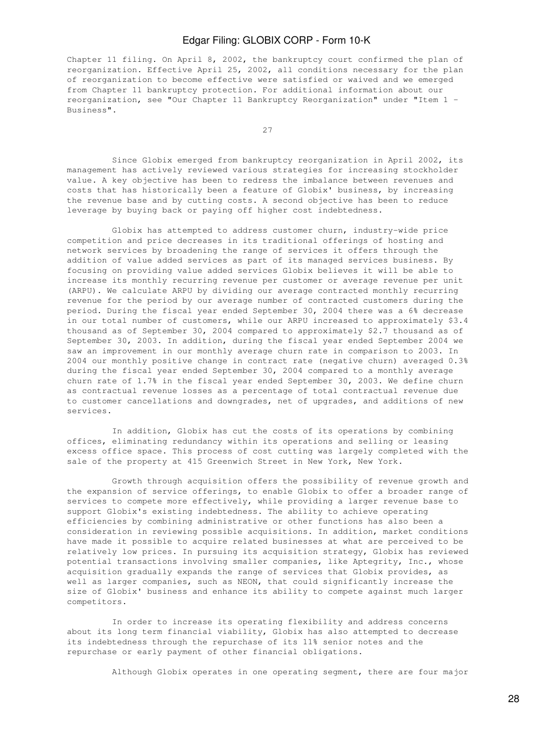Chapter 11 filing. On April 8, 2002, the bankruptcy court confirmed the plan of reorganization. Effective April 25, 2002, all conditions necessary for the plan of reorganization to become effective were satisfied or waived and we emerged from Chapter 11 bankruptcy protection. For additional information about our reorganization, see "Our Chapter 11 Bankruptcy Reorganization" under "Item 1 - Business".

Since Globix emerged from bankruptcy reorganization in April 2002, its management has actively reviewed various strategies for increasing stockholder value. A key objective has been to redress the imbalance between revenues and costs that has historically been a feature of Globix' business, by increasing the revenue base and by cutting costs. A second objective has been to reduce leverage by buying back or paying off higher cost indebtedness.

Globix has attempted to address customer churn, industry-wide price competition and price decreases in its traditional offerings of hosting and network services by broadening the range of services it offers through the addition of value added services as part of its managed services business. By focusing on providing value added services Globix believes it will be able to increase its monthly recurring revenue per customer or average revenue per unit (ARPU). We calculate ARPU by dividing our average contracted monthly recurring revenue for the period by our average number of contracted customers during the period. During the fiscal year ended September 30, 2004 there was a 6% decrease in our total number of customers, while our ARPU increased to approximately $3.4 thousand as of September 30, 2004 compared to approximately $2.7 thousand as of September 30, 2003. In addition, during the fiscal year ended September 2004 we saw an improvement in our monthly average churn rate in comparison to 2003. In 2004 our monthly positive change in contract rate (negative churn) averaged 0.3% during the fiscal year ended September 30, 2004 compared to a monthly average churn rate of 1.7% in the fiscal year ended September 30, 2003. We define churn as contractual revenue losses as a percentage of total contractual revenue due to customer cancellations and downgrades, net of upgrades, and additions of new services.

In addition, Globix has cut the costs of its operations by combining offices, eliminating redundancy within its operations and selling or leasing excess office space. This process of cost cutting was largely completed with the sale of the property at 415 Greenwich Street in New York, New York.

Growth through acquisition offers the possibility of revenue growth and the expansion of service offerings, to enable Globix to offer a broader range of services to compete more effectively, while providing a larger revenue base to support Globix's existing indebtedness. The ability to achieve operating efficiencies by combining administrative or other functions has also been a consideration in reviewing possible acquisitions. In addition, market conditions have made it possible to acquire related businesses at what are perceived to be relatively low prices. In pursuing its acquisition strategy, Globix has reviewed potential transactions involving smaller companies, like Aptegrity, Inc., whose acquisition gradually expands the range of services that Globix provides, as well as larger companies, such as NEON, that could significantly increase the size of Globix' business and enhance its ability to compete against much larger competitors.

In order to increase its operating flexibility and address concerns about its long term financial viability, Globix has also attempted to decrease its indebtedness through the repurchase of its 11% senior notes and the repurchase or early payment of other financial obligations.

Although Globix operates in one operating segment, there are four major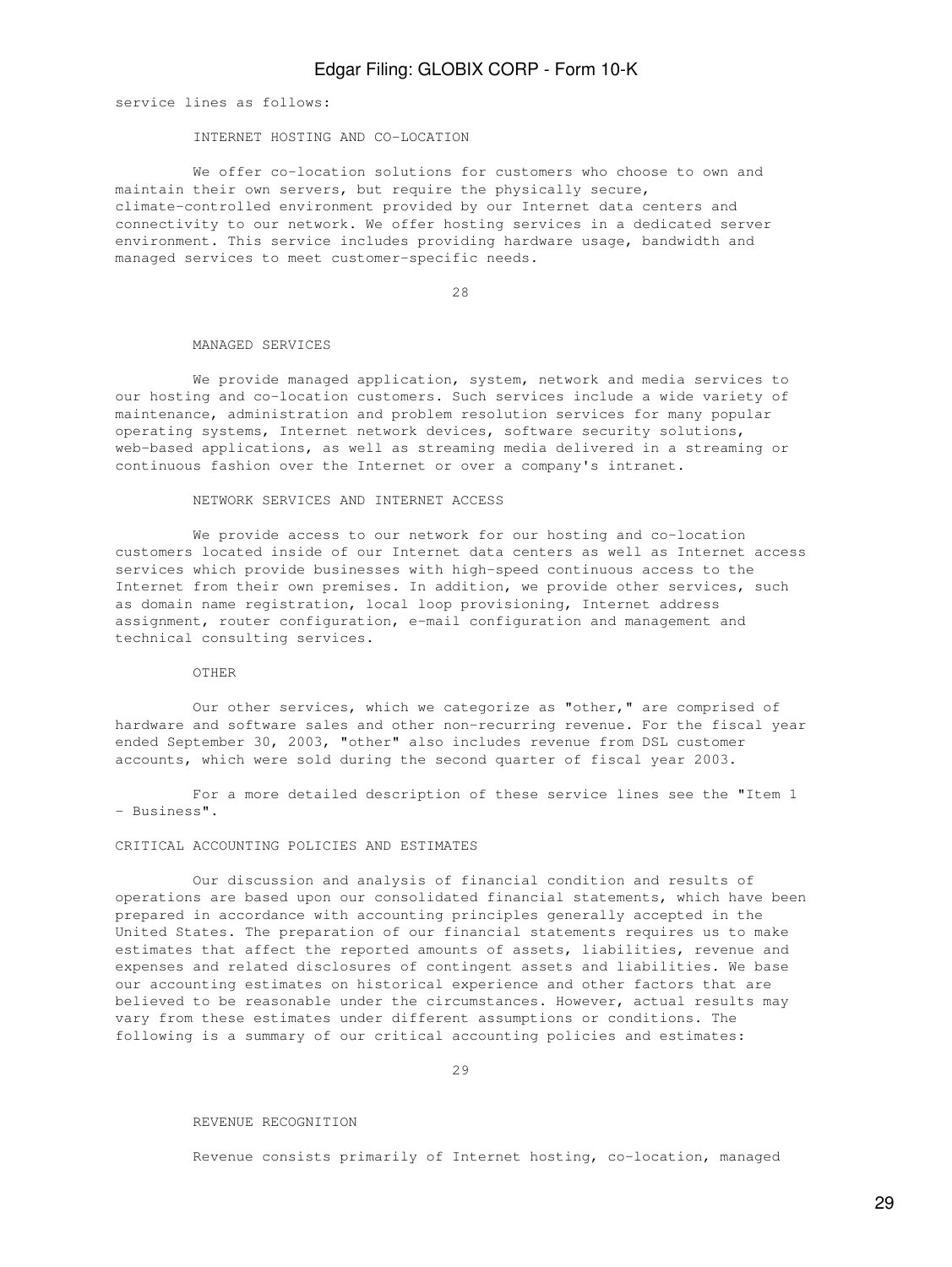service lines as follows:

### INTERNET HOSTING AND CO-LOCATION

We offer co-location solutions for customers who choose to own and maintain their own servers, but require the physically secure, climate-controlled environment provided by our Internet data centers and connectivity to our network. We offer hosting services in a dedicated server environment. This service includes providing hardware usage, bandwidth and managed services to meet customer-specific needs.

### MANAGED SERVICES

We provide managed application, system, network and media services to our hosting and co-location customers. Such services include a wide variety of maintenance, administration and problem resolution services for many popular operating systems, Internet network devices, software security solutions, web-based applications, as well as streaming media delivered in a streaming or continuous fashion over the Internet or over a company's intranet.

### NETWORK SERVICES AND INTERNET ACCESS

We provide access to our network for our hosting and co-location customers located inside of our Internet data centers as well as Internet access services which provide businesses with high-speed continuous access to the Internet from their own premises. In addition, we provide other services, such as domain name registration, local loop provisioning, Internet address assignment, router configuration, e-mail configuration and management and technical consulting services.

### OTHER

Our other services, which we categorize as "other," are comprised of hardware and software sales and other non-recurring revenue. For the fiscal year ended September 30, 2003, "other" also includes revenue from DSL customer accounts, which were sold during the second quarter of fiscal year 2003.

For a more detailed description of these service lines see the "Item 1 - Business".

## CRITICAL ACCOUNTING POLICIES AND ESTIMATES

Our discussion and analysis of financial condition and results of operations are based upon our consolidated financial statements, which have been prepared in accordance with accounting principles generally accepted in the United States. The preparation of our financial statements requires us to make estimates that affect the reported amounts of assets, liabilities, revenue and expenses and related disclosures of contingent assets and liabilities. We base our accounting estimates on historical experience and other factors that are believed to be reasonable under the circumstances. However, actual results may vary from these estimates under different assumptions or conditions. The following is a summary of our critical accounting policies and estimates:

### REVENUE RECOGNITION

Revenue consists primarily of Internet hosting, co-location, managed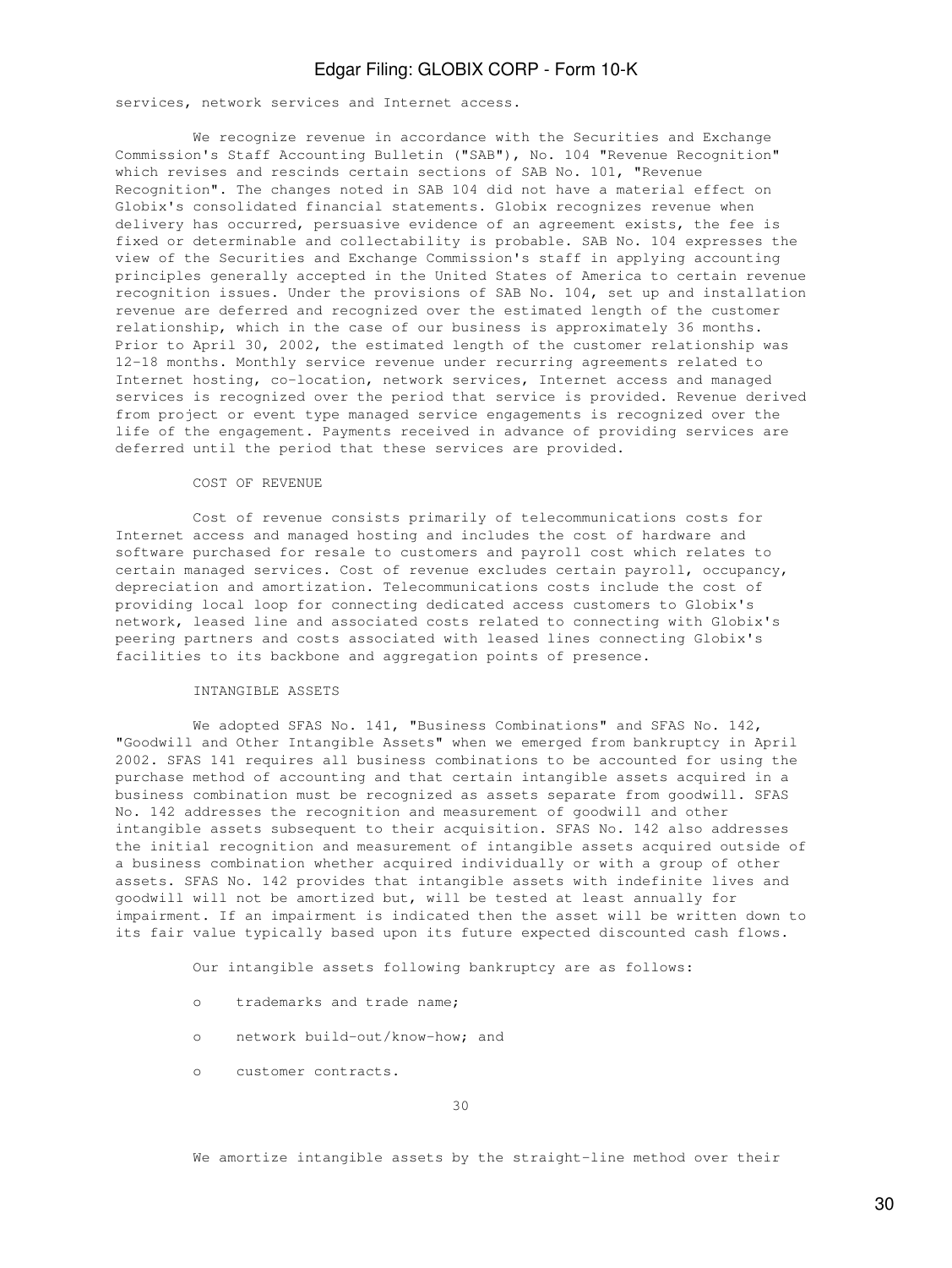services, network services and Internet access.

We recognize revenue in accordance with the Securities and Exchange Commission's Staff Accounting Bulletin ("SAB"), No. 104 "Revenue Recognition" which revises and rescinds certain sections of SAB No. 101, "Revenue Recognition". The changes noted in SAB 104 did not have a material effect on Globix's consolidated financial statements. Globix recognizes revenue when delivery has occurred, persuasive evidence of an agreement exists, the fee is fixed or determinable and collectability is probable. SAB No. 104 expresses the view of the Securities and Exchange Commission's staff in applying accounting principles generally accepted in the United States of America to certain revenue recognition issues. Under the provisions of SAB No. 104, set up and installation revenue are deferred and recognized over the estimated length of the customer relationship, which in the case of our business is approximately 36 months. Prior to April 30, 2002, the estimated length of the customer relationship was 12-18 months. Monthly service revenue under recurring agreements related to Internet hosting, co-location, network services, Internet access and managed services is recognized over the period that service is provided. Revenue derived from project or event type managed service engagements is recognized over the life of the engagement. Payments received in advance of providing services are deferred until the period that these services are provided.

COST OF REVENUE

Cost of revenue consists primarily of telecommunications costs for Internet access and managed hosting and includes the cost of hardware and software purchased for resale to customers and payroll cost which relates to certain managed services. Cost of revenue excludes certain payroll, occupancy, depreciation and amortization. Telecommunications costs include the cost of providing local loop for connecting dedicated access customers to Globix's network, leased line and associated costs related to connecting with Globix's peering partners and costs associated with leased lines connecting Globix's facilities to its backbone and aggregation points of presence.

INTANGIBLE ASSETS

We adopted SFAS No. 141, "Business Combinations" and SFAS No. 142, "Goodwill and Other Intangible Assets" when we emerged from bankruptcy in April 2002. SFAS 141 requires all business combinations to be accounted for using the purchase method of accounting and that certain intangible assets acquired in a business combination must be recognized as assets separate from goodwill. SFAS No. 142 addresses the recognition and measurement of goodwill and other intangible assets subsequent to their acquisition. SFAS No. 142 also addresses the initial recognition and measurement of intangible assets acquired outside of a business combination whether acquired individually or with a group of other assets. SFAS No. 142 provides that intangible assets with indefinite lives and goodwill will not be amortized but, will be tested at least annually for impairment. If an impairment is indicated then the asset will be written down to its fair value typically based upon its future expected discounted cash flows.

Our intangible assets following bankruptcy are as follows:

- trademarks and trade name;
- network build-out/know-how; and
- customer contracts.

We amortize intangible assets by the straight-line method over their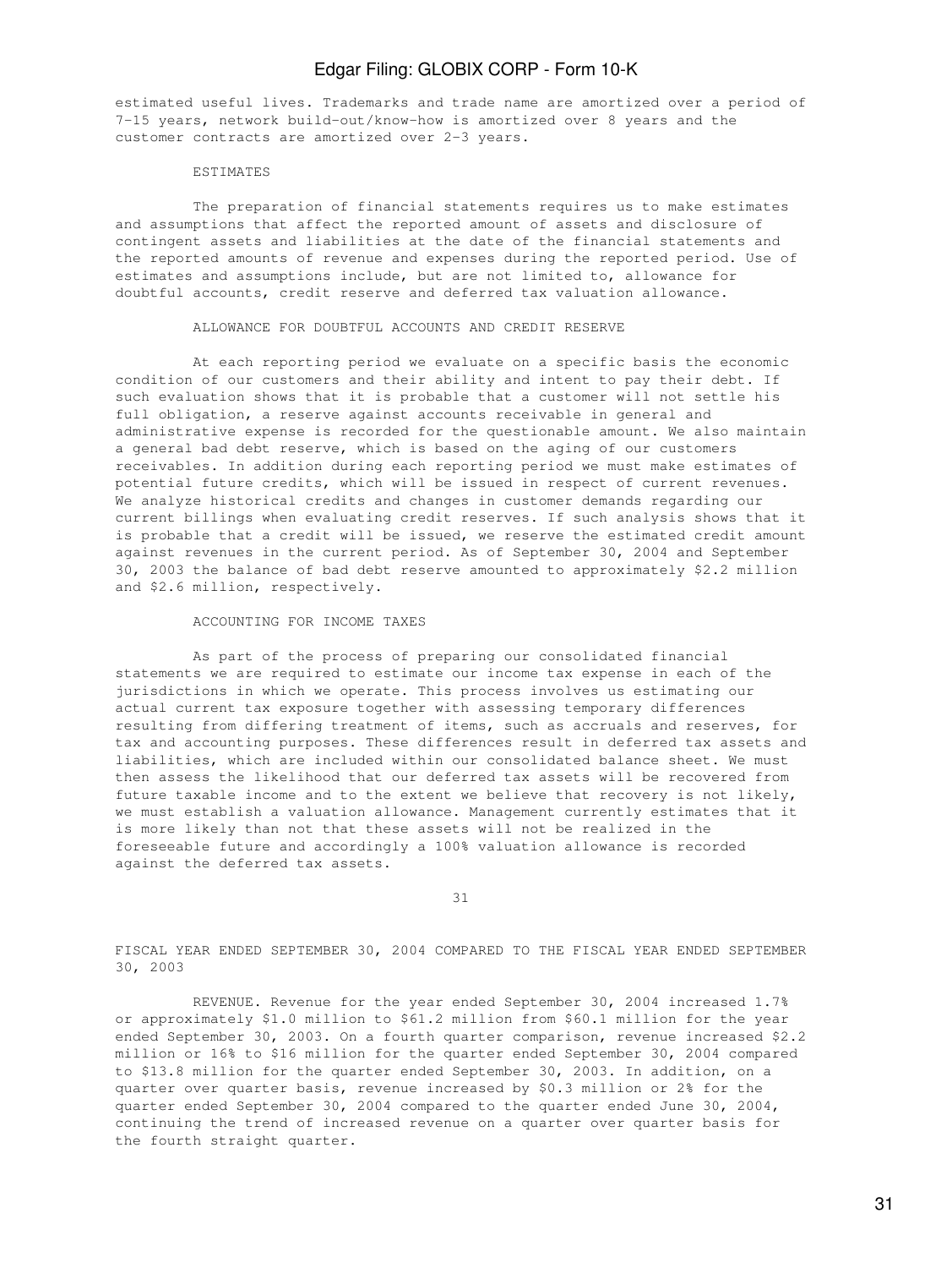estimated useful lives. Trademarks and trade name are amortized over a period of 7-15 years, network build-out/know-how is amortized over 8 years and the customer contracts are amortized over 2-3 years.

### ESTIMATES

The preparation of financial statements requires us to make estimates and assumptions that affect the reported amount of assets and disclosure of contingent assets and liabilities at the date of the financial statements and the reported amounts of revenue and expenses during the reported period. Use of estimates and assumptions include, but are not limited to, allowance for doubtful accounts, credit reserve and deferred tax valuation allowance.

### ALLOWANCE FOR DOUBTFUL ACCOUNTS AND CREDIT RESERVE

At each reporting period we evaluate on a specific basis the economic condition of our customers and their ability and intent to pay their debt. If such evaluation shows that it is probable that a customer will not settle his full obligation, a reserve against accounts receivable in general and administrative expense is recorded for the questionable amount. We also maintain a general bad debt reserve, which is based on the aging of our customers receivables. In addition during each reporting period we must make estimates of potential future credits, which will be issued in respect of current revenues. We analyze historical credits and changes in customer demands regarding our current billings when evaluating credit reserves. If such analysis shows that it is probable that a credit will be issued, we reserve the estimated credit amount against revenues in the current period. As of September 30, 2004 and September 30, 2003 the balance of bad debt reserve amounted to approximately $2.2 million and $2.6 million, respectively.

### ACCOUNTING FOR INCOME TAXES

As part of the process of preparing our consolidated financial statements we are required to estimate our income tax expense in each of the jurisdictions in which we operate. This process involves us estimating our actual current tax exposure together with assessing temporary differences resulting from differing treatment of items, such as accruals and reserves, for tax and accounting purposes. These differences result in deferred tax assets and liabilities, which are included within our consolidated balance sheet. We must then assess the likelihood that our deferred tax assets will be recovered from future taxable income and to the extent we believe that recovery is not likely, we must establish a valuation allowance. Management currently estimates that it is more likely than not that these assets will not be realized in the foreseeable future and accordingly a 100% valuation allowance is recorded against the deferred tax assets.

## FISCAL YEAR ENDED SEPTEMBER 30, 2004 COMPARED TO THE FISCAL YEAR ENDED SEPTEMBER 30, 2003

REVENUE. Revenue for the year ended September 30, 2004 increased 1.7% or approximately $1.0 million to $61.2 million from $60.1 million for the year ended September 30, 2003. On a fourth quarter comparison, revenue increased $2.2 million or 16% to $16 million for the quarter ended September 30, 2004 compared to $13.8 million for the quarter ended September 30, 2003. In addition, on a quarter over quarter basis, revenue increased by $0.3 million or 2% for the quarter ended September 30, 2004 compared to the quarter ended June 30, 2004, continuing the trend of increased revenue on a quarter over quarter basis for the fourth straight quarter.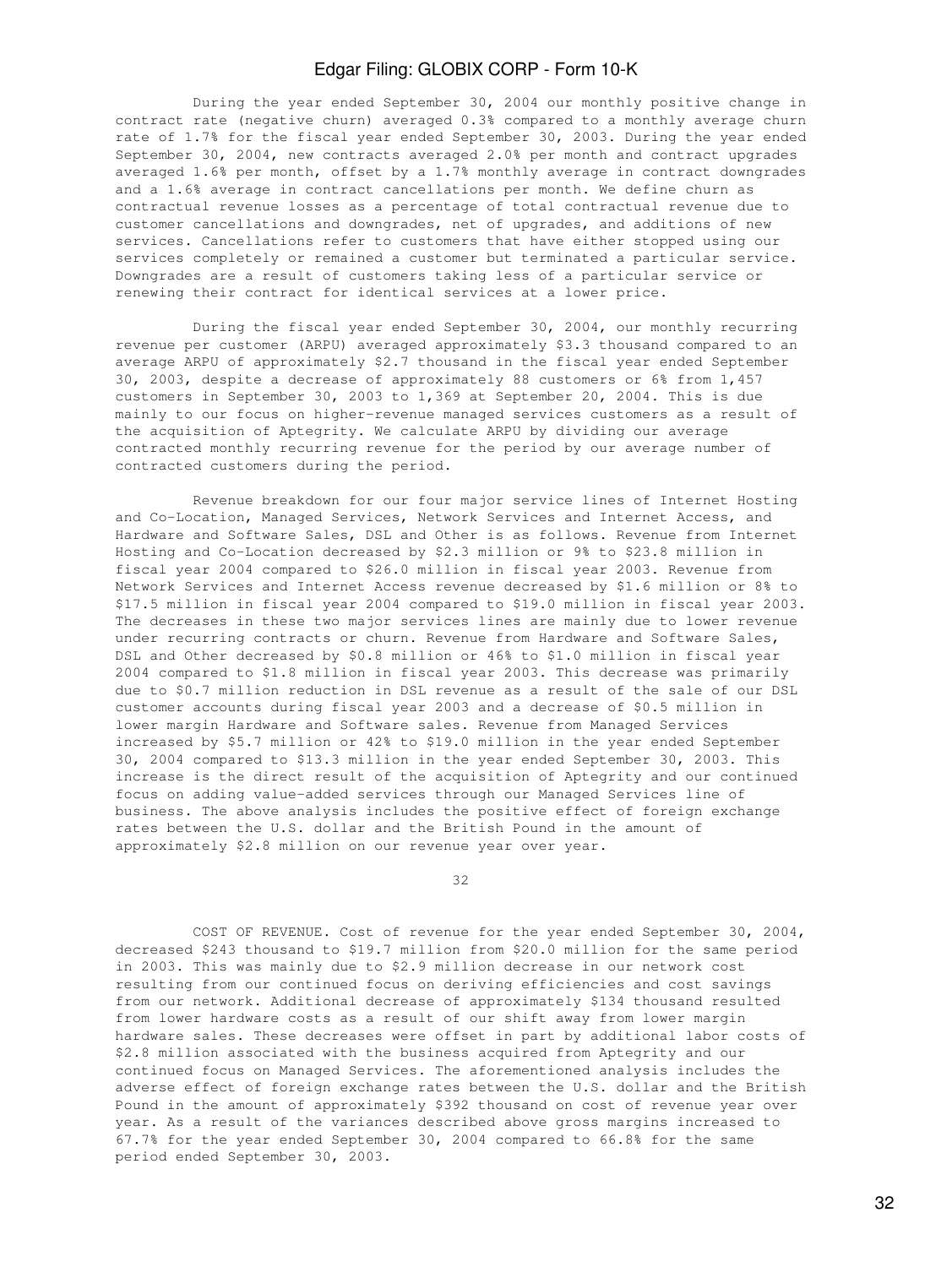During the year ended September 30, 2004 our monthly positive change in contract rate (negative churn) averaged 0.3% compared to a monthly average churn rate of 1.7% for the fiscal year ended September 30, 2003. During the year ended September 30, 2004, new contracts averaged 2.0% per month and contract upgrades averaged 1.6% per month, offset by a 1.7% monthly average in contract downgrades and a 1.6% average in contract cancellations per month. We define churn as contractual revenue losses as a percentage of total contractual revenue due to customer cancellations and downgrades, net of upgrades, and additions of new services. Cancellations refer to customers that have either stopped using our services completely or remained a customer but terminated a particular service. Downgrades are a result of customers taking less of a particular service or renewing their contract for identical services at a lower price.

During the fiscal year ended September 30, 2004, our monthly recurring revenue per customer (ARPU) averaged approximately $3.3 thousand compared to an average ARPU of approximately $2.7 thousand in the fiscal year ended September 30, 2003, despite a decrease of approximately 88 customers or 6% from 1,457 customers in September 30, 2003 to 1,369 at September 20, 2004. This is due mainly to our focus on higher-revenue managed services customers as a result of the acquisition of Aptegrity. We calculate ARPU by dividing our average contracted monthly recurring revenue for the period by our average number of contracted customers during the period.

Revenue breakdown for our four major service lines of Internet Hosting and Co-Location, Managed Services, Network Services and Internet Access, and Hardware and Software Sales, DSL and Other is as follows. Revenue from Internet Hosting and Co-Location decreased by $2.3 million or 9% to $23.8 million in fiscal year 2004 compared to $26.0 million in fiscal year 2003. Revenue from Network Services and Internet Access revenue decreased by $1.6 million or 8% to $17.5 million in fiscal year 2004 compared to $19.0 million in fiscal year 2003. The decreases in these two major services lines are mainly due to lower revenue under recurring contracts or churn. Revenue from Hardware and Software Sales, DSL and Other decreased by $0.8 million or 46% to $1.0 million in fiscal year 2004 compared to $1.8 million in fiscal year 2003. This decrease was primarily due to $0.7 million reduction in DSL revenue as a result of the sale of our DSL customer accounts during fiscal year 2003 and a decrease of $0.5 million in lower margin Hardware and Software sales. Revenue from Managed Services increased by $5.7 million or 42% to $19.0 million in the year ended September 30, 2004 compared to $13.3 million in the year ended September 30, 2003. This increase is the direct result of the acquisition of Aptegrity and our continued focus on adding value-added services through our Managed Services line of business. The above analysis includes the positive effect of foreign exchange rates between the U.S. dollar and the British Pound in the amount of approximately $2.8 million on our revenue year over year.

COST OF REVENUE. Cost of revenue for the year ended September 30, 2004, decreased $243 thousand to $19.7 million from $20.0 million for the same period in 2003. This was mainly due to $2.9 million decrease in our network cost resulting from our continued focus on deriving efficiencies and cost savings from our network. Additional decrease of approximately $134 thousand resulted from lower hardware costs as a result of our shift away from lower margin hardware sales. These decreases were offset in part by additional labor costs of $2.8 million associated with the business acquired from Aptegrity and our continued focus on Managed Services. The aforementioned analysis includes the adverse effect of foreign exchange rates between the U.S. dollar and the British Pound in the amount of approximately $392 thousand on cost of revenue year over year. As a result of the variances described above gross margins increased to 67.7% for the year ended September 30, 2004 compared to 66.8% for the same period ended September 30, 2003.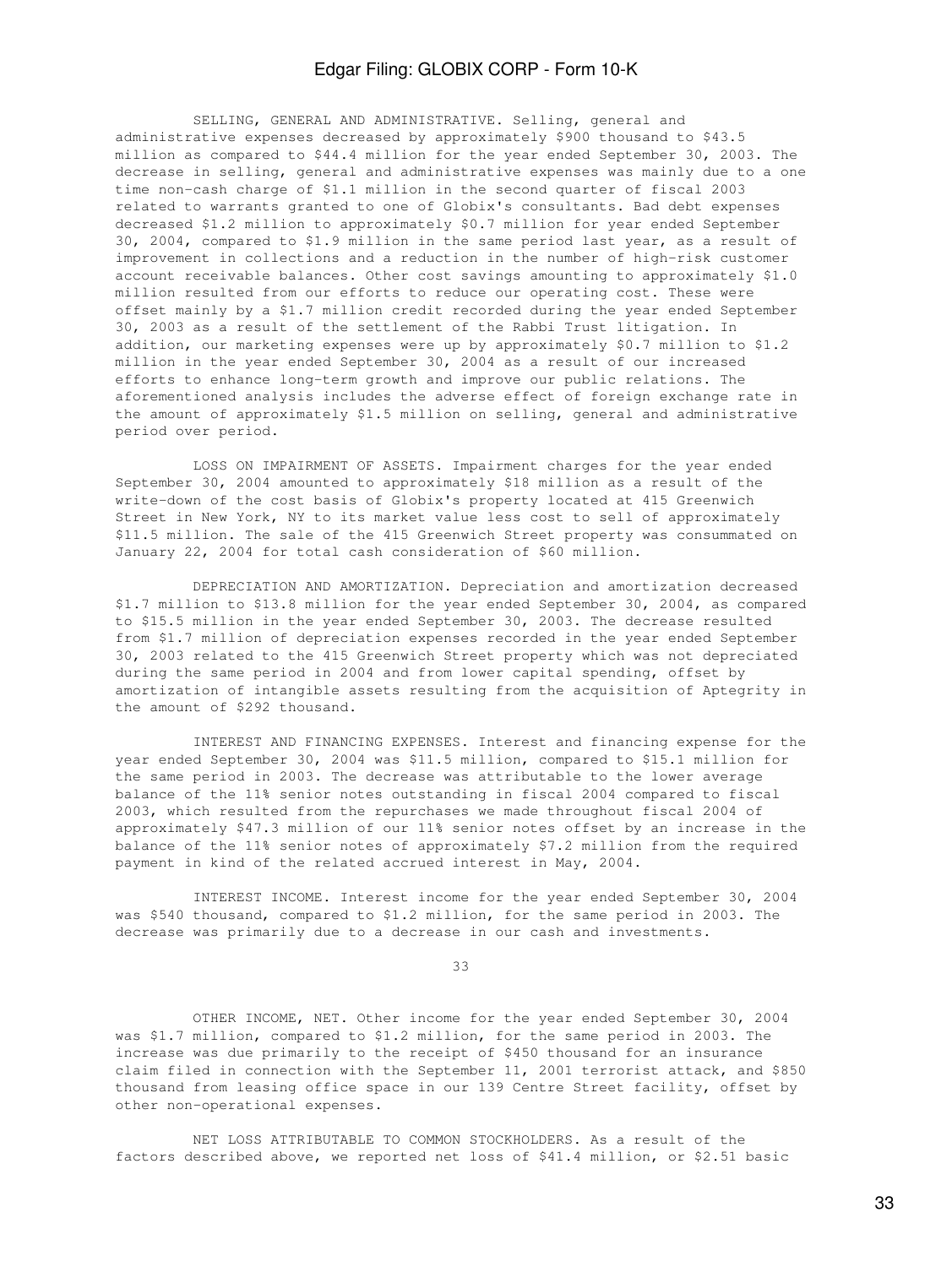SELLING, GENERAL AND ADMINISTRATIVE. Selling, general and administrative expenses decreased by approximately $900 thousand to $43.5 million as compared to $44.4 million for the year ended September 30, 2003. The decrease in selling, general and administrative expenses was mainly due to a one time non-cash charge of $1.1 million in the second quarter of fiscal 2003 related to warrants granted to one of Globix's consultants. Bad debt expenses decreased $1.2 million to approximately $0.7 million for year ended September 30, 2004, compared to $1.9 million in the same period last year, as a result of improvement in collections and a reduction in the number of high-risk customer account receivable balances. Other cost savings amounting to approximately $1.0 million resulted from our efforts to reduce our operating cost. These were offset mainly by a $1.7 million credit recorded during the year ended September 30, 2003 as a result of the settlement of the Rabbi Trust litigation. In addition, our marketing expenses were up by approximately $0.7 million to $1.2 million in the year ended September 30, 2004 as a result of our increased efforts to enhance long-term growth and improve our public relations. The aforementioned analysis includes the adverse effect of foreign exchange rate in the amount of approximately $1.5 million on selling, general and administrative period over period.

LOSS ON IMPAIRMENT OF ASSETS. Impairment charges for the year ended September 30, 2004 amounted to approximately $18 million as a result of the write-down of the cost basis of Globix's property located at 415 Greenwich Street in New York, NY to its market value less cost to sell of approximately $11.5 million. The sale of the 415 Greenwich Street property was consummated on January 22, 2004 for total cash consideration of $60 million.

DEPRECIATION AND AMORTIZATION. Depreciation and amortization decreased $1.7 million to $13.8 million for the year ended September 30, 2004, as compared to $15.5 million in the year ended September 30, 2003. The decrease resulted from $1.7 million of depreciation expenses recorded in the year ended September 30, 2003 related to the 415 Greenwich Street property which was not depreciated during the same period in 2004 and from lower capital spending, offset by amortization of intangible assets resulting from the acquisition of Aptegrity in the amount of $292 thousand.

INTEREST AND FINANCING EXPENSES. Interest and financing expense for the year ended September 30, 2004 was $11.5 million, compared to $15.1 million for the same period in 2003. The decrease was attributable to the lower average balance of the 11% senior notes outstanding in fiscal 2004 compared to fiscal 2003, which resulted from the repurchases we made throughout fiscal 2004 of approximately $47.3 million of our 11% senior notes offset by an increase in the balance of the 11% senior notes of approximately $7.2 million from the required payment in kind of the related accrued interest in May, 2004.

INTEREST INCOME. Interest income for the year ended September 30, 2004 was $540 thousand, compared to $1.2 million, for the same period in 2003. The decrease was primarily due to a decrease in our cash and investments.

OTHER INCOME, NET. Other income for the year ended September 30, 2004 was $1.7 million, compared to $1.2 million, for the same period in 2003. The increase was due primarily to the receipt of $450 thousand for an insurance claim filed in connection with the September 11, 2001 terrorist attack, and $850 thousand from leasing office space in our 139 Centre Street facility, offset by other non-operational expenses.

NET LOSS ATTRIBUTABLE TO COMMON STOCKHOLDERS. As a result of the factors described above, we reported net loss of $41.4 million, or $2.51 basic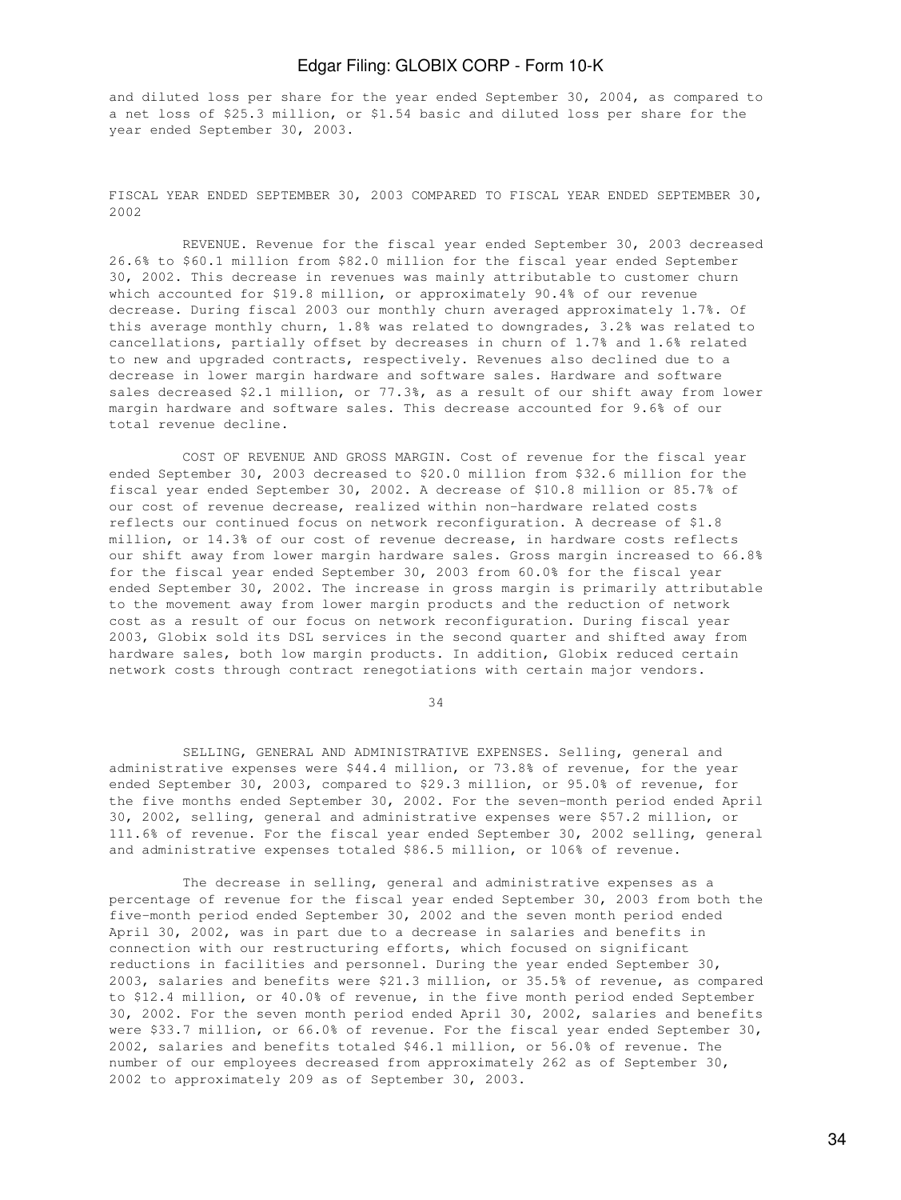and diluted loss per share for the year ended September 30, 2004, as compared to a net loss of $25.3 million, or $1.54 basic and diluted loss per share for the year ended September 30, 2003.

FISCAL YEAR ENDED SEPTEMBER 30, 2003 COMPARED TO FISCAL YEAR ENDED SEPTEMBER 30, 2002

REVENUE. Revenue for the fiscal year ended September 30, 2003 decreased 26.6% to $60.1 million from $82.0 million for the fiscal year ended September 30, 2002. This decrease in revenues was mainly attributable to customer churn which accounted for $19.8 million, or approximately 90.4% of our revenue decrease. During fiscal 2003 our monthly churn averaged approximately 1.7%. Of this average monthly churn, 1.8% was related to downgrades, 3.2% was related to cancellations, partially offset by decreases in churn of 1.7% and 1.6% related to new and upgraded contracts, respectively. Revenues also declined due to a decrease in lower margin hardware and software sales. Hardware and software sales decreased $2.1 million, or 77.3%, as a result of our shift away from lower margin hardware and software sales. This decrease accounted for 9.6% of our total revenue decline.

COST OF REVENUE AND GROSS MARGIN. Cost of revenue for the fiscal year ended September 30, 2003 decreased to $20.0 million from $32.6 million for the fiscal year ended September 30, 2002. A decrease of $10.8 million or 85.7% of our cost of revenue decrease, realized within non-hardware related costs reflects our continued focus on network reconfiguration. A decrease of $1.8 million, or 14.3% of our cost of revenue decrease, in hardware costs reflects our shift away from lower margin hardware sales. Gross margin increased to 66.8% for the fiscal year ended September 30, 2003 from 60.0% for the fiscal year ended September 30, 2002. The increase in gross margin is primarily attributable to the movement away from lower margin products and the reduction of network cost as a result of our focus on network reconfiguration. During fiscal year 2003, Globix sold its DSL services in the second quarter and shifted away from hardware sales, both low margin products. In addition, Globix reduced certain network costs through contract renegotiations with certain major vendors.

SELLING, GENERAL AND ADMINISTRATIVE EXPENSES. Selling, general and administrative expenses were $44.4 million, or 73.8% of revenue, for the year ended September 30, 2003, compared to $29.3 million, or 95.0% of revenue, for the five months ended September 30, 2002. For the seven-month period ended April 30, 2002, selling, general and administrative expenses were $57.2 million, or 111.6% of revenue. For the fiscal year ended September 30, 2002 selling, general and administrative expenses totaled $86.5 million, or 106% of revenue.

The decrease in selling, general and administrative expenses as a percentage of revenue for the fiscal year ended September 30, 2003 from both the five-month period ended September 30, 2002 and the seven month period ended April 30, 2002, was in part due to a decrease in salaries and benefits in connection with our restructuring efforts, which focused on significant reductions in facilities and personnel. During the year ended September 30, 2003, salaries and benefits were $21.3 million, or 35.5% of revenue, as compared to $12.4 million, or 40.0% of revenue, in the five month period ended September 30, 2002. For the seven month period ended April 30, 2002, salaries and benefits were $33.7 million, or 66.0% of revenue. For the fiscal year ended September 30, 2002, salaries and benefits totaled $46.1 million, or 56.0% of revenue. The number of our employees decreased from approximately 262 as of September 30, 2002 to approximately 209 as of September 30, 2003.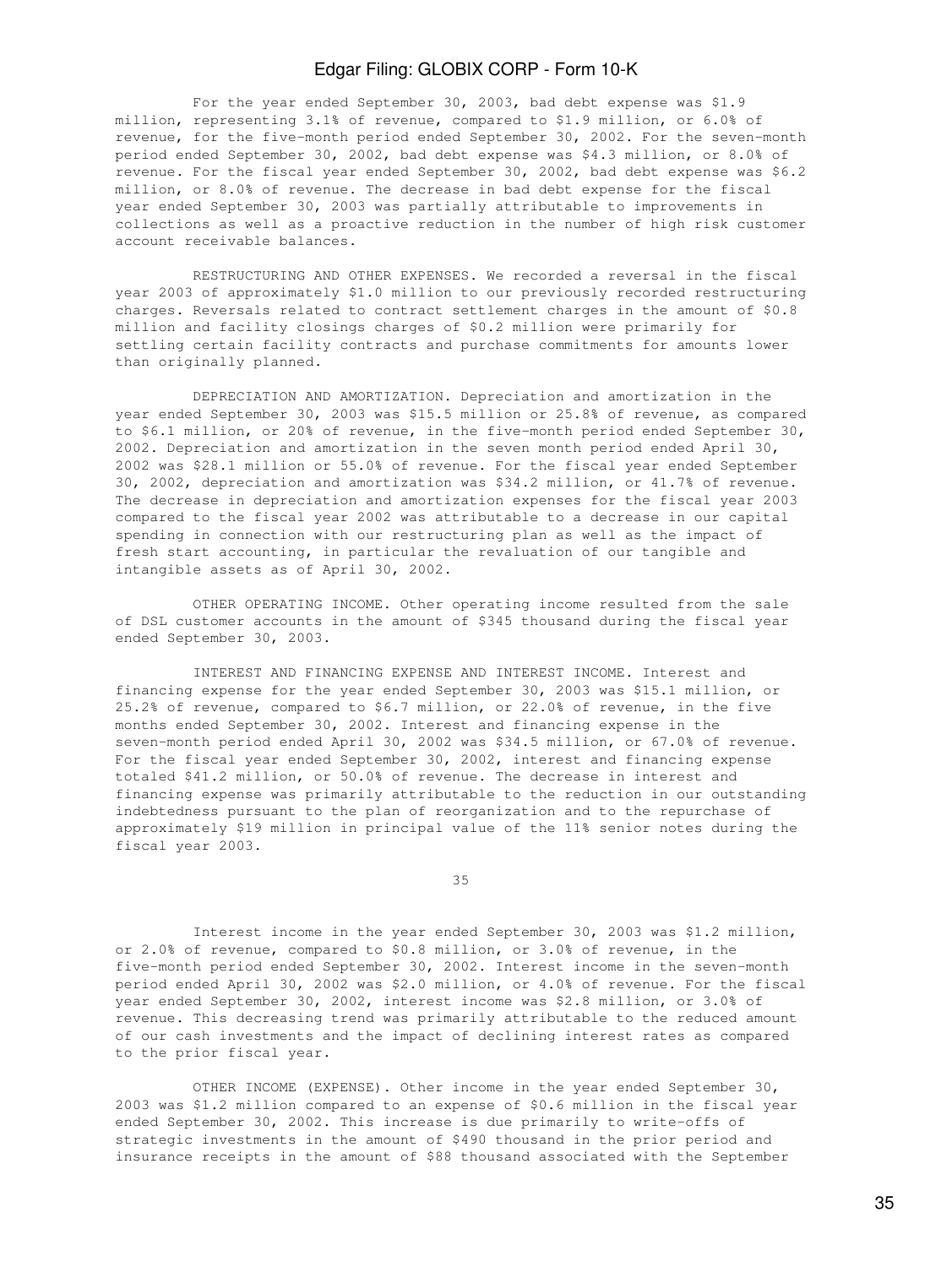For the year ended September 30, 2003, bad debt expense was $1.9 million, representing 3.1% of revenue, compared to $1.9 million, or 6.0% of revenue, for the five-month period ended September 30, 2002. For the seven-month period ended September 30, 2002, bad debt expense was $4.3 million, or 8.0% of revenue. For the fiscal year ended September 30, 2002, bad debt expense was $6.2 million, or 8.0% of revenue. The decrease in bad debt expense for the fiscal year ended September 30, 2003 was partially attributable to improvements in collections as well as a proactive reduction in the number of high risk customer account receivable balances.

RESTRUCTURING AND OTHER EXPENSES. We recorded a reversal in the fiscal year 2003 of approximately $1.0 million to our previously recorded restructuring charges. Reversals related to contract settlement charges in the amount of $0.8 million and facility closings charges of $0.2 million were primarily for settling certain facility contracts and purchase commitments for amounts lower than originally planned.

DEPRECIATION AND AMORTIZATION. Depreciation and amortization in the year ended September 30, 2003 was $15.5 million or 25.8% of revenue, as compared to $6.1 million, or 20% of revenue, in the five-month period ended September 30, 2002. Depreciation and amortization in the seven month period ended April 30, 2002 was $28.1 million or 55.0% of revenue. For the fiscal year ended September 30, 2002, depreciation and amortization was $34.2 million, or 41.7% of revenue. The decrease in depreciation and amortization expenses for the fiscal year 2003 compared to the fiscal year 2002 was attributable to a decrease in our capital spending in connection with our restructuring plan as well as the impact of fresh start accounting, in particular the revaluation of our tangible and intangible assets as of April 30, 2002.

OTHER OPERATING INCOME. Other operating income resulted from the sale of DSL customer accounts in the amount of $345 thousand during the fiscal year ended September 30, 2003.

INTEREST AND FINANCING EXPENSE AND INTEREST INCOME. Interest and financing expense for the year ended September 30, 2003 was $15.1 million, or 25.2% of revenue, compared to $6.7 million, or 22.0% of revenue, in the five months ended September 30, 2002. Interest and financing expense in the seven-month period ended April 30, 2002 was $34.5 million, or 67.0% of revenue. For the fiscal year ended September 30, 2002, interest and financing expense totaled $41.2 million, or 50.0% of revenue. The decrease in interest and financing expense was primarily attributable to the reduction in our outstanding indebtedness pursuant to the plan of reorganization and to the repurchase of approximately $19 million in principal value of the 11% senior notes during the fiscal year 2003.

Interest income in the year ended September 30, 2003 was $1.2 million, or 2.0% of revenue, compared to $0.8 million, or 3.0% of revenue, in the five-month period ended September 30, 2002. Interest income in the seven-month period ended April 30, 2002 was $2.0 million, or 4.0% of revenue. For the fiscal year ended September 30, 2002, interest income was $2.8 million, or 3.0% of revenue. This decreasing trend was primarily attributable to the reduced amount of our cash investments and the impact of declining interest rates as compared to the prior fiscal year.

OTHER INCOME (EXPENSE). Other income in the year ended September 30, 2003 was $1.2 million compared to an expense of $0.6 million in the fiscal year ended September 30, 2002. This increase is due primarily to write-offs of strategic investments in the amount of $490 thousand in the prior period and insurance receipts in the amount of $88 thousand associated with the September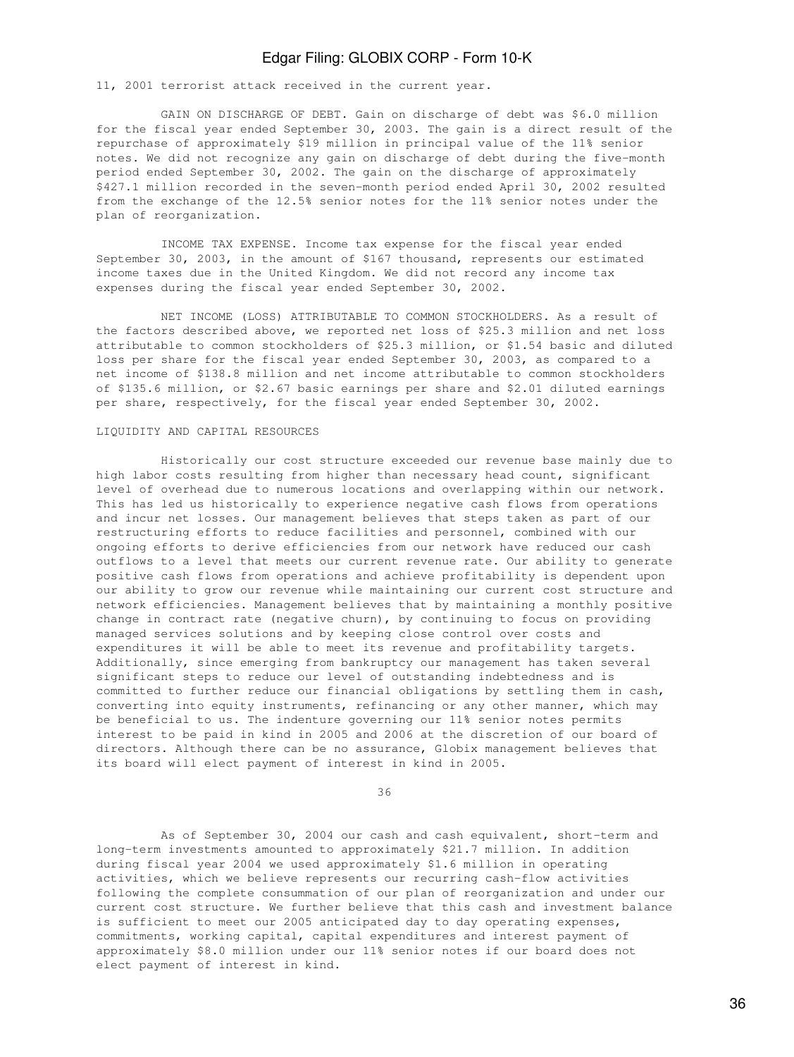11, 2001 terrorist attack received in the current year.

GAIN ON DISCHARGE OF DEBT. Gain on discharge of debt was $6.0 million for the fiscal year ended September 30, 2003. The gain is a direct result of the repurchase of approximately $19 million in principal value of the 11% senior notes. We did not recognize any gain on discharge of debt during the five-month period ended September 30, 2002. The gain on the discharge of approximately $427.1 million recorded in the seven-month period ended April 30, 2002 resulted from the exchange of the 12.5% senior notes for the 11% senior notes under the plan of reorganization.

INCOME TAX EXPENSE. Income tax expense for the fiscal year ended September 30, 2003, in the amount of $167 thousand, represents our estimated income taxes due in the United Kingdom. We did not record any income tax expenses during the fiscal year ended September 30, 2002.

NET INCOME (LOSS) ATTRIBUTABLE TO COMMON STOCKHOLDERS. As a result of the factors described above, we reported net loss of $25.3 million and net loss attributable to common stockholders of $25.3 million, or $1.54 basic and diluted loss per share for the fiscal year ended September 30, 2003, as compared to a net income of $138.8 million and net income attributable to common stockholders of $135.6 million, or $2.67 basic earnings per share and $2.01 diluted earnings per share, respectively, for the fiscal year ended September 30, 2002.

LIQUIDITY AND CAPITAL RESOURCES

Historically our cost structure exceeded our revenue base mainly due to high labor costs resulting from higher than necessary head count, significant level of overhead due to numerous locations and overlapping within our network. This has led us historically to experience negative cash flows from operations and incur net losses. Our management believes that steps taken as part of our restructuring efforts to reduce facilities and personnel, combined with our ongoing efforts to derive efficiencies from our network have reduced our cash outflows to a level that meets our current revenue rate. Our ability to generate positive cash flows from operations and achieve profitability is dependent upon our ability to grow our revenue while maintaining our current cost structure and network efficiencies. Management believes that by maintaining a monthly positive change in contract rate (negative churn), by continuing to focus on providing managed services solutions and by keeping close control over costs and expenditures it will be able to meet its revenue and profitability targets. Additionally, since emerging from bankruptcy our management has taken several significant steps to reduce our level of outstanding indebtedness and is committed to further reduce our financial obligations by settling them in cash, converting into equity instruments, refinancing or any other manner, which may be beneficial to us. The indenture governing our 11% senior notes permits interest to be paid in kind in 2005 and 2006 at the discretion of our board of directors. Although there can be no assurance, Globix management believes that its board will elect payment of interest in kind in 2005.

As of September 30, 2004 our cash and cash equivalent, short-term and long-term investments amounted to approximately $21.7 million. In addition during fiscal year 2004 we used approximately $1.6 million in operating activities, which we believe represents our recurring cash-flow activities following the complete consummation of our plan of reorganization and under our current cost structure. We further believe that this cash and investment balance is sufficient to meet our 2005 anticipated day to day operating expenses, commitments, working capital, capital expenditures and interest payment of approximately $8.0 million under our 11% senior notes if our board does not elect payment of interest in kind.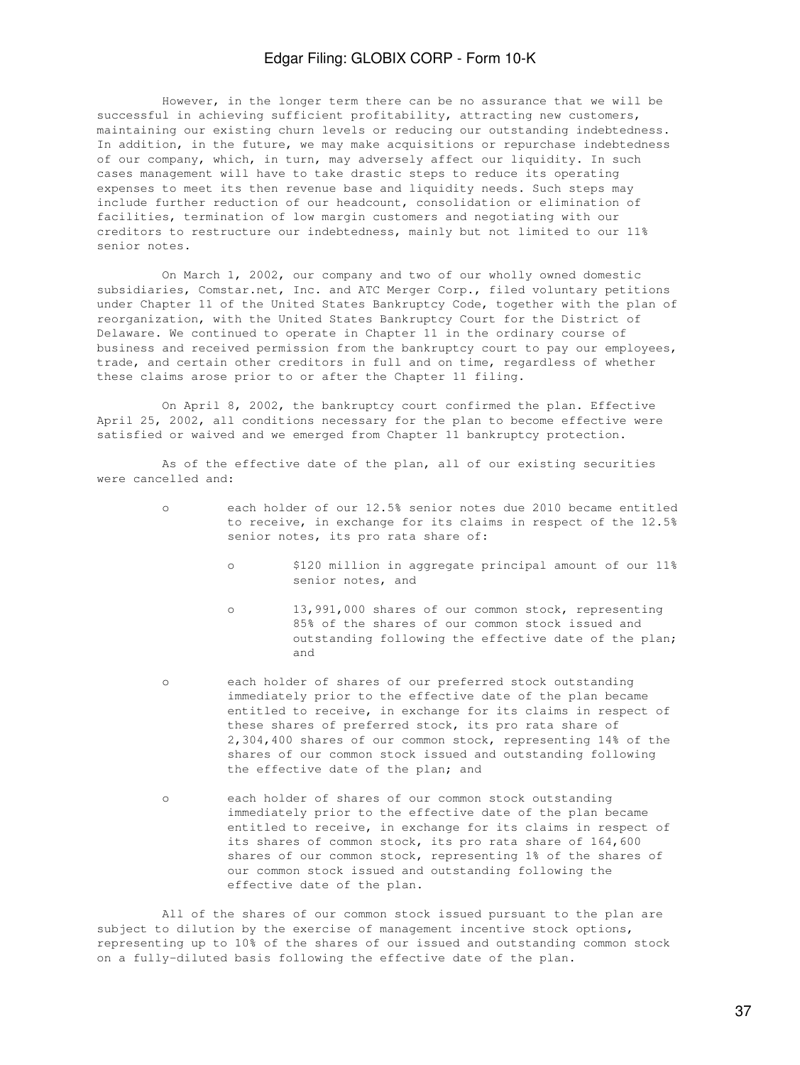However, in the longer term there can be no assurance that we will be successful in achieving sufficient profitability, attracting new customers, maintaining our existing churn levels or reducing our outstanding indebtedness. In addition, in the future, we may make acquisitions or repurchase indebtedness of our company, which, in turn, may adversely affect our liquidity. In such cases management will have to take drastic steps to reduce its operating expenses to meet its then revenue base and liquidity needs. Such steps may include further reduction of our headcount, consolidation or elimination of facilities, termination of low margin customers and negotiating with our creditors to restructure our indebtedness, mainly but not limited to our 11% senior notes.

On March 1, 2002, our company and two of our wholly owned domestic subsidiaries, Comstar.net, Inc. and ATC Merger Corp., filed voluntary petitions under Chapter 11 of the United States Bankruptcy Code, together with the plan of reorganization, with the United States Bankruptcy Court for the District of Delaware. We continued to operate in Chapter 11 in the ordinary course of business and received permission from the bankruptcy court to pay our employees, trade, and certain other creditors in full and on time, regardless of whether these claims arose prior to or after the Chapter 11 filing.

On April 8, 2002, the bankruptcy court confirmed the plan. Effective April 25, 2002, all conditions necessary for the plan to become effective were satisfied or waived and we emerged from Chapter 11 bankruptcy protection.

As of the effective date of the plan, all of our existing securities were cancelled and:

- each holder of our 12.5% senior notes due 2010 became entitled to receive, in exchange for its claims in respect of the 12.5% senior notes, its pro rata share of:
  - $120 million in aggregate principal amount of our 11% senior notes, and
  - 13,991,000 shares of our common stock, representing 85% of the shares of our common stock issued and outstanding following the effective date of the plan; and
- each holder of shares of our preferred stock outstanding immediately prior to the effective date of the plan became entitled to receive, in exchange for its claims in respect of these shares of preferred stock, its pro rata share of 2,304,400 shares of our common stock, representing 14% of the shares of our common stock issued and outstanding following the effective date of the plan; and
- each holder of shares of our common stock outstanding immediately prior to the effective date of the plan became entitled to receive, in exchange for its claims in respect of its shares of common stock, its pro rata share of 164,600 shares of our common stock, representing 1% of the shares of our common stock issued and outstanding following the effective date of the plan.

All of the shares of our common stock issued pursuant to the plan are subject to dilution by the exercise of management incentive stock options, representing up to 10% of the shares of our issued and outstanding common stock on a fully-diluted basis following the effective date of the plan.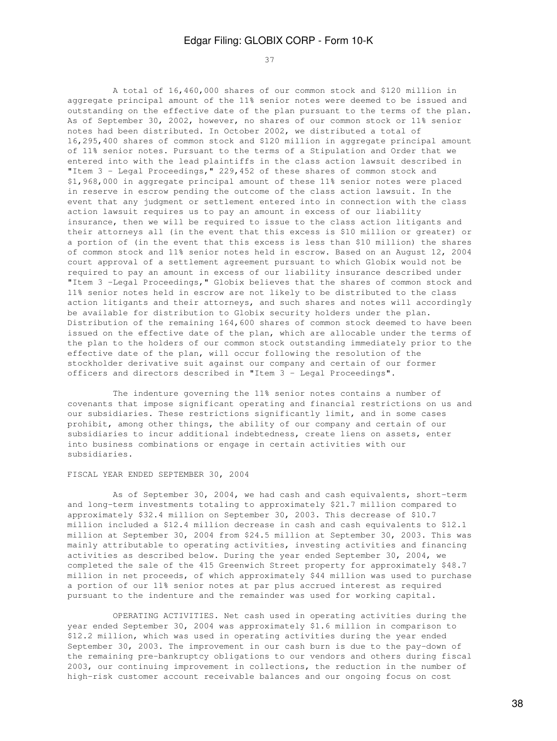A total of 16,460,000 shares of our common stock and $120 million in aggregate principal amount of the 11% senior notes were deemed to be issued and outstanding on the effective date of the plan pursuant to the terms of the plan. As of September 30, 2002, however, no shares of our common stock or 11% senior notes had been distributed. In October 2002, we distributed a total of 16,295,400 shares of common stock and $120 million in aggregate principal amount of 11% senior notes. Pursuant to the terms of a Stipulation and Order that we entered into with the lead plaintiffs in the class action lawsuit described in "Item 3 - Legal Proceedings," 229,452 of these shares of common stock and $1,968,000 in aggregate principal amount of these 11% senior notes were placed in reserve in escrow pending the outcome of the class action lawsuit. In the event that any judgment or settlement entered into in connection with the class action lawsuit requires us to pay an amount in excess of our liability insurance, then we will be required to issue to the class action litigants and their attorneys all (in the event that this excess is $10 million or greater) or a portion of (in the event that this excess is less than $10 million) the shares of common stock and 11% senior notes held in escrow. Based on an August 12, 2004 court approval of a settlement agreement pursuant to which Globix would not be required to pay an amount in excess of our liability insurance described under "Item 3 -Legal Proceedings," Globix believes that the shares of common stock and 11% senior notes held in escrow are not likely to be distributed to the class action litigants and their attorneys, and such shares and notes will accordingly be available for distribution to Globix security holders under the plan. Distribution of the remaining 164,600 shares of common stock deemed to have been issued on the effective date of the plan, which are allocable under the terms of the plan to the holders of our common stock outstanding immediately prior to the effective date of the plan, will occur following the resolution of the stockholder derivative suit against our company and certain of our former officers and directors described in "Item 3 - Legal Proceedings".

The indenture governing the 11% senior notes contains a number of covenants that impose significant operating and financial restrictions on us and our subsidiaries. These restrictions significantly limit, and in some cases prohibit, among other things, the ability of our company and certain of our subsidiaries to incur additional indebtedness, create liens on assets, enter into business combinations or engage in certain activities with our subsidiaries.

FISCAL YEAR ENDED SEPTEMBER 30, 2004

As of September 30, 2004, we had cash and cash equivalents, short-term and long-term investments totaling to approximately $21.7 million compared to approximately $32.4 million on September 30, 2003. This decrease of $10.7 million included a $12.4 million decrease in cash and cash equivalents to $12.1 million at September 30, 2004 from $24.5 million at September 30, 2003. This was mainly attributable to operating activities, investing activities and financing activities as described below. During the year ended September 30, 2004, we completed the sale of the 415 Greenwich Street property for approximately $48.7 million in net proceeds, of which approximately $44 million was used to purchase a portion of our 11% senior notes at par plus accrued interest as required pursuant to the indenture and the remainder was used for working capital.

OPERATING ACTIVITIES. Net cash used in operating activities during the year ended September 30, 2004 was approximately $1.6 million in comparison to $12.2 million, which was used in operating activities during the year ended September 30, 2003. The improvement in our cash burn is due to the pay-down of the remaining pre-bankruptcy obligations to our vendors and others during fiscal 2003, our continuing improvement in collections, the reduction in the number of high-risk customer account receivable balances and our ongoing focus on cost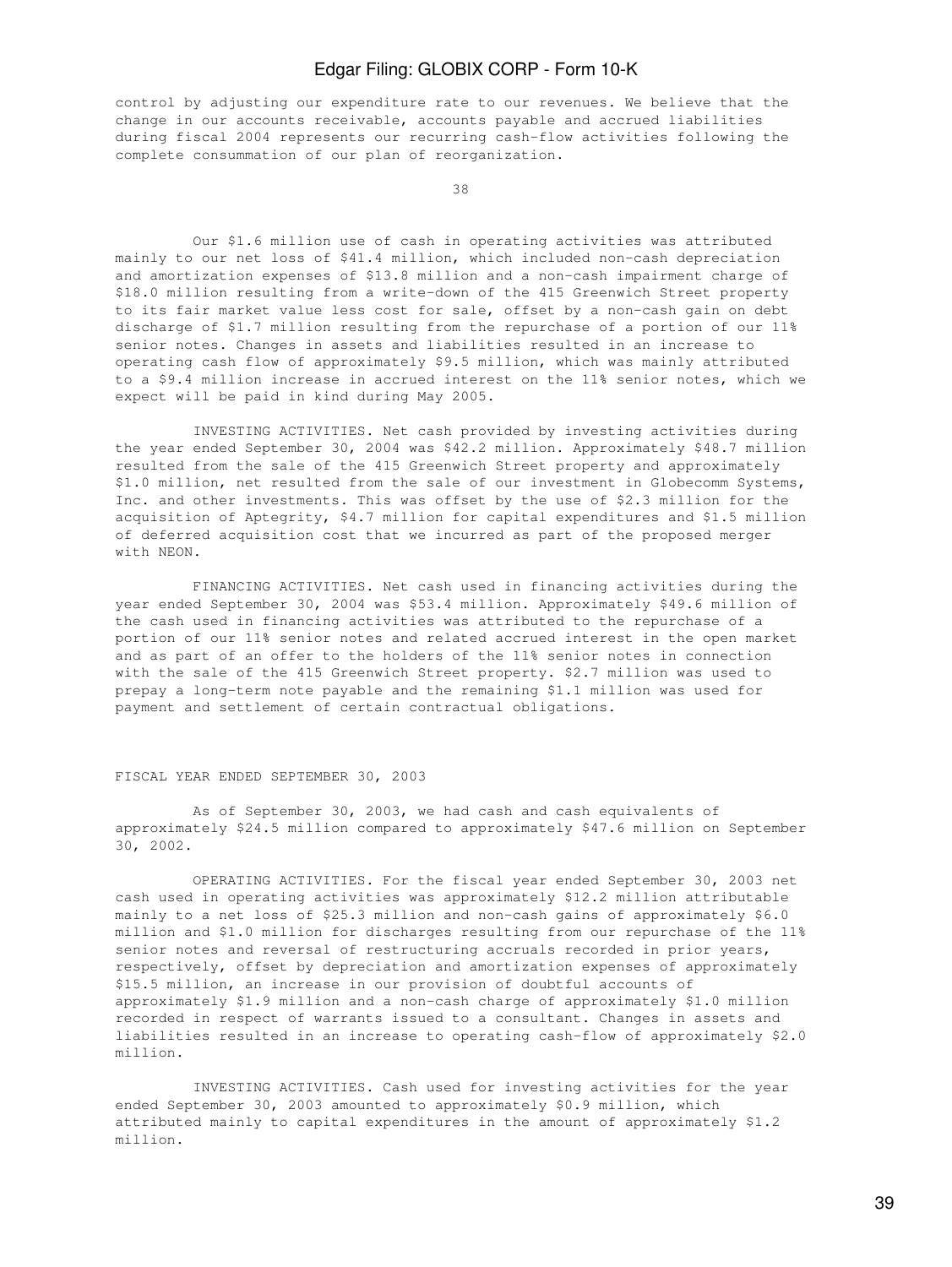control by adjusting our expenditure rate to our revenues. We believe that the change in our accounts receivable, accounts payable and accrued liabilities during fiscal 2004 represents our recurring cash-flow activities following the complete consummation of our plan of reorganization.

Our $1.6 million use of cash in operating activities was attributed mainly to our net loss of $41.4 million, which included non-cash depreciation and amortization expenses of $13.8 million and a non-cash impairment charge of $18.0 million resulting from a write-down of the 415 Greenwich Street property to its fair market value less cost for sale, offset by a non-cash gain on debt discharge of $1.7 million resulting from the repurchase of a portion of our 11% senior notes. Changes in assets and liabilities resulted in an increase to operating cash flow of approximately $9.5 million, which was mainly attributed to a $9.4 million increase in accrued interest on the 11% senior notes, which we expect will be paid in kind during May 2005.

INVESTING ACTIVITIES. Net cash provided by investing activities during the year ended September 30, 2004 was $42.2 million. Approximately $48.7 million resulted from the sale of the 415 Greenwich Street property and approximately $1.0 million, net resulted from the sale of our investment in Globecomm Systems, Inc. and other investments. This was offset by the use of $2.3 million for the acquisition of Aptegrity, $4.7 million for capital expenditures and $1.5 million of deferred acquisition cost that we incurred as part of the proposed merger with NEON.

FINANCING ACTIVITIES. Net cash used in financing activities during the year ended September 30, 2004 was $53.4 million. Approximately $49.6 million of the cash used in financing activities was attributed to the repurchase of a portion of our 11% senior notes and related accrued interest in the open market and as part of an offer to the holders of the 11% senior notes in connection with the sale of the 415 Greenwich Street property. $2.7 million was used to prepay a long-term note payable and the remaining $1.1 million was used for payment and settlement of certain contractual obligations.

FISCAL YEAR ENDED SEPTEMBER 30, 2003

As of September 30, 2003, we had cash and cash equivalents of approximately $24.5 million compared to approximately $47.6 million on September 30, 2002.

OPERATING ACTIVITIES. For the fiscal year ended September 30, 2003 net cash used in operating activities was approximately $12.2 million attributable mainly to a net loss of $25.3 million and non-cash gains of approximately $6.0 million and $1.0 million for discharges resulting from our repurchase of the 11% senior notes and reversal of restructuring accruals recorded in prior years, respectively, offset by depreciation and amortization expenses of approximately $15.5 million, an increase in our provision of doubtful accounts of approximately $1.9 million and a non-cash charge of approximately $1.0 million recorded in respect of warrants issued to a consultant. Changes in assets and liabilities resulted in an increase to operating cash-flow of approximately $2.0 million.

INVESTING ACTIVITIES. Cash used for investing activities for the year ended September 30, 2003 amounted to approximately $0.9 million, which attributed mainly to capital expenditures in the amount of approximately $1.2 million.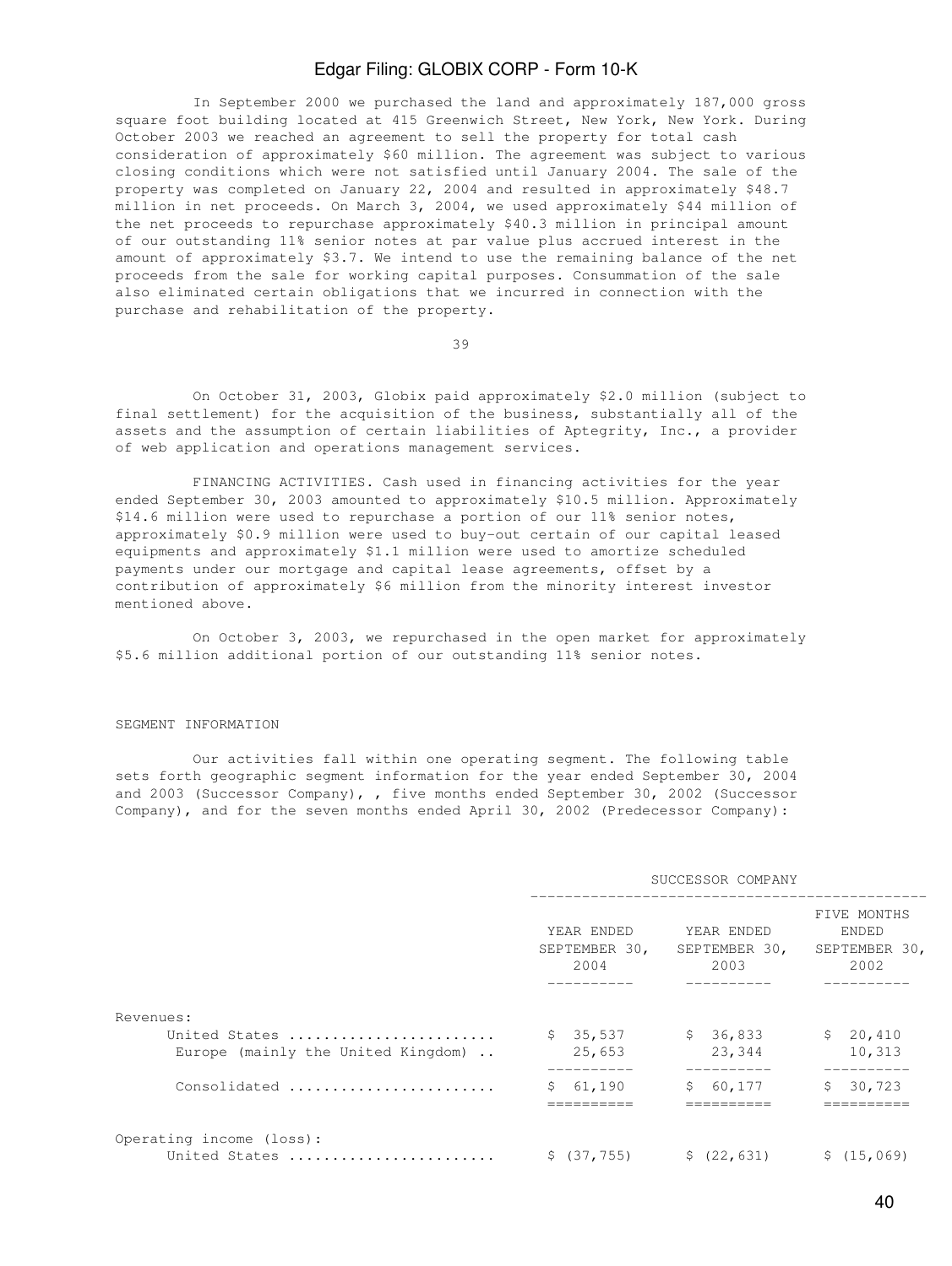In September 2000 we purchased the land and approximately 187,000 gross square foot building located at 415 Greenwich Street, New York, New York. During October 2003 we reached an agreement to sell the property for total cash consideration of approximately $60 million. The agreement was subject to various closing conditions which were not satisfied until January 2004. The sale of the property was completed on January 22, 2004 and resulted in approximately $48.7 million in net proceeds. On March 3, 2004, we used approximately $44 million of the net proceeds to repurchase approximately $40.3 million in principal amount of our outstanding 11% senior notes at par value plus accrued interest in the amount of approximately $3.7. We intend to use the remaining balance of the net proceeds from the sale for working capital purposes. Consummation of the sale also eliminated certain obligations that we incurred in connection with the purchase and rehabilitation of the property.

On October 31, 2003, Globix paid approximately $2.0 million (subject to final settlement) for the acquisition of the business, substantially all of the assets and the assumption of certain liabilities of Aptegrity, Inc., a provider of web application and operations management services.

FINANCING ACTIVITIES. Cash used in financing activities for the year ended September 30, 2003 amounted to approximately $10.5 million. Approximately $14.6 million were used to repurchase a portion of our 11% senior notes, approximately $0.9 million were used to buy-out certain of our capital leased equipments and approximately $1.1 million were used to amortize scheduled payments under our mortgage and capital lease agreements, offset by a contribution of approximately $6 million from the minority interest investor mentioned above.

On October 3, 2003, we repurchased in the open market for approximately $5.6 million additional portion of our outstanding 11% senior notes.

## SEGMENT INFORMATION

Our activities fall within one operating segment. The following table sets forth geographic segment information for the year ended September 30, 2004 and 2003 (Successor Company), , five months ended September 30, 2002 (Successor Company), and for the seven months ended April 30, 2002 (Predecessor Company):

| | SUCCESSOR COMPANY | | |
|---|---|---|---|
| | YEAR ENDED SEPTEMBER 30, 2004 | YEAR ENDED SEPTEMBER 30, 2003 | FIVE MONTHS ENDED SEPTEMBER 30, 2002 |
| Revenues: | | | |
| United States | $ 35,537 | $ 36,833 | $ 20,410 |
| Europe (mainly the United Kingdom) | 25,653 | 23,344 | 10,313 |
| Consolidated | $ 61,190 | $ 60,177 | $ 30,723 |
| Operating income (loss): | | | |
| United States | $ (37,755) | $ (22,631) | $ (15,069) |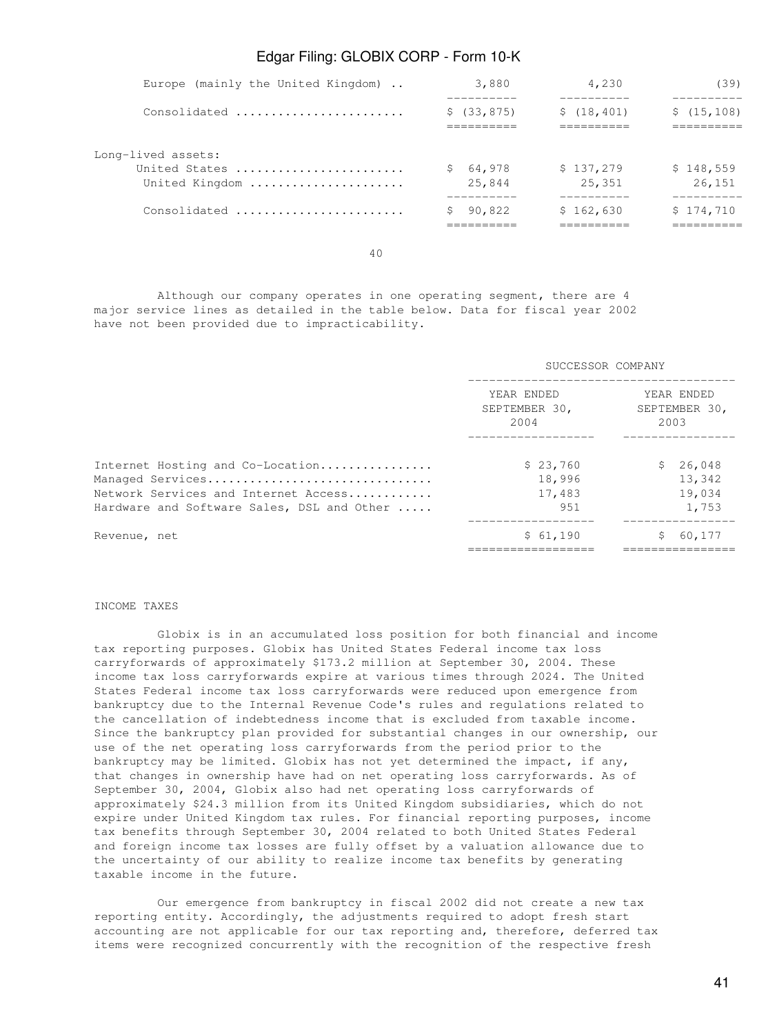| | | | |
|---|---|---|---|
| Europe (mainly the United Kingdom) .. | 3,880 | 4,230 | (39) |
| Consolidated ........................ | $ (33,875) | $ (18,401) | $ (15,108) |
| Long-lived assets: | | | |
| United States ........................ | $ 64,978 | $ 137,279 | $ 148,559 |
| United Kingdom ...................... | 25,844 | 25,351 | 26,151 |
| Consolidated ........................ | $ 90,822 | $ 162,630 | $ 174,710 |

Although our company operates in one operating segment, there are 4 major service lines as detailed in the table below. Data for fiscal year 2002 have not been provided due to impracticability.

| | SUCCESSOR COMPANY | |
|---|---|---|
| | YEAR ENDED SEPTEMBER 30, 2004 | YEAR ENDED SEPTEMBER 30, 2003 |
| Internet Hosting and Co-Location................ | $ 23,760 | $ 26,048 |
| Managed Services................................ | 18,996 | 13,342 |
| Network Services and Internet Access............ | 17,483 | 19,034 |
| Hardware and Software Sales, DSL and Other ..... | 951 | 1,753 |
| Revenue, net | $ 61,190 | $ 60,177 |

INCOME TAXES

Globix is in an accumulated loss position for both financial and income tax reporting purposes. Globix has United States Federal income tax loss carryforwards of approximately $173.2 million at September 30, 2004. These income tax loss carryforwards expire at various times through 2024. The United States Federal income tax loss carryforwards were reduced upon emergence from bankruptcy due to the Internal Revenue Code's rules and regulations related to the cancellation of indebtedness income that is excluded from taxable income. Since the bankruptcy plan provided for substantial changes in our ownership, our use of the net operating loss carryforwards from the period prior to the bankruptcy may be limited. Globix has not yet determined the impact, if any, that changes in ownership have had on net operating loss carryforwards. As of September 30, 2004, Globix also had net operating loss carryforwards of approximately $24.3 million from its United Kingdom subsidiaries, which do not expire under United Kingdom tax rules. For financial reporting purposes, income tax benefits through September 30, 2004 related to both United States Federal and foreign income tax losses are fully offset by a valuation allowance due to the uncertainty of our ability to realize income tax benefits by generating taxable income in the future.

Our emergence from bankruptcy in fiscal 2002 did not create a new tax reporting entity. Accordingly, the adjustments required to adopt fresh start accounting are not applicable for our tax reporting and, therefore, deferred tax items were recognized concurrently with the recognition of the respective fresh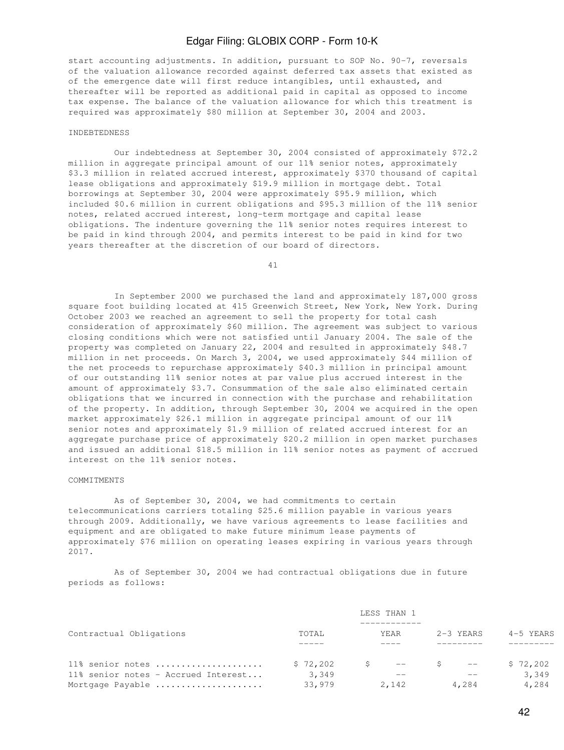start accounting adjustments. In addition, pursuant to SOP No. 90-7, reversals of the valuation allowance recorded against deferred tax assets that existed as of the emergence date will first reduce intangibles, until exhausted, and thereafter will be reported as additional paid in capital as opposed to income tax expense. The balance of the valuation allowance for which this treatment is required was approximately $80 million at September 30, 2004 and 2003.

INDEBTEDNESS

Our indebtedness at September 30, 2004 consisted of approximately $72.2 million in aggregate principal amount of our 11% senior notes, approximately $3.3 million in related accrued interest, approximately $370 thousand of capital lease obligations and approximately $19.9 million in mortgage debt. Total borrowings at September 30, 2004 were approximately $95.9 million, which included $0.6 million in current obligations and $95.3 million of the 11% senior notes, related accrued interest, long-term mortgage and capital lease obligations. The indenture governing the 11% senior notes requires interest to be paid in kind through 2004, and permits interest to be paid in kind for two years thereafter at the discretion of our board of directors.

In September 2000 we purchased the land and approximately 187,000 gross square foot building located at 415 Greenwich Street, New York, New York. During October 2003 we reached an agreement to sell the property for total cash consideration of approximately $60 million. The agreement was subject to various closing conditions which were not satisfied until January 2004. The sale of the property was completed on January 22, 2004 and resulted in approximately $48.7 million in net proceeds. On March 3, 2004, we used approximately $44 million of the net proceeds to repurchase approximately $40.3 million in principal amount of our outstanding 11% senior notes at par value plus accrued interest in the amount of approximately $3.7. Consummation of the sale also eliminated certain obligations that we incurred in connection with the purchase and rehabilitation of the property. In addition, through September 30, 2004 we acquired in the open market approximately $26.1 million in aggregate principal amount of our 11% senior notes and approximately $1.9 million of related accrued interest for an aggregate purchase price of approximately $20.2 million in open market purchases and issued an additional $18.5 million in 11% senior notes as payment of accrued interest on the 11% senior notes.

COMMITMENTS

As of September 30, 2004, we had commitments to certain telecommunications carriers totaling $25.6 million payable in various years through 2009. Additionally, we have various agreements to lease facilities and equipment and are obligated to make future minimum lease payments of approximately $76 million on operating leases expiring in various years through 2017.

As of September 30, 2004 we had contractual obligations due in future periods as follows:

| Contractual Obligations | TOTAL | LESS THAN 1 YEAR | 2-3 YEARS | 4-5 YEARS |
|---|---|---|---|---|
| 11% senior notes .................... | $ 72,202 | $ -- | $ -- | $ 72,202 |
| 11% senior notes - Accrued Interest... | 3,349 | -- | -- | 3,349 |
| Mortgage Payable .................... | 33,979 | 2,142 | 4,284 | 4,284 |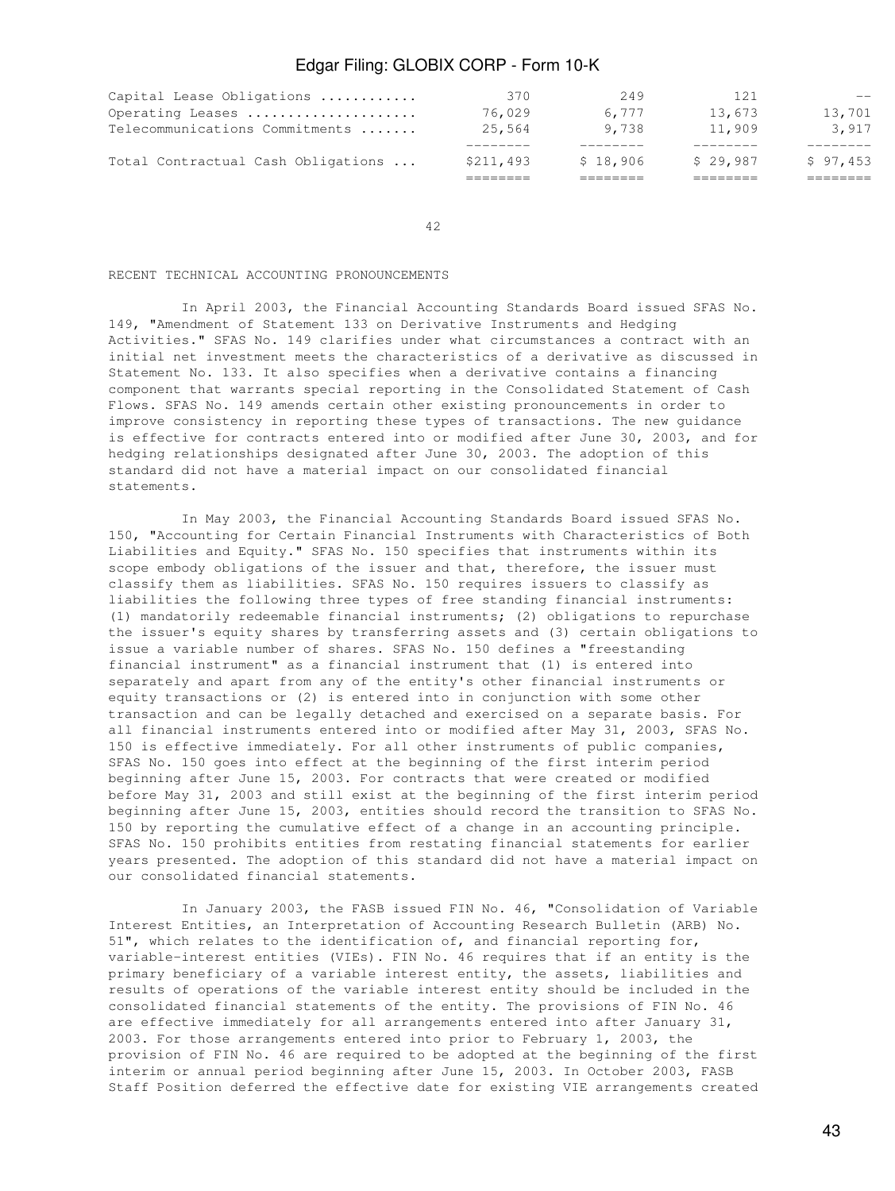| | | | | |
|---|---|---|---|---|
| Capital Lease Obligations | 370 | 249 | 121 | -- |
| Operating Leases | 76,029 | 6,777 | 13,673 | 13,701 |
| Telecommunications Commitments | 25,564 | 9,738 | 11,909 | 3,917 |
| Total Contractual Cash Obligations | $211,493 | $ 18,906 | $ 29,987 | $ 97,453 |

RECENT TECHNICAL ACCOUNTING PRONOUNCEMENTS

In April 2003, the Financial Accounting Standards Board issued SFAS No. 149, "Amendment of Statement 133 on Derivative Instruments and Hedging Activities." SFAS No. 149 clarifies under what circumstances a contract with an initial net investment meets the characteristics of a derivative as discussed in Statement No. 133. It also specifies when a derivative contains a financing component that warrants special reporting in the Consolidated Statement of Cash Flows. SFAS No. 149 amends certain other existing pronouncements in order to improve consistency in reporting these types of transactions. The new guidance is effective for contracts entered into or modified after June 30, 2003, and for hedging relationships designated after June 30, 2003. The adoption of this standard did not have a material impact on our consolidated financial statements.

In May 2003, the Financial Accounting Standards Board issued SFAS No. 150, "Accounting for Certain Financial Instruments with Characteristics of Both Liabilities and Equity." SFAS No. 150 specifies that instruments within its scope embody obligations of the issuer and that, therefore, the issuer must classify them as liabilities. SFAS No. 150 requires issuers to classify as liabilities the following three types of free standing financial instruments: (1) mandatorily redeemable financial instruments; (2) obligations to repurchase the issuer's equity shares by transferring assets and (3) certain obligations to issue a variable number of shares. SFAS No. 150 defines a "freestanding financial instrument" as a financial instrument that (1) is entered into separately and apart from any of the entity's other financial instruments or equity transactions or (2) is entered into in conjunction with some other transaction and can be legally detached and exercised on a separate basis. For all financial instruments entered into or modified after May 31, 2003, SFAS No. 150 is effective immediately. For all other instruments of public companies, SFAS No. 150 goes into effect at the beginning of the first interim period beginning after June 15, 2003. For contracts that were created or modified before May 31, 2003 and still exist at the beginning of the first interim period beginning after June 15, 2003, entities should record the transition to SFAS No. 150 by reporting the cumulative effect of a change in an accounting principle. SFAS No. 150 prohibits entities from restating financial statements for earlier years presented. The adoption of this standard did not have a material impact on our consolidated financial statements.

In January 2003, the FASB issued FIN No. 46, "Consolidation of Variable Interest Entities, an Interpretation of Accounting Research Bulletin (ARB) No. 51", which relates to the identification of, and financial reporting for, variable-interest entities (VIEs). FIN No. 46 requires that if an entity is the primary beneficiary of a variable interest entity, the assets, liabilities and results of operations of the variable interest entity should be included in the consolidated financial statements of the entity. The provisions of FIN No. 46 are effective immediately for all arrangements entered into after January 31, 2003. For those arrangements entered into prior to February 1, 2003, the provision of FIN No. 46 are required to be adopted at the beginning of the first interim or annual period beginning after June 15, 2003. In October 2003, FASB Staff Position deferred the effective date for existing VIE arrangements created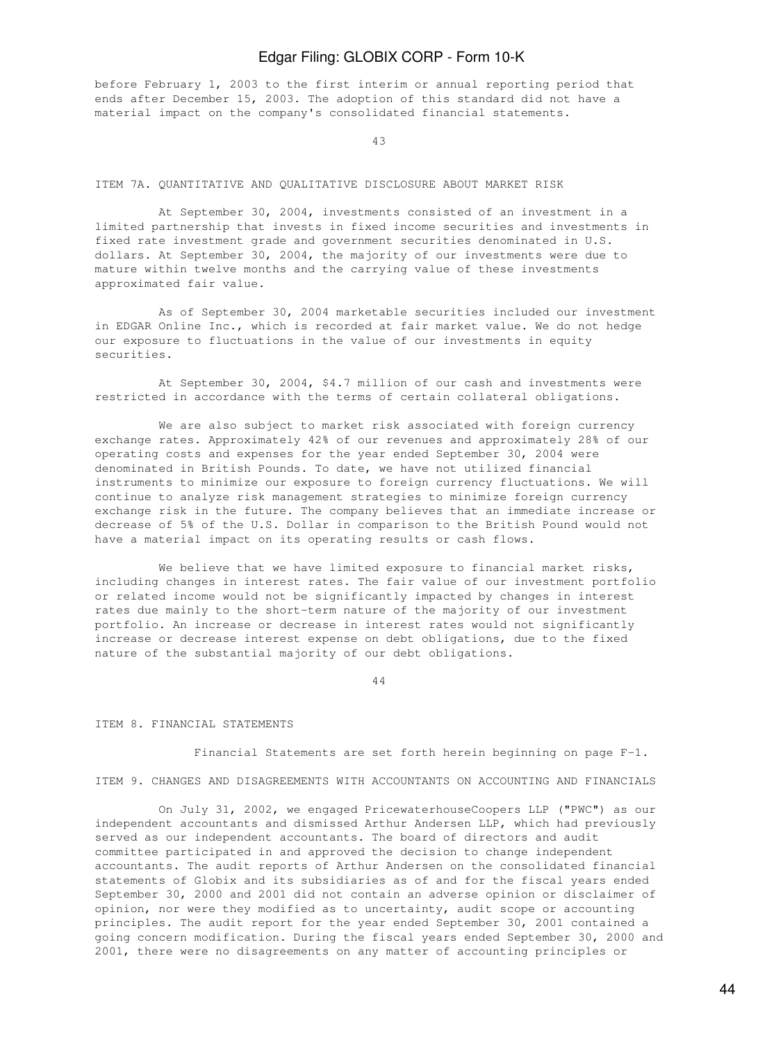before February 1, 2003 to the first interim or annual reporting period that ends after December 15, 2003. The adoption of this standard did not have a material impact on the company's consolidated financial statements.

## ITEM 7A. QUANTITATIVE AND QUALITATIVE DISCLOSURE ABOUT MARKET RISK

At September 30, 2004, investments consisted of an investment in a limited partnership that invests in fixed income securities and investments in fixed rate investment grade and government securities denominated in U.S. dollars. At September 30, 2004, the majority of our investments were due to mature within twelve months and the carrying value of these investments approximated fair value.

As of September 30, 2004 marketable securities included our investment in EDGAR Online Inc., which is recorded at fair market value. We do not hedge our exposure to fluctuations in the value of our investments in equity securities.

At September 30, 2004, $4.7 million of our cash and investments were restricted in accordance with the terms of certain collateral obligations.

We are also subject to market risk associated with foreign currency exchange rates. Approximately 42% of our revenues and approximately 28% of our operating costs and expenses for the year ended September 30, 2004 were denominated in British Pounds. To date, we have not utilized financial instruments to minimize our exposure to foreign currency fluctuations. We will continue to analyze risk management strategies to minimize foreign currency exchange risk in the future. The company believes that an immediate increase or decrease of 5% of the U.S. Dollar in comparison to the British Pound would not have a material impact on its operating results or cash flows.

We believe that we have limited exposure to financial market risks, including changes in interest rates. The fair value of our investment portfolio or related income would not be significantly impacted by changes in interest rates due mainly to the short-term nature of the majority of our investment portfolio. An increase or decrease in interest rates would not significantly increase or decrease interest expense on debt obligations, due to the fixed nature of the substantial majority of our debt obligations.

## ITEM 8. FINANCIAL STATEMENTS

Financial Statements are set forth herein beginning on page F-1.

## ITEM 9. CHANGES AND DISAGREEMENTS WITH ACCOUNTANTS ON ACCOUNTING AND FINANCIALS

On July 31, 2002, we engaged PricewaterhouseCoopers LLP ("PWC") as our independent accountants and dismissed Arthur Andersen LLP, which had previously served as our independent accountants. The board of directors and audit committee participated in and approved the decision to change independent accountants. The audit reports of Arthur Andersen on the consolidated financial statements of Globix and its subsidiaries as of and for the fiscal years ended September 30, 2000 and 2001 did not contain an adverse opinion or disclaimer of opinion, nor were they modified as to uncertainty, audit scope or accounting principles. The audit report for the year ended September 30, 2001 contained a going concern modification. During the fiscal years ended September 30, 2000 and 2001, there were no disagreements on any matter of accounting principles or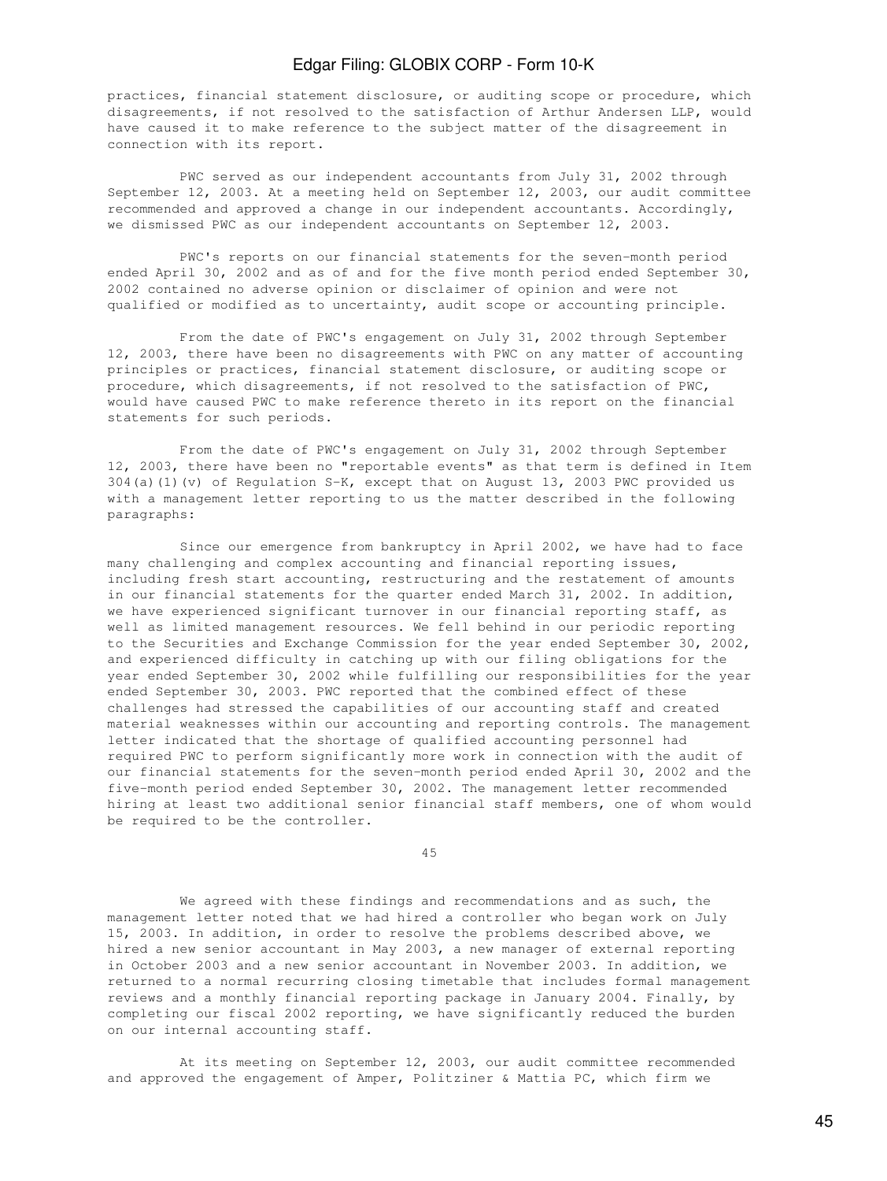practices, financial statement disclosure, or auditing scope or procedure, which disagreements, if not resolved to the satisfaction of Arthur Andersen LLP, would have caused it to make reference to the subject matter of the disagreement in connection with its report.

PWC served as our independent accountants from July 31, 2002 through September 12, 2003. At a meeting held on September 12, 2003, our audit committee recommended and approved a change in our independent accountants. Accordingly, we dismissed PWC as our independent accountants on September 12, 2003.

PWC's reports on our financial statements for the seven-month period ended April 30, 2002 and as of and for the five month period ended September 30, 2002 contained no adverse opinion or disclaimer of opinion and were not qualified or modified as to uncertainty, audit scope or accounting principle.

From the date of PWC's engagement on July 31, 2002 through September 12, 2003, there have been no disagreements with PWC on any matter of accounting principles or practices, financial statement disclosure, or auditing scope or procedure, which disagreements, if not resolved to the satisfaction of PWC, would have caused PWC to make reference thereto in its report on the financial statements for such periods.

From the date of PWC's engagement on July 31, 2002 through September 12, 2003, there have been no "reportable events" as that term is defined in Item 304(a)(1)(v) of Regulation S-K, except that on August 13, 2003 PWC provided us with a management letter reporting to us the matter described in the following paragraphs:

Since our emergence from bankruptcy in April 2002, we have had to face many challenging and complex accounting and financial reporting issues, including fresh start accounting, restructuring and the restatement of amounts in our financial statements for the quarter ended March 31, 2002. In addition, we have experienced significant turnover in our financial reporting staff, as well as limited management resources. We fell behind in our periodic reporting to the Securities and Exchange Commission for the year ended September 30, 2002, and experienced difficulty in catching up with our filing obligations for the year ended September 30, 2002 while fulfilling our responsibilities for the year ended September 30, 2003. PWC reported that the combined effect of these challenges had stressed the capabilities of our accounting staff and created material weaknesses within our accounting and reporting controls. The management letter indicated that the shortage of qualified accounting personnel had required PWC to perform significantly more work in connection with the audit of our financial statements for the seven-month period ended April 30, 2002 and the five-month period ended September 30, 2002. The management letter recommended hiring at least two additional senior financial staff members, one of whom would be required to be the controller.

We agreed with these findings and recommendations and as such, the management letter noted that we had hired a controller who began work on July 15, 2003. In addition, in order to resolve the problems described above, we hired a new senior accountant in May 2003, a new manager of external reporting in October 2003 and a new senior accountant in November 2003. In addition, we returned to a normal recurring closing timetable that includes formal management reviews and a monthly financial reporting package in January 2004. Finally, by completing our fiscal 2002 reporting, we have significantly reduced the burden on our internal accounting staff.

At its meeting on September 12, 2003, our audit committee recommended and approved the engagement of Amper, Politziner & Mattia PC, which firm we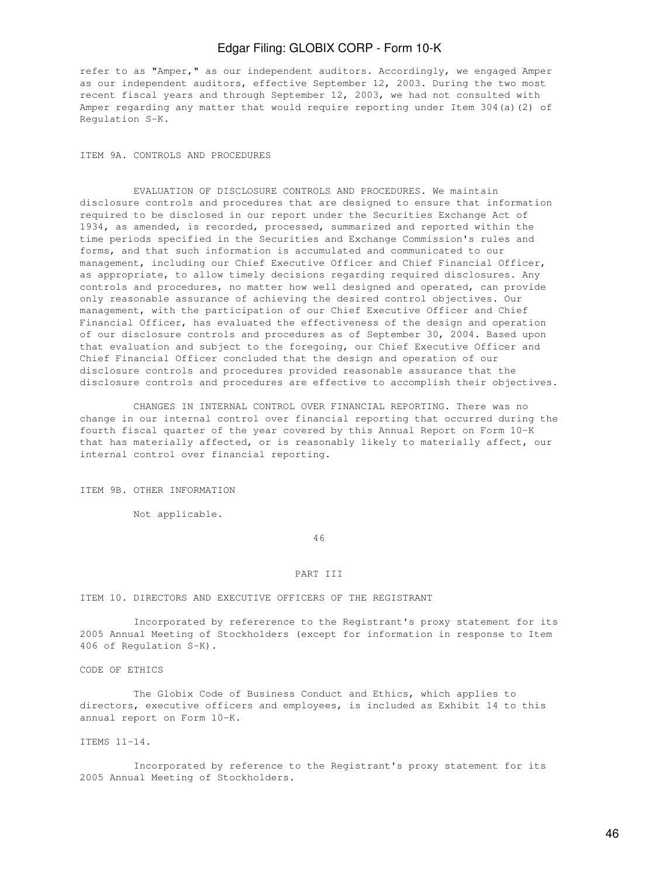refer to as "Amper," as our independent auditors. Accordingly, we engaged Amper as our independent auditors, effective September 12, 2003. During the two most recent fiscal years and through September 12, 2003, we had not consulted with Amper regarding any matter that would require reporting under Item 304(a)(2) of Regulation S-K.

## ITEM 9A. CONTROLS AND PROCEDURES

EVALUATION OF DISCLOSURE CONTROLS AND PROCEDURES. We maintain disclosure controls and procedures that are designed to ensure that information required to be disclosed in our report under the Securities Exchange Act of 1934, as amended, is recorded, processed, summarized and reported within the time periods specified in the Securities and Exchange Commission's rules and forms, and that such information is accumulated and communicated to our management, including our Chief Executive Officer and Chief Financial Officer, as appropriate, to allow timely decisions regarding required disclosures. Any controls and procedures, no matter how well designed and operated, can provide only reasonable assurance of achieving the desired control objectives. Our management, with the participation of our Chief Executive Officer and Chief Financial Officer, has evaluated the effectiveness of the design and operation of our disclosure controls and procedures as of September 30, 2004. Based upon that evaluation and subject to the foregoing, our Chief Executive Officer and Chief Financial Officer concluded that the design and operation of our disclosure controls and procedures provided reasonable assurance that the disclosure controls and procedures are effective to accomplish their objectives.

CHANGES IN INTERNAL CONTROL OVER FINANCIAL REPORTING. There was no change in our internal control over financial reporting that occurred during the fourth fiscal quarter of the year covered by this Annual Report on Form 10-K that has materially affected, or is reasonably likely to materially affect, our internal control over financial reporting.

## ITEM 9B. OTHER INFORMATION

Not applicable.

# PART III

## ITEM 10. DIRECTORS AND EXECUTIVE OFFICERS OF THE REGISTRANT

Incorporated by refererence to the Registrant's proxy statement for its 2005 Annual Meeting of Stockholders (except for information in response to Item 406 of Regulation S-K).

### CODE OF ETHICS

The Globix Code of Business Conduct and Ethics, which applies to directors, executive officers and employees, is included as Exhibit 14 to this annual report on Form 10-K.

## ITEMS 11-14.

Incorporated by reference to the Registrant's proxy statement for its 2005 Annual Meeting of Stockholders.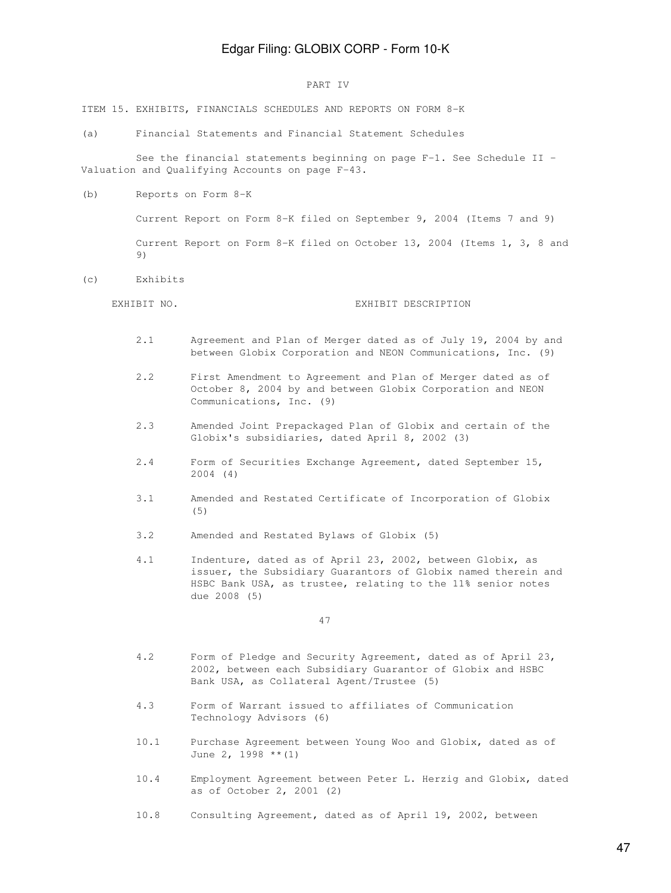# PART IV

## ITEM 15. EXHIBITS, FINANCIALS SCHEDULES AND REPORTS ON FORM 8-K

(a) Financial Statements and Financial Statement Schedules

See the financial statements beginning on page F-1. See Schedule II - Valuation and Qualifying Accounts on page F-43.

(b) Reports on Form 8-K

Current Report on Form 8-K filed on September 9, 2004 (Items 7 and 9)

Current Report on Form 8-K filed on October 13, 2004 (Items 1, 3, 8 and 9)

(c) Exhibits

| EXHIBIT NO. | EXHIBIT DESCRIPTION |
|---|---|
| 2.1 | Agreement and Plan of Merger dated as of July 19, 2004 by and between Globix Corporation and NEON Communications, Inc. (9) |
| 2.2 | First Amendment to Agreement and Plan of Merger dated as of October 8, 2004 by and between Globix Corporation and NEON Communications, Inc. (9) |
| 2.3 | Amended Joint Prepackaged Plan of Globix and certain of the Globix's subsidiaries, dated April 8, 2002 (3) |
| 2.4 | Form of Securities Exchange Agreement, dated September 15, 2004 (4) |
| 3.1 | Amended and Restated Certificate of Incorporation of Globix (5) |
| 3.2 | Amended and Restated Bylaws of Globix (5) |
| 4.1 | Indenture, dated as of April 23, 2002, between Globix, as issuer, the Subsidiary Guarantors of Globix named therein and HSBC Bank USA, as trustee, relating to the 11% senior notes due 2008 (5) |
| 4.2 | Form of Pledge and Security Agreement, dated as of April 23, 2002, between each Subsidiary Guarantor of Globix and HSBC Bank USA, as Collateral Agent/Trustee (5) |
| 4.3 | Form of Warrant issued to affiliates of Communication Technology Advisors (6) |
| 10.1 | Purchase Agreement between Young Woo and Globix, dated as of June 2, 1998 **(1) |
| 10.4 | Employment Agreement between Peter L. Herzig and Globix, dated as of October 2, 2001 (2) |
| 10.8 | Consulting Agreement, dated as of April 19, 2002, between |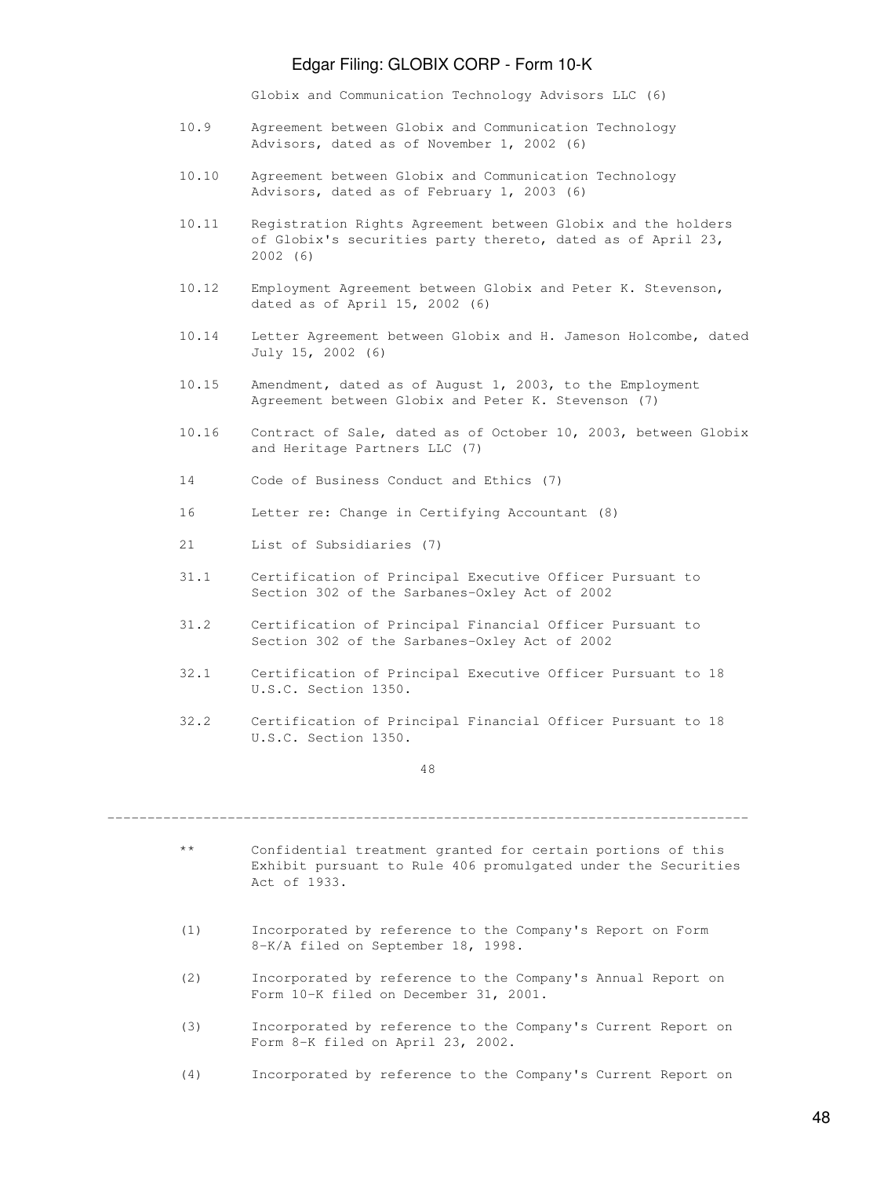Globix and Communication Technology Advisors LLC (6)

| | |
|---|---|
| 10.9 | Agreement between Globix and Communication Technology Advisors, dated as of November 1, 2002 (6) |
| 10.10 | Agreement between Globix and Communication Technology Advisors, dated as of February 1, 2003 (6) |
| 10.11 | Registration Rights Agreement between Globix and the holders of Globix's securities party thereto, dated as of April 23, 2002 (6) |
| 10.12 | Employment Agreement between Globix and Peter K. Stevenson, dated as of April 15, 2002 (6) |
| 10.14 | Letter Agreement between Globix and H. Jameson Holcombe, dated July 15, 2002 (6) |
| 10.15 | Amendment, dated as of August 1, 2003, to the Employment Agreement between Globix and Peter K. Stevenson (7) |
| 10.16 | Contract of Sale, dated as of October 10, 2003, between Globix and Heritage Partners LLC (7) |
| 14 | Code of Business Conduct and Ethics (7) |
| 16 | Letter re: Change in Certifying Accountant (8) |
| 21 | List of Subsidiaries (7) |
| 31.1 | Certification of Principal Executive Officer Pursuant to Section 302 of the Sarbanes-Oxley Act of 2002 |
| 31.2 | Certification of Principal Financial Officer Pursuant to Section 302 of the Sarbanes-Oxley Act of 2002 |
| 32.1 | Certification of Principal Executive Officer Pursuant to 18 U.S.C. Section 1350. |
| 32.2 | Certification of Principal Financial Officer Pursuant to 18 U.S.C. Section 1350. |

---

| | |
|---|---|
| ** | Confidential treatment granted for certain portions of this Exhibit pursuant to Rule 406 promulgated under the Securities Act of 1933. |
| (1) | Incorporated by reference to the Company's Report on Form 8-K/A filed on September 18, 1998. |
| (2) | Incorporated by reference to the Company's Annual Report on Form 10-K filed on December 31, 2001. |
| (3) | Incorporated by reference to the Company's Current Report on Form 8-K filed on April 23, 2002. |
| (4) | Incorporated by reference to the Company's Current Report on |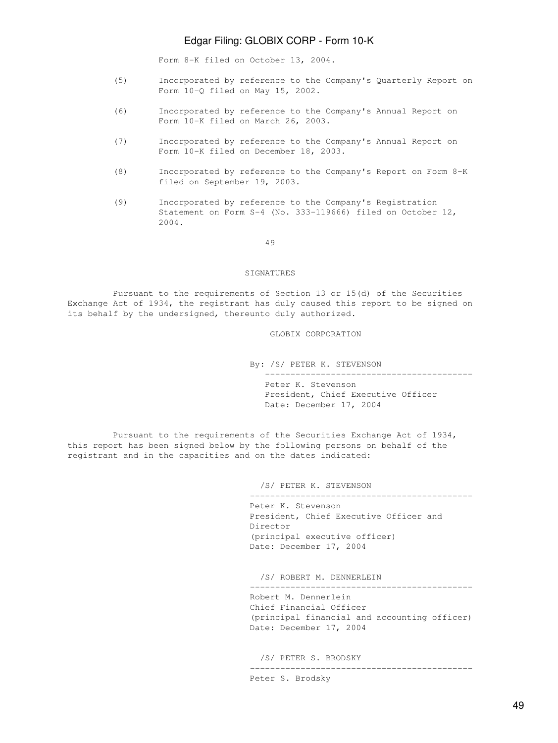Form 8-K filed on October 13, 2004.

(5) Incorporated by reference to the Company's Quarterly Report on Form 10-Q filed on May 15, 2002.

(6) Incorporated by reference to the Company's Annual Report on Form 10-K filed on March 26, 2003.

(7) Incorporated by reference to the Company's Annual Report on Form 10-K filed on December 18, 2003.

(8) Incorporated by reference to the Company's Report on Form 8-K filed on September 19, 2003.

(9) Incorporated by reference to the Company's Registration Statement on Form S-4 (No. 333-119666) filed on October 12, 2004.

## SIGNATURES

Pursuant to the requirements of Section 13 or 15(d) of the Securities Exchange Act of 1934, the registrant has duly caused this report to be signed on its behalf by the undersigned, thereunto duly authorized.

GLOBIX CORPORATION

By: /S/ PETER K. STEVENSON

Peter K. Stevenson
President, Chief Executive Officer
Date: December 17, 2004

Pursuant to the requirements of the Securities Exchange Act of 1934, this report has been signed below by the following persons on behalf of the registrant and in the capacities and on the dates indicated:

/S/ PETER K. STEVENSON

Peter K. Stevenson
President, Chief Executive Officer and Director
(principal executive officer)
Date: December 17, 2004

/S/ ROBERT M. DENNERLEIN

Robert M. Dennerlein
Chief Financial Officer
(principal financial and accounting officer)
Date: December 17, 2004

/S/ PETER S. BRODSKY

Peter S. Brodsky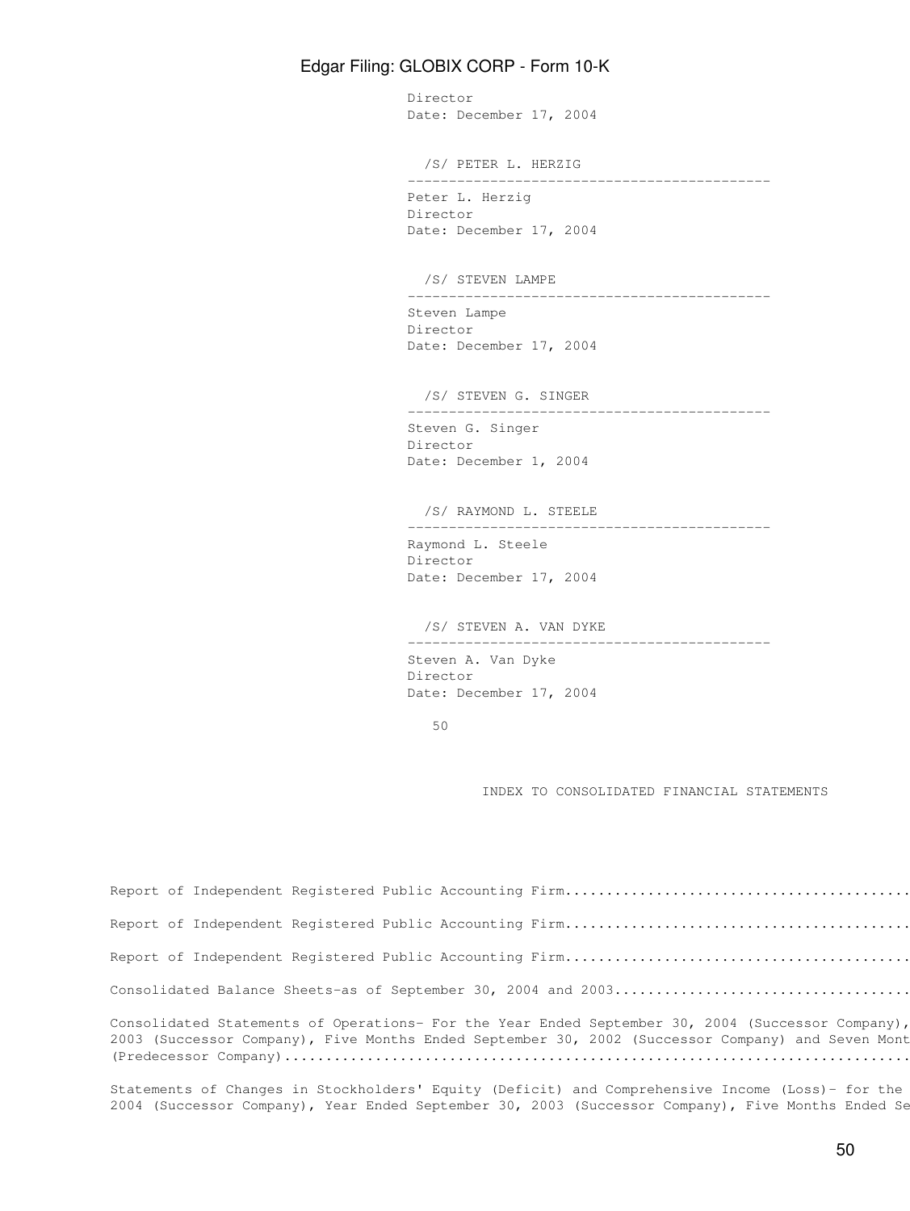Director
Date: December 17, 2004

/S/ PETER L. HERZIG

---

Peter L. Herzig
Director
Date: December 17, 2004

/S/ STEVEN LAMPE

---

Steven Lampe
Director
Date: December 17, 2004

/S/ STEVEN G. SINGER

---

Steven G. Singer
Director
Date: December 1, 2004

/S/ RAYMOND L. STEELE

---

Raymond L. Steele
Director
Date: December 17, 2004

/S/ STEVEN A. VAN DYKE

---

Steven A. Van Dyke
Director
Date: December 17, 2004

## INDEX TO CONSOLIDATED FINANCIAL STATEMENTS

Report of Independent Registered Public Accounting Firm..........................................

Report of Independent Registered Public Accounting Firm..........................................

Report of Independent Registered Public Accounting Firm..........................................

Consolidated Balance Sheets-as of September 30, 2004 and 2003....................................

Consolidated Statements of Operations- For the Year Ended September 30, 2004 (Successor Company), 2003 (Successor Company), Five Months Ended September 30, 2002 (Successor Company) and Seven Mont (Predecessor Company)...........................................................................

Statements of Changes in Stockholders' Equity (Deficit) and Comprehensive Income (Loss)- for the 2004 (Successor Company), Year Ended September 30, 2003 (Successor Company), Five Months Ended Se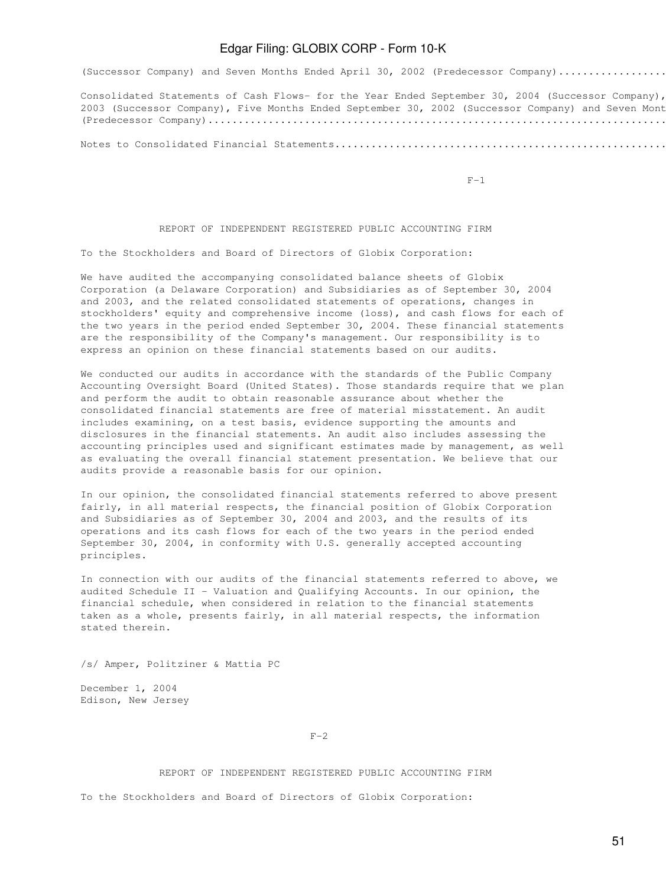(Successor Company) and Seven Months Ended April 30, 2002 (Predecessor Company)..................

Consolidated Statements of Cash Flows- for the Year Ended September 30, 2004 (Successor Company), 2003 (Successor Company), Five Months Ended September 30, 2002 (Successor Company) and Seven Mont (Predecessor Company).......................................................................

Notes to Consolidated Financial Statements......................................................

F-1

## REPORT OF INDEPENDENT REGISTERED PUBLIC ACCOUNTING FIRM

To the Stockholders and Board of Directors of Globix Corporation:

We have audited the accompanying consolidated balance sheets of Globix Corporation (a Delaware Corporation) and Subsidiaries as of September 30, 2004 and 2003, and the related consolidated statements of operations, changes in stockholders' equity and comprehensive income (loss), and cash flows for each of the two years in the period ended September 30, 2004. These financial statements are the responsibility of the Company's management. Our responsibility is to express an opinion on these financial statements based on our audits.

We conducted our audits in accordance with the standards of the Public Company Accounting Oversight Board (United States). Those standards require that we plan and perform the audit to obtain reasonable assurance about whether the consolidated financial statements are free of material misstatement. An audit includes examining, on a test basis, evidence supporting the amounts and disclosures in the financial statements. An audit also includes assessing the accounting principles used and significant estimates made by management, as well as evaluating the overall financial statement presentation. We believe that our audits provide a reasonable basis for our opinion.

In our opinion, the consolidated financial statements referred to above present fairly, in all material respects, the financial position of Globix Corporation and Subsidiaries as of September 30, 2004 and 2003, and the results of its operations and its cash flows for each of the two years in the period ended September 30, 2004, in conformity with U.S. generally accepted accounting principles.

In connection with our audits of the financial statements referred to above, we audited Schedule II - Valuation and Qualifying Accounts. In our opinion, the financial schedule, when considered in relation to the financial statements taken as a whole, presents fairly, in all material respects, the information stated therein.

/s/ Amper, Politziner & Mattia PC

December 1, 2004
Edison, New Jersey

F-2

## REPORT OF INDEPENDENT REGISTERED PUBLIC ACCOUNTING FIRM

To the Stockholders and Board of Directors of Globix Corporation: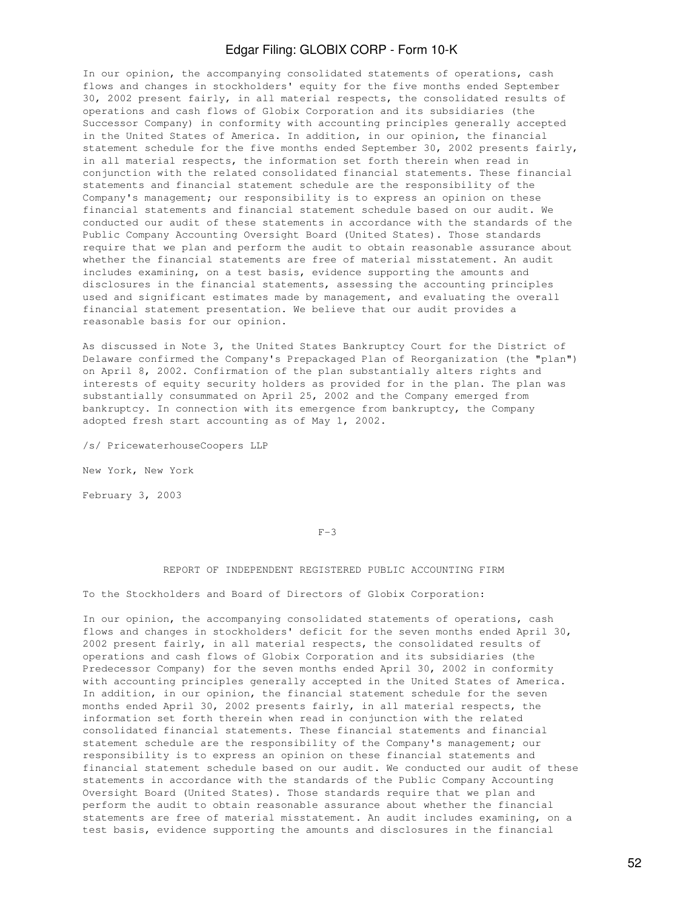In our opinion, the accompanying consolidated statements of operations, cash flows and changes in stockholders' equity for the five months ended September 30, 2002 present fairly, in all material respects, the consolidated results of operations and cash flows of Globix Corporation and its subsidiaries (the Successor Company) in conformity with accounting principles generally accepted in the United States of America. In addition, in our opinion, the financial statement schedule for the five months ended September 30, 2002 presents fairly, in all material respects, the information set forth therein when read in conjunction with the related consolidated financial statements. These financial statements and financial statement schedule are the responsibility of the Company's management; our responsibility is to express an opinion on these financial statements and financial statement schedule based on our audit. We conducted our audit of these statements in accordance with the standards of the Public Company Accounting Oversight Board (United States). Those standards require that we plan and perform the audit to obtain reasonable assurance about whether the financial statements are free of material misstatement. An audit includes examining, on a test basis, evidence supporting the amounts and disclosures in the financial statements, assessing the accounting principles used and significant estimates made by management, and evaluating the overall financial statement presentation. We believe that our audit provides a reasonable basis for our opinion.

As discussed in Note 3, the United States Bankruptcy Court for the District of Delaware confirmed the Company's Prepackaged Plan of Reorganization (the "plan") on April 8, 2002. Confirmation of the plan substantially alters rights and interests of equity security holders as provided for in the plan. The plan was substantially consummated on April 25, 2002 and the Company emerged from bankruptcy. In connection with its emergence from bankruptcy, the Company adopted fresh start accounting as of May 1, 2002.

/s/ PricewaterhouseCoopers LLP

New York, New York

February 3, 2003

F-3

## REPORT OF INDEPENDENT REGISTERED PUBLIC ACCOUNTING FIRM

To the Stockholders and Board of Directors of Globix Corporation:

In our opinion, the accompanying consolidated statements of operations, cash flows and changes in stockholders' deficit for the seven months ended April 30, 2002 present fairly, in all material respects, the consolidated results of operations and cash flows of Globix Corporation and its subsidiaries (the Predecessor Company) for the seven months ended April 30, 2002 in conformity with accounting principles generally accepted in the United States of America. In addition, in our opinion, the financial statement schedule for the seven months ended April 30, 2002 presents fairly, in all material respects, the information set forth therein when read in conjunction with the related consolidated financial statements. These financial statements and financial statement schedule are the responsibility of the Company's management; our responsibility is to express an opinion on these financial statements and financial statement schedule based on our audit. We conducted our audit of these statements in accordance with the standards of the Public Company Accounting Oversight Board (United States). Those standards require that we plan and perform the audit to obtain reasonable assurance about whether the financial statements are free of material misstatement. An audit includes examining, on a test basis, evidence supporting the amounts and disclosures in the financial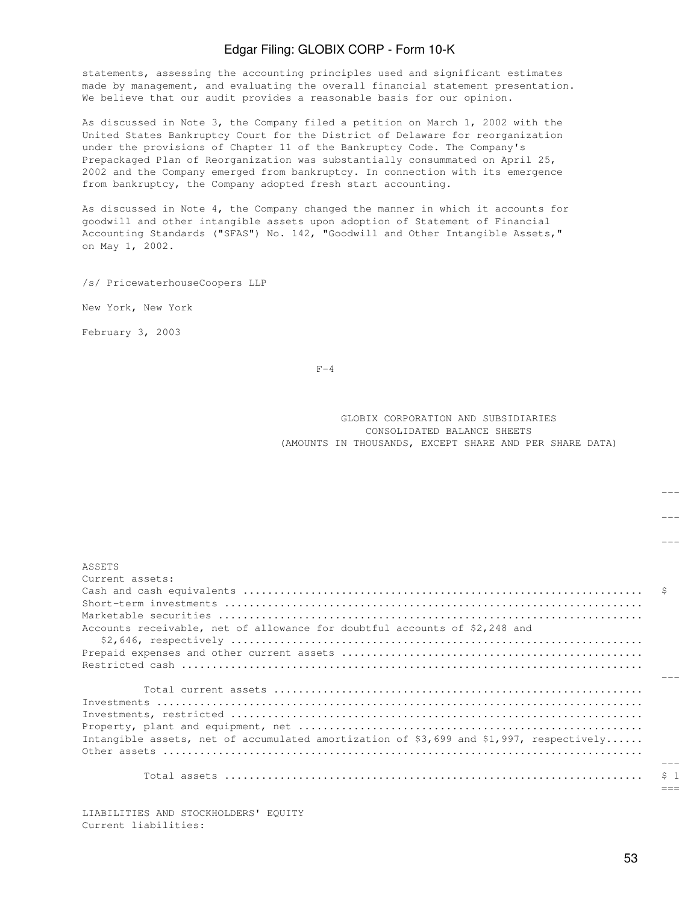statements, assessing the accounting principles used and significant estimates made by management, and evaluating the overall financial statement presentation. We believe that our audit provides a reasonable basis for our opinion.

As discussed in Note 3, the Company filed a petition on March 1, 2002 with the United States Bankruptcy Court for the District of Delaware for reorganization under the provisions of Chapter 11 of the Bankruptcy Code. The Company's Prepackaged Plan of Reorganization was substantially consummated on April 25, 2002 and the Company emerged from bankruptcy. In connection with its emergence from bankruptcy, the Company adopted fresh start accounting.

As discussed in Note 4, the Company changed the manner in which it accounts for goodwill and other intangible assets upon adoption of Statement of Financial Accounting Standards ("SFAS") No. 142, "Goodwill and Other Intangible Assets," on May 1, 2002.

/s/ PricewaterhouseCoopers LLP

New York, New York

February 3, 2003

F-4

GLOBIX CORPORATION AND SUBSIDIARIES
CONSOLIDATED BALANCE SHEETS
(AMOUNTS IN THOUSANDS, EXCEPT SHARE AND PER SHARE DATA)

| | |
|---|---|
| ASSETS | |
| Current assets: | |
| Cash and cash equivalents | $ |
| Short-term investments | |
| Marketable securities | |
| Accounts receivable, net of allowance for doubtful accounts of $2,248 and $2,646, respectively | |
| Prepaid expenses and other current assets | |
| Restricted cash | |
| Total current assets | |
| Investments | |
| Investments, restricted | |
| Property, plant and equipment, net | |
| Intangible assets, net of accumulated amortization of $3,699 and $1,997, respectively | |
| Other assets | |
| Total assets | $ 1 |
| LIABILITIES AND STOCKHOLDERS' EQUITY | |
| Current liabilities: | |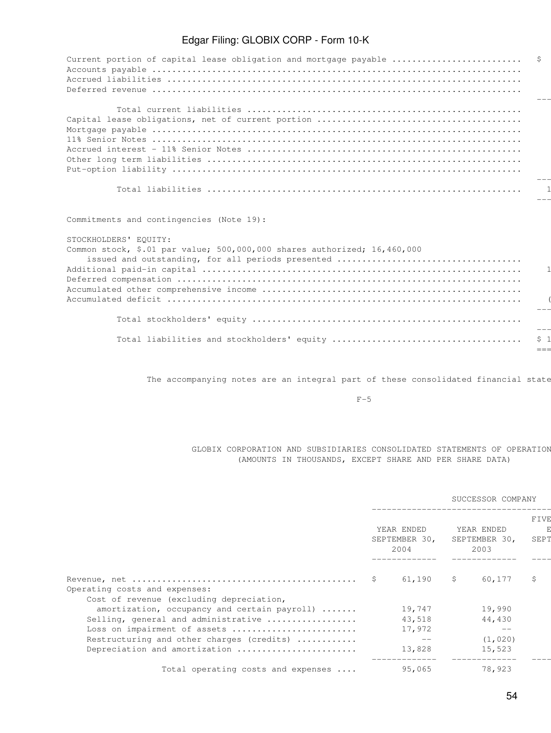| | |
|---|---|
| Current portion of capital lease obligation and mortgage payable | $ |
| Accounts payable | |
| Accrued liabilities | |
| Deferred revenue | |
| Total current liabilities | |
| Capital lease obligations, net of current portion | |
| Mortgage payable | |
| 11% Senior Notes | |
| Accrued interest - 11% Senior Notes | |
| Other long term liabilities | |
| Put-option liability | |
| Total liabilities | 1 |
| Commitments and contingencies (Note 19): | |
| STOCKHOLDERS' EQUITY: | |
| Common stock, $.01 par value; 500,000,000 shares authorized; 16,460,000 issued and outstanding, for all periods presented | |
| Additional paid-in capital | 1 |
| Deferred compensation | |
| Accumulated other comprehensive income | |
| Accumulated deficit | ( |
| Total stockholders' equity | |
| Total liabilities and stockholders' equity | $ 1 |

The accompanying notes are an integral part of these consolidated financial state

F-5

GLOBIX CORPORATION AND SUBSIDIARIES CONSOLIDATED STATEMENTS OF OPERATION (AMOUNTS IN THOUSANDS, EXCEPT SHARE AND PER SHARE DATA)

| | SUCCESSOR COMPANY | | |
|---|---|---|---|
| | YEAR ENDED SEPTEMBER 30, 2004 | YEAR ENDED SEPTEMBER 30, 2003 | FIVE E SEPT |
| Revenue, net | $ 61,190 | $ 60,177 | $ |
| Operating costs and expenses: | | | |
| Cost of revenue (excluding depreciation, amortization, occupancy and certain payroll) | 19,747 | 19,990 | |
| Selling, general and administrative | 43,518 | 44,430 | |
| Loss on impairment of assets | 17,972 | -- | |
| Restructuring and other charges (credits) | -- | (1,020) | |
| Depreciation and amortization | 13,828 | 15,523 | |
| Total operating costs and expenses | 95,065 | 78,923 | |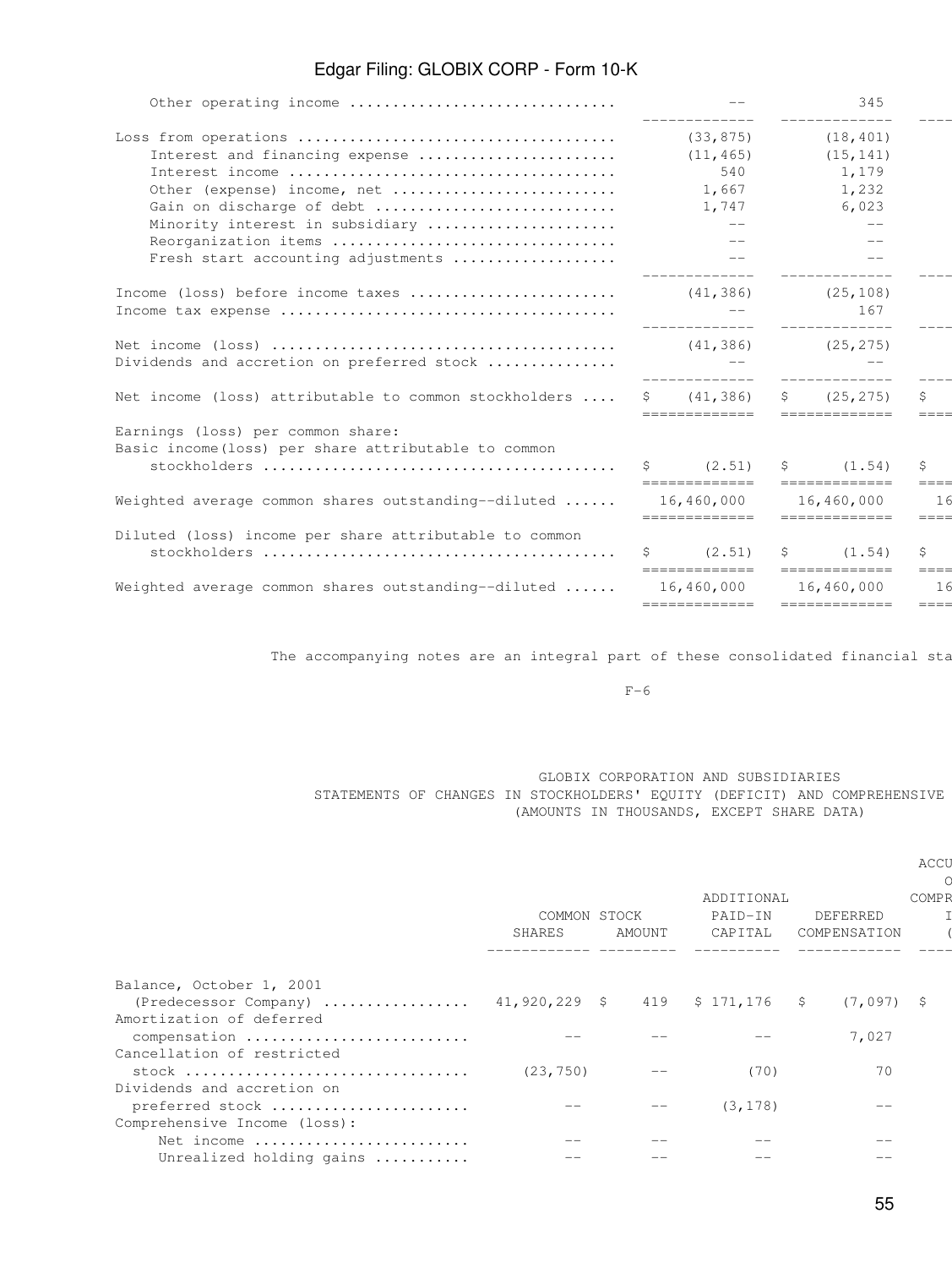| | | | |
|---|---|---|---|
| Other operating income | -- | 345 | |
| Loss from operations | (33,875) | (18,401) | |
| Interest and financing expense | (11,465) | (15,141) | |
| Interest income | 540 | 1,179 | |
| Other (expense) income, net | 1,667 | 1,232 | |
| Gain on discharge of debt | 1,747 | 6,023 | |
| Minority interest in subsidiary | -- | -- | |
| Reorganization items | -- | -- | |
| Fresh start accounting adjustments | -- | -- | |
| Income (loss) before income taxes | (41,386) | (25,108) | |
| Income tax expense | -- | 167 | |
| Net income (loss) | (41,386) | (25,275) | |
| Dividends and accretion on preferred stock | -- | -- | |
| Net income (loss) attributable to common stockholders | $ (41,386) | $ (25,275) | $ |
| Earnings (loss) per common share: | | | |
| Basic income(loss) per share attributable to common stockholders | $ (2.51) | $ (1.54) | $ |
| Weighted average common shares outstanding--diluted | 16,460,000 | 16,460,000 | 16 |
| Diluted (loss) income per share attributable to common stockholders | $ (2.51) | $ (1.54) | $ |
| Weighted average common shares outstanding--diluted | 16,460,000 | 16,460,000 | 16 |

The accompanying notes are an integral part of these consolidated financial sta

F-6

GLOBIX CORPORATION AND SUBSIDIARIES
STATEMENTS OF CHANGES IN STOCKHOLDERS' EQUITY (DEFICIT) AND COMPREHENSIVE
(AMOUNTS IN THOUSANDS, EXCEPT SHARE DATA)

| | COMMON STOCK | | ADDITIONAL PAID-IN CAPITAL | DEFERRED COMPENSATION | ACCU O COMPR I ( |
|---|---|---|---|---|---|
| | SHARES | AMOUNT | | | |
| Balance, October 1, 2001 (Predecessor Company) | 41,920,229 | $ 419 | $ 171,176 | $ (7,097) | $ |
| Amortization of deferred compensation | -- | -- | -- | 7,027 | |
| Cancellation of restricted stock | (23,750) | -- | (70) | 70 | |
| Dividends and accretion on preferred stock | -- | -- | (3,178) | -- | |
| Comprehensive Income (loss): | | | | | |
| Net income | -- | -- | -- | -- | |
| Unrealized holding gains | -- | -- | -- | -- | |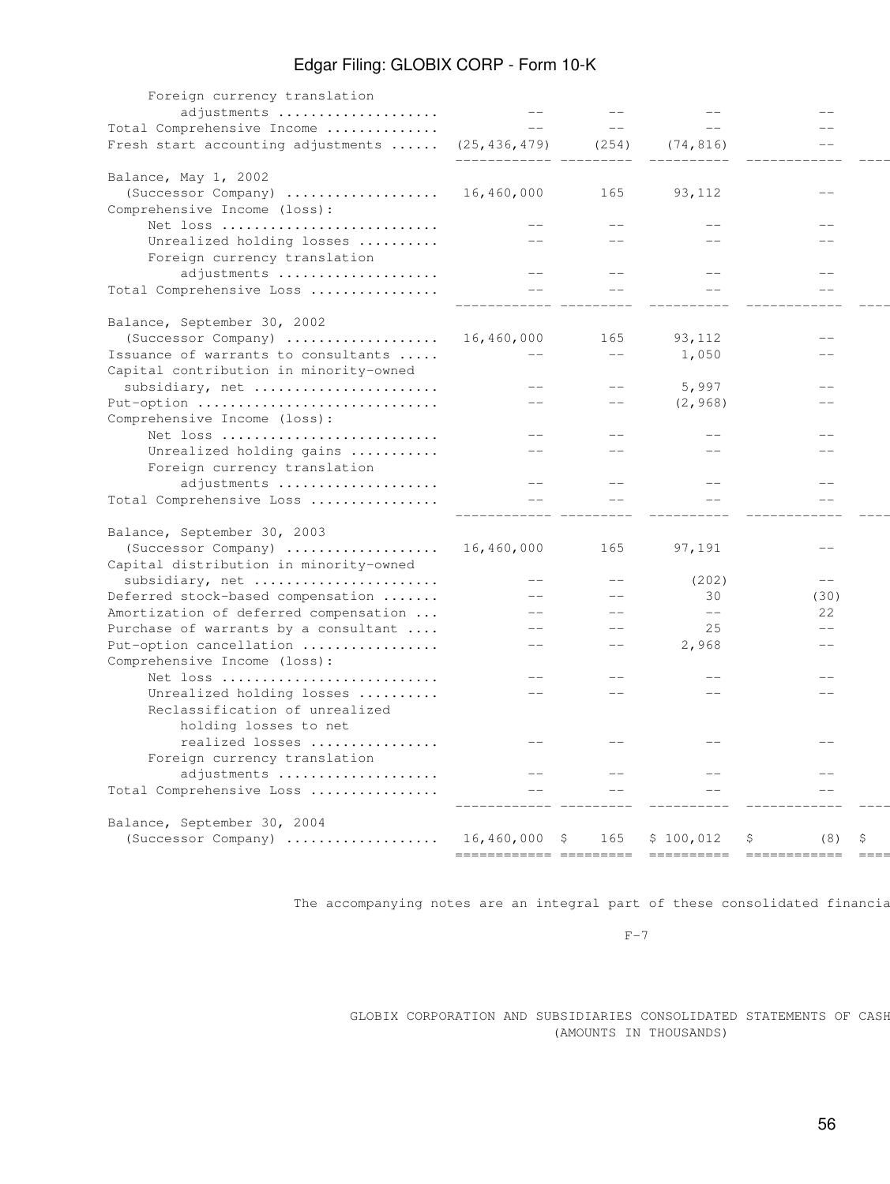| | | | | | |
|---|---|---|---|---|---|
| Foreign currency translation adjustments .................... | -- | -- | -- | -- | |
| Total Comprehensive Income ............. | -- | -- | -- | -- | |
| Fresh start accounting adjustments ...... | (25,436,479) | (254) | (74,816) | -- | |
| Balance, May 1, 2002 (Successor Company) .................. | 16,460,000 | 165 | 93,112 | -- | |
| Comprehensive Income (loss): | | | | | |
| Net loss .......................... | -- | -- | -- | -- | |
| Unrealized holding losses .......... | -- | -- | -- | -- | |
| Foreign currency translation adjustments .................... | -- | -- | -- | -- | |
| Total Comprehensive Loss ................ | -- | -- | -- | -- | |
| Balance, September 30, 2002 (Successor Company) .................. | 16,460,000 | 165 | 93,112 | -- | |
| Issuance of warrants to consultants ..... | -- | -- | 1,050 | -- | |
| Capital contribution in minority-owned subsidiary, net ...................... | -- | -- | 5,997 | -- | |
| Put-option ............................. | -- | -- | (2,968) | -- | |
| Comprehensive Income (loss): | | | | | |
| Net loss .......................... | -- | -- | -- | -- | |
| Unrealized holding gains ........... | -- | -- | -- | -- | |
| Foreign currency translation adjustments .................... | -- | -- | -- | -- | |
| Total Comprehensive Loss ................ | -- | -- | -- | -- | |
| Balance, September 30, 2003 (Successor Company) .................. | 16,460,000 | 165 | 97,191 | -- | |
| Capital distribution in minority-owned subsidiary, net ...................... | -- | -- | (202) | -- | |
| Deferred stock-based compensation ....... | -- | -- | 30 | (30) | |
| Amortization of deferred compensation ... | -- | -- | -- | 22 | |
| Purchase of warrants by a consultant .... | -- | -- | 25 | -- | |
| Put-option cancellation ................. | -- | -- | 2,968 | -- | |
| Comprehensive Income (loss): | | | | | |
| Net loss .......................... | -- | -- | -- | -- | |
| Unrealized holding losses .......... | -- | -- | -- | -- | |
| Reclassification of unrealized holding losses to net realized losses ................ | -- | -- | -- | -- | |
| Foreign currency translation adjustments .................... | -- | -- | -- | -- | |
| Total Comprehensive Loss ................ | -- | -- | -- | -- | |
| Balance, September 30, 2004 (Successor Company) .................. | 16,460,000 | $ 165 | $ 100,012 | $ (8) | $ |

The accompanying notes are an integral part of these consolidated financia

F-7

GLOBIX CORPORATION AND SUBSIDIARIES CONSOLIDATED STATEMENTS OF CASH
(AMOUNTS IN THOUSANDS)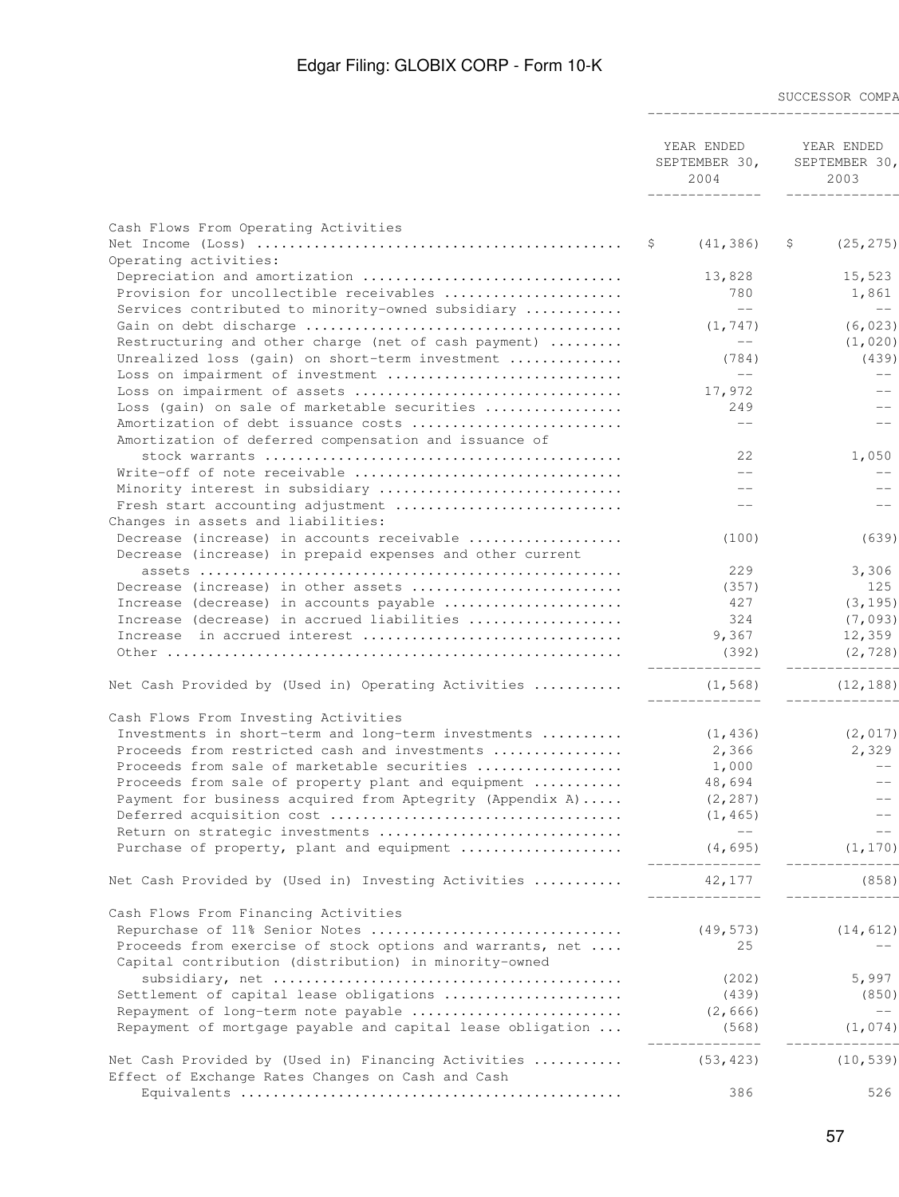| | SUCCESSOR COMPA | |
|---|---|---|
| | YEAR ENDED SEPTEMBER 30, 2004 | YEAR ENDED SEPTEMBER 30, 2003 |
| Cash Flows From Operating Activities | | |
| Net Income (Loss) | $ (41,386) | $ (25,275) |
| Operating activities: | | |
| Depreciation and amortization | 13,828 | 15,523 |
| Provision for uncollectible receivables | 780 | 1,861 |
| Services contributed to minority-owned subsidiary | -- | -- |
| Gain on debt discharge | (1,747) | (6,023) |
| Restructuring and other charge (net of cash payment) | -- | (1,020) |
| Unrealized loss (gain) on short-term investment | (784) | (439) |
| Loss on impairment of investment | -- | -- |
| Loss on impairment of assets | 17,972 | -- |
| Loss (gain) on sale of marketable securities | 249 | -- |
| Amortization of debt issuance costs | -- | -- |
| Amortization of deferred compensation and issuance of stock warrants | 22 | 1,050 |
| Write-off of note receivable | -- | -- |
| Minority interest in subsidiary | -- | -- |
| Fresh start accounting adjustment | -- | -- |
| Changes in assets and liabilities: | | |
| Decrease (increase) in accounts receivable | (100) | (639) |
| Decrease (increase) in prepaid expenses and other current assets | 229 | 3,306 |
| Decrease (increase) in other assets | (357) | 125 |
| Increase (decrease) in accounts payable | 427 | (3,195) |
| Increase (decrease) in accrued liabilities | 324 | (7,093) |
| Increase in accrued interest | 9,367 | 12,359 |
| Other | (392) | (2,728) |
| Net Cash Provided by (Used in) Operating Activities | (1,568) | (12,188) |
| Cash Flows From Investing Activities | | |
| Investments in short-term and long-term investments | (1,436) | (2,017) |
| Proceeds from restricted cash and investments | 2,366 | 2,329 |
| Proceeds from sale of marketable securities | 1,000 | -- |
| Proceeds from sale of property plant and equipment | 48,694 | -- |
| Payment for business acquired from Aptegrity (Appendix A) | (2,287) | -- |
| Deferred acquisition cost | (1,465) | -- |
| Return on strategic investments | -- | -- |
| Purchase of property, plant and equipment | (4,695) | (1,170) |
| Net Cash Provided by (Used in) Investing Activities | 42,177 | (858) |
| Cash Flows From Financing Activities | | |
| Repurchase of 11% Senior Notes | (49,573) | (14,612) |
| Proceeds from exercise of stock options and warrants, net | 25 | -- |
| Capital contribution (distribution) in minority-owned subsidiary, net | (202) | 5,997 |
| Settlement of capital lease obligations | (439) | (850) |
| Repayment of long-term note payable | (2,666) | -- |
| Repayment of mortgage payable and capital lease obligation | (568) | (1,074) |
| Net Cash Provided by (Used in) Financing Activities | (53,423) | (10,539) |
| Effect of Exchange Rates Changes on Cash and Cash Equivalents | 386 | 526 |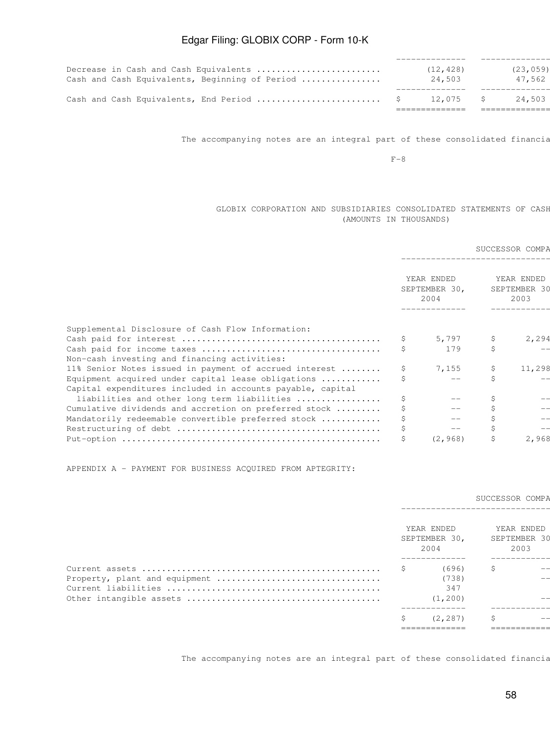| | | |
|---|---|---|
| Decrease in Cash and Cash Equivalents | (12,428) | (23,059) |
| Cash and Cash Equivalents, Beginning of Period | 24,503 | 47,562 |
| Cash and Cash Equivalents, End Period | $ 12,075 | $ 24,503 |

The accompanying notes are an integral part of these consolidated financia

F-8

GLOBIX CORPORATION AND SUBSIDIARIES CONSOLIDATED STATEMENTS OF CASH
(AMOUNTS IN THOUSANDS)

| | SUCCESSOR COMPA | |
|---|---|---|
| | YEAR ENDED SEPTEMBER 30, 2004 | YEAR ENDED SEPTEMBER 30 2003 |
| Supplemental Disclosure of Cash Flow Information: | | |
| Cash paid for interest | $ 5,797 | $ 2,294 |
| Cash paid for income taxes | $ 179 | $ -- |
| Non-cash investing and financing activities: | | |
| 11% Senior Notes issued in payment of accrued interest | $ 7,155 | $ 11,298 |
| Equipment acquired under capital lease obligations | $ -- | $ -- |
| Capital expenditures included in accounts payable, capital liabilities and other long term liabilities | $ -- | $ -- |
| Cumulative dividends and accretion on preferred stock | $ -- | $ -- |
| Mandatorily redeemable convertible preferred stock | $ -- | $ -- |
| Restructuring of debt | $ -- | $ -- |
| Put-option | $ (2,968) | $ 2,968 |

APPENDIX A - PAYMENT FOR BUSINESS ACQUIRED FROM APTEGRITY:

| | SUCCESSOR COMPA | |
|---|---|---|
| | YEAR ENDED SEPTEMBER 30, 2004 | YEAR ENDED SEPTEMBER 30 2003 |
| Current assets | $ (696) | $ -- |
| Property, plant and equipment | (738) | -- |
| Current liabilities | 347 | |
| Other intangible assets | (1,200) | -- |
| | $ (2,287) | $ -- |

The accompanying notes are an integral part of these consolidated financia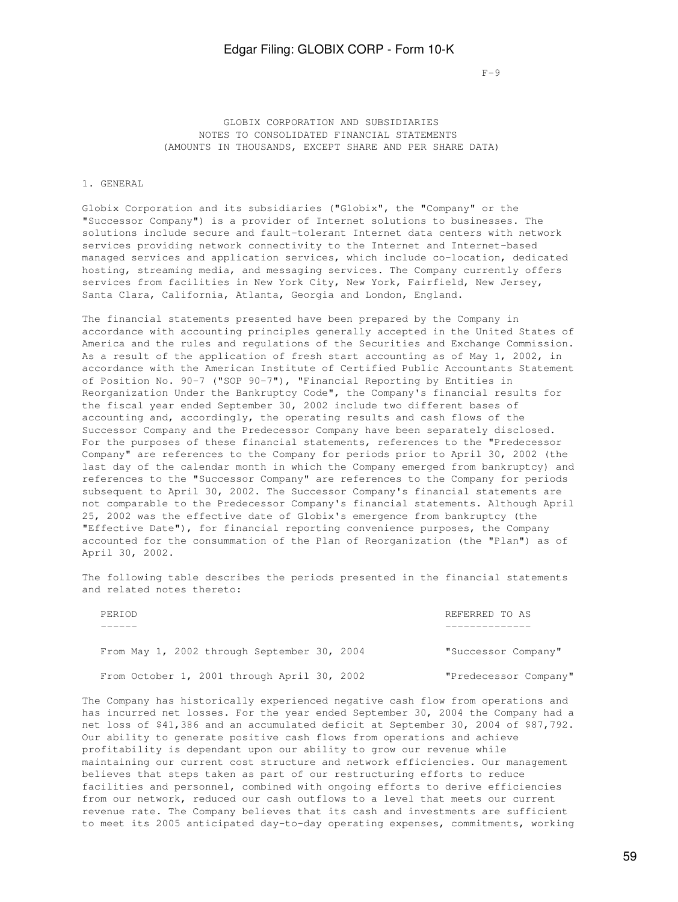GLOBIX CORPORATION AND SUBSIDIARIES
NOTES TO CONSOLIDATED FINANCIAL STATEMENTS
(AMOUNTS IN THOUSANDS, EXCEPT SHARE AND PER SHARE DATA)

## 1. GENERAL

Globix Corporation and its subsidiaries ("Globix", the "Company" or the "Successor Company") is a provider of Internet solutions to businesses. The solutions include secure and fault-tolerant Internet data centers with network services providing network connectivity to the Internet and Internet-based managed services and application services, which include co-location, dedicated hosting, streaming media, and messaging services. The Company currently offers services from facilities in New York City, New York, Fairfield, New Jersey, Santa Clara, California, Atlanta, Georgia and London, England.

The financial statements presented have been prepared by the Company in accordance with accounting principles generally accepted in the United States of America and the rules and regulations of the Securities and Exchange Commission. As a result of the application of fresh start accounting as of May 1, 2002, in accordance with the American Institute of Certified Public Accountants Statement of Position No. 90-7 ("SOP 90-7"), "Financial Reporting by Entities in Reorganization Under the Bankruptcy Code", the Company's financial results for the fiscal year ended September 30, 2002 include two different bases of accounting and, accordingly, the operating results and cash flows of the Successor Company and the Predecessor Company have been separately disclosed. For the purposes of these financial statements, references to the "Predecessor Company" are references to the Company for periods prior to April 30, 2002 (the last day of the calendar month in which the Company emerged from bankruptcy) and references to the "Successor Company" are references to the Company for periods subsequent to April 30, 2002. The Successor Company's financial statements are not comparable to the Predecessor Company's financial statements. Although April 25, 2002 was the effective date of Globix's emergence from bankruptcy (the "Effective Date"), for financial reporting convenience purposes, the Company accounted for the consummation of the Plan of Reorganization (the "Plan") as of April 30, 2002.

The following table describes the periods presented in the financial statements and related notes thereto:

| PERIOD | REFERRED TO AS |
|---|---|
| From May 1, 2002 through September 30, 2004 | "Successor Company" |
| From October 1, 2001 through April 30, 2002 | "Predecessor Company" |

The Company has historically experienced negative cash flow from operations and has incurred net losses. For the year ended September 30, 2004 the Company had a net loss of $41,386 and an accumulated deficit at September 30, 2004 of $87,792. Our ability to generate positive cash flows from operations and achieve profitability is dependant upon our ability to grow our revenue while maintaining our current cost structure and network efficiencies. Our management believes that steps taken as part of our restructuring efforts to reduce facilities and personnel, combined with ongoing efforts to derive efficiencies from our network, reduced our cash outflows to a level that meets our current revenue rate. The Company believes that its cash and investments are sufficient to meet its 2005 anticipated day-to-day operating expenses, commitments, working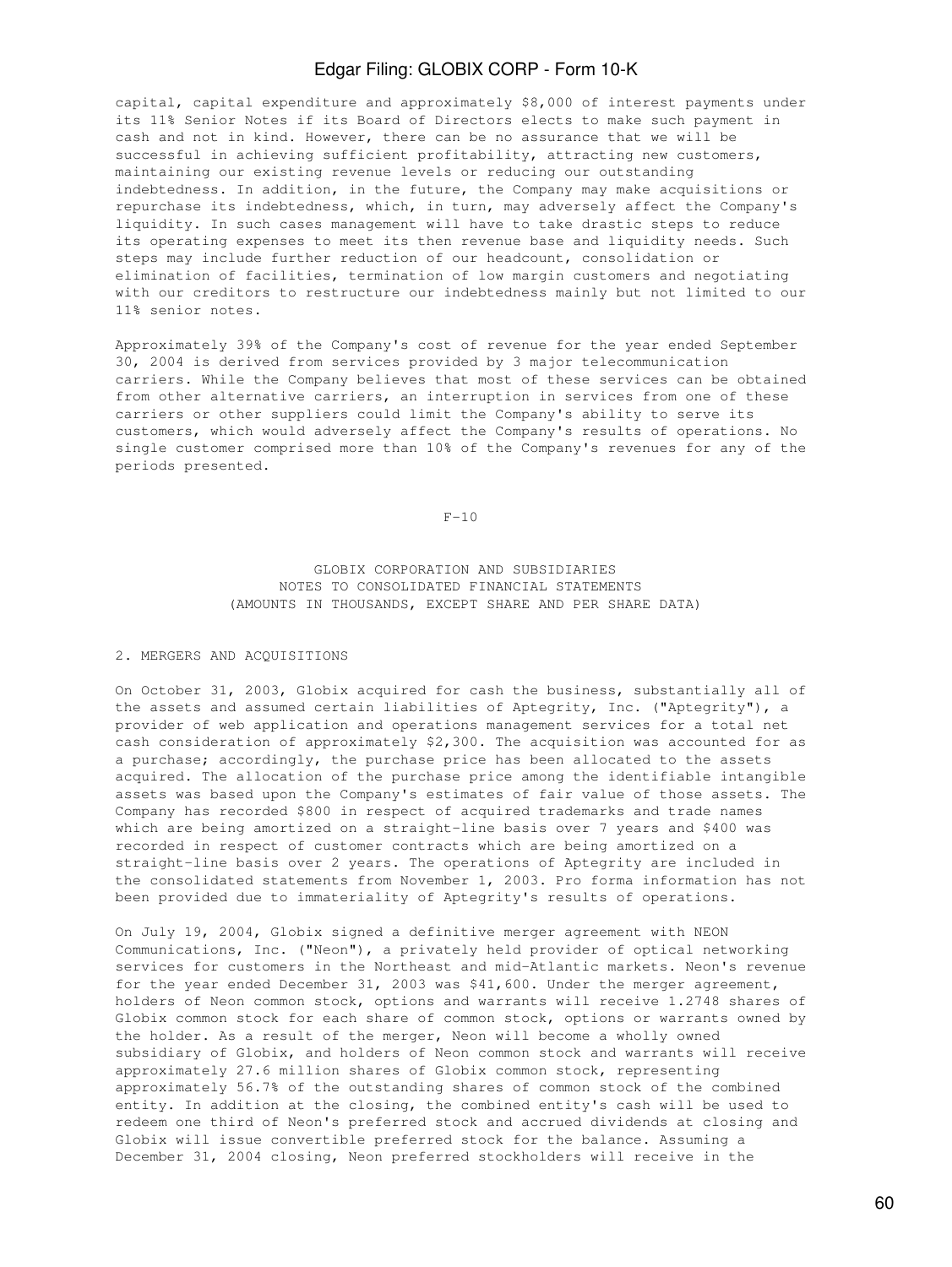capital, capital expenditure and approximately $8,000 of interest payments under its 11% Senior Notes if its Board of Directors elects to make such payment in cash and not in kind. However, there can be no assurance that we will be successful in achieving sufficient profitability, attracting new customers, maintaining our existing revenue levels or reducing our outstanding indebtedness. In addition, in the future, the Company may make acquisitions or repurchase its indebtedness, which, in turn, may adversely affect the Company's liquidity. In such cases management will have to take drastic steps to reduce its operating expenses to meet its then revenue base and liquidity needs. Such steps may include further reduction of our headcount, consolidation or elimination of facilities, termination of low margin customers and negotiating with our creditors to restructure our indebtedness mainly but not limited to our 11% senior notes.

Approximately 39% of the Company's cost of revenue for the year ended September 30, 2004 is derived from services provided by 3 major telecommunication carriers. While the Company believes that most of these services can be obtained from other alternative carriers, an interruption in services from one of these carriers or other suppliers could limit the Company's ability to serve its customers, which would adversely affect the Company's results of operations. No single customer comprised more than 10% of the Company's revenues for any of the periods presented.

GLOBIX CORPORATION AND SUBSIDIARIES
NOTES TO CONSOLIDATED FINANCIAL STATEMENTS
(AMOUNTS IN THOUSANDS, EXCEPT SHARE AND PER SHARE DATA)

## 2. MERGERS AND ACQUISITIONS

On October 31, 2003, Globix acquired for cash the business, substantially all of the assets and assumed certain liabilities of Aptegrity, Inc. ("Aptegrity"), a provider of web application and operations management services for a total net cash consideration of approximately $2,300. The acquisition was accounted for as a purchase; accordingly, the purchase price has been allocated to the assets acquired. The allocation of the purchase price among the identifiable intangible assets was based upon the Company's estimates of fair value of those assets. The Company has recorded $800 in respect of acquired trademarks and trade names which are being amortized on a straight-line basis over 7 years and $400 was recorded in respect of customer contracts which are being amortized on a straight-line basis over 2 years. The operations of Aptegrity are included in the consolidated statements from November 1, 2003. Pro forma information has not been provided due to immateriality of Aptegrity's results of operations.

On July 19, 2004, Globix signed a definitive merger agreement with NEON Communications, Inc. ("Neon"), a privately held provider of optical networking services for customers in the Northeast and mid-Atlantic markets. Neon's revenue for the year ended December 31, 2003 was $41,600. Under the merger agreement, holders of Neon common stock, options and warrants will receive 1.2748 shares of Globix common stock for each share of common stock, options or warrants owned by the holder. As a result of the merger, Neon will become a wholly owned subsidiary of Globix, and holders of Neon common stock and warrants will receive approximately 27.6 million shares of Globix common stock, representing approximately 56.7% of the outstanding shares of common stock of the combined entity. In addition at the closing, the combined entity's cash will be used to redeem one third of Neon's preferred stock and accrued dividends at closing and Globix will issue convertible preferred stock for the balance. Assuming a December 31, 2004 closing, Neon preferred stockholders will receive in the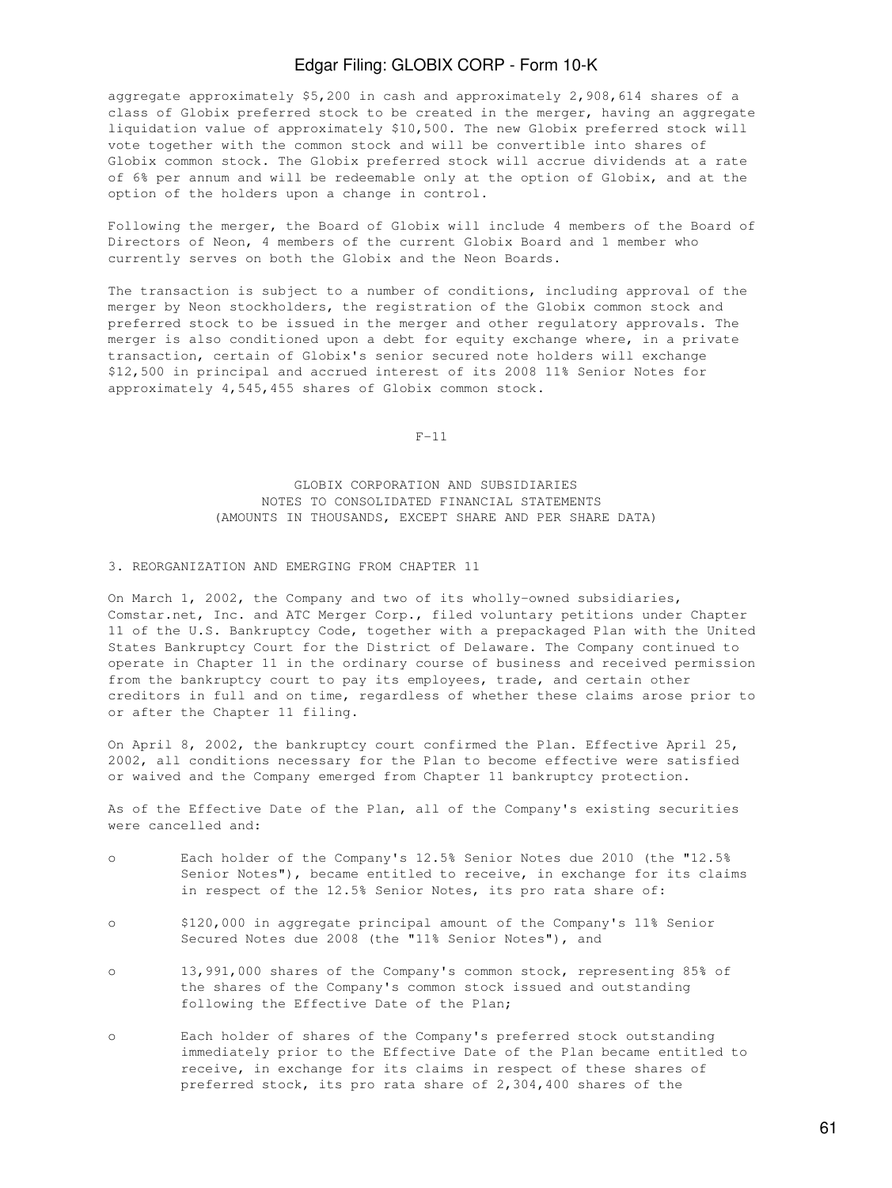aggregate approximately $5,200 in cash and approximately 2,908,614 shares of a class of Globix preferred stock to be created in the merger, having an aggregate liquidation value of approximately $10,500. The new Globix preferred stock will vote together with the common stock and will be convertible into shares of Globix common stock. The Globix preferred stock will accrue dividends at a rate of 6% per annum and will be redeemable only at the option of Globix, and at the option of the holders upon a change in control.

Following the merger, the Board of Globix will include 4 members of the Board of Directors of Neon, 4 members of the current Globix Board and 1 member who currently serves on both the Globix and the Neon Boards.

The transaction is subject to a number of conditions, including approval of the merger by Neon stockholders, the registration of the Globix common stock and preferred stock to be issued in the merger and other regulatory approvals. The merger is also conditioned upon a debt for equity exchange where, in a private transaction, certain of Globix's senior secured note holders will exchange $12,500 in principal and accrued interest of its 2008 11% Senior Notes for approximately 4,545,455 shares of Globix common stock.

F-11

GLOBIX CORPORATION AND SUBSIDIARIES
NOTES TO CONSOLIDATED FINANCIAL STATEMENTS
(AMOUNTS IN THOUSANDS, EXCEPT SHARE AND PER SHARE DATA)

## 3. REORGANIZATION AND EMERGING FROM CHAPTER 11

On March 1, 2002, the Company and two of its wholly-owned subsidiaries, Comstar.net, Inc. and ATC Merger Corp., filed voluntary petitions under Chapter 11 of the U.S. Bankruptcy Code, together with a prepackaged Plan with the United States Bankruptcy Court for the District of Delaware. The Company continued to operate in Chapter 11 in the ordinary course of business and received permission from the bankruptcy court to pay its employees, trade, and certain other creditors in full and on time, regardless of whether these claims arose prior to or after the Chapter 11 filing.

On April 8, 2002, the bankruptcy court confirmed the Plan. Effective April 25, 2002, all conditions necessary for the Plan to become effective were satisfied or waived and the Company emerged from Chapter 11 bankruptcy protection.

As of the Effective Date of the Plan, all of the Company's existing securities were cancelled and:

- Each holder of the Company's 12.5% Senior Notes due 2010 (the "12.5% Senior Notes"), became entitled to receive, in exchange for its claims in respect of the 12.5% Senior Notes, its pro rata share of:
- $120,000 in aggregate principal amount of the Company's 11% Senior Secured Notes due 2008 (the "11% Senior Notes"), and
- 13,991,000 shares of the Company's common stock, representing 85% of the shares of the Company's common stock issued and outstanding following the Effective Date of the Plan;
- Each holder of shares of the Company's preferred stock outstanding immediately prior to the Effective Date of the Plan became entitled to receive, in exchange for its claims in respect of these shares of preferred stock, its pro rata share of 2,304,400 shares of the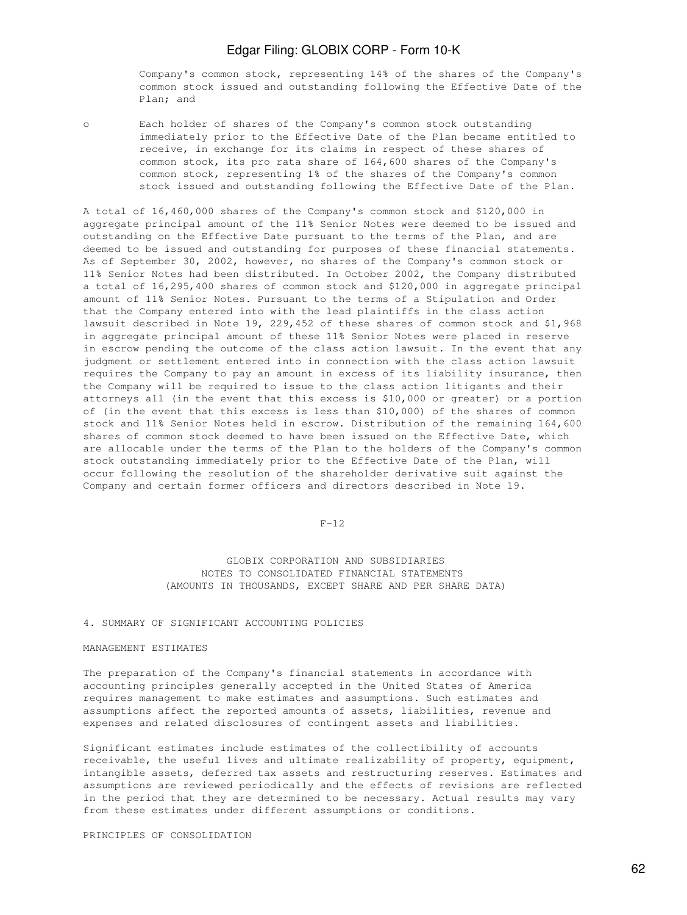Company's common stock, representing 14% of the shares of the Company's common stock issued and outstanding following the Effective Date of the Plan; and

- Each holder of shares of the Company's common stock outstanding immediately prior to the Effective Date of the Plan became entitled to receive, in exchange for its claims in respect of these shares of common stock, its pro rata share of 164,600 shares of the Company's common stock, representing 1% of the shares of the Company's common stock issued and outstanding following the Effective Date of the Plan.

A total of 16,460,000 shares of the Company's common stock and $120,000 in aggregate principal amount of the 11% Senior Notes were deemed to be issued and outstanding on the Effective Date pursuant to the terms of the Plan, and are deemed to be issued and outstanding for purposes of these financial statements. As of September 30, 2002, however, no shares of the Company's common stock or 11% Senior Notes had been distributed. In October 2002, the Company distributed a total of 16,295,400 shares of common stock and $120,000 in aggregate principal amount of 11% Senior Notes. Pursuant to the terms of a Stipulation and Order that the Company entered into with the lead plaintiffs in the class action lawsuit described in Note 19, 229,452 of these shares of common stock and $1,968 in aggregate principal amount of these 11% Senior Notes were placed in reserve in escrow pending the outcome of the class action lawsuit. In the event that any judgment or settlement entered into in connection with the class action lawsuit requires the Company to pay an amount in excess of its liability insurance, then the Company will be required to issue to the class action litigants and their attorneys all (in the event that this excess is $10,000 or greater) or a portion of (in the event that this excess is less than $10,000) of the shares of common stock and 11% Senior Notes held in escrow. Distribution of the remaining 164,600 shares of common stock deemed to have been issued on the Effective Date, which are allocable under the terms of the Plan to the holders of the Company's common stock outstanding immediately prior to the Effective Date of the Plan, will occur following the resolution of the shareholder derivative suit against the Company and certain former officers and directors described in Note 19.

GLOBIX CORPORATION AND SUBSIDIARIES
NOTES TO CONSOLIDATED FINANCIAL STATEMENTS
(AMOUNTS IN THOUSANDS, EXCEPT SHARE AND PER SHARE DATA)

## 4. SUMMARY OF SIGNIFICANT ACCOUNTING POLICIES

### MANAGEMENT ESTIMATES

The preparation of the Company's financial statements in accordance with accounting principles generally accepted in the United States of America requires management to make estimates and assumptions. Such estimates and assumptions affect the reported amounts of assets, liabilities, revenue and expenses and related disclosures of contingent assets and liabilities.

Significant estimates include estimates of the collectibility of accounts receivable, the useful lives and ultimate realizability of property, equipment, intangible assets, deferred tax assets and restructuring reserves. Estimates and assumptions are reviewed periodically and the effects of revisions are reflected in the period that they are determined to be necessary. Actual results may vary from these estimates under different assumptions or conditions.

### PRINCIPLES OF CONSOLIDATION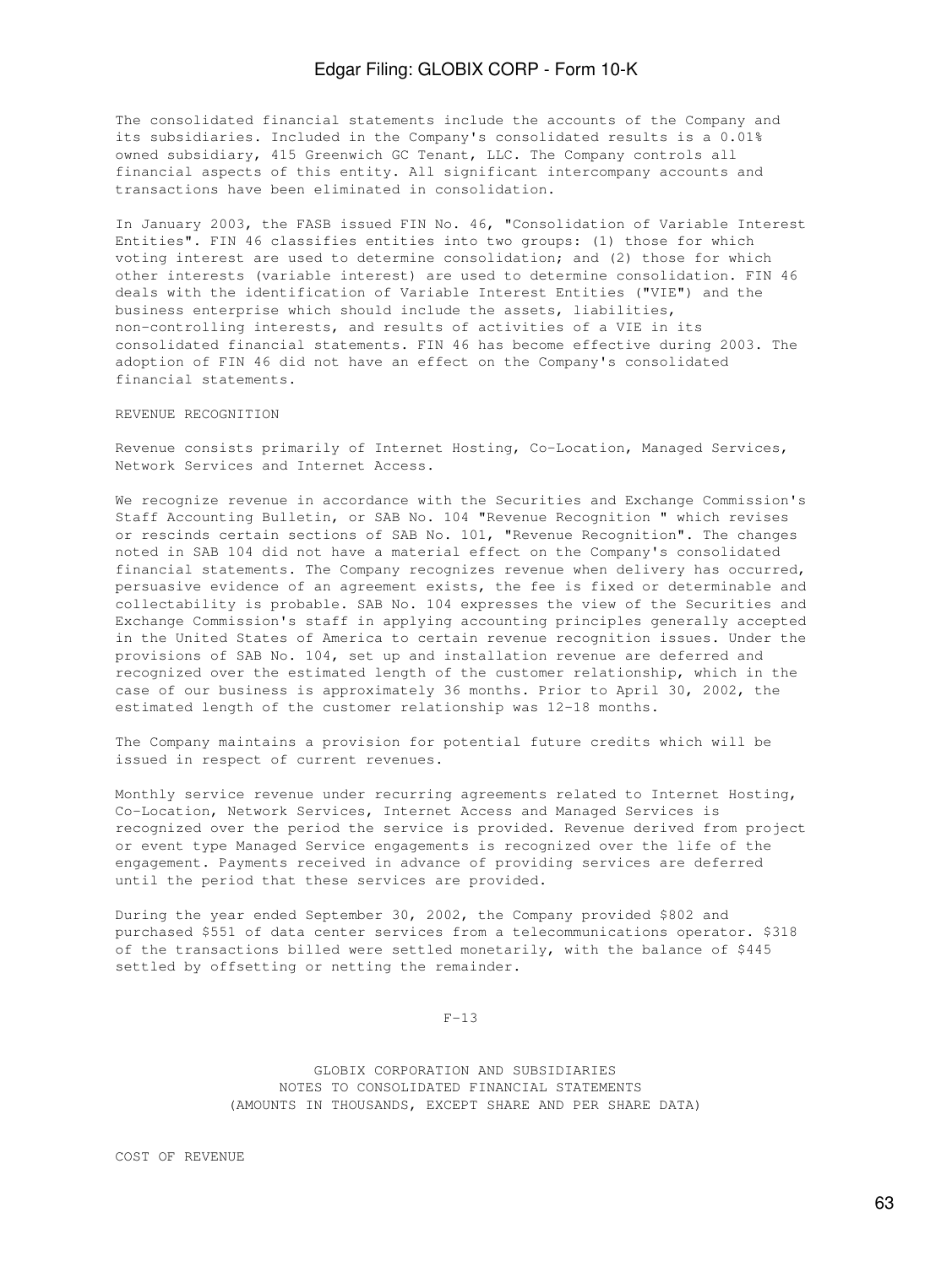The consolidated financial statements include the accounts of the Company and its subsidiaries. Included in the Company's consolidated results is a 0.01% owned subsidiary, 415 Greenwich GC Tenant, LLC. The Company controls all financial aspects of this entity. All significant intercompany accounts and transactions have been eliminated in consolidation.

In January 2003, the FASB issued FIN No. 46, "Consolidation of Variable Interest Entities". FIN 46 classifies entities into two groups: (1) those for which voting interest are used to determine consolidation; and (2) those for which other interests (variable interest) are used to determine consolidation. FIN 46 deals with the identification of Variable Interest Entities ("VIE") and the business enterprise which should include the assets, liabilities, non-controlling interests, and results of activities of a VIE in its consolidated financial statements. FIN 46 has become effective during 2003. The adoption of FIN 46 did not have an effect on the Company's consolidated financial statements.

REVENUE RECOGNITION

Revenue consists primarily of Internet Hosting, Co-Location, Managed Services, Network Services and Internet Access.

We recognize revenue in accordance with the Securities and Exchange Commission's Staff Accounting Bulletin, or SAB No. 104 "Revenue Recognition " which revises or rescinds certain sections of SAB No. 101, "Revenue Recognition". The changes noted in SAB 104 did not have a material effect on the Company's consolidated financial statements. The Company recognizes revenue when delivery has occurred, persuasive evidence of an agreement exists, the fee is fixed or determinable and collectability is probable. SAB No. 104 expresses the view of the Securities and Exchange Commission's staff in applying accounting principles generally accepted in the United States of America to certain revenue recognition issues. Under the provisions of SAB No. 104, set up and installation revenue are deferred and recognized over the estimated length of the customer relationship, which in the case of our business is approximately 36 months. Prior to April 30, 2002, the estimated length of the customer relationship was 12-18 months.

The Company maintains a provision for potential future credits which will be issued in respect of current revenues.

Monthly service revenue under recurring agreements related to Internet Hosting, Co-Location, Network Services, Internet Access and Managed Services is recognized over the period the service is provided. Revenue derived from project or event type Managed Service engagements is recognized over the life of the engagement. Payments received in advance of providing services are deferred until the period that these services are provided.

During the year ended September 30, 2002, the Company provided $802 and purchased $551 of data center services from a telecommunications operator. $318 of the transactions billed were settled monetarily, with the balance of $445 settled by offsetting or netting the remainder.

F-13

GLOBIX CORPORATION AND SUBSIDIARIES
NOTES TO CONSOLIDATED FINANCIAL STATEMENTS
(AMOUNTS IN THOUSANDS, EXCEPT SHARE AND PER SHARE DATA)

COST OF REVENUE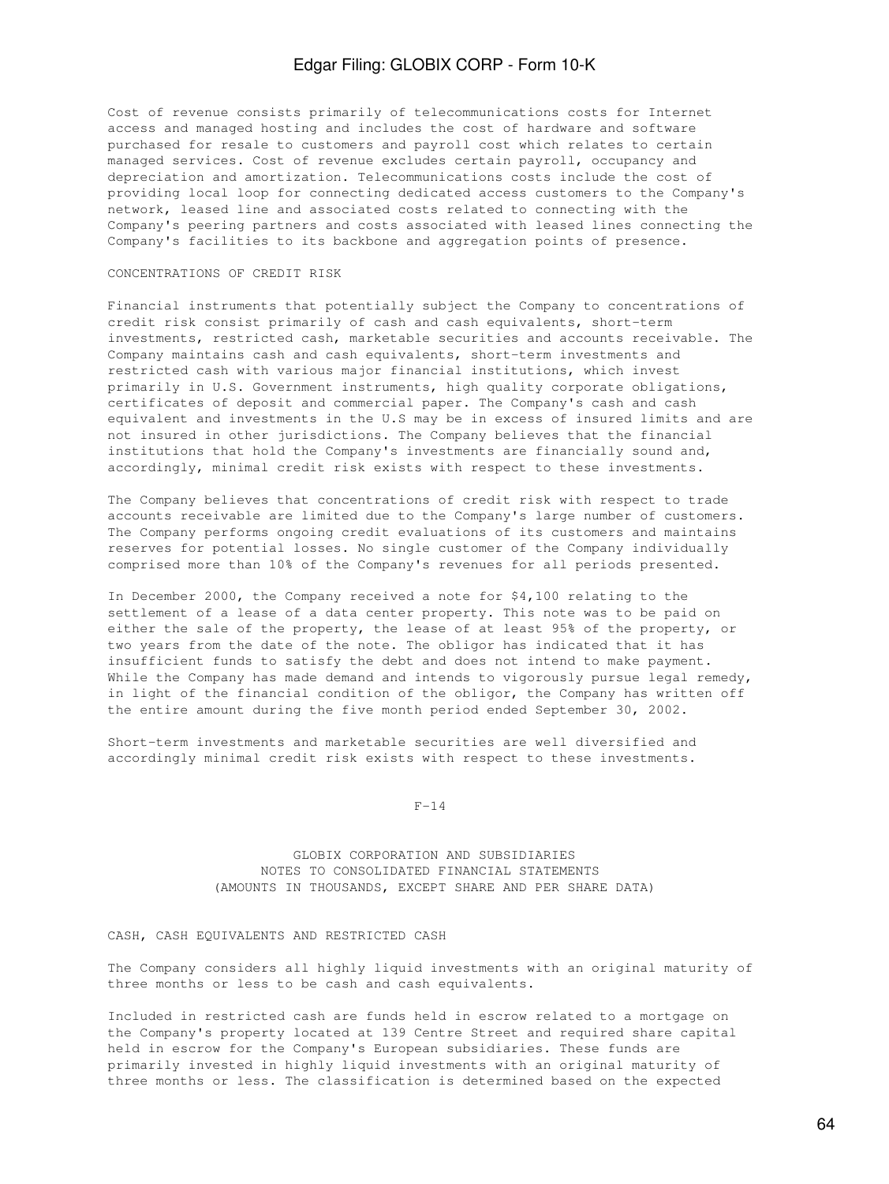Cost of revenue consists primarily of telecommunications costs for Internet access and managed hosting and includes the cost of hardware and software purchased for resale to customers and payroll cost which relates to certain managed services. Cost of revenue excludes certain payroll, occupancy and depreciation and amortization. Telecommunications costs include the cost of providing local loop for connecting dedicated access customers to the Company's network, leased line and associated costs related to connecting with the Company's peering partners and costs associated with leased lines connecting the Company's facilities to its backbone and aggregation points of presence.

CONCENTRATIONS OF CREDIT RISK

Financial instruments that potentially subject the Company to concentrations of credit risk consist primarily of cash and cash equivalents, short-term investments, restricted cash, marketable securities and accounts receivable. The Company maintains cash and cash equivalents, short-term investments and restricted cash with various major financial institutions, which invest primarily in U.S. Government instruments, high quality corporate obligations, certificates of deposit and commercial paper. The Company's cash and cash equivalent and investments in the U.S may be in excess of insured limits and are not insured in other jurisdictions. The Company believes that the financial institutions that hold the Company's investments are financially sound and, accordingly, minimal credit risk exists with respect to these investments.

The Company believes that concentrations of credit risk with respect to trade accounts receivable are limited due to the Company's large number of customers. The Company performs ongoing credit evaluations of its customers and maintains reserves for potential losses. No single customer of the Company individually comprised more than 10% of the Company's revenues for all periods presented.

In December 2000, the Company received a note for $4,100 relating to the settlement of a lease of a data center property. This note was to be paid on either the sale of the property, the lease of at least 95% of the property, or two years from the date of the note. The obligor has indicated that it has insufficient funds to satisfy the debt and does not intend to make payment. While the Company has made demand and intends to vigorously pursue legal remedy, in light of the financial condition of the obligor, the Company has written off the entire amount during the five month period ended September 30, 2002.

Short-term investments and marketable securities are well diversified and accordingly minimal credit risk exists with respect to these investments.

GLOBIX CORPORATION AND SUBSIDIARIES
NOTES TO CONSOLIDATED FINANCIAL STATEMENTS
(AMOUNTS IN THOUSANDS, EXCEPT SHARE AND PER SHARE DATA)

CASH, CASH EQUIVALENTS AND RESTRICTED CASH

The Company considers all highly liquid investments with an original maturity of three months or less to be cash and cash equivalents.

Included in restricted cash are funds held in escrow related to a mortgage on the Company's property located at 139 Centre Street and required share capital held in escrow for the Company's European subsidiaries. These funds are primarily invested in highly liquid investments with an original maturity of three months or less. The classification is determined based on the expected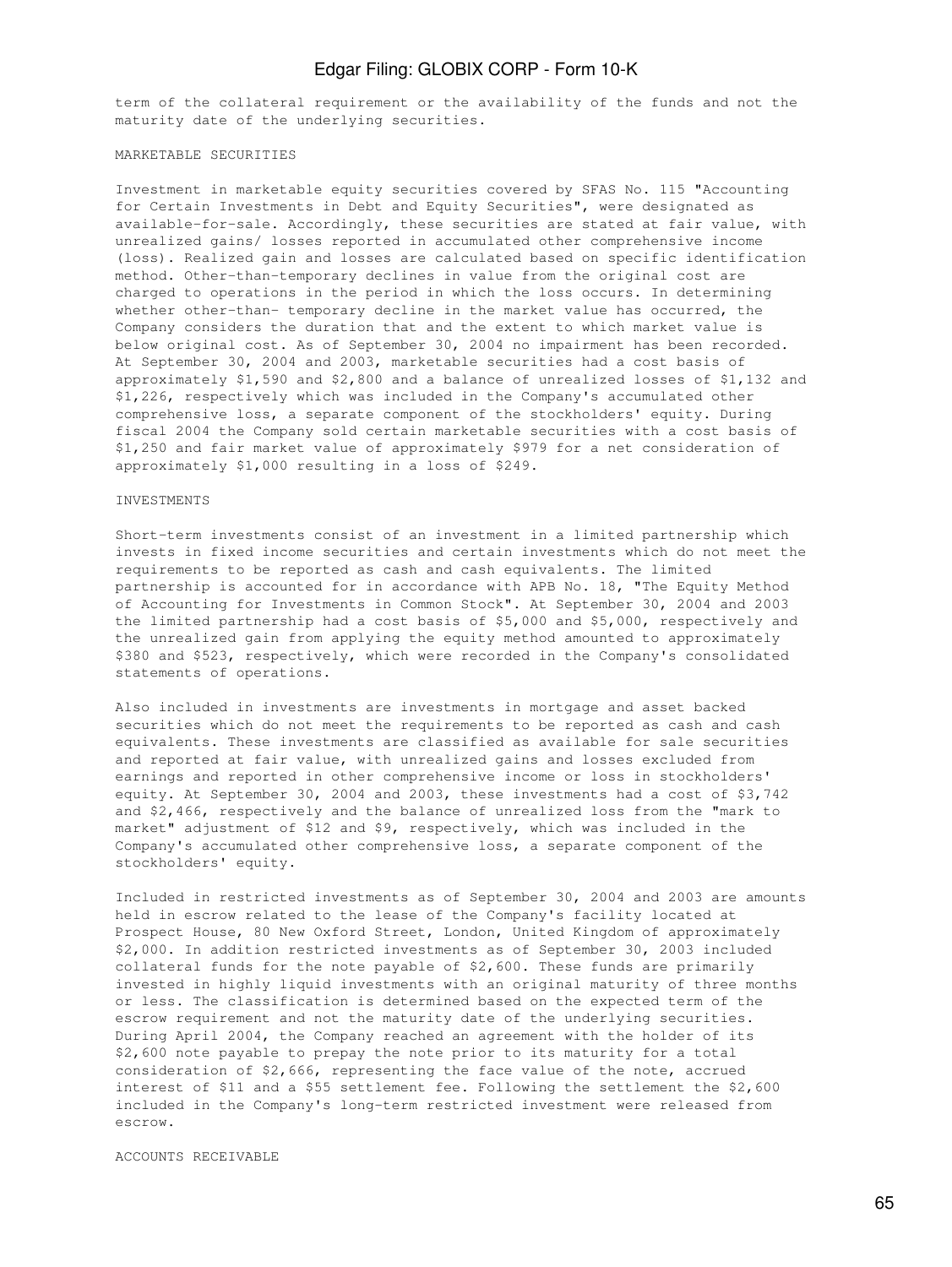term of the collateral requirement or the availability of the funds and not the maturity date of the underlying securities.

MARKETABLE SECURITIES

Investment in marketable equity securities covered by SFAS No. 115 "Accounting for Certain Investments in Debt and Equity Securities", were designated as available-for-sale. Accordingly, these securities are stated at fair value, with unrealized gains/ losses reported in accumulated other comprehensive income (loss). Realized gain and losses are calculated based on specific identification method. Other-than-temporary declines in value from the original cost are charged to operations in the period in which the loss occurs. In determining whether other-than- temporary decline in the market value has occurred, the Company considers the duration that and the extent to which market value is below original cost. As of September 30, 2004 no impairment has been recorded. At September 30, 2004 and 2003, marketable securities had a cost basis of approximately $1,590 and $2,800 and a balance of unrealized losses of $1,132 and $1,226, respectively which was included in the Company's accumulated other comprehensive loss, a separate component of the stockholders' equity. During fiscal 2004 the Company sold certain marketable securities with a cost basis of $1,250 and fair market value of approximately $979 for a net consideration of approximately $1,000 resulting in a loss of $249.

INVESTMENTS

Short-term investments consist of an investment in a limited partnership which invests in fixed income securities and certain investments which do not meet the requirements to be reported as cash and cash equivalents. The limited partnership is accounted for in accordance with APB No. 18, "The Equity Method of Accounting for Investments in Common Stock". At September 30, 2004 and 2003 the limited partnership had a cost basis of $5,000 and $5,000, respectively and the unrealized gain from applying the equity method amounted to approximately $380 and $523, respectively, which were recorded in the Company's consolidated statements of operations.

Also included in investments are investments in mortgage and asset backed securities which do not meet the requirements to be reported as cash and cash equivalents. These investments are classified as available for sale securities and reported at fair value, with unrealized gains and losses excluded from earnings and reported in other comprehensive income or loss in stockholders' equity. At September 30, 2004 and 2003, these investments had a cost of $3,742 and $2,466, respectively and the balance of unrealized loss from the "mark to market" adjustment of $12 and $9, respectively, which was included in the Company's accumulated other comprehensive loss, a separate component of the stockholders' equity.

Included in restricted investments as of September 30, 2004 and 2003 are amounts held in escrow related to the lease of the Company's facility located at Prospect House, 80 New Oxford Street, London, United Kingdom of approximately $2,000. In addition restricted investments as of September 30, 2003 included collateral funds for the note payable of $2,600. These funds are primarily invested in highly liquid investments with an original maturity of three months or less. The classification is determined based on the expected term of the escrow requirement and not the maturity date of the underlying securities. During April 2004, the Company reached an agreement with the holder of its $2,600 note payable to prepay the note prior to its maturity for a total consideration of $2,666, representing the face value of the note, accrued interest of $11 and a $55 settlement fee. Following the settlement the $2,600 included in the Company's long-term restricted investment were released from escrow.

ACCOUNTS RECEIVABLE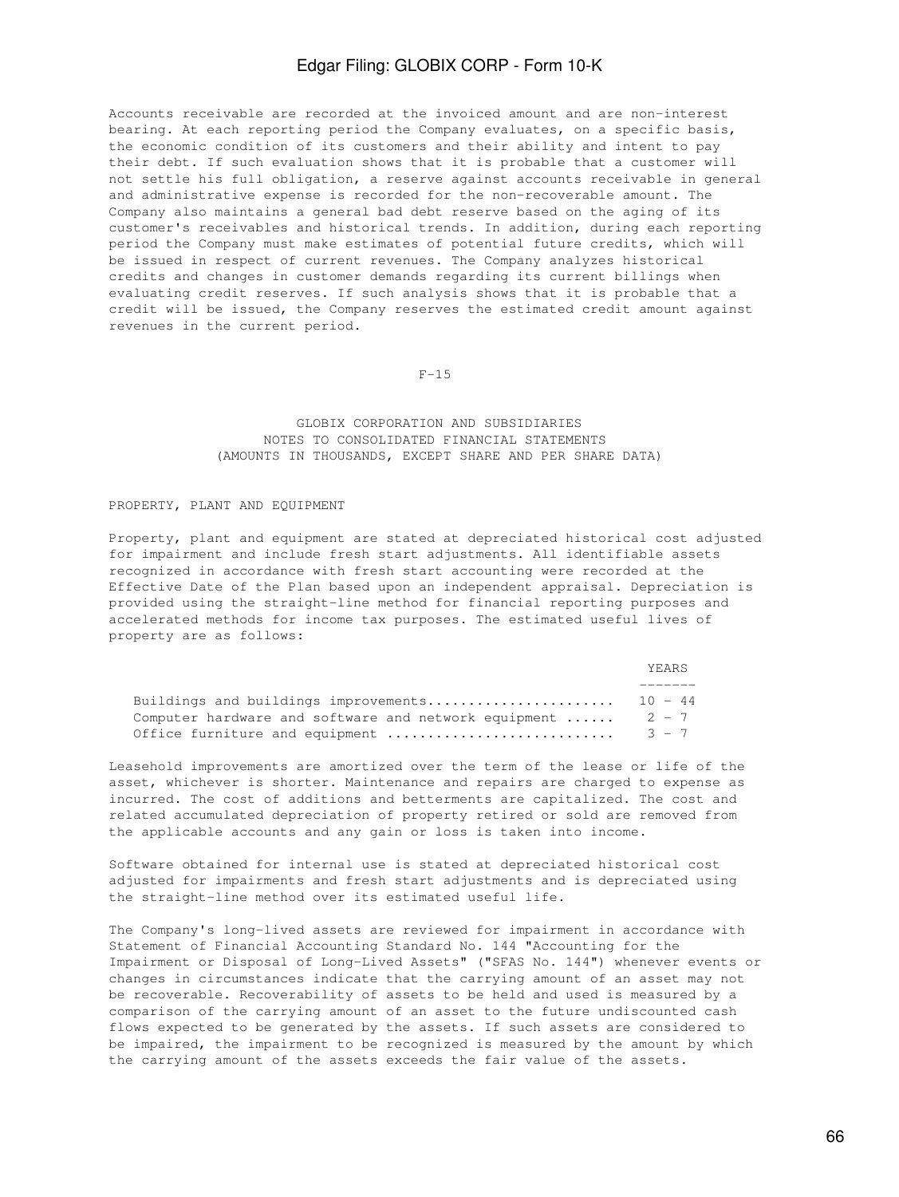Accounts receivable are recorded at the invoiced amount and are non-interest bearing. At each reporting period the Company evaluates, on a specific basis, the economic condition of its customers and their ability and intent to pay their debt. If such evaluation shows that it is probable that a customer will not settle his full obligation, a reserve against accounts receivable in general and administrative expense is recorded for the non-recoverable amount. The Company also maintains a general bad debt reserve based on the aging of its customer's receivables and historical trends. In addition, during each reporting period the Company must make estimates of potential future credits, which will be issued in respect of current revenues. The Company analyzes historical credits and changes in customer demands regarding its current billings when evaluating credit reserves. If such analysis shows that it is probable that a credit will be issued, the Company reserves the estimated credit amount against revenues in the current period.

GLOBIX CORPORATION AND SUBSIDIARIES
NOTES TO CONSOLIDATED FINANCIAL STATEMENTS
(AMOUNTS IN THOUSANDS, EXCEPT SHARE AND PER SHARE DATA)

PROPERTY, PLANT AND EQUIPMENT

Property, plant and equipment are stated at depreciated historical cost adjusted for impairment and include fresh start adjustments. All identifiable assets recognized in accordance with fresh start accounting were recorded at the Effective Date of the Plan based upon an independent appraisal. Depreciation is provided using the straight-line method for financial reporting purposes and accelerated methods for income tax purposes. The estimated useful lives of property are as follows:

| | YEARS |
|---|---|
| Buildings and buildings improvements | 10 - 44 |
| Computer hardware and software and network equipment | 2 - 7 |
| Office furniture and equipment | 3 - 7 |

Leasehold improvements are amortized over the term of the lease or life of the asset, whichever is shorter. Maintenance and repairs are charged to expense as incurred. The cost of additions and betterments are capitalized. The cost and related accumulated depreciation of property retired or sold are removed from the applicable accounts and any gain or loss is taken into income.

Software obtained for internal use is stated at depreciated historical cost adjusted for impairments and fresh start adjustments and is depreciated using the straight-line method over its estimated useful life.

The Company's long-lived assets are reviewed for impairment in accordance with Statement of Financial Accounting Standard No. 144 "Accounting for the Impairment or Disposal of Long-Lived Assets" ("SFAS No. 144") whenever events or changes in circumstances indicate that the carrying amount of an asset may not be recoverable. Recoverability of assets to be held and used is measured by a comparison of the carrying amount of an asset to the future undiscounted cash flows expected to be generated by the assets. If such assets are considered to be impaired, the impairment to be recognized is measured by the amount by which the carrying amount of the assets exceeds the fair value of the assets.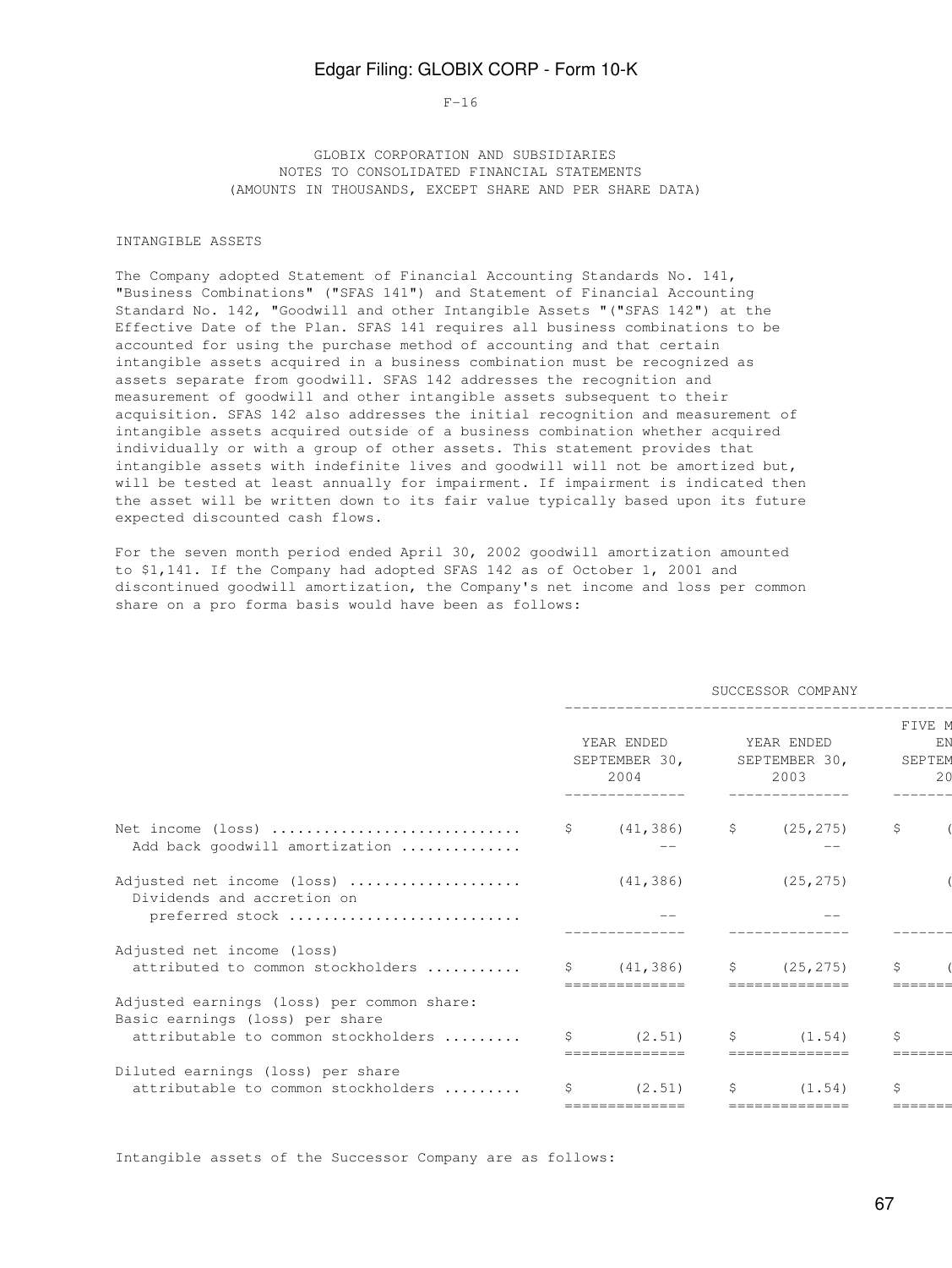F-16

GLOBIX CORPORATION AND SUBSIDIARIES
NOTES TO CONSOLIDATED FINANCIAL STATEMENTS
(AMOUNTS IN THOUSANDS, EXCEPT SHARE AND PER SHARE DATA)

INTANGIBLE ASSETS

The Company adopted Statement of Financial Accounting Standards No. 141, "Business Combinations" ("SFAS 141") and Statement of Financial Accounting Standard No. 142, "Goodwill and other Intangible Assets "("SFAS 142") at the Effective Date of the Plan. SFAS 141 requires all business combinations to be accounted for using the purchase method of accounting and that certain intangible assets acquired in a business combination must be recognized as assets separate from goodwill. SFAS 142 addresses the recognition and measurement of goodwill and other intangible assets subsequent to their acquisition. SFAS 142 also addresses the initial recognition and measurement of intangible assets acquired outside of a business combination whether acquired individually or with a group of other assets. This statement provides that intangible assets with indefinite lives and goodwill will not be amortized but, will be tested at least annually for impairment. If impairment is indicated then the asset will be written down to its fair value typically based upon its future expected discounted cash flows.

For the seven month period ended April 30, 2002 goodwill amortization amounted to $1,141. If the Company had adopted SFAS 142 as of October 1, 2001 and discontinued goodwill amortization, the Company's net income and loss per common share on a pro forma basis would have been as follows:

| | SUCCESSOR COMPANY | | |
|---|---|---|---|
| | YEAR ENDED SEPTEMBER 30, 2004 | YEAR ENDED SEPTEMBER 30, 2003 | FIVE M EN SEPTEM 20 |
| Net income (loss) ............................ | $ (41,386) | $ (25,275) | $ ( |
| Add back goodwill amortization ............. | -- | -- | |
| Adjusted net income (loss) .................... | (41,386) | (25,275) | ( |
| Dividends and accretion on preferred stock ........................... | -- | -- | |
| Adjusted net income (loss) attributed to common stockholders ........... | $ (41,386) | $ (25,275) | $ ( |
| Adjusted earnings (loss) per common share: | | | |
| Basic earnings (loss) per share attributable to common stockholders ......... | $ (2.51) | $ (1.54) | $ |
| Diluted earnings (loss) per share attributable to common stockholders ......... | $ (2.51) | $ (1.54) | $ |

Intangible assets of the Successor Company are as follows: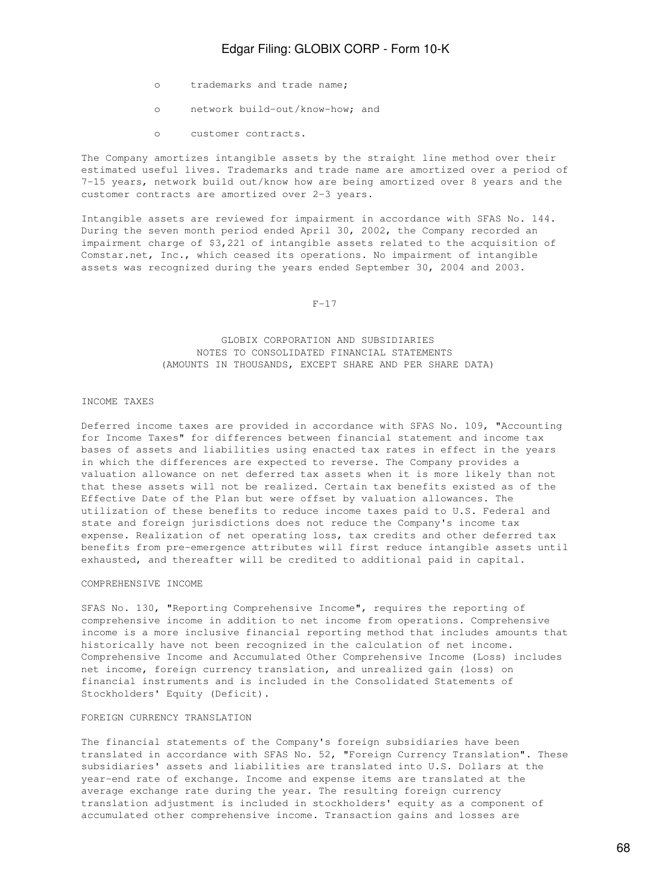- trademarks and trade name;
- network build-out/know-how; and
- customer contracts.

The Company amortizes intangible assets by the straight line method over their estimated useful lives. Trademarks and trade name are amortized over a period of 7-15 years, network build out/know how are being amortized over 8 years and the customer contracts are amortized over 2-3 years.

Intangible assets are reviewed for impairment in accordance with SFAS No. 144. During the seven month period ended April 30, 2002, the Company recorded an impairment charge of $3,221 of intangible assets related to the acquisition of Comstar.net, Inc., which ceased its operations. No impairment of intangible assets was recognized during the years ended September 30, 2004 and 2003.

F-17

GLOBIX CORPORATION AND SUBSIDIARIES
NOTES TO CONSOLIDATED FINANCIAL STATEMENTS
(AMOUNTS IN THOUSANDS, EXCEPT SHARE AND PER SHARE DATA)

### INCOME TAXES

Deferred income taxes are provided in accordance with SFAS No. 109, "Accounting for Income Taxes" for differences between financial statement and income tax bases of assets and liabilities using enacted tax rates in effect in the years in which the differences are expected to reverse. The Company provides a valuation allowance on net deferred tax assets when it is more likely than not that these assets will not be realized. Certain tax benefits existed as of the Effective Date of the Plan but were offset by valuation allowances. The utilization of these benefits to reduce income taxes paid to U.S. Federal and state and foreign jurisdictions does not reduce the Company's income tax expense. Realization of net operating loss, tax credits and other deferred tax benefits from pre-emergence attributes will first reduce intangible assets until exhausted, and thereafter will be credited to additional paid in capital.

### COMPREHENSIVE INCOME

SFAS No. 130, "Reporting Comprehensive Income", requires the reporting of comprehensive income in addition to net income from operations. Comprehensive income is a more inclusive financial reporting method that includes amounts that historically have not been recognized in the calculation of net income. Comprehensive Income and Accumulated Other Comprehensive Income (Loss) includes net income, foreign currency translation, and unrealized gain (loss) on financial instruments and is included in the Consolidated Statements of Stockholders' Equity (Deficit).

### FOREIGN CURRENCY TRANSLATION

The financial statements of the Company's foreign subsidiaries have been translated in accordance with SFAS No. 52, "Foreign Currency Translation". These subsidiaries' assets and liabilities are translated into U.S. Dollars at the year-end rate of exchange. Income and expense items are translated at the average exchange rate during the year. The resulting foreign currency translation adjustment is included in stockholders' equity as a component of accumulated other comprehensive income. Transaction gains and losses are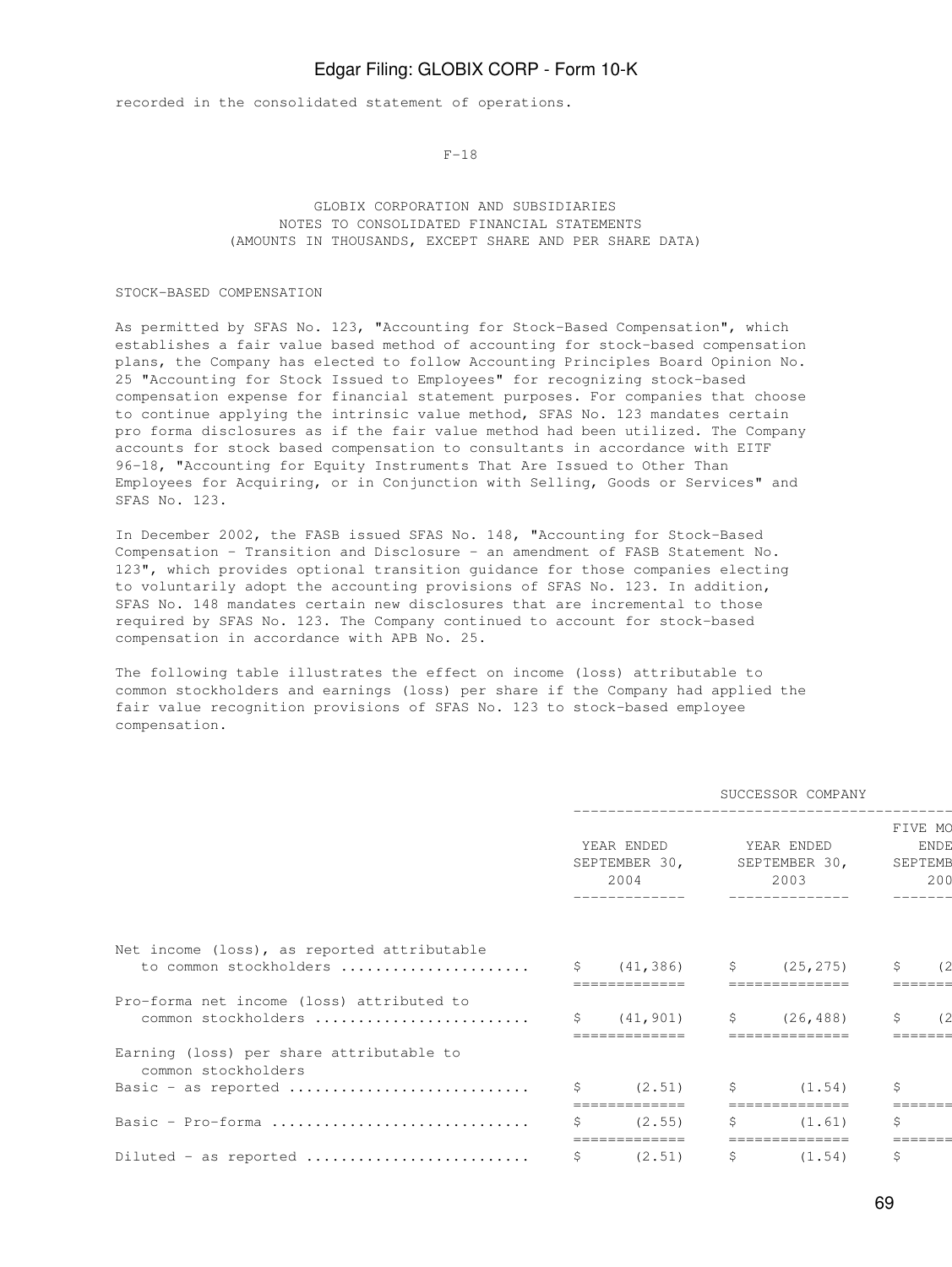recorded in the consolidated statement of operations.

GLOBIX CORPORATION AND SUBSIDIARIES
NOTES TO CONSOLIDATED FINANCIAL STATEMENTS
(AMOUNTS IN THOUSANDS, EXCEPT SHARE AND PER SHARE DATA)

STOCK-BASED COMPENSATION

As permitted by SFAS No. 123, "Accounting for Stock-Based Compensation", which establishes a fair value based method of accounting for stock-based compensation plans, the Company has elected to follow Accounting Principles Board Opinion No. 25 "Accounting for Stock Issued to Employees" for recognizing stock-based compensation expense for financial statement purposes. For companies that choose to continue applying the intrinsic value method, SFAS No. 123 mandates certain pro forma disclosures as if the fair value method had been utilized. The Company accounts for stock based compensation to consultants in accordance with EITF 96-18, "Accounting for Equity Instruments That Are Issued to Other Than Employees for Acquiring, or in Conjunction with Selling, Goods or Services" and SFAS No. 123.

In December 2002, the FASB issued SFAS No. 148, "Accounting for Stock-Based Compensation - Transition and Disclosure - an amendment of FASB Statement No. 123", which provides optional transition guidance for those companies electing to voluntarily adopt the accounting provisions of SFAS No. 123. In addition, SFAS No. 148 mandates certain new disclosures that are incremental to those required by SFAS No. 123. The Company continued to account for stock-based compensation in accordance with APB No. 25.

The following table illustrates the effect on income (loss) attributable to common stockholders and earnings (loss) per share if the Company had applied the fair value recognition provisions of SFAS No. 123 to stock-based employee compensation.

| | SUCCESSOR COMPANY | | |
|---|---|---|---|
| | YEAR ENDED SEPTEMBER 30, 2004 | YEAR ENDED SEPTEMBER 30, 2003 | FIVE MO ENDE SEPTEMB 200 |
| Net income (loss), as reported attributable to common stockholders | $ (41,386) | $ (25,275) | $ (2 |
| Pro-forma net income (loss) attributed to common stockholders | $ (41,901) | $ (26,488) | $ (2 |
| Earning (loss) per share attributable to common stockholders | | | |
| Basic - as reported | $ (2.51) | $ (1.54) | $ |
| Basic - Pro-forma | $ (2.55) | $ (1.61) | $ |
| Diluted - as reported | $ (2.51) | $ (1.54) | $ |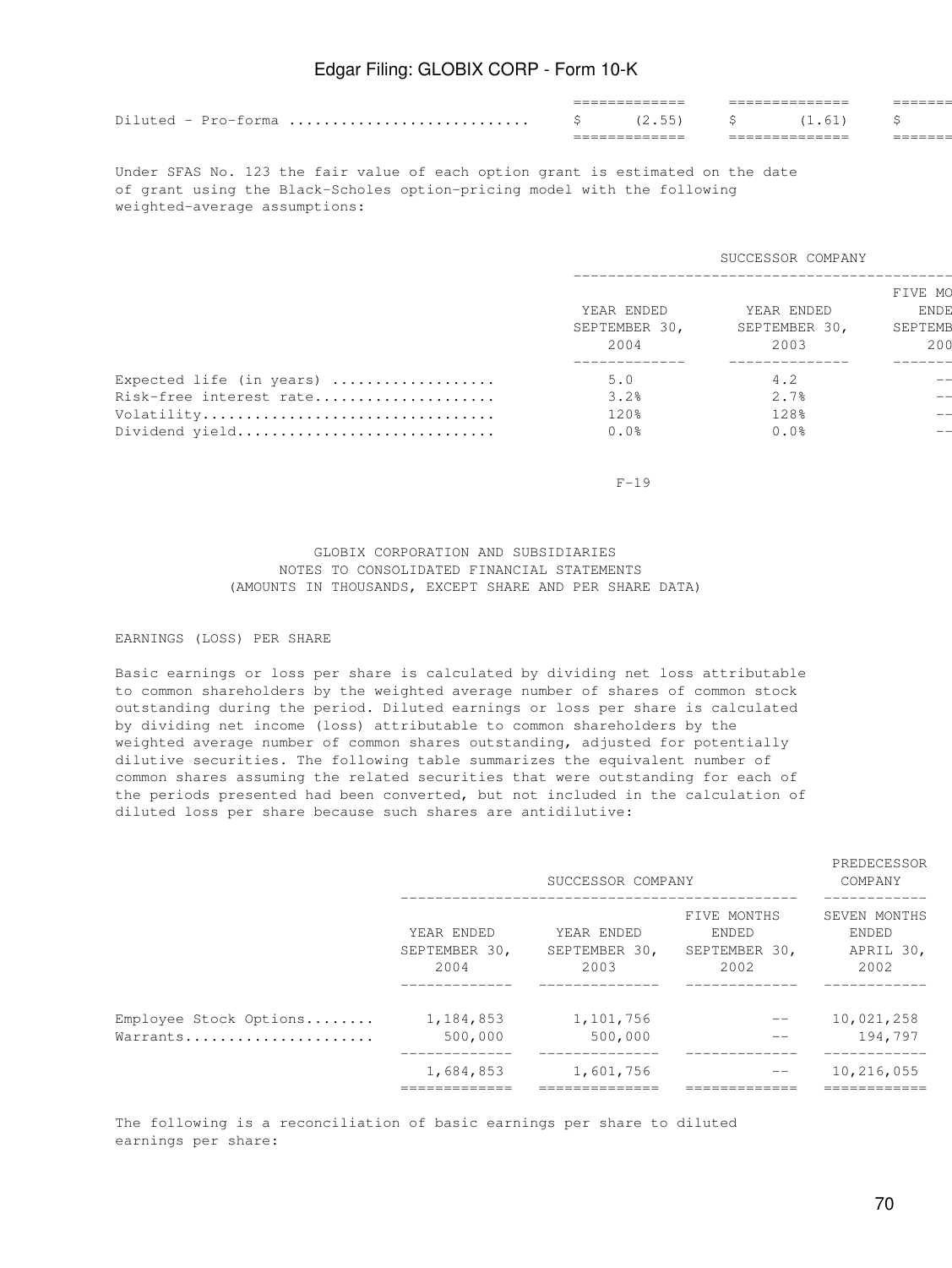| | | | |
|---|---|---|---|
| Diluted - Pro-forma ............................ | $ (2.55) | $ (1.61) | $ |

Under SFAS No. 123 the fair value of each option grant is estimated on the date of grant using the Black-Scholes option-pricing model with the following weighted-average assumptions:

| | SUCCESSOR COMPANY | | |
|---|---|---|---|
| | YEAR ENDED SEPTEMBER 30, 2004 | YEAR ENDED SEPTEMBER 30, 2003 | FIVE MO ENDE SEPTEMB 200 |
| Expected life (in years) .................. | 5.0 | 4.2 | -- |
| Risk-free interest rate.................... | 3.2% | 2.7% | -- |
| Volatility................................. | 120% | 128% | -- |
| Dividend yield............................. | 0.0% | 0.0% | -- |

GLOBIX CORPORATION AND SUBSIDIARIES
NOTES TO CONSOLIDATED FINANCIAL STATEMENTS
(AMOUNTS IN THOUSANDS, EXCEPT SHARE AND PER SHARE DATA)

EARNINGS (LOSS) PER SHARE

Basic earnings or loss per share is calculated by dividing net loss attributable to common shareholders by the weighted average number of shares of common stock outstanding during the period. Diluted earnings or loss per share is calculated by dividing net income (loss) attributable to common shareholders by the weighted average number of common shares outstanding, adjusted for potentially dilutive securities. The following table summarizes the equivalent number of common shares assuming the related securities that were outstanding for each of the periods presented had been converted, but not included in the calculation of diluted loss per share because such shares are antidilutive:

| | SUCCESSOR COMPANY | | | PREDECESSOR COMPANY |
|---|---|---|---|---|
| | YEAR ENDED SEPTEMBER 30, 2004 | YEAR ENDED SEPTEMBER 30, 2003 | FIVE MONTHS ENDED SEPTEMBER 30, 2002 | SEVEN MONTHS ENDED APRIL 30, 2002 |
| Employee Stock Options........ | 1,184,853 | 1,101,756 | -- | 10,021,258 |
| Warrants..................... | 500,000 | 500,000 | -- | 194,797 |
| | 1,684,853 | 1,601,756 | -- | 10,216,055 |

The following is a reconciliation of basic earnings per share to diluted earnings per share: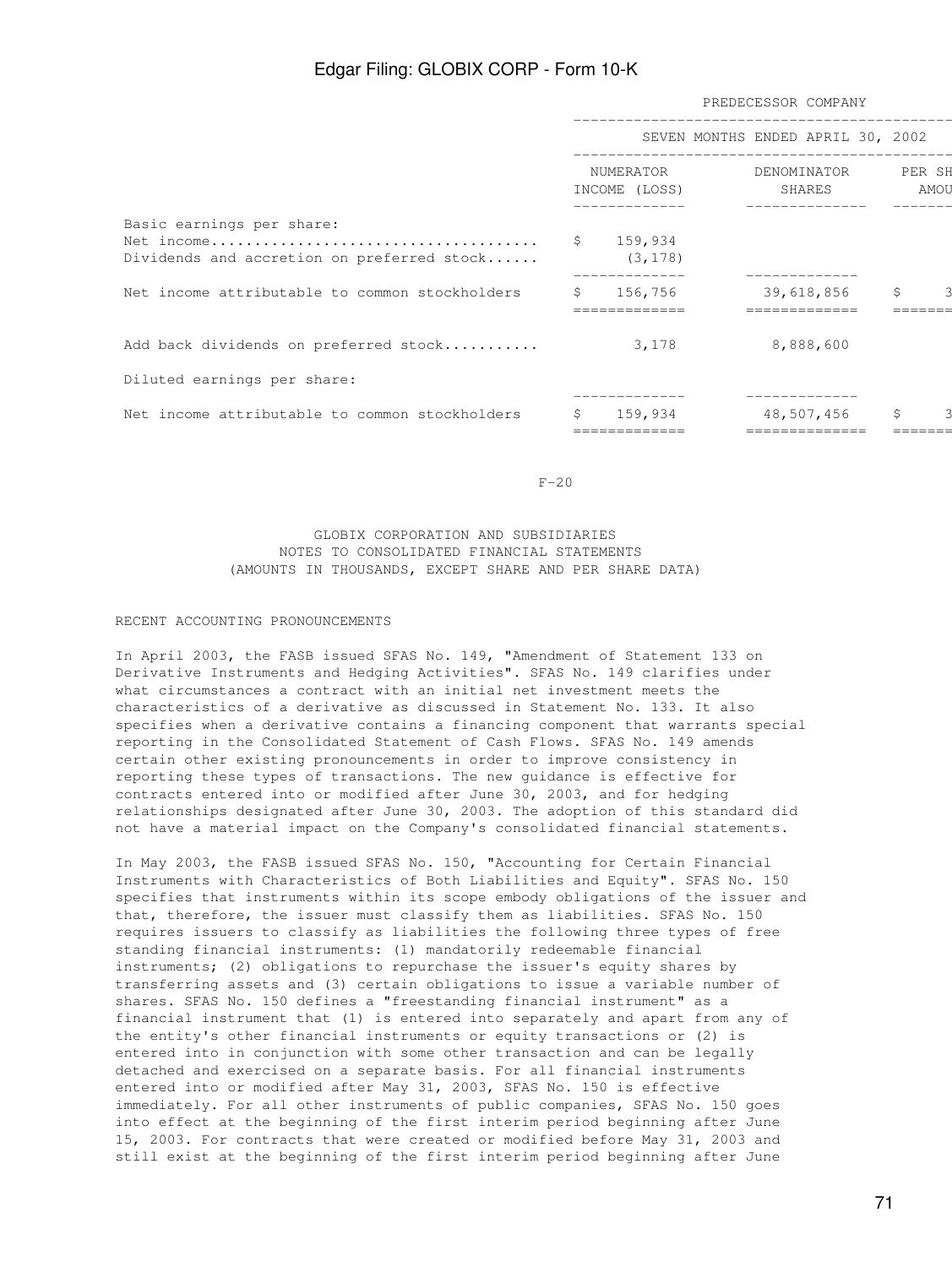| | PREDECESSOR COMPANY | | |
|---|---|---|---|
| | SEVEN MONTHS ENDED APRIL 30, 2002 | | |
| | NUMERATOR INCOME (LOSS) | DENOMINATOR SHARES | PER SH AMOU |
| Basic earnings per share: | | | |
| Net income...................................... | $ 159,934 | | |
| Dividends and accretion on preferred stock...... | (3,178) | | |
| Net income attributable to common stockholders | $ 156,756 | 39,618,856 | $ 3 |
| Add back dividends on preferred stock........... | 3,178 | 8,888,600 | |
| Diluted earnings per share: | | | |
| Net income attributable to common stockholders | $ 159,934 | 48,507,456 | $ 3 |

F-20

GLOBIX CORPORATION AND SUBSIDIARIES
NOTES TO CONSOLIDATED FINANCIAL STATEMENTS
(AMOUNTS IN THOUSANDS, EXCEPT SHARE AND PER SHARE DATA)

RECENT ACCOUNTING PRONOUNCEMENTS

In April 2003, the FASB issued SFAS No. 149, "Amendment of Statement 133 on Derivative Instruments and Hedging Activities". SFAS No. 149 clarifies under what circumstances a contract with an initial net investment meets the characteristics of a derivative as discussed in Statement No. 133. It also specifies when a derivative contains a financing component that warrants special reporting in the Consolidated Statement of Cash Flows. SFAS No. 149 amends certain other existing pronouncements in order to improve consistency in reporting these types of transactions. The new guidance is effective for contracts entered into or modified after June 30, 2003, and for hedging relationships designated after June 30, 2003. The adoption of this standard did not have a material impact on the Company's consolidated financial statements.

In May 2003, the FASB issued SFAS No. 150, "Accounting for Certain Financial Instruments with Characteristics of Both Liabilities and Equity". SFAS No. 150 specifies that instruments within its scope embody obligations of the issuer and that, therefore, the issuer must classify them as liabilities. SFAS No. 150 requires issuers to classify as liabilities the following three types of free standing financial instruments: (1) mandatorily redeemable financial instruments; (2) obligations to repurchase the issuer's equity shares by transferring assets and (3) certain obligations to issue a variable number of shares. SFAS No. 150 defines a "freestanding financial instrument" as a financial instrument that (1) is entered into separately and apart from any of the entity's other financial instruments or equity transactions or (2) is entered into in conjunction with some other transaction and can be legally detached and exercised on a separate basis. For all financial instruments entered into or modified after May 31, 2003, SFAS No. 150 is effective immediately. For all other instruments of public companies, SFAS No. 150 goes into effect at the beginning of the first interim period beginning after June 15, 2003. For contracts that were created or modified before May 31, 2003 and still exist at the beginning of the first interim period beginning after June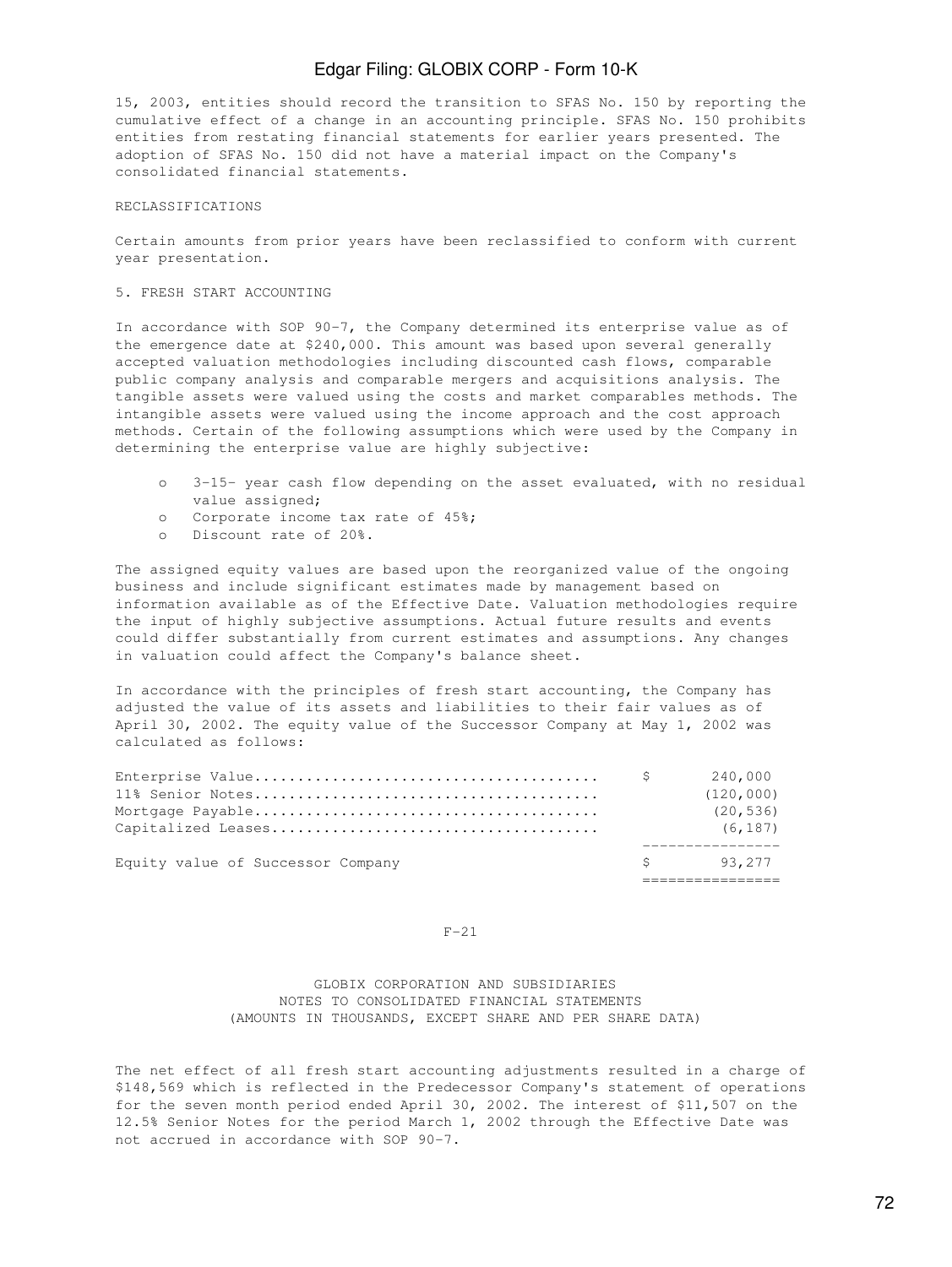15, 2003, entities should record the transition to SFAS No. 150 by reporting the cumulative effect of a change in an accounting principle. SFAS No. 150 prohibits entities from restating financial statements for earlier years presented. The adoption of SFAS No. 150 did not have a material impact on the Company's consolidated financial statements.

RECLASSIFICATIONS

Certain amounts from prior years have been reclassified to conform with current year presentation.

5. FRESH START ACCOUNTING

In accordance with SOP 90-7, the Company determined its enterprise value as of the emergence date at $240,000. This amount was based upon several generally accepted valuation methodologies including discounted cash flows, comparable public company analysis and comparable mergers and acquisitions analysis. The tangible assets were valued using the costs and market comparables methods. The intangible assets were valued using the income approach and the cost approach methods. Certain of the following assumptions which were used by the Company in determining the enterprise value are highly subjective:

- 3-15- year cash flow depending on the asset evaluated, with no residual value assigned;
- Corporate income tax rate of 45%;
- Discount rate of 20%.

The assigned equity values are based upon the reorganized value of the ongoing business and include significant estimates made by management based on information available as of the Effective Date. Valuation methodologies require the input of highly subjective assumptions. Actual future results and events could differ substantially from current estimates and assumptions. Any changes in valuation could affect the Company's balance sheet.

In accordance with the principles of fresh start accounting, the Company has adjusted the value of its assets and liabilities to their fair values as of April 30, 2002. The equity value of the Successor Company at May 1, 2002 was calculated as follows:

| | |
|---|---|
| Enterprise Value | $ 240,000 |
| 11% Senior Notes | (120,000) |
| Mortgage Payable | (20,536) |
| Capitalized Leases | (6,187) |
| Equity value of Successor Company | $ 93,277 |

GLOBIX CORPORATION AND SUBSIDIARIES
NOTES TO CONSOLIDATED FINANCIAL STATEMENTS
(AMOUNTS IN THOUSANDS, EXCEPT SHARE AND PER SHARE DATA)

The net effect of all fresh start accounting adjustments resulted in a charge of $148,569 which is reflected in the Predecessor Company's statement of operations for the seven month period ended April 30, 2002. The interest of $11,507 on the 12.5% Senior Notes for the period March 1, 2002 through the Effective Date was not accrued in accordance with SOP 90-7.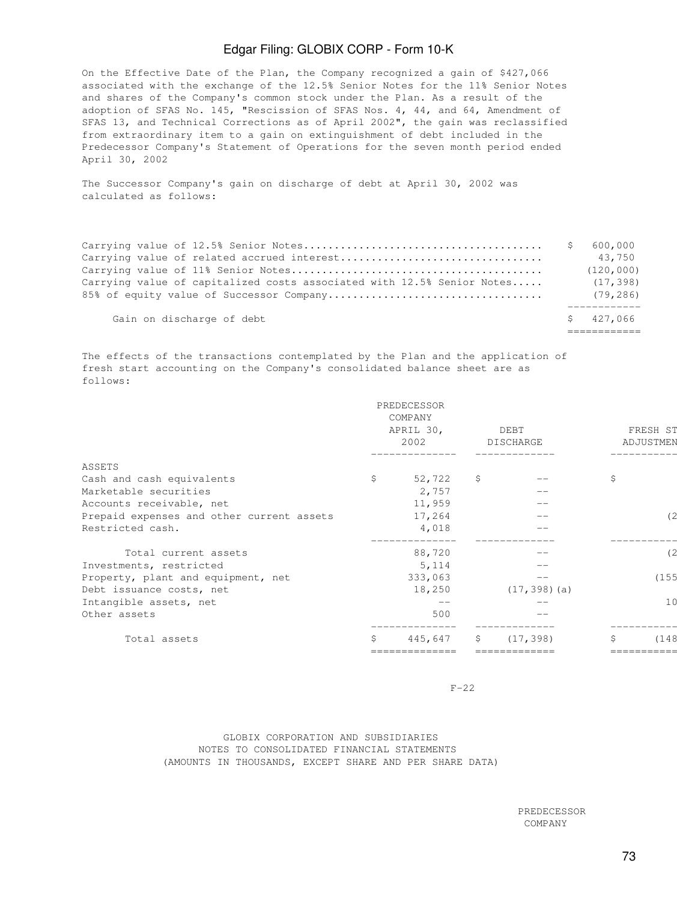On the Effective Date of the Plan, the Company recognized a gain of $427,066 associated with the exchange of the 12.5% Senior Notes for the 11% Senior Notes and shares of the Company's common stock under the Plan. As a result of the adoption of SFAS No. 145, "Rescission of SFAS Nos. 4, 44, and 64, Amendment of SFAS 13, and Technical Corrections as of April 2002", the gain was reclassified from extraordinary item to a gain on extinguishment of debt included in the Predecessor Company's Statement of Operations for the seven month period ended April 30, 2002

The Successor Company's gain on discharge of debt at April 30, 2002 was calculated as follows:

| | |
|---|---|
| Carrying value of 12.5% Senior Notes | $ 600,000 |
| Carrying value of related accrued interest | 43,750 |
| Carrying value of 11% Senior Notes | (120,000) |
| Carrying value of capitalized costs associated with 12.5% Senior Notes | (17,398) |
| 85% of equity value of Successor Company | (79,286) |
| Gain on discharge of debt | $ 427,066 |

The effects of the transactions contemplated by the Plan and the application of fresh start accounting on the Company's consolidated balance sheet are as follows:

| | PREDECESSOR COMPANY APRIL 30, 2002 | DEBT DISCHARGE | FRESH ST ADJUSTMEN |
|---|---|---|---|
| ASSETS | | | |
| Cash and cash equivalents | $ 52,722 | $ -- | $ |
| Marketable securities | 2,757 | -- | |
| Accounts receivable, net | 11,959 | -- | |
| Prepaid expenses and other current assets | 17,264 | -- | (2 |
| Restricted cash. | 4,018 | -- | |
| Total current assets | 88,720 | -- | (2 |
| Investments, restricted | 5,114 | -- | |
| Property, plant and equipment, net | 333,063 | -- | (155 |
| Debt issuance costs, net | 18,250 | (17,398)(a) | |
| Intangible assets, net | -- | -- | 10 |
| Other assets | 500 | -- | |
| Total assets | $ 445,647 | $ (17,398) | $ (148 |

GLOBIX CORPORATION AND SUBSIDIARIES
NOTES TO CONSOLIDATED FINANCIAL STATEMENTS
(AMOUNTS IN THOUSANDS, EXCEPT SHARE AND PER SHARE DATA)

PREDECESSOR COMPANY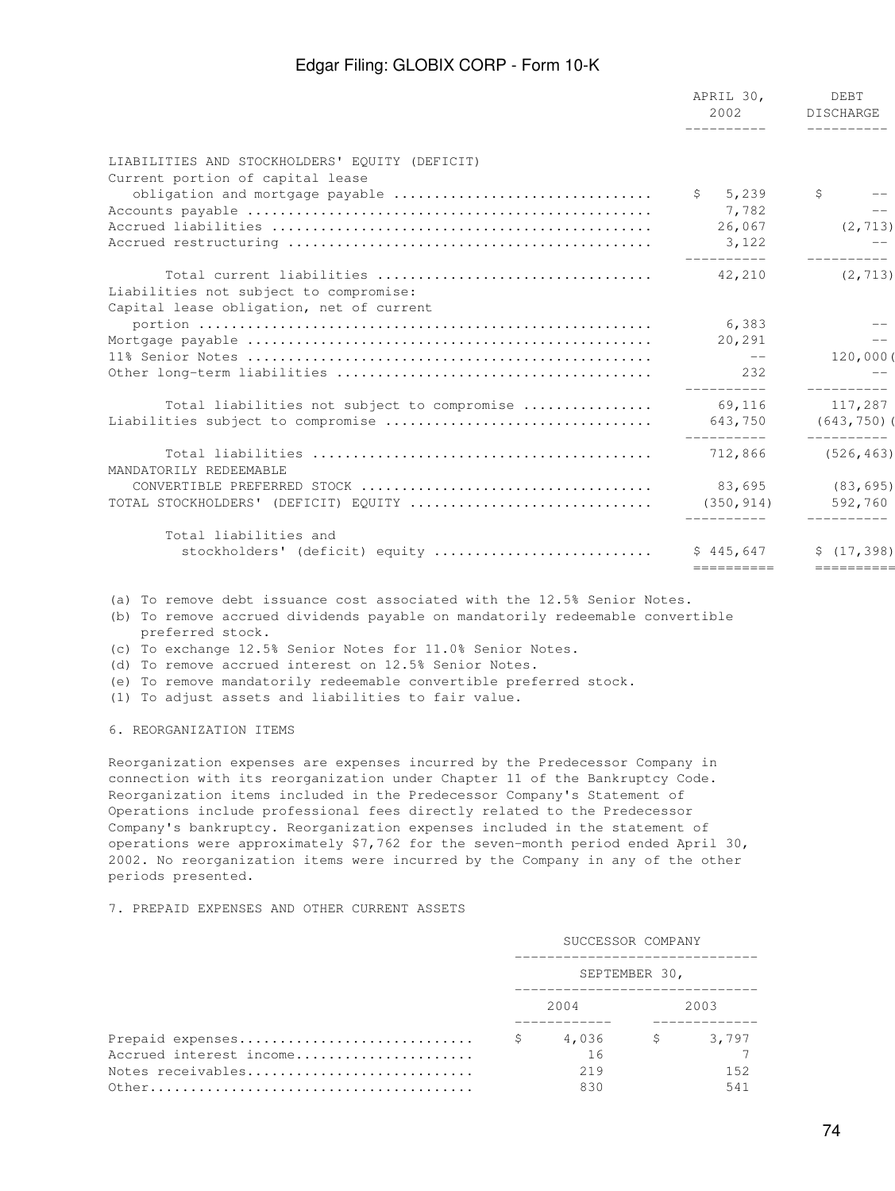| | APRIL 30, 2002 | DEBT DISCHARGE |
|---|---|---|
| LIABILITIES AND STOCKHOLDERS' EQUITY (DEFICIT) | | |
| Current portion of capital lease obligation and mortgage payable | $ 5,239 | $ -- |
| Accounts payable | 7,782 | -- |
| Accrued liabilities | 26,067 | (2,713) |
| Accrued restructuring | 3,122 | -- |
| Total current liabilities | 42,210 | (2,713) |
| Liabilities not subject to compromise: | | |
| Capital lease obligation, net of current portion | 6,383 | -- |
| Mortgage payable | 20,291 | -- |
| 11% Senior Notes | -- | 120,000( |
| Other long-term liabilities | 232 | -- |
| Total liabilities not subject to compromise | 69,116 | 117,287 |
| Liabilities subject to compromise | 643,750 | (643,750)( |
| Total liabilities | 712,866 | (526,463) |
| MANDATORILY REDEEMABLE CONVERTIBLE PREFERRED STOCK | 83,695 | (83,695) |
| TOTAL STOCKHOLDERS' (DEFICIT) EQUITY | (350,914) | 592,760 |
| Total liabilities and stockholders' (deficit) equity | $ 445,647 | $ (17,398) |

(a) To remove debt issuance cost associated with the 12.5% Senior Notes.

(b) To remove accrued dividends payable on mandatorily redeemable convertible preferred stock.

(c) To exchange 12.5% Senior Notes for 11.0% Senior Notes.

(d) To remove accrued interest on 12.5% Senior Notes.

(e) To remove mandatorily redeemable convertible preferred stock.

(1) To adjust assets and liabilities to fair value.

6. REORGANIZATION ITEMS

Reorganization expenses are expenses incurred by the Predecessor Company in connection with its reorganization under Chapter 11 of the Bankruptcy Code. Reorganization items included in the Predecessor Company's Statement of Operations include professional fees directly related to the Predecessor Company's bankruptcy. Reorganization expenses included in the statement of operations were approximately $7,762 for the seven-month period ended April 30, 2002. No reorganization items were incurred by the Company in any of the other periods presented.

7. PREPAID EXPENSES AND OTHER CURRENT ASSETS

| | SUCCESSOR COMPANY | |
|---|---|---|
| | SEPTEMBER 30, | |
| | 2004 | 2003 |
| Prepaid expenses | $ 4,036 | $ 3,797 |
| Accrued interest income | 16 | 7 |
| Notes receivables | 219 | 152 |
| Other | 830 | 541 |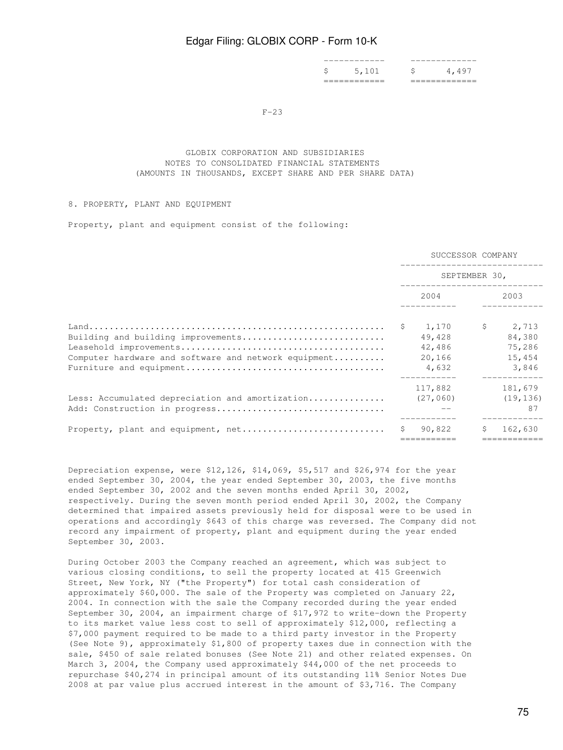| | |
|---|---|
| $ 5,101 | $ 4,497 |

F-23

GLOBIX CORPORATION AND SUBSIDIARIES
NOTES TO CONSOLIDATED FINANCIAL STATEMENTS
(AMOUNTS IN THOUSANDS, EXCEPT SHARE AND PER SHARE DATA)

8. PROPERTY, PLANT AND EQUIPMENT

Property, plant and equipment consist of the following:

| | SUCCESSOR COMPANY | |
|---|---|---|
| | SEPTEMBER 30, | |
| | 2004 | 2003 |
| Land | $ 1,170 | $ 2,713 |
| Building and building improvements | 49,428 | 84,380 |
| Leasehold improvements | 42,486 | 75,286 |
| Computer hardware and software and network equipment | 20,166 | 15,454 |
| Furniture and equipment | 4,632 | 3,846 |
| | 117,882 | 181,679 |
| Less: Accumulated depreciation and amortization | (27,060) | (19,136) |
| Add: Construction in progress | -- | 87 |
| Property, plant and equipment, net | $ 90,822 | $ 162,630 |

Depreciation expense, were $12,126, $14,069, $5,517 and $26,974 for the year ended September 30, 2004, the year ended September 30, 2003, the five months ended September 30, 2002 and the seven months ended April 30, 2002, respectively. During the seven month period ended April 30, 2002, the Company determined that impaired assets previously held for disposal were to be used in operations and accordingly $643 of this charge was reversed. The Company did not record any impairment of property, plant and equipment during the year ended September 30, 2003.

During October 2003 the Company reached an agreement, which was subject to various closing conditions, to sell the property located at 415 Greenwich Street, New York, NY ("the Property") for total cash consideration of approximately $60,000. The sale of the Property was completed on January 22, 2004. In connection with the sale the Company recorded during the year ended September 30, 2004, an impairment charge of $17,972 to write-down the Property to its market value less cost to sell of approximately $12,000, reflecting a $7,000 payment required to be made to a third party investor in the Property (See Note 9), approximately $1,800 of property taxes due in connection with the sale, $450 of sale related bonuses (See Note 21) and other related expenses. On March 3, 2004, the Company used approximately $44,000 of the net proceeds to repurchase $40,274 in principal amount of its outstanding 11% Senior Notes Due 2008 at par value plus accrued interest in the amount of $3,716. The Company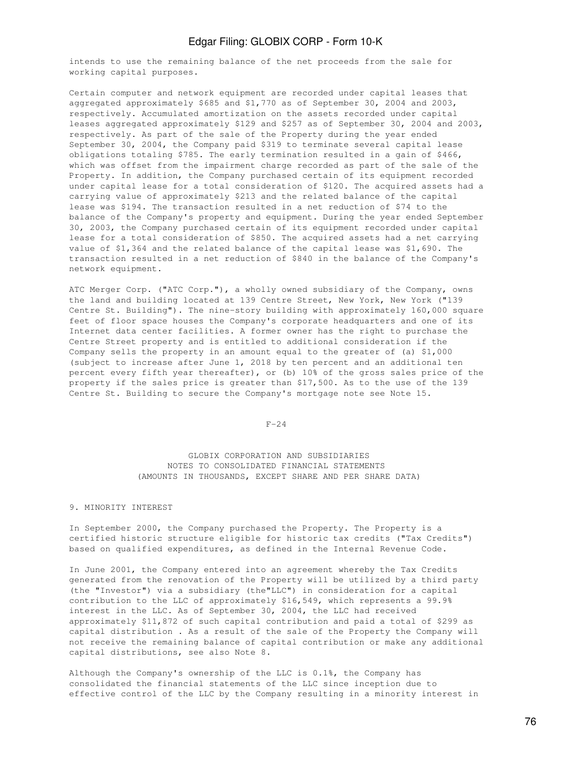intends to use the remaining balance of the net proceeds from the sale for working capital purposes.

Certain computer and network equipment are recorded under capital leases that aggregated approximately $685 and $1,770 as of September 30, 2004 and 2003, respectively. Accumulated amortization on the assets recorded under capital leases aggregated approximately $129 and $257 as of September 30, 2004 and 2003, respectively. As part of the sale of the Property during the year ended September 30, 2004, the Company paid $319 to terminate several capital lease obligations totaling $785. The early termination resulted in a gain of $466, which was offset from the impairment charge recorded as part of the sale of the Property. In addition, the Company purchased certain of its equipment recorded under capital lease for a total consideration of $120. The acquired assets had a carrying value of approximately $213 and the related balance of the capital lease was $194. The transaction resulted in a net reduction of $74 to the balance of the Company's property and equipment. During the year ended September 30, 2003, the Company purchased certain of its equipment recorded under capital lease for a total consideration of $850. The acquired assets had a net carrying value of $1,364 and the related balance of the capital lease was $1,690. The transaction resulted in a net reduction of $840 in the balance of the Company's network equipment.

ATC Merger Corp. ("ATC Corp."), a wholly owned subsidiary of the Company, owns the land and building located at 139 Centre Street, New York, New York ("139 Centre St. Building"). The nine-story building with approximately 160,000 square feet of floor space houses the Company's corporate headquarters and one of its Internet data center facilities. A former owner has the right to purchase the Centre Street property and is entitled to additional consideration if the Company sells the property in an amount equal to the greater of (a) $1,000 (subject to increase after June 1, 2018 by ten percent and an additional ten percent every fifth year thereafter), or (b) 10% of the gross sales price of the property if the sales price is greater than $17,500. As to the use of the 139 Centre St. Building to secure the Company's mortgage note see Note 15.

GLOBIX CORPORATION AND SUBSIDIARIES
NOTES TO CONSOLIDATED FINANCIAL STATEMENTS
(AMOUNTS IN THOUSANDS, EXCEPT SHARE AND PER SHARE DATA)

## 9. MINORITY INTEREST

In September 2000, the Company purchased the Property. The Property is a certified historic structure eligible for historic tax credits ("Tax Credits") based on qualified expenditures, as defined in the Internal Revenue Code.

In June 2001, the Company entered into an agreement whereby the Tax Credits generated from the renovation of the Property will be utilized by a third party (the "Investor") via a subsidiary (the"LLC") in consideration for a capital contribution to the LLC of approximately $16,549, which represents a 99.9% interest in the LLC. As of September 30, 2004, the LLC had received approximately $11,872 of such capital contribution and paid a total of $299 as capital distribution . As a result of the sale of the Property the Company will not receive the remaining balance of capital contribution or make any additional capital distributions, see also Note 8.

Although the Company's ownership of the LLC is 0.1%, the Company has consolidated the financial statements of the LLC since inception due to effective control of the LLC by the Company resulting in a minority interest in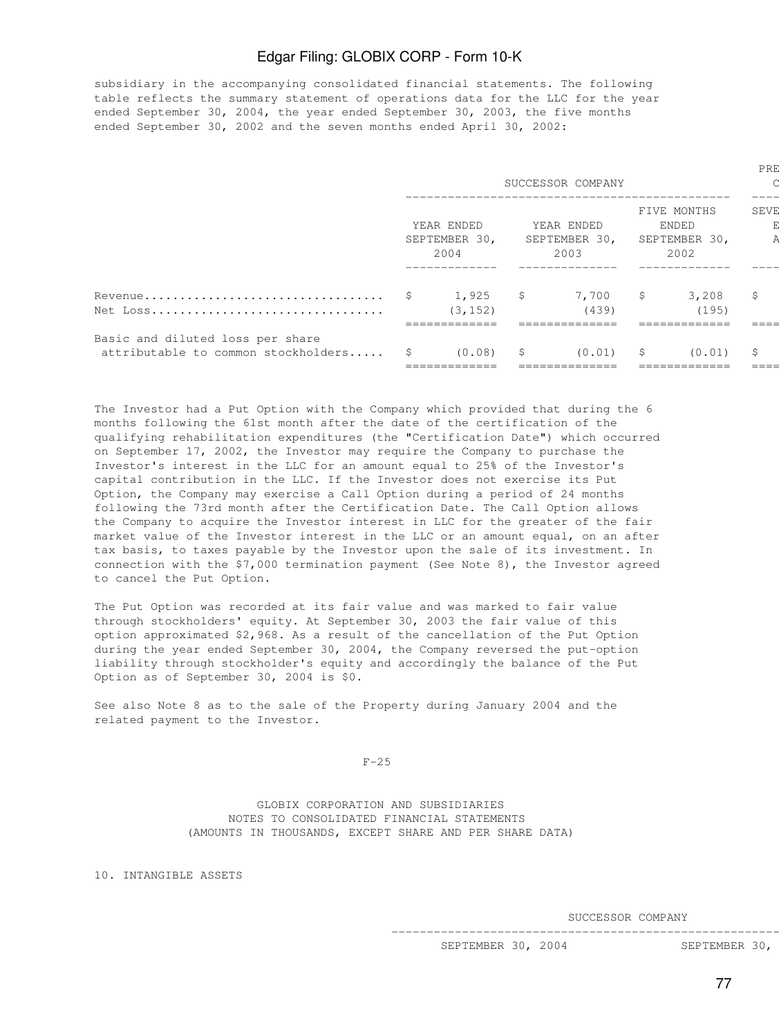subsidiary in the accompanying consolidated financial statements. The following table reflects the summary statement of operations data for the LLC for the year ended September 30, 2004, the year ended September 30, 2003, the five months ended September 30, 2002 and the seven months ended April 30, 2002:

| | SUCCESSOR COMPANY | | | PRE C |
|---|---|---|---|---|
| | YEAR ENDED SEPTEMBER 30, 2004 | YEAR ENDED SEPTEMBER 30, 2003 | FIVE MONTHS ENDED SEPTEMBER 30, 2002 | SEVE E A |
| Revenue | $ 1,925 | $ 7,700 | $ 3,208 | $ |
| Net Loss | (3,152) | (439) | (195) | |
| Basic and diluted loss per share attributable to common stockholders | $ (0.08) | $ (0.01) | $ (0.01) | $ |

The Investor had a Put Option with the Company which provided that during the 6 months following the 61st month after the date of the certification of the qualifying rehabilitation expenditures (the "Certification Date") which occurred on September 17, 2002, the Investor may require the Company to purchase the Investor's interest in the LLC for an amount equal to 25% of the Investor's capital contribution in the LLC. If the Investor does not exercise its Put Option, the Company may exercise a Call Option during a period of 24 months following the 73rd month after the Certification Date. The Call Option allows the Company to acquire the Investor interest in LLC for the greater of the fair market value of the Investor interest in the LLC or an amount equal, on an after tax basis, to taxes payable by the Investor upon the sale of its investment. In connection with the $7,000 termination payment (See Note 8), the Investor agreed to cancel the Put Option.

The Put Option was recorded at its fair value and was marked to fair value through stockholders' equity. At September 30, 2003 the fair value of this option approximated $2,968. As a result of the cancellation of the Put Option during the year ended September 30, 2004, the Company reversed the put-option liability through stockholder's equity and accordingly the balance of the Put Option as of September 30, 2004 is $0.

See also Note 8 as to the sale of the Property during January 2004 and the related payment to the Investor.

GLOBIX CORPORATION AND SUBSIDIARIES
NOTES TO CONSOLIDATED FINANCIAL STATEMENTS
(AMOUNTS IN THOUSANDS, EXCEPT SHARE AND PER SHARE DATA)

## 10. INTANGIBLE ASSETS

| SUCCESSOR COMPANY | |
|---|---|
| SEPTEMBER 30, 2004 | SEPTEMBER 30, |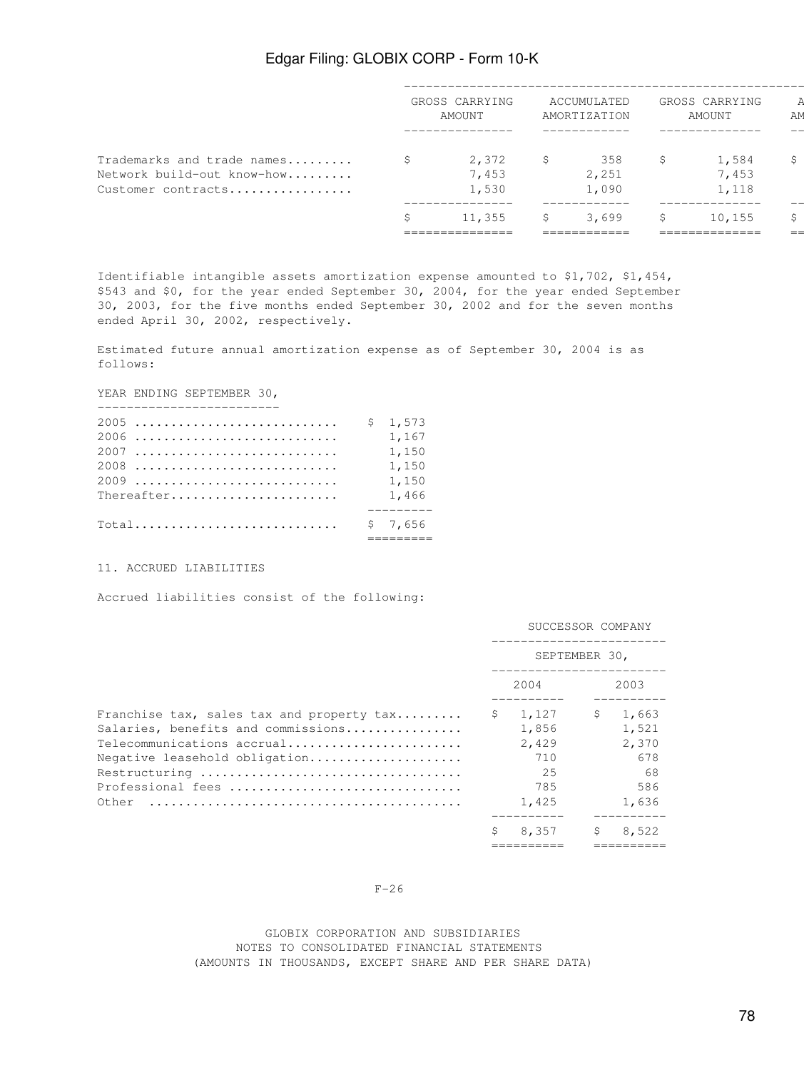| | GROSS CARRYING AMOUNT | ACCUMULATED AMORTIZATION | GROSS CARRYING AMOUNT | A AM |
|---|---|---|---|---|
| Trademarks and trade names......... | $ 2,372 | $ 358 | $ 1,584 | $ |
| Network build-out know-how......... | 7,453 | 2,251 | 7,453 | |
| Customer contracts................. | 1,530 | 1,090 | 1,118 | |
| | $ 11,355 | $ 3,699 | $ 10,155 | $ |

Identifiable intangible assets amortization expense amounted to $1,702, $1,454, $543 and $0, for the year ended September 30, 2004, for the year ended September 30, 2003, for the five months ended September 30, 2002 and for the seven months ended April 30, 2002, respectively.

Estimated future annual amortization expense as of September 30, 2004 is as follows:

| YEAR ENDING SEPTEMBER 30, | |
|---|---|
| 2005 ........................... | $ 1,573 |
| 2006 ........................... | 1,167 |
| 2007 ........................... | 1,150 |
| 2008 ........................... | 1,150 |
| 2009 ........................... | 1,150 |
| Thereafter...................... | 1,466 |
| Total........................... | $ 7,656 |

11. ACCRUED LIABILITIES

Accrued liabilities consist of the following:

| | SUCCESSOR COMPANY | |
|---|---|---|
| | SEPTEMBER 30, | |
| | 2004 | 2003 |
| Franchise tax, sales tax and property tax......... | $ 1,127 | $ 1,663 |
| Salaries, benefits and commissions............... | 1,856 | 1,521 |
| Telecommunications accrual....................... | 2,429 | 2,370 |
| Negative leasehold obligation.................... | 710 | 678 |
| Restructuring ................................... | 25 | 68 |
| Professional fees ............................... | 785 | 586 |
| Other ........................................... | 1,425 | 1,636 |
| | $ 8,357 | $ 8,522 |

F-26

GLOBIX CORPORATION AND SUBSIDIARIES
NOTES TO CONSOLIDATED FINANCIAL STATEMENTS
(AMOUNTS IN THOUSANDS, EXCEPT SHARE AND PER SHARE DATA)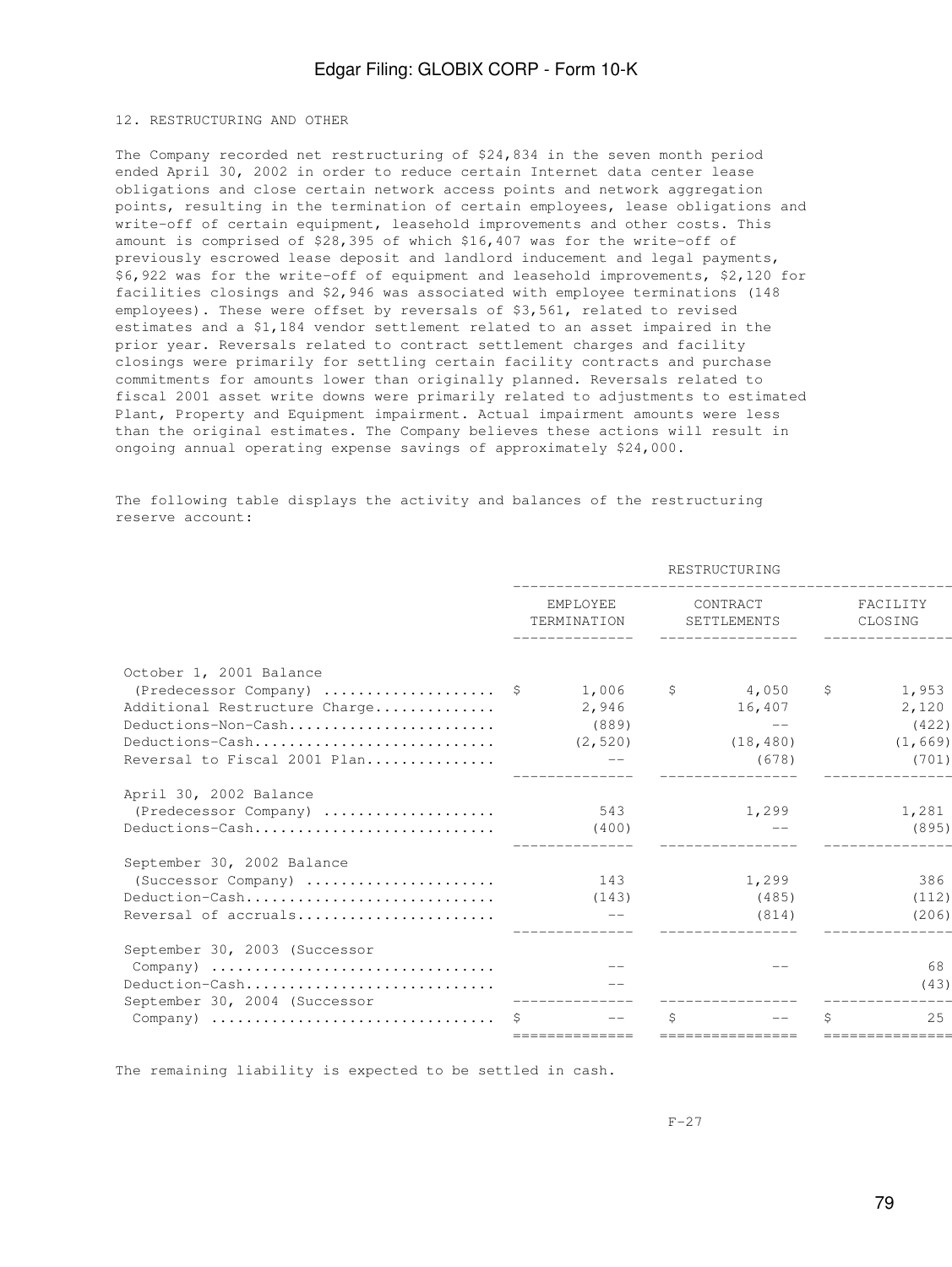## 12. RESTRUCTURING AND OTHER

The Company recorded net restructuring of $24,834 in the seven month period ended April 30, 2002 in order to reduce certain Internet data center lease obligations and close certain network access points and network aggregation points, resulting in the termination of certain employees, lease obligations and write-off of certain equipment, leasehold improvements and other costs. This amount is comprised of $28,395 of which $16,407 was for the write-off of previously escrowed lease deposit and landlord inducement and legal payments, $6,922 was for the write-off of equipment and leasehold improvements, $2,120 for facilities closings and $2,946 was associated with employee terminations (148 employees). These were offset by reversals of $3,561, related to revised estimates and a $1,184 vendor settlement related to an asset impaired in the prior year. Reversals related to contract settlement charges and facility closings were primarily for settling certain facility contracts and purchase commitments for amounts lower than originally planned. Reversals related to fiscal 2001 asset write downs were primarily related to adjustments to estimated Plant, Property and Equipment impairment. Actual impairment amounts were less than the original estimates. The Company believes these actions will result in ongoing annual operating expense savings of approximately $24,000.

The following table displays the activity and balances of the restructuring reserve account:

| | RESTRUCTURING | | |
|---|---|---|---|
| | EMPLOYEE TERMINATION | CONTRACT SETTLEMENTS | FACILITY CLOSING |
| October 1, 2001 Balance (Predecessor Company) | $ 1,006 | $ 4,050 | $ 1,953 |
| Additional Restructure Charge | 2,946 | 16,407 | 2,120 |
| Deductions-Non-Cash | (889) | -- | (422) |
| Deductions-Cash | (2,520) | (18,480) | (1,669) |
| Reversal to Fiscal 2001 Plan | -- | (678) | (701) |
| April 30, 2002 Balance (Predecessor Company) | 543 | 1,299 | 1,281 |
| Deductions-Cash | (400) | -- | (895) |
| September 30, 2002 Balance (Successor Company) | 143 | 1,299 | 386 |
| Deduction-Cash | (143) | (485) | (112) |
| Reversal of accruals | -- | (814) | (206) |
| September 30, 2003 (Successor Company) | -- | -- | 68 |
| Deduction-Cash | -- | | (43) |
| September 30, 2004 (Successor Company) | $ -- | $ -- | $ 25 |

The remaining liability is expected to be settled in cash.

F-27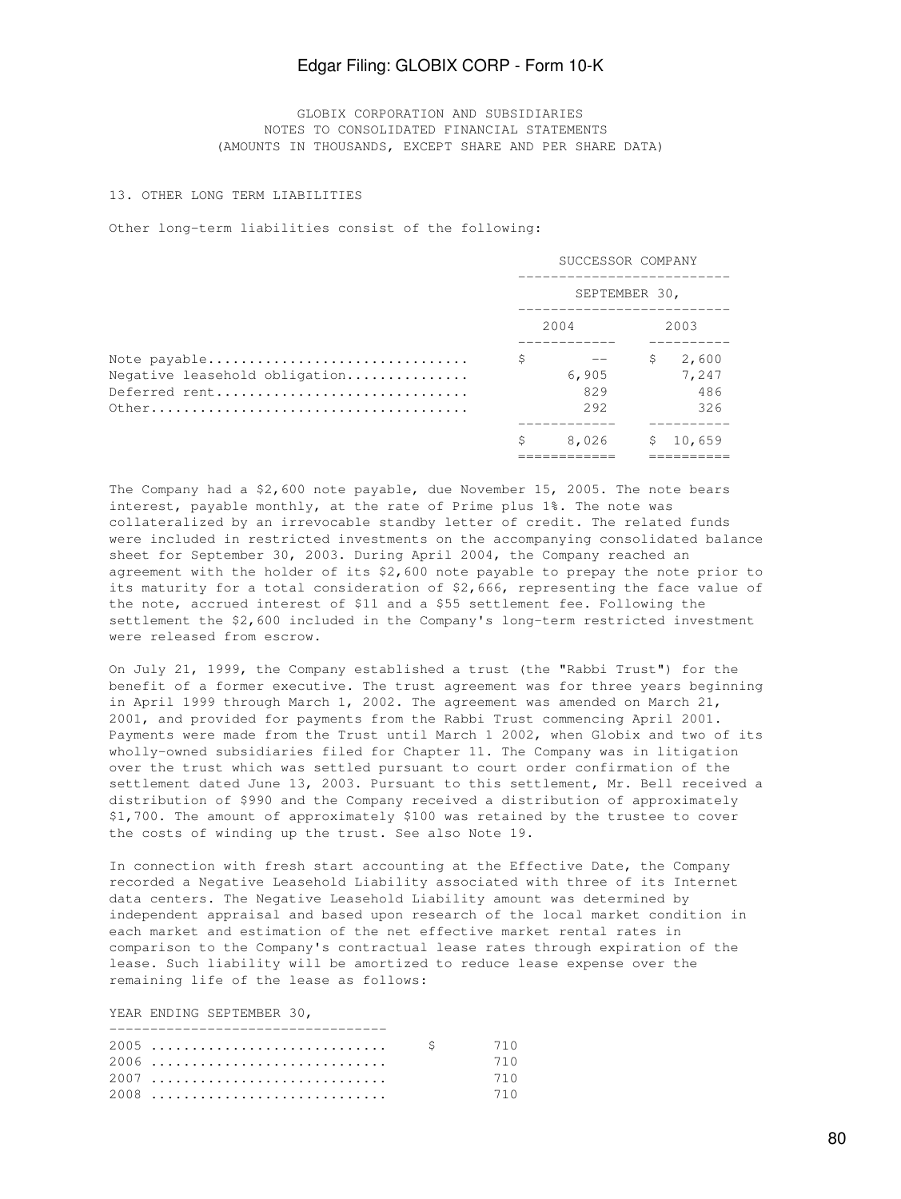GLOBIX CORPORATION AND SUBSIDIARIES
NOTES TO CONSOLIDATED FINANCIAL STATEMENTS
(AMOUNTS IN THOUSANDS, EXCEPT SHARE AND PER SHARE DATA)

## 13. OTHER LONG TERM LIABILITIES

Other long-term liabilities consist of the following:

| | SUCCESSOR COMPANY | |
|---|---|---|
| | SEPTEMBER 30, | |
| | 2004 | 2003 |
| Note payable | $ -- | $ 2,600 |
| Negative leasehold obligation | 6,905 | 7,247 |
| Deferred rent | 829 | 486 |
| Other | 292 | 326 |
| | $ 8,026 | $ 10,659 |

The Company had a $2,600 note payable, due November 15, 2005. The note bears interest, payable monthly, at the rate of Prime plus 1%. The note was collateralized by an irrevocable standby letter of credit. The related funds were included in restricted investments on the accompanying consolidated balance sheet for September 30, 2003. During April 2004, the Company reached an agreement with the holder of its $2,600 note payable to prepay the note prior to its maturity for a total consideration of $2,666, representing the face value of the note, accrued interest of $11 and a $55 settlement fee. Following the settlement the $2,600 included in the Company's long-term restricted investment were released from escrow.

On July 21, 1999, the Company established a trust (the "Rabbi Trust") for the benefit of a former executive. The trust agreement was for three years beginning in April 1999 through March 1, 2002. The agreement was amended on March 21, 2001, and provided for payments from the Rabbi Trust commencing April 2001. Payments were made from the Trust until March 1 2002, when Globix and two of its wholly-owned subsidiaries filed for Chapter 11. The Company was in litigation over the trust which was settled pursuant to court order confirmation of the settlement dated June 13, 2003. Pursuant to this settlement, Mr. Bell received a distribution of $990 and the Company received a distribution of approximately $1,700. The amount of approximately $100 was retained by the trustee to cover the costs of winding up the trust. See also Note 19.

In connection with fresh start accounting at the Effective Date, the Company recorded a Negative Leasehold Liability associated with three of its Internet data centers. The Negative Leasehold Liability amount was determined by independent appraisal and based upon research of the local market condition in each market and estimation of the net effective market rental rates in comparison to the Company's contractual lease rates through expiration of the lease. Such liability will be amortized to reduce lease expense over the remaining life of the lease as follows:

| YEAR ENDING SEPTEMBER 30, | |
|---|---|
| 2005 | $ 710 |
| 2006 | 710 |
| 2007 | 710 |
| 2008 | 710 |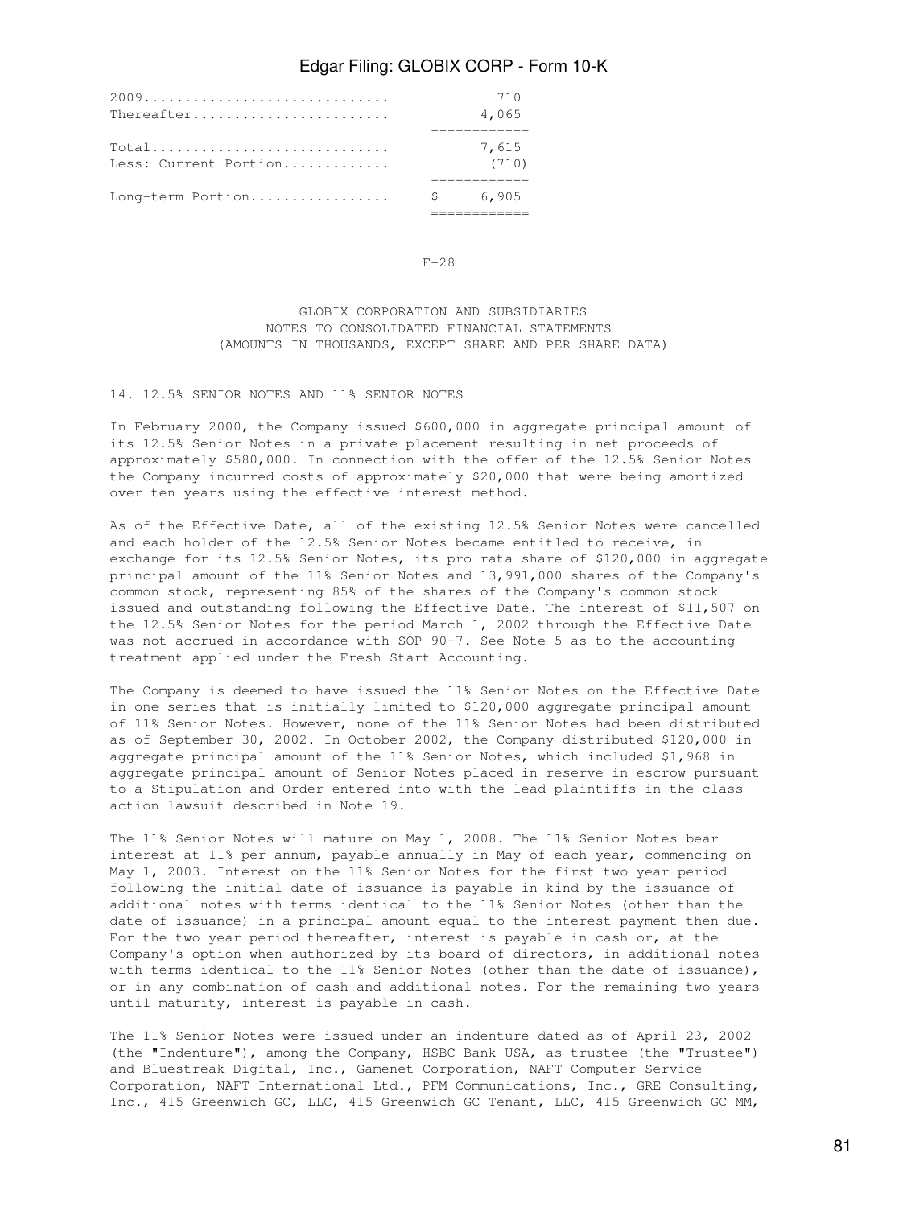| | |
|---|---|
| 2009 | 710 |
| Thereafter | 4,065 |
| Total | 7,615 |
| Less: Current Portion | (710) |
| Long-term Portion | $ 6,905 |

F-28

GLOBIX CORPORATION AND SUBSIDIARIES
NOTES TO CONSOLIDATED FINANCIAL STATEMENTS
(AMOUNTS IN THOUSANDS, EXCEPT SHARE AND PER SHARE DATA)

## 14. 12.5% SENIOR NOTES AND 11% SENIOR NOTES

In February 2000, the Company issued $600,000 in aggregate principal amount of its 12.5% Senior Notes in a private placement resulting in net proceeds of approximately $580,000. In connection with the offer of the 12.5% Senior Notes the Company incurred costs of approximately $20,000 that were being amortized over ten years using the effective interest method.

As of the Effective Date, all of the existing 12.5% Senior Notes were cancelled and each holder of the 12.5% Senior Notes became entitled to receive, in exchange for its 12.5% Senior Notes, its pro rata share of $120,000 in aggregate principal amount of the 11% Senior Notes and 13,991,000 shares of the Company's common stock, representing 85% of the shares of the Company's common stock issued and outstanding following the Effective Date. The interest of $11,507 on the 12.5% Senior Notes for the period March 1, 2002 through the Effective Date was not accrued in accordance with SOP 90-7. See Note 5 as to the accounting treatment applied under the Fresh Start Accounting.

The Company is deemed to have issued the 11% Senior Notes on the Effective Date in one series that is initially limited to $120,000 aggregate principal amount of 11% Senior Notes. However, none of the 11% Senior Notes had been distributed as of September 30, 2002. In October 2002, the Company distributed $120,000 in aggregate principal amount of the 11% Senior Notes, which included $1,968 in aggregate principal amount of Senior Notes placed in reserve in escrow pursuant to a Stipulation and Order entered into with the lead plaintiffs in the class action lawsuit described in Note 19.

The 11% Senior Notes will mature on May 1, 2008. The 11% Senior Notes bear interest at 11% per annum, payable annually in May of each year, commencing on May 1, 2003. Interest on the 11% Senior Notes for the first two year period following the initial date of issuance is payable in kind by the issuance of additional notes with terms identical to the 11% Senior Notes (other than the date of issuance) in a principal amount equal to the interest payment then due. For the two year period thereafter, interest is payable in cash or, at the Company's option when authorized by its board of directors, in additional notes with terms identical to the 11% Senior Notes (other than the date of issuance), or in any combination of cash and additional notes. For the remaining two years until maturity, interest is payable in cash.

The 11% Senior Notes were issued under an indenture dated as of April 23, 2002 (the "Indenture"), among the Company, HSBC Bank USA, as trustee (the "Trustee") and Bluestreak Digital, Inc., Gamenet Corporation, NAFT Computer Service Corporation, NAFT International Ltd., PFM Communications, Inc., GRE Consulting, Inc., 415 Greenwich GC, LLC, 415 Greenwich GC Tenant, LLC, 415 Greenwich GC MM,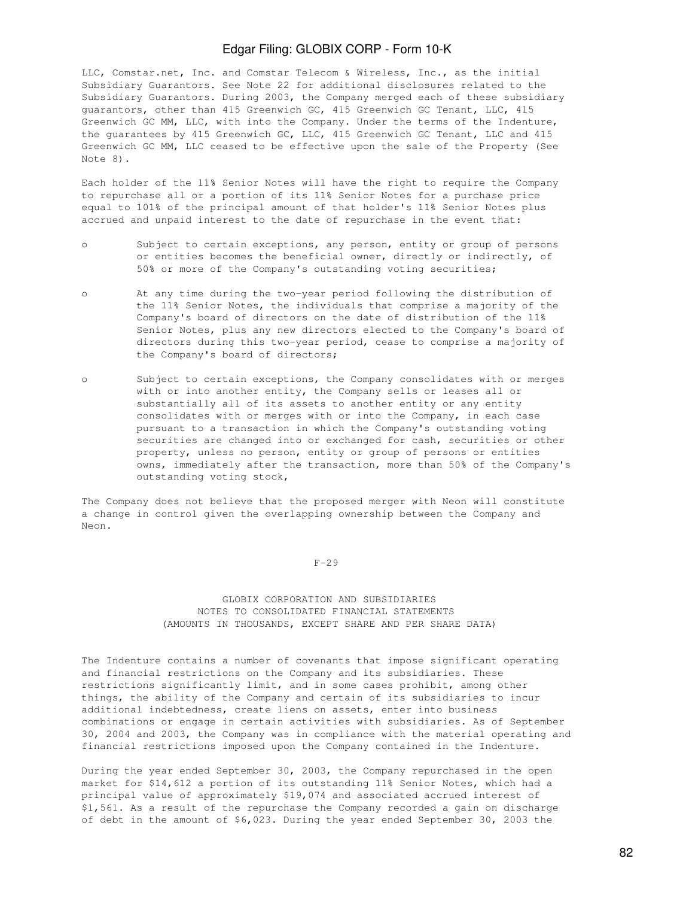LLC, Comstar.net, Inc. and Comstar Telecom & Wireless, Inc., as the initial Subsidiary Guarantors. See Note 22 for additional disclosures related to the Subsidiary Guarantors. During 2003, the Company merged each of these subsidiary guarantors, other than 415 Greenwich GC, 415 Greenwich GC Tenant, LLC, 415 Greenwich GC MM, LLC, with into the Company. Under the terms of the Indenture, the guarantees by 415 Greenwich GC, LLC, 415 Greenwich GC Tenant, LLC and 415 Greenwich GC MM, LLC ceased to be effective upon the sale of the Property (See Note 8).

Each holder of the 11% Senior Notes will have the right to require the Company to repurchase all or a portion of its 11% Senior Notes for a purchase price equal to 101% of the principal amount of that holder's 11% Senior Notes plus accrued and unpaid interest to the date of repurchase in the event that:

- Subject to certain exceptions, any person, entity or group of persons or entities becomes the beneficial owner, directly or indirectly, of 50% or more of the Company's outstanding voting securities;
- At any time during the two-year period following the distribution of the 11% Senior Notes, the individuals that comprise a majority of the Company's board of directors on the date of distribution of the 11% Senior Notes, plus any new directors elected to the Company's board of directors during this two-year period, cease to comprise a majority of the Company's board of directors;
- Subject to certain exceptions, the Company consolidates with or merges with or into another entity, the Company sells or leases all or substantially all of its assets to another entity or any entity consolidates with or merges with or into the Company, in each case pursuant to a transaction in which the Company's outstanding voting securities are changed into or exchanged for cash, securities or other property, unless no person, entity or group of persons or entities owns, immediately after the transaction, more than 50% of the Company's outstanding voting stock,

The Company does not believe that the proposed merger with Neon will constitute a change in control given the overlapping ownership between the Company and Neon.

F-29

GLOBIX CORPORATION AND SUBSIDIARIES
NOTES TO CONSOLIDATED FINANCIAL STATEMENTS
(AMOUNTS IN THOUSANDS, EXCEPT SHARE AND PER SHARE DATA)

The Indenture contains a number of covenants that impose significant operating and financial restrictions on the Company and its subsidiaries. These restrictions significantly limit, and in some cases prohibit, among other things, the ability of the Company and certain of its subsidiaries to incur additional indebtedness, create liens on assets, enter into business combinations or engage in certain activities with subsidiaries. As of September 30, 2004 and 2003, the Company was in compliance with the material operating and financial restrictions imposed upon the Company contained in the Indenture.

During the year ended September 30, 2003, the Company repurchased in the open market for $14,612 a portion of its outstanding 11% Senior Notes, which had a principal value of approximately $19,074 and associated accrued interest of $1,561. As a result of the repurchase the Company recorded a gain on discharge of debt in the amount of $6,023. During the year ended September 30, 2003 the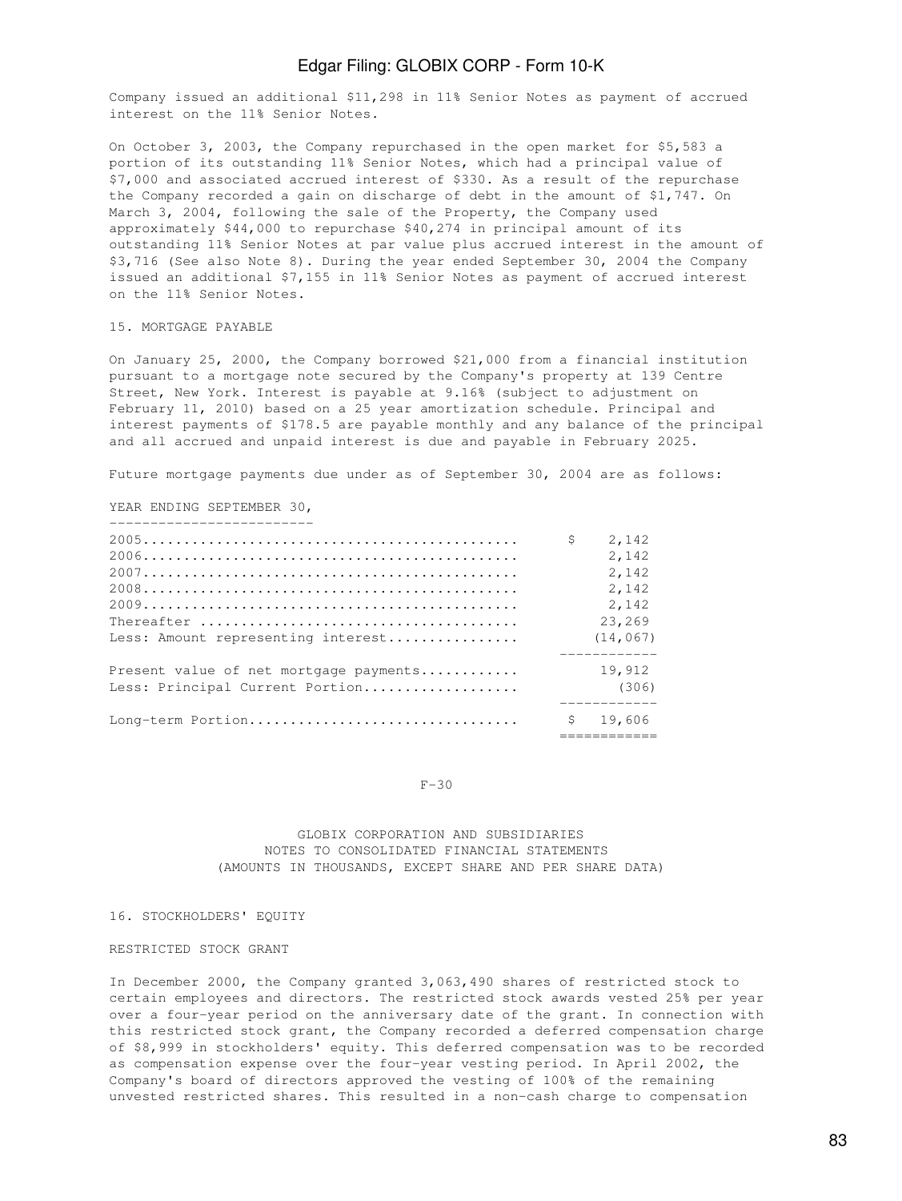Company issued an additional $11,298 in 11% Senior Notes as payment of accrued interest on the 11% Senior Notes.

On October 3, 2003, the Company repurchased in the open market for $5,583 a portion of its outstanding 11% Senior Notes, which had a principal value of $7,000 and associated accrued interest of $330. As a result of the repurchase the Company recorded a gain on discharge of debt in the amount of $1,747. On March 3, 2004, following the sale of the Property, the Company used approximately $44,000 to repurchase $40,274 in principal amount of its outstanding 11% Senior Notes at par value plus accrued interest in the amount of $3,716 (See also Note 8). During the year ended September 30, 2004 the Company issued an additional $7,155 in 11% Senior Notes as payment of accrued interest on the 11% Senior Notes.

15. MORTGAGE PAYABLE

On January 25, 2000, the Company borrowed $21,000 from a financial institution pursuant to a mortgage note secured by the Company's property at 139 Centre Street, New York. Interest is payable at 9.16% (subject to adjustment on February 11, 2010) based on a 25 year amortization schedule. Principal and interest payments of $178.5 are payable monthly and any balance of the principal and all accrued and unpaid interest is due and payable in February 2025.

Future mortgage payments due under as of September 30, 2004 are as follows:

| YEAR ENDING SEPTEMBER 30, | |
|---|---|
| 2005 | $ 2,142 |
| 2006 | 2,142 |
| 2007 | 2,142 |
| 2008 | 2,142 |
| 2009 | 2,142 |
| Thereafter | 23,269 |
| Less: Amount representing interest | (14,067) |
| Present value of net mortgage payments | 19,912 |
| Less: Principal Current Portion | (306) |
| Long-term Portion | $ 19,606 |

GLOBIX CORPORATION AND SUBSIDIARIES
NOTES TO CONSOLIDATED FINANCIAL STATEMENTS
(AMOUNTS IN THOUSANDS, EXCEPT SHARE AND PER SHARE DATA)

16. STOCKHOLDERS' EQUITY

RESTRICTED STOCK GRANT

In December 2000, the Company granted 3,063,490 shares of restricted stock to certain employees and directors. The restricted stock awards vested 25% per year over a four-year period on the anniversary date of the grant. In connection with this restricted stock grant, the Company recorded a deferred compensation charge of $8,999 in stockholders' equity. This deferred compensation was to be recorded as compensation expense over the four-year vesting period. In April 2002, the Company's board of directors approved the vesting of 100% of the remaining unvested restricted shares. This resulted in a non-cash charge to compensation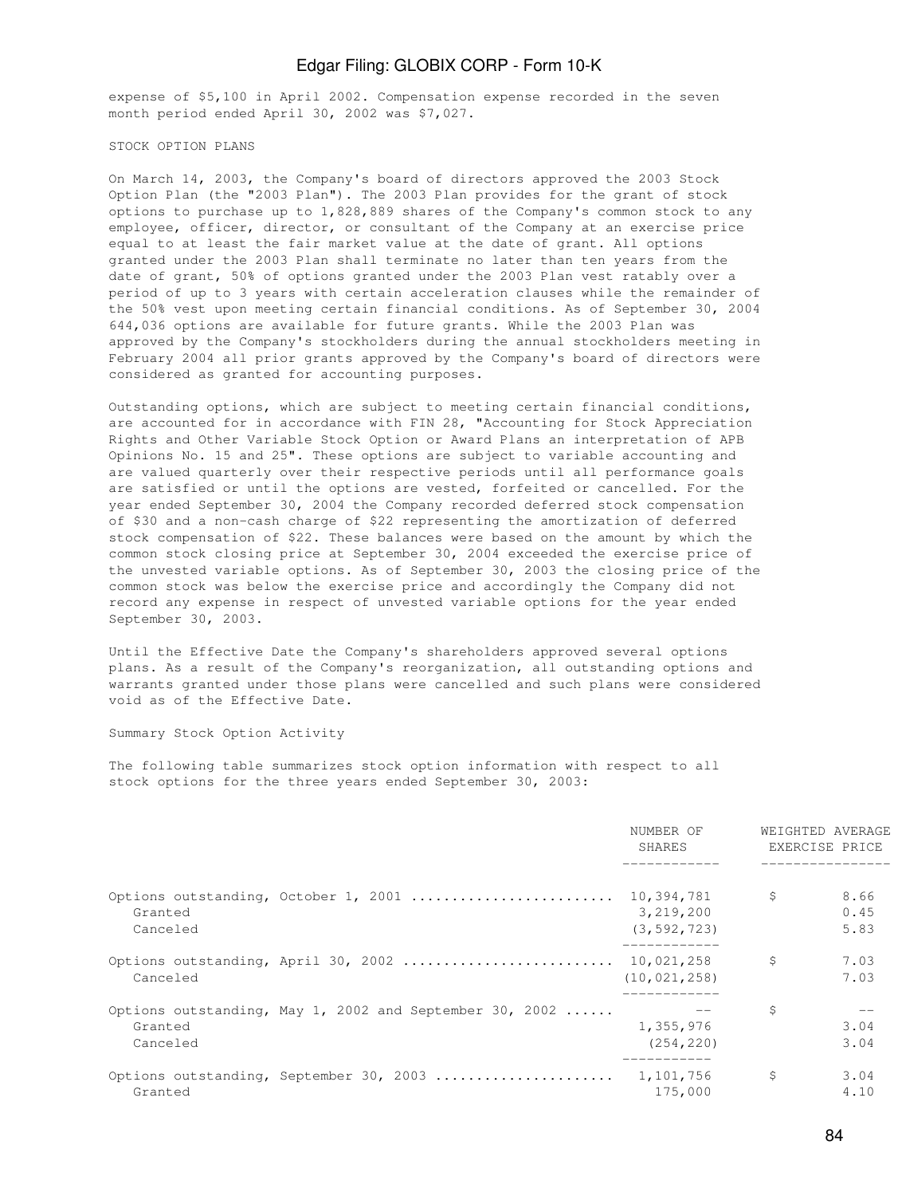expense of $5,100 in April 2002. Compensation expense recorded in the seven month period ended April 30, 2002 was $7,027.

STOCK OPTION PLANS

On March 14, 2003, the Company's board of directors approved the 2003 Stock Option Plan (the "2003 Plan"). The 2003 Plan provides for the grant of stock options to purchase up to 1,828,889 shares of the Company's common stock to any employee, officer, director, or consultant of the Company at an exercise price equal to at least the fair market value at the date of grant. All options granted under the 2003 Plan shall terminate no later than ten years from the date of grant, 50% of options granted under the 2003 Plan vest ratably over a period of up to 3 years with certain acceleration clauses while the remainder of the 50% vest upon meeting certain financial conditions. As of September 30, 2004 644,036 options are available for future grants. While the 2003 Plan was approved by the Company's stockholders during the annual stockholders meeting in February 2004 all prior grants approved by the Company's board of directors were considered as granted for accounting purposes.

Outstanding options, which are subject to meeting certain financial conditions, are accounted for in accordance with FIN 28, "Accounting for Stock Appreciation Rights and Other Variable Stock Option or Award Plans an interpretation of APB Opinions No. 15 and 25". These options are subject to variable accounting and are valued quarterly over their respective periods until all performance goals are satisfied or until the options are vested, forfeited or cancelled. For the year ended September 30, 2004 the Company recorded deferred stock compensation of $30 and a non-cash charge of $22 representing the amortization of deferred stock compensation of $22. These balances were based on the amount by which the common stock closing price at September 30, 2004 exceeded the exercise price of the unvested variable options. As of September 30, 2003 the closing price of the common stock was below the exercise price and accordingly the Company did not record any expense in respect of unvested variable options for the year ended September 30, 2003.

Until the Effective Date the Company's shareholders approved several options plans. As a result of the Company's reorganization, all outstanding options and warrants granted under those plans were cancelled and such plans were considered void as of the Effective Date.

Summary Stock Option Activity

The following table summarizes stock option information with respect to all stock options for the three years ended September 30, 2003:

| | NUMBER OF SHARES | WEIGHTED AVERAGE EXERCISE PRICE |
|---|---|---|
| Options outstanding, October 1, 2001 | 10,394,781 | $ 8.66 |
| Granted | 3,219,200 | 0.45 |
| Canceled | (3,592,723) | 5.83 |
| Options outstanding, April 30, 2002 | 10,021,258 | $ 7.03 |
| Canceled | (10,021,258) | 7.03 |
| Options outstanding, May 1, 2002 and September 30, 2002 | -- | $ -- |
| Granted | 1,355,976 | 3.04 |
| Canceled | (254,220) | 3.04 |
| Options outstanding, September 30, 2003 | 1,101,756 | $ 3.04 |
| Granted | 175,000 | 4.10 |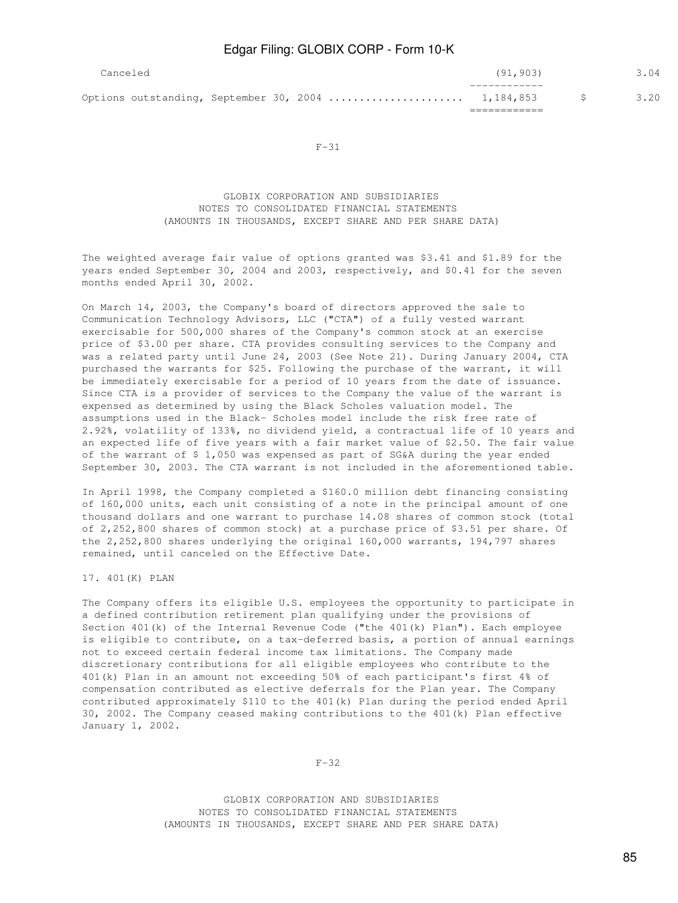| | | |
|---|---|---|
| Canceled | (91,903) | 3.04 |
| Options outstanding, September 30, 2004 ..................... | 1,184,853 | $ 3.20 |

GLOBIX CORPORATION AND SUBSIDIARIES
NOTES TO CONSOLIDATED FINANCIAL STATEMENTS
(AMOUNTS IN THOUSANDS, EXCEPT SHARE AND PER SHARE DATA)

The weighted average fair value of options granted was $3.41 and $1.89 for the years ended September 30, 2004 and 2003, respectively, and $0.41 for the seven months ended April 30, 2002.

On March 14, 2003, the Company's board of directors approved the sale to Communication Technology Advisors, LLC ("CTA") of a fully vested warrant exercisable for 500,000 shares of the Company's common stock at an exercise price of $3.00 per share. CTA provides consulting services to the Company and was a related party until June 24, 2003 (See Note 21). During January 2004, CTA purchased the warrants for $25. Following the purchase of the warrant, it will be immediately exercisable for a period of 10 years from the date of issuance. Since CTA is a provider of services to the Company the value of the warrant is expensed as determined by using the Black Scholes valuation model. The assumptions used in the Black- Scholes model include the risk free rate of 2.92%, volatility of 133%, no dividend yield, a contractual life of 10 years and an expected life of five years with a fair market value of $2.50. The fair value of the warrant of $ 1,050 was expensed as part of SG&A during the year ended September 30, 2003. The CTA warrant is not included in the aforementioned table.

In April 1998, the Company completed a $160.0 million debt financing consisting of 160,000 units, each unit consisting of a note in the principal amount of one thousand dollars and one warrant to purchase 14.08 shares of common stock (total of 2,252,800 shares of common stock) at a purchase price of $3.51 per share. Of the 2,252,800 shares underlying the original 160,000 warrants, 194,797 shares remained, until canceled on the Effective Date.

## 17. 401(K) PLAN

The Company offers its eligible U.S. employees the opportunity to participate in a defined contribution retirement plan qualifying under the provisions of Section 401(k) of the Internal Revenue Code ("the 401(k) Plan"). Each employee is eligible to contribute, on a tax-deferred basis, a portion of annual earnings not to exceed certain federal income tax limitations. The Company made discretionary contributions for all eligible employees who contribute to the 401(k) Plan in an amount not exceeding 50% of each participant's first 4% of compensation contributed as elective deferrals for the Plan year. The Company contributed approximately $110 to the 401(k) Plan during the period ended April 30, 2002. The Company ceased making contributions to the 401(k) Plan effective January 1, 2002.

GLOBIX CORPORATION AND SUBSIDIARIES
NOTES TO CONSOLIDATED FINANCIAL STATEMENTS
(AMOUNTS IN THOUSANDS, EXCEPT SHARE AND PER SHARE DATA)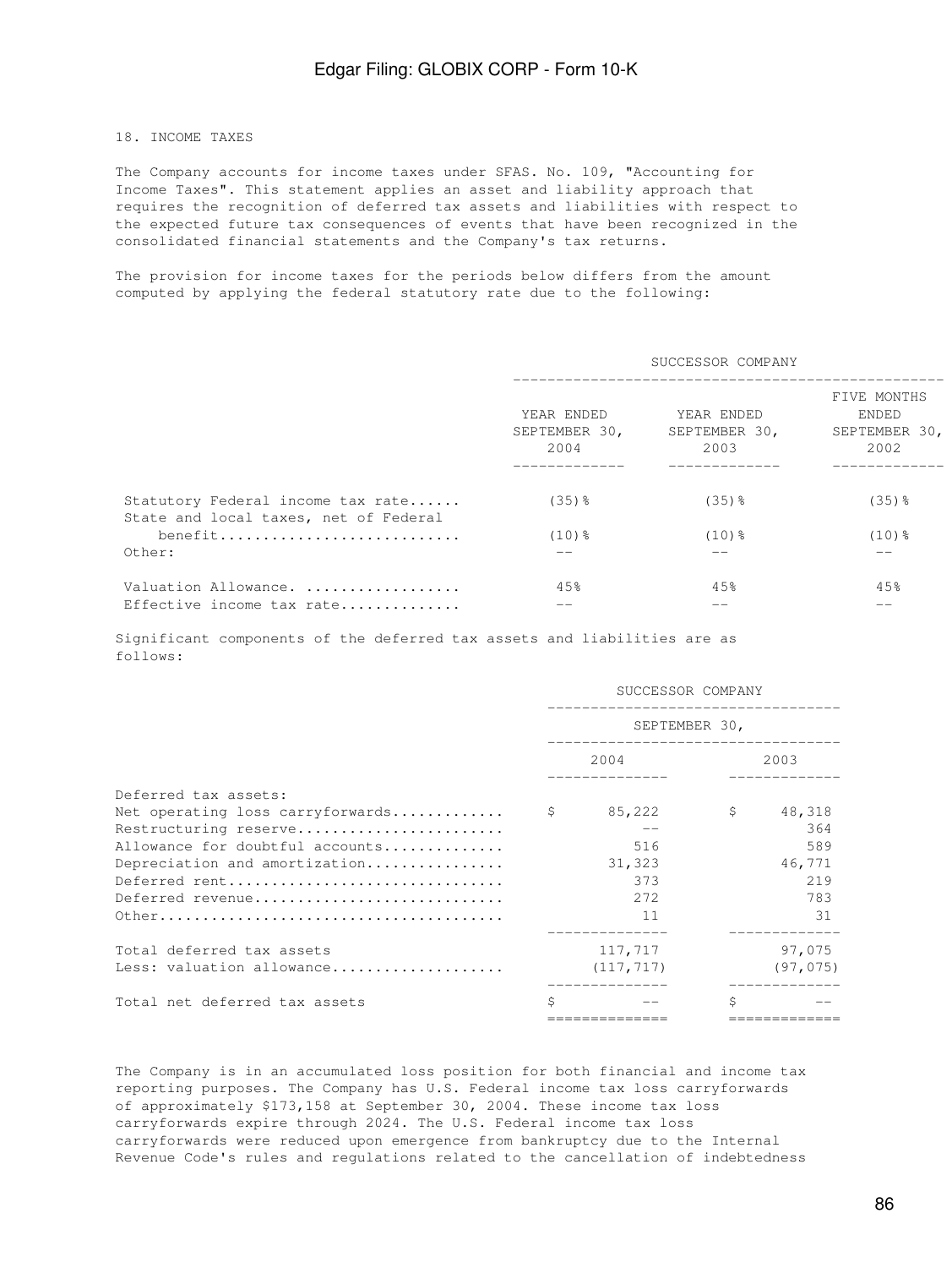18. INCOME TAXES

The Company accounts for income taxes under SFAS. No. 109, "Accounting for Income Taxes". This statement applies an asset and liability approach that requires the recognition of deferred tax assets and liabilities with respect to the expected future tax consequences of events that have been recognized in the consolidated financial statements and the Company's tax returns.

The provision for income taxes for the periods below differs from the amount computed by applying the federal statutory rate due to the following:

| | SUCCESSOR COMPANY | | |
|---|---|---|---|
| | YEAR ENDED SEPTEMBER 30, 2004 | YEAR ENDED SEPTEMBER 30, 2003 | FIVE MONTHS ENDED SEPTEMBER 30, 2002 |
| Statutory Federal income tax rate...... | (35)% | (35)% | (35)% |
| State and local taxes, net of Federal benefit............................ | (10)% | (10)% | (10)% |
| Other: | -- | -- | -- |
| Valuation Allowance. .................. | 45% | 45% | 45% |
| Effective income tax rate............. | -- | -- | -- |

Significant components of the deferred tax assets and liabilities are as follows:

| | SUCCESSOR COMPANY | |
|---|---|---|
| | SEPTEMBER 30, | |
| | 2004 | 2003 |
| Deferred tax assets: | | |
| Net operating loss carryforwards............ | $ 85,222 | $ 48,318 |
| Restructuring reserve....................... | -- | 364 |
| Allowance for doubtful accounts............. | 516 | 589 |
| Depreciation and amortization............... | 31,323 | 46,771 |
| Deferred rent............................... | 373 | 219 |
| Deferred revenue............................ | 272 | 783 |
| Other....................................... | 11 | 31 |
| Total deferred tax assets | 117,717 | 97,075 |
| Less: valuation allowance................... | (117,717) | (97,075) |
| Total net deferred tax assets | $ -- | $ -- |

The Company is in an accumulated loss position for both financial and income tax reporting purposes. The Company has U.S. Federal income tax loss carryforwards of approximately $173,158 at September 30, 2004. These income tax loss carryforwards expire through 2024. The U.S. Federal income tax loss carryforwards were reduced upon emergence from bankruptcy due to the Internal Revenue Code's rules and regulations related to the cancellation of indebtedness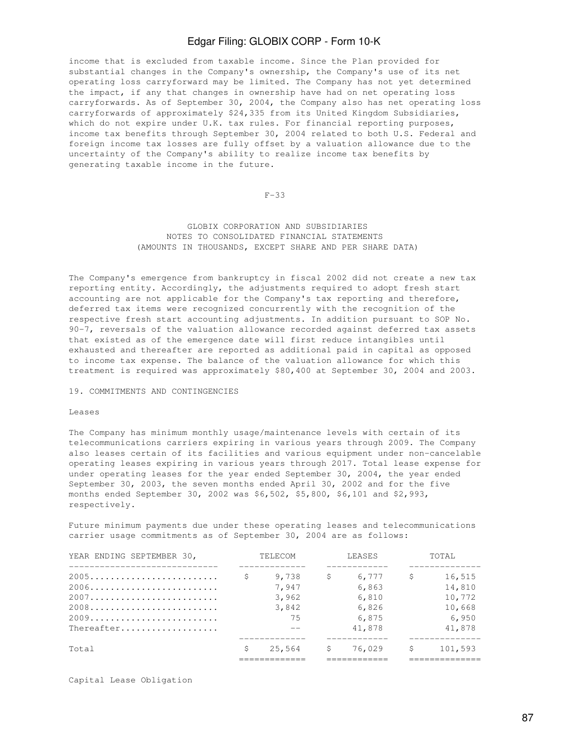income that is excluded from taxable income. Since the Plan provided for substantial changes in the Company's ownership, the Company's use of its net operating loss carryforward may be limited. The Company has not yet determined the impact, if any that changes in ownership have had on net operating loss carryforwards. As of September 30, 2004, the Company also has net operating loss carryforwards of approximately $24,335 from its United Kingdom Subsidiaries, which do not expire under U.K. tax rules. For financial reporting purposes, income tax benefits through September 30, 2004 related to both U.S. Federal and foreign income tax losses are fully offset by a valuation allowance due to the uncertainty of the Company's ability to realize income tax benefits by generating taxable income in the future.

GLOBIX CORPORATION AND SUBSIDIARIES
NOTES TO CONSOLIDATED FINANCIAL STATEMENTS
(AMOUNTS IN THOUSANDS, EXCEPT SHARE AND PER SHARE DATA)

The Company's emergence from bankruptcy in fiscal 2002 did not create a new tax reporting entity. Accordingly, the adjustments required to adopt fresh start accounting are not applicable for the Company's tax reporting and therefore, deferred tax items were recognized concurrently with the recognition of the respective fresh start accounting adjustments. In addition pursuant to SOP No. 90-7, reversals of the valuation allowance recorded against deferred tax assets that existed as of the emergence date will first reduce intangibles until exhausted and thereafter are reported as additional paid in capital as opposed to income tax expense. The balance of the valuation allowance for which this treatment is required was approximately $80,400 at September 30, 2004 and 2003.

## 19. COMMITMENTS AND CONTINGENCIES

### Leases

The Company has minimum monthly usage/maintenance levels with certain of its telecommunications carriers expiring in various years through 2009. The Company also leases certain of its facilities and various equipment under non-cancelable operating leases expiring in various years through 2017. Total lease expense for under operating leases for the year ended September 30, 2004, the year ended September 30, 2003, the seven months ended April 30, 2002 and for the five months ended September 30, 2002 was $6,502, $5,800, $6,101 and $2,993, respectively.

Future minimum payments due under these operating leases and telecommunications carrier usage commitments as of September 30, 2004 are as follows:

| YEAR ENDING SEPTEMBER 30, | TELECOM | LEASES | TOTAL |
|---|---|---|---|
| 2005 | $ 9,738 | $ 6,777 | $ 16,515 |
| 2006 | 7,947 | 6,863 | 14,810 |
| 2007 | 3,962 | 6,810 | 10,772 |
| 2008 | 3,842 | 6,826 | 10,668 |
| 2009 | 75 | 6,875 | 6,950 |
| Thereafter | -- | 41,878 | 41,878 |
| Total | $ 25,564 | $ 76,029 | $ 101,593 |

### Capital Lease Obligation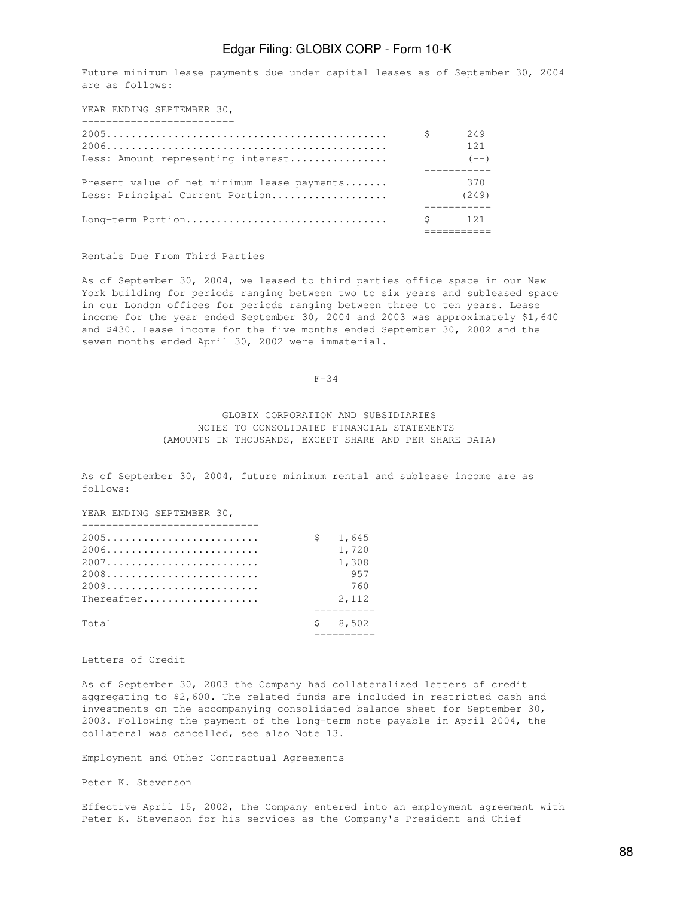Future minimum lease payments due under capital leases as of September 30, 2004 are as follows:

| YEAR ENDING SEPTEMBER 30, | |
|---|---|
| 2005 | $ 249 |
| 2006 | 121 |
| Less: Amount representing interest | (--) |
| Present value of net minimum lease payments | 370 |
| Less: Principal Current Portion | (249) |
| Long-term Portion | $ 121 |

Rentals Due From Third Parties

As of September 30, 2004, we leased to third parties office space in our New York building for periods ranging between two to six years and subleased space in our London offices for periods ranging between three to ten years. Lease income for the year ended September 30, 2004 and 2003 was approximately $1,640 and $430. Lease income for the five months ended September 30, 2002 and the seven months ended April 30, 2002 were immaterial.

GLOBIX CORPORATION AND SUBSIDIARIES
NOTES TO CONSOLIDATED FINANCIAL STATEMENTS
(AMOUNTS IN THOUSANDS, EXCEPT SHARE AND PER SHARE DATA)

As of September 30, 2004, future minimum rental and sublease income are as follows:

| YEAR ENDING SEPTEMBER 30, | |
|---|---|
| 2005 | $ 1,645 |
| 2006 | 1,720 |
| 2007 | 1,308 |
| 2008 | 957 |
| 2009 | 760 |
| Thereafter | 2,112 |
| Total | $ 8,502 |

Letters of Credit

As of September 30, 2003 the Company had collateralized letters of credit aggregating to $2,600. The related funds are included in restricted cash and investments on the accompanying consolidated balance sheet for September 30, 2003. Following the payment of the long-term note payable in April 2004, the collateral was cancelled, see also Note 13.

Employment and Other Contractual Agreements

Peter K. Stevenson

Effective April 15, 2002, the Company entered into an employment agreement with Peter K. Stevenson for his services as the Company's President and Chief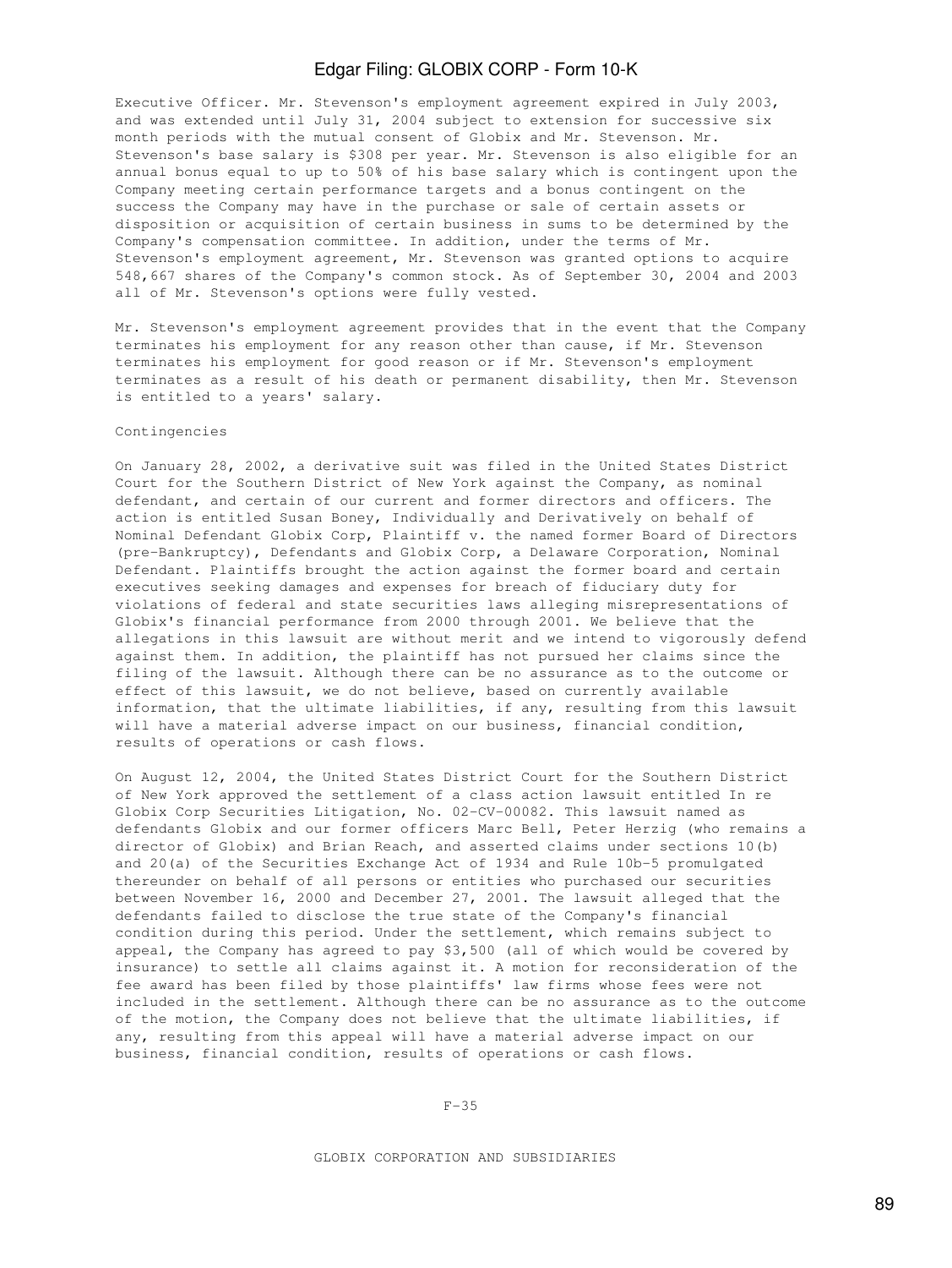Executive Officer. Mr. Stevenson's employment agreement expired in July 2003, and was extended until July 31, 2004 subject to extension for successive six month periods with the mutual consent of Globix and Mr. Stevenson. Mr. Stevenson's base salary is $308 per year. Mr. Stevenson is also eligible for an annual bonus equal to up to 50% of his base salary which is contingent upon the Company meeting certain performance targets and a bonus contingent on the success the Company may have in the purchase or sale of certain assets or disposition or acquisition of certain business in sums to be determined by the Company's compensation committee. In addition, under the terms of Mr. Stevenson's employment agreement, Mr. Stevenson was granted options to acquire 548,667 shares of the Company's common stock. As of September 30, 2004 and 2003 all of Mr. Stevenson's options were fully vested.

Mr. Stevenson's employment agreement provides that in the event that the Company terminates his employment for any reason other than cause, if Mr. Stevenson terminates his employment for good reason or if Mr. Stevenson's employment terminates as a result of his death or permanent disability, then Mr. Stevenson is entitled to a years' salary.

Contingencies

On January 28, 2002, a derivative suit was filed in the United States District Court for the Southern District of New York against the Company, as nominal defendant, and certain of our current and former directors and officers. The action is entitled Susan Boney, Individually and Derivatively on behalf of Nominal Defendant Globix Corp, Plaintiff v. the named former Board of Directors (pre-Bankruptcy), Defendants and Globix Corp, a Delaware Corporation, Nominal Defendant. Plaintiffs brought the action against the former board and certain executives seeking damages and expenses for breach of fiduciary duty for violations of federal and state securities laws alleging misrepresentations of Globix's financial performance from 2000 through 2001. We believe that the allegations in this lawsuit are without merit and we intend to vigorously defend against them. In addition, the plaintiff has not pursued her claims since the filing of the lawsuit. Although there can be no assurance as to the outcome or effect of this lawsuit, we do not believe, based on currently available information, that the ultimate liabilities, if any, resulting from this lawsuit will have a material adverse impact on our business, financial condition, results of operations or cash flows.

On August 12, 2004, the United States District Court for the Southern District of New York approved the settlement of a class action lawsuit entitled In re Globix Corp Securities Litigation, No. 02-CV-00082. This lawsuit named as defendants Globix and our former officers Marc Bell, Peter Herzig (who remains a director of Globix) and Brian Reach, and asserted claims under sections 10(b) and 20(a) of the Securities Exchange Act of 1934 and Rule 10b-5 promulgated thereunder on behalf of all persons or entities who purchased our securities between November 16, 2000 and December 27, 2001. The lawsuit alleged that the defendants failed to disclose the true state of the Company's financial condition during this period. Under the settlement, which remains subject to appeal, the Company has agreed to pay $3,500 (all of which would be covered by insurance) to settle all claims against it. A motion for reconsideration of the fee award has been filed by those plaintiffs' law firms whose fees were not included in the settlement. Although there can be no assurance as to the outcome of the motion, the Company does not believe that the ultimate liabilities, if any, resulting from this appeal will have a material adverse impact on our business, financial condition, results of operations or cash flows.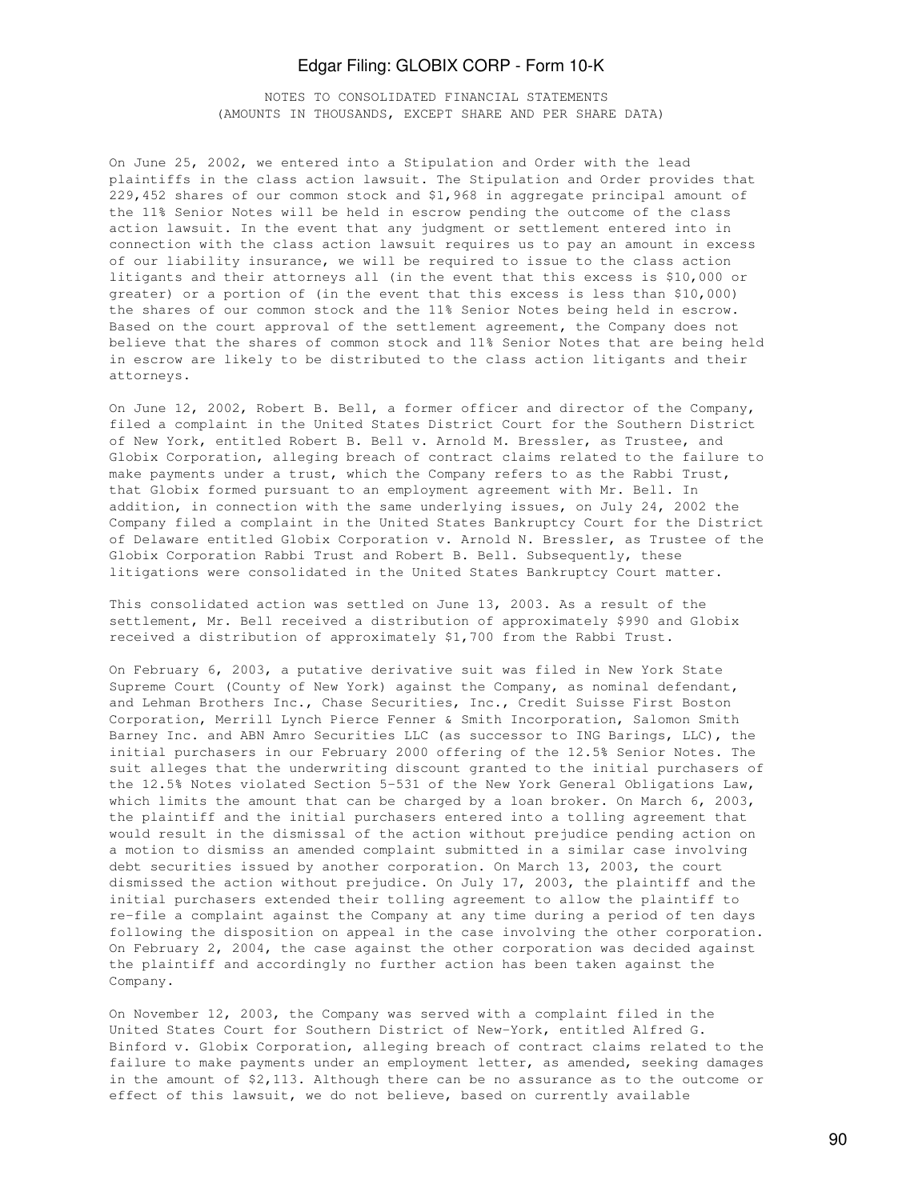NOTES TO CONSOLIDATED FINANCIAL STATEMENTS
(AMOUNTS IN THOUSANDS, EXCEPT SHARE AND PER SHARE DATA)

On June 25, 2002, we entered into a Stipulation and Order with the lead plaintiffs in the class action lawsuit. The Stipulation and Order provides that 229,452 shares of our common stock and $1,968 in aggregate principal amount of the 11% Senior Notes will be held in escrow pending the outcome of the class action lawsuit. In the event that any judgment or settlement entered into in connection with the class action lawsuit requires us to pay an amount in excess of our liability insurance, we will be required to issue to the class action litigants and their attorneys all (in the event that this excess is $10,000 or greater) or a portion of (in the event that this excess is less than $10,000) the shares of our common stock and the 11% Senior Notes being held in escrow. Based on the court approval of the settlement agreement, the Company does not believe that the shares of common stock and 11% Senior Notes that are being held in escrow are likely to be distributed to the class action litigants and their attorneys.

On June 12, 2002, Robert B. Bell, a former officer and director of the Company, filed a complaint in the United States District Court for the Southern District of New York, entitled Robert B. Bell v. Arnold M. Bressler, as Trustee, and Globix Corporation, alleging breach of contract claims related to the failure to make payments under a trust, which the Company refers to as the Rabbi Trust, that Globix formed pursuant to an employment agreement with Mr. Bell. In addition, in connection with the same underlying issues, on July 24, 2002 the Company filed a complaint in the United States Bankruptcy Court for the District of Delaware entitled Globix Corporation v. Arnold N. Bressler, as Trustee of the Globix Corporation Rabbi Trust and Robert B. Bell. Subsequently, these litigations were consolidated in the United States Bankruptcy Court matter.

This consolidated action was settled on June 13, 2003. As a result of the settlement, Mr. Bell received a distribution of approximately $990 and Globix received a distribution of approximately $1,700 from the Rabbi Trust.

On February 6, 2003, a putative derivative suit was filed in New York State Supreme Court (County of New York) against the Company, as nominal defendant, and Lehman Brothers Inc., Chase Securities, Inc., Credit Suisse First Boston Corporation, Merrill Lynch Pierce Fenner & Smith Incorporation, Salomon Smith Barney Inc. and ABN Amro Securities LLC (as successor to ING Barings, LLC), the initial purchasers in our February 2000 offering of the 12.5% Senior Notes. The suit alleges that the underwriting discount granted to the initial purchasers of the 12.5% Notes violated Section 5-531 of the New York General Obligations Law, which limits the amount that can be charged by a loan broker. On March 6, 2003, the plaintiff and the initial purchasers entered into a tolling agreement that would result in the dismissal of the action without prejudice pending action on a motion to dismiss an amended complaint submitted in a similar case involving debt securities issued by another corporation. On March 13, 2003, the court dismissed the action without prejudice. On July 17, 2003, the plaintiff and the initial purchasers extended their tolling agreement to allow the plaintiff to re-file a complaint against the Company at any time during a period of ten days following the disposition on appeal in the case involving the other corporation. On February 2, 2004, the case against the other corporation was decided against the plaintiff and accordingly no further action has been taken against the Company.

On November 12, 2003, the Company was served with a complaint filed in the United States Court for Southern District of New-York, entitled Alfred G. Binford v. Globix Corporation, alleging breach of contract claims related to the failure to make payments under an employment letter, as amended, seeking damages in the amount of $2,113. Although there can be no assurance as to the outcome or effect of this lawsuit, we do not believe, based on currently available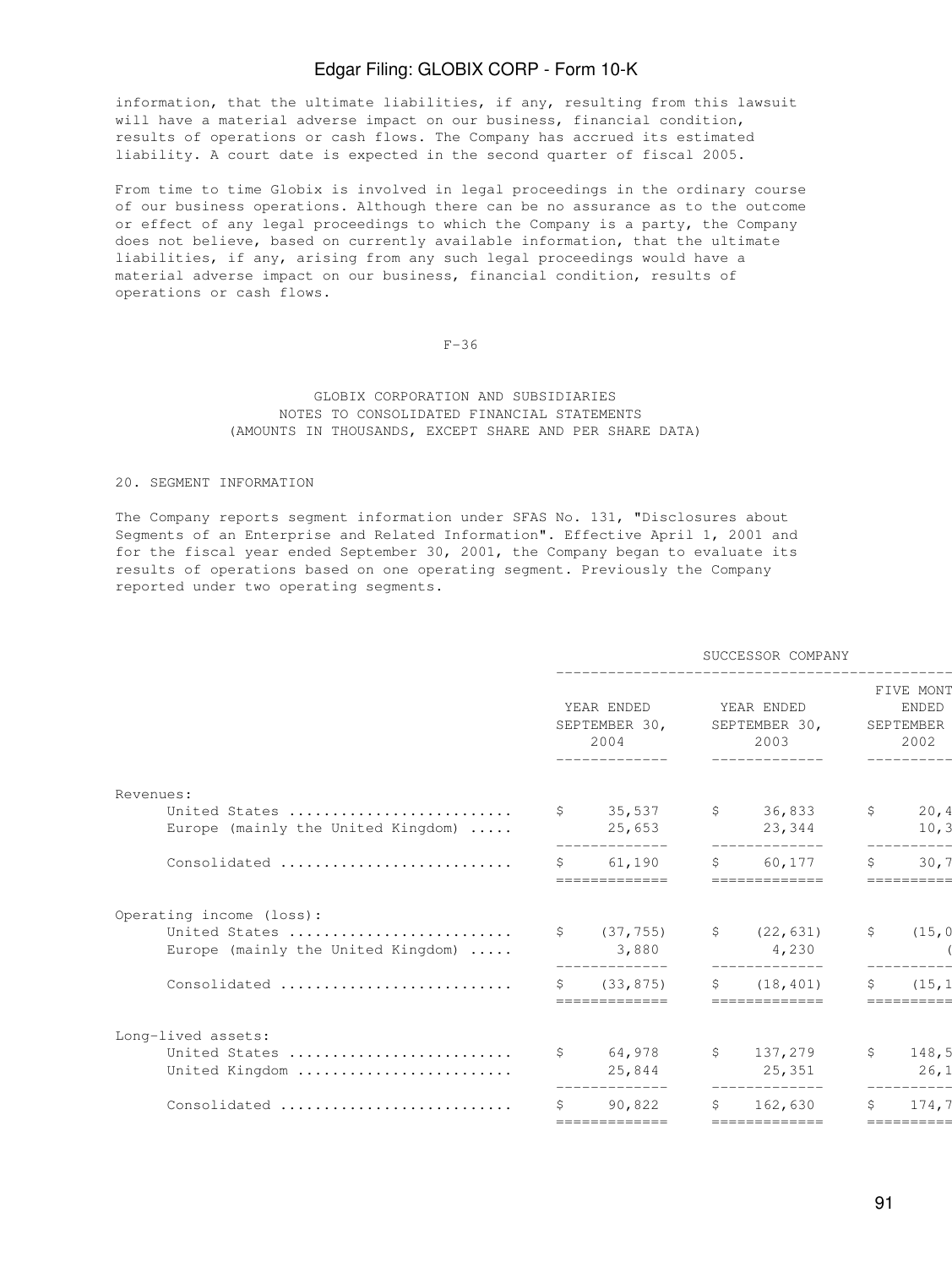information, that the ultimate liabilities, if any, resulting from this lawsuit will have a material adverse impact on our business, financial condition, results of operations or cash flows. The Company has accrued its estimated liability. A court date is expected in the second quarter of fiscal 2005.

From time to time Globix is involved in legal proceedings in the ordinary course of our business operations. Although there can be no assurance as to the outcome or effect of any legal proceedings to which the Company is a party, the Company does not believe, based on currently available information, that the ultimate liabilities, if any, arising from any such legal proceedings would have a material adverse impact on our business, financial condition, results of operations or cash flows.

F-36

GLOBIX CORPORATION AND SUBSIDIARIES
NOTES TO CONSOLIDATED FINANCIAL STATEMENTS
(AMOUNTS IN THOUSANDS, EXCEPT SHARE AND PER SHARE DATA)

20. SEGMENT INFORMATION

The Company reports segment information under SFAS No. 131, "Disclosures about Segments of an Enterprise and Related Information". Effective April 1, 2001 and for the fiscal year ended September 30, 2001, the Company began to evaluate its results of operations based on one operating segment. Previously the Company reported under two operating segments.

| | SUCCESSOR COMPANY | | |
|---|---|---|---|
| | YEAR ENDED SEPTEMBER 30, 2004 | YEAR ENDED SEPTEMBER 30, 2003 | FIVE MONT ENDED SEPTEMBER 2002 |
| Revenues: | | | |
| United States | $ 35,537 | $ 36,833 | $ 20,4 |
| Europe (mainly the United Kingdom) | 25,653 | 23,344 | 10,3 |
| Consolidated | $ 61,190 | $ 60,177 | $ 30,7 |
| Operating income (loss): | | | |
| United States | $ (37,755) | $ (22,631) | $ (15,0 |
| Europe (mainly the United Kingdom) | 3,880 | 4,230 | ( |
| Consolidated | $ (33,875) | $ (18,401) | $ (15,1 |
| Long-lived assets: | | | |
| United States | $ 64,978 | $ 137,279 | $ 148,5 |
| United Kingdom | 25,844 | 25,351 | 26,1 |
| Consolidated | $ 90,822 | $ 162,630 | $ 174,7 |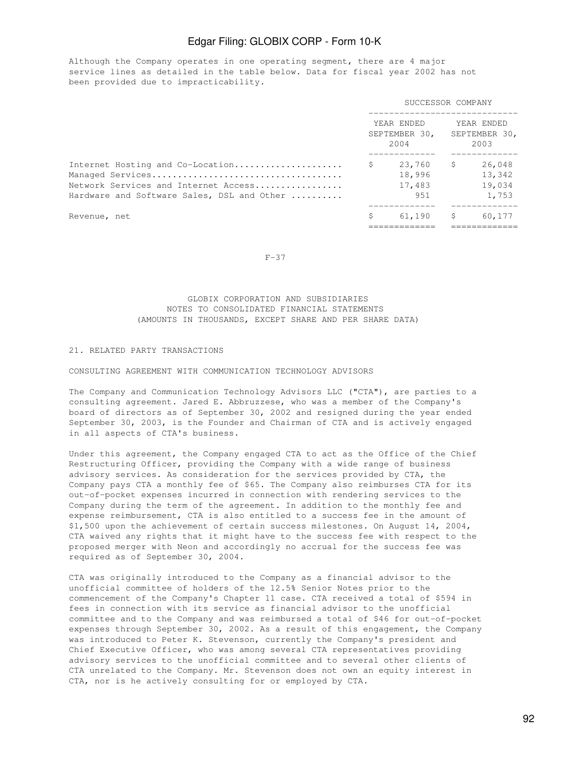Although the Company operates in one operating segment, there are 4 major service lines as detailed in the table below. Data for fiscal year 2002 has not been provided due to impracticability.

| | SUCCESSOR COMPANY | |
|---|---|---|
| | YEAR ENDED SEPTEMBER 30, 2004 | YEAR ENDED SEPTEMBER 30, 2003 |
| Internet Hosting and Co-Location | $ 23,760 | $ 26,048 |
| Managed Services | 18,996 | 13,342 |
| Network Services and Internet Access | 17,483 | 19,034 |
| Hardware and Software Sales, DSL and Other | 951 | 1,753 |
| Revenue, net | $ 61,190 | $ 60,177 |

F-37

GLOBIX CORPORATION AND SUBSIDIARIES
NOTES TO CONSOLIDATED FINANCIAL STATEMENTS
(AMOUNTS IN THOUSANDS, EXCEPT SHARE AND PER SHARE DATA)

## 21. RELATED PARTY TRANSACTIONS

### CONSULTING AGREEMENT WITH COMMUNICATION TECHNOLOGY ADVISORS

The Company and Communication Technology Advisors LLC ("CTA"), are parties to a consulting agreement. Jared E. Abbruzzese, who was a member of the Company's board of directors as of September 30, 2002 and resigned during the year ended September 30, 2003, is the Founder and Chairman of CTA and is actively engaged in all aspects of CTA's business.

Under this agreement, the Company engaged CTA to act as the Office of the Chief Restructuring Officer, providing the Company with a wide range of business advisory services. As consideration for the services provided by CTA, the Company pays CTA a monthly fee of $65. The Company also reimburses CTA for its out-of-pocket expenses incurred in connection with rendering services to the Company during the term of the agreement. In addition to the monthly fee and expense reimbursement, CTA is also entitled to a success fee in the amount of $1,500 upon the achievement of certain success milestones. On August 14, 2004, CTA waived any rights that it might have to the success fee with respect to the proposed merger with Neon and accordingly no accrual for the success fee was required as of September 30, 2004.

CTA was originally introduced to the Company as a financial advisor to the unofficial committee of holders of the 12.5% Senior Notes prior to the commencement of the Company's Chapter 11 case. CTA received a total of $594 in fees in connection with its service as financial advisor to the unofficial committee and to the Company and was reimbursed a total of $46 for out-of-pocket expenses through September 30, 2002. As a result of this engagement, the Company was introduced to Peter K. Stevenson, currently the Company's president and Chief Executive Officer, who was among several CTA representatives providing advisory services to the unofficial committee and to several other clients of CTA unrelated to the Company. Mr. Stevenson does not own an equity interest in CTA, nor is he actively consulting for or employed by CTA.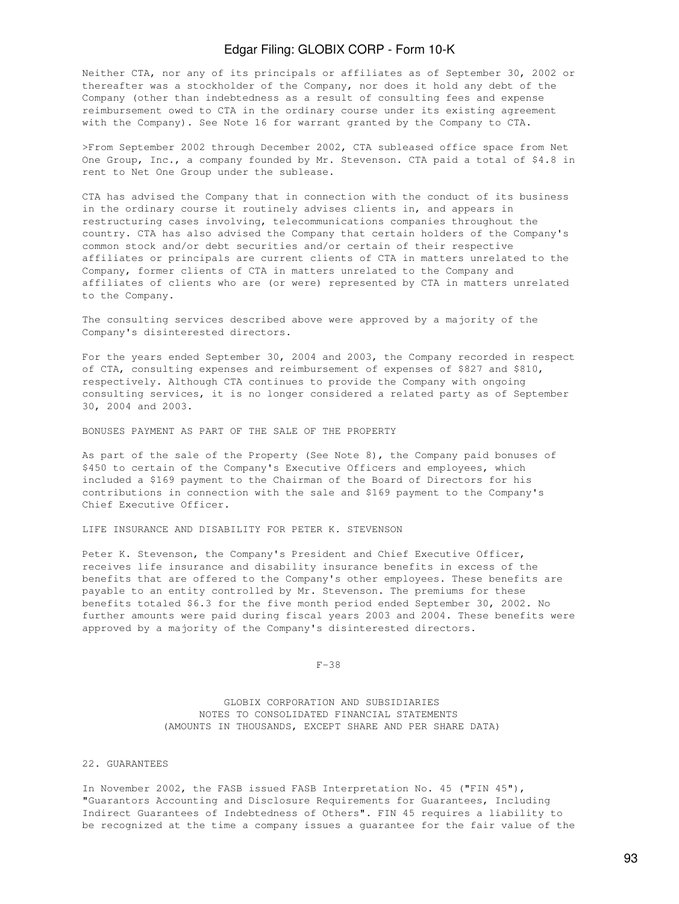Neither CTA, nor any of its principals or affiliates as of September 30, 2002 or thereafter was a stockholder of the Company, nor does it hold any debt of the Company (other than indebtedness as a result of consulting fees and expense reimbursement owed to CTA in the ordinary course under its existing agreement with the Company). See Note 16 for warrant granted by the Company to CTA.

>From September 2002 through December 2002, CTA subleased office space from Net One Group, Inc., a company founded by Mr. Stevenson. CTA paid a total of $4.8 in rent to Net One Group under the sublease.

CTA has advised the Company that in connection with the conduct of its business in the ordinary course it routinely advises clients in, and appears in restructuring cases involving, telecommunications companies throughout the country. CTA has also advised the Company that certain holders of the Company's common stock and/or debt securities and/or certain of their respective affiliates or principals are current clients of CTA in matters unrelated to the Company, former clients of CTA in matters unrelated to the Company and affiliates of clients who are (or were) represented by CTA in matters unrelated to the Company.

The consulting services described above were approved by a majority of the Company's disinterested directors.

For the years ended September 30, 2004 and 2003, the Company recorded in respect of CTA, consulting expenses and reimbursement of expenses of $827 and $810, respectively. Although CTA continues to provide the Company with ongoing consulting services, it is no longer considered a related party as of September 30, 2004 and 2003.

BONUSES PAYMENT AS PART OF THE SALE OF THE PROPERTY

As part of the sale of the Property (See Note 8), the Company paid bonuses of $450 to certain of the Company's Executive Officers and employees, which included a $169 payment to the Chairman of the Board of Directors for his contributions in connection with the sale and $169 payment to the Company's Chief Executive Officer.

LIFE INSURANCE AND DISABILITY FOR PETER K. STEVENSON

Peter K. Stevenson, the Company's President and Chief Executive Officer, receives life insurance and disability insurance benefits in excess of the benefits that are offered to the Company's other employees. These benefits are payable to an entity controlled by Mr. Stevenson. The premiums for these benefits totaled $6.3 for the five month period ended September 30, 2002. No further amounts were paid during fiscal years 2003 and 2004. These benefits were approved by a majority of the Company's disinterested directors.

GLOBIX CORPORATION AND SUBSIDIARIES
NOTES TO CONSOLIDATED FINANCIAL STATEMENTS
(AMOUNTS IN THOUSANDS, EXCEPT SHARE AND PER SHARE DATA)

## 22. GUARANTEES

In November 2002, the FASB issued FASB Interpretation No. 45 ("FIN 45"), "Guarantors Accounting and Disclosure Requirements for Guarantees, Including Indirect Guarantees of Indebtedness of Others". FIN 45 requires a liability to be recognized at the time a company issues a guarantee for the fair value of the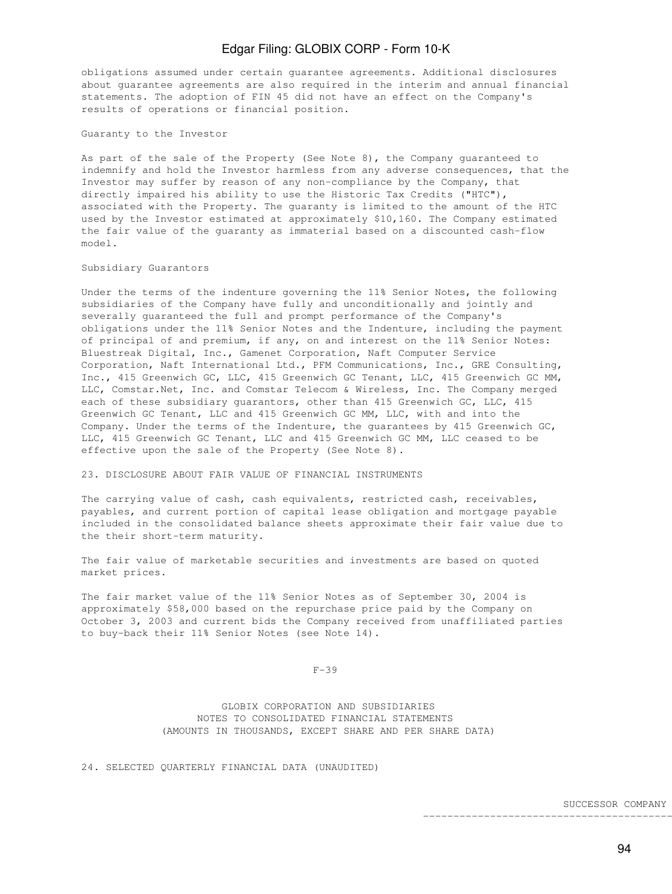obligations assumed under certain guarantee agreements. Additional disclosures about guarantee agreements are also required in the interim and annual financial statements. The adoption of FIN 45 did not have an effect on the Company's results of operations or financial position.

Guaranty to the Investor

As part of the sale of the Property (See Note 8), the Company guaranteed to indemnify and hold the Investor harmless from any adverse consequences, that the Investor may suffer by reason of any non-compliance by the Company, that directly impaired his ability to use the Historic Tax Credits ("HTC"), associated with the Property. The guaranty is limited to the amount of the HTC used by the Investor estimated at approximately $10,160. The Company estimated the fair value of the guaranty as immaterial based on a discounted cash-flow model.

Subsidiary Guarantors

Under the terms of the indenture governing the 11% Senior Notes, the following subsidiaries of the Company have fully and unconditionally and jointly and severally guaranteed the full and prompt performance of the Company's obligations under the 11% Senior Notes and the Indenture, including the payment of principal of and premium, if any, on and interest on the 11% Senior Notes: Bluestreak Digital, Inc., Gamenet Corporation, Naft Computer Service Corporation, Naft International Ltd., PFM Communications, Inc., GRE Consulting, Inc., 415 Greenwich GC, LLC, 415 Greenwich GC Tenant, LLC, 415 Greenwich GC MM, LLC, Comstar.Net, Inc. and Comstar Telecom & Wireless, Inc. The Company merged each of these subsidiary guarantors, other than 415 Greenwich GC, LLC, 415 Greenwich GC Tenant, LLC and 415 Greenwich GC MM, LLC, with and into the Company. Under the terms of the Indenture, the guarantees by 415 Greenwich GC, LLC, 415 Greenwich GC Tenant, LLC and 415 Greenwich GC MM, LLC ceased to be effective upon the sale of the Property (See Note 8).

23. DISCLOSURE ABOUT FAIR VALUE OF FINANCIAL INSTRUMENTS

The carrying value of cash, cash equivalents, restricted cash, receivables, payables, and current portion of capital lease obligation and mortgage payable included in the consolidated balance sheets approximate their fair value due to the their short-term maturity.

The fair value of marketable securities and investments are based on quoted market prices.

The fair market value of the 11% Senior Notes as of September 30, 2004 is approximately $58,000 based on the repurchase price paid by the Company on October 3, 2003 and current bids the Company received from unaffiliated parties to buy-back their 11% Senior Notes (see Note 14).

F-39

GLOBIX CORPORATION AND SUBSIDIARIES
NOTES TO CONSOLIDATED FINANCIAL STATEMENTS
(AMOUNTS IN THOUSANDS, EXCEPT SHARE AND PER SHARE DATA)

24. SELECTED QUARTERLY FINANCIAL DATA (UNAUDITED)

SUCCESSOR COMPANY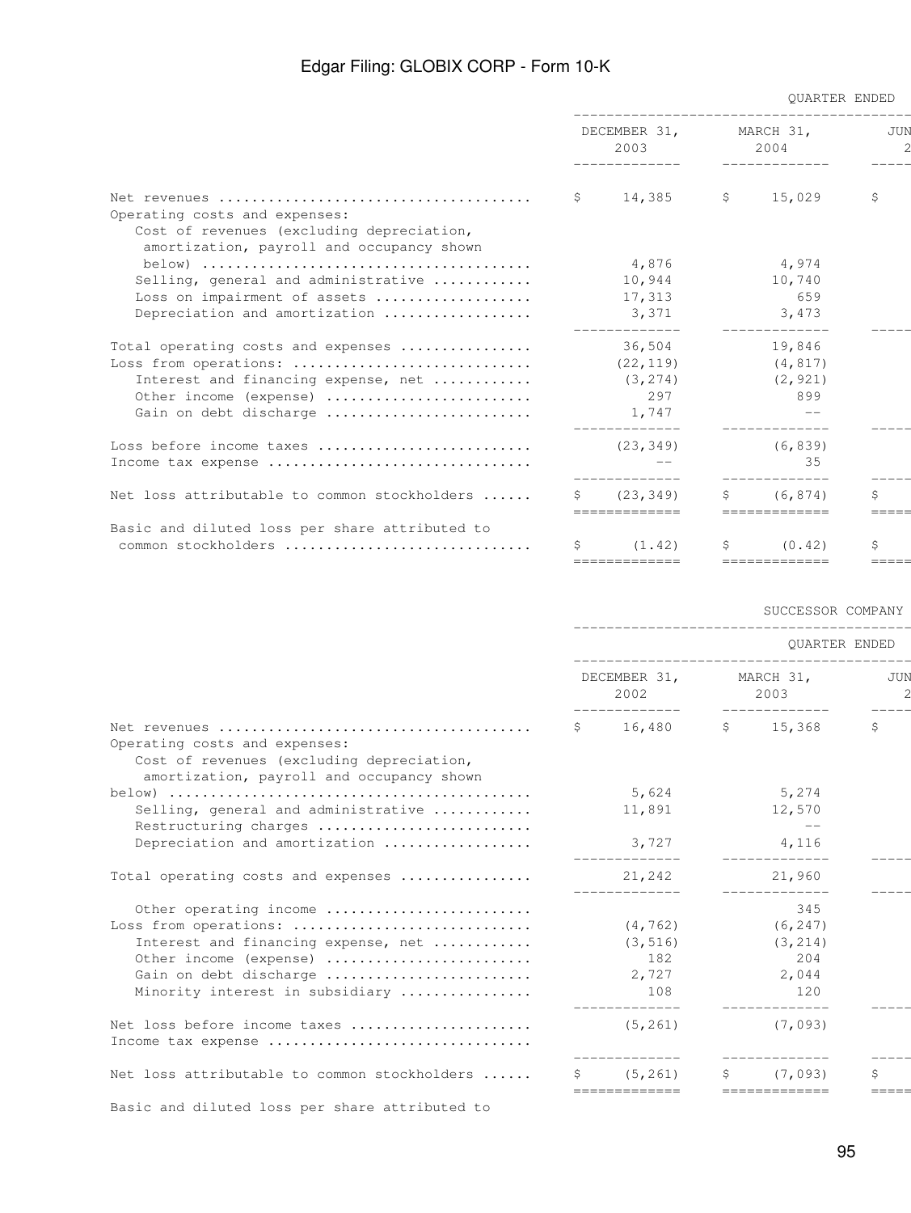| | QUARTER ENDED | | |
|---|---|---|---|
| | DECEMBER 31, 2003 | MARCH 31, 2004 | JUN 2 |
| Net revenues | $ 14,385 | $ 15,029 | $ |
| Operating costs and expenses: | | | |
| Cost of revenues (excluding depreciation, amortization, payroll and occupancy shown below) | 4,876 | 4,974 | |
| Selling, general and administrative | 10,944 | 10,740 | |
| Loss on impairment of assets | 17,313 | 659 | |
| Depreciation and amortization | 3,371 | 3,473 | |
| Total operating costs and expenses | 36,504 | 19,846 | |
| Loss from operations: | (22,119) | (4,817) | |
| Interest and financing expense, net | (3,274) | (2,921) | |
| Other income (expense) | 297 | 899 | |
| Gain on debt discharge | 1,747 | -- | |
| Loss before income taxes | (23,349) | (6,839) | |
| Income tax expense | -- | 35 | |
| Net loss attributable to common stockholders | $ (23,349) | $ (6,874) | $ |
| Basic and diluted loss per share attributed to common stockholders | $ (1.42) | $ (0.42) | $ |

| | SUCCESSOR COMPANY | | |
|---|---|---|---|
| | QUARTER ENDED | | |
| | DECEMBER 31, 2002 | MARCH 31, 2003 | JUN 2 |
| Net revenues | $ 16,480 | $ 15,368 | $ |
| Operating costs and expenses: | | | |
| Cost of revenues (excluding depreciation, amortization, payroll and occupancy shown below) | 5,624 | 5,274 | |
| Selling, general and administrative | 11,891 | 12,570 | |
| Restructuring charges | | -- | |
| Depreciation and amortization | 3,727 | 4,116 | |
| Total operating costs and expenses | 21,242 | 21,960 | |
| Other operating income | | 345 | |
| Loss from operations: | (4,762) | (6,247) | |
| Interest and financing expense, net | (3,516) | (3,214) | |
| Other income (expense) | 182 | 204 | |
| Gain on debt discharge | 2,727 | 2,044 | |
| Minority interest in subsidiary | 108 | 120 | |
| Net loss before income taxes | (5,261) | (7,093) | |
| Income tax expense | | | |
| Net loss attributable to common stockholders | $ (5,261) | $ (7,093) | $ |
| Basic and diluted loss per share attributed to | | | |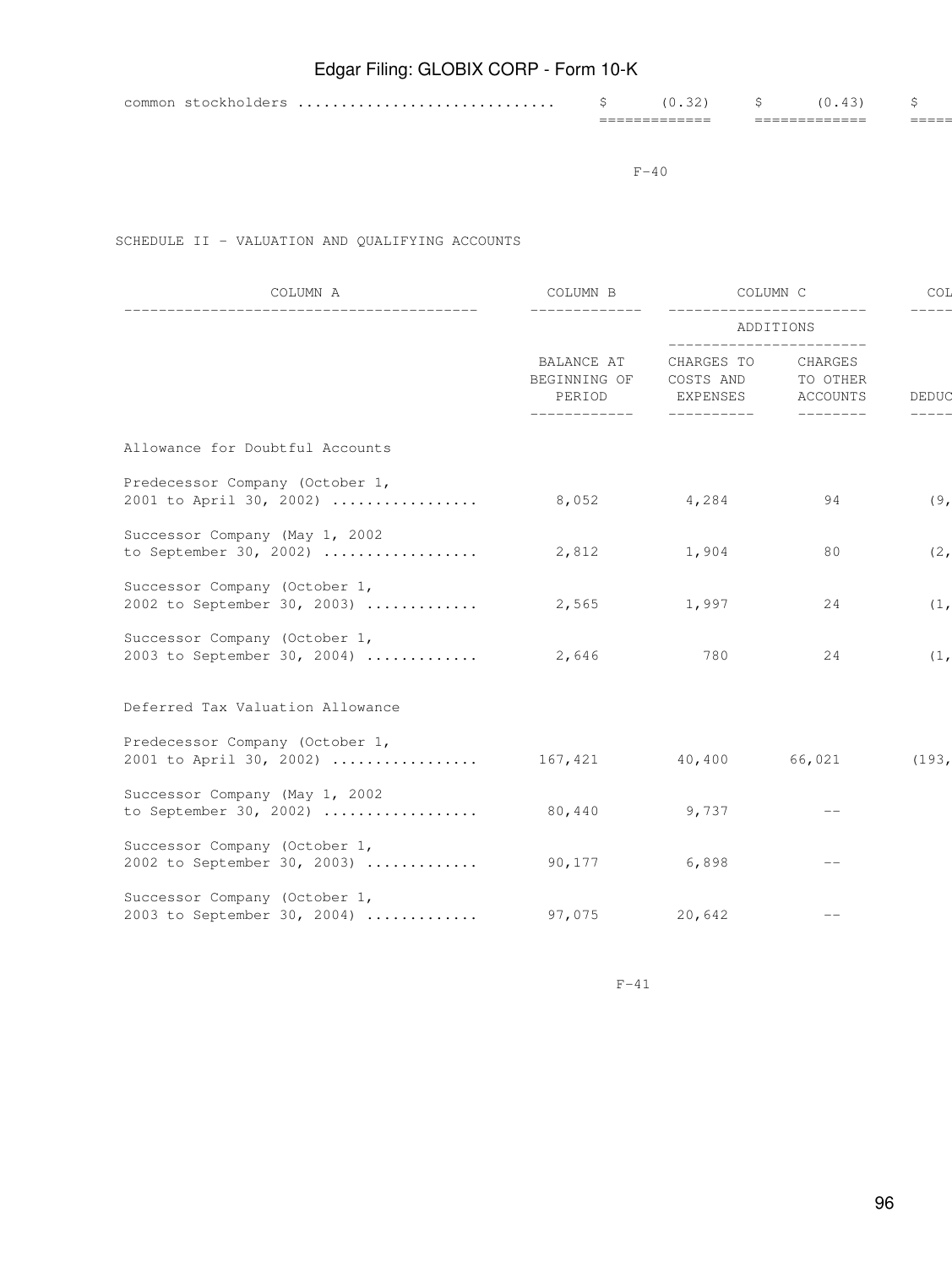| | | | |
|---|---|---|---|
| common stockholders ............................. | $ (0.32) | $ (0.43) | $ |

SCHEDULE II - VALUATION AND QUALIFYING ACCOUNTS

| COLUMN A | COLUMN B | COLUMN C | | COL |
|---|---|---|---|---|
| | | ADDITIONS | | |
| | BALANCE AT BEGINNING OF PERIOD | CHARGES TO COSTS AND EXPENSES | CHARGES TO OTHER ACCOUNTS | DEDUC |
| Allowance for Doubtful Accounts | | | | |
| Predecessor Company (October 1, 2001 to April 30, 2002) ................. | 8,052 | 4,284 | 94 | (9, |
| Successor Company (May 1, 2002 to September 30, 2002) .................. | 2,812 | 1,904 | 80 | (2, |
| Successor Company (October 1, 2002 to September 30, 2003) ............ | 2,565 | 1,997 | 24 | (1, |
| Successor Company (October 1, 2003 to September 30, 2004) ............ | 2,646 | 780 | 24 | (1, |
| Deferred Tax Valuation Allowance | | | | |
| Predecessor Company (October 1, 2001 to April 30, 2002) ................. | 167,421 | 40,400 | 66,021 | (193, |
| Successor Company (May 1, 2002 to September 30, 2002) .................. | 80,440 | 9,737 | -- | |
| Successor Company (October 1, 2002 to September 30, 2003) ............ | 90,177 | 6,898 | -- | |
| Successor Company (October 1, 2003 to September 30, 2004) ............ | 97,075 | 20,642 | -- | |